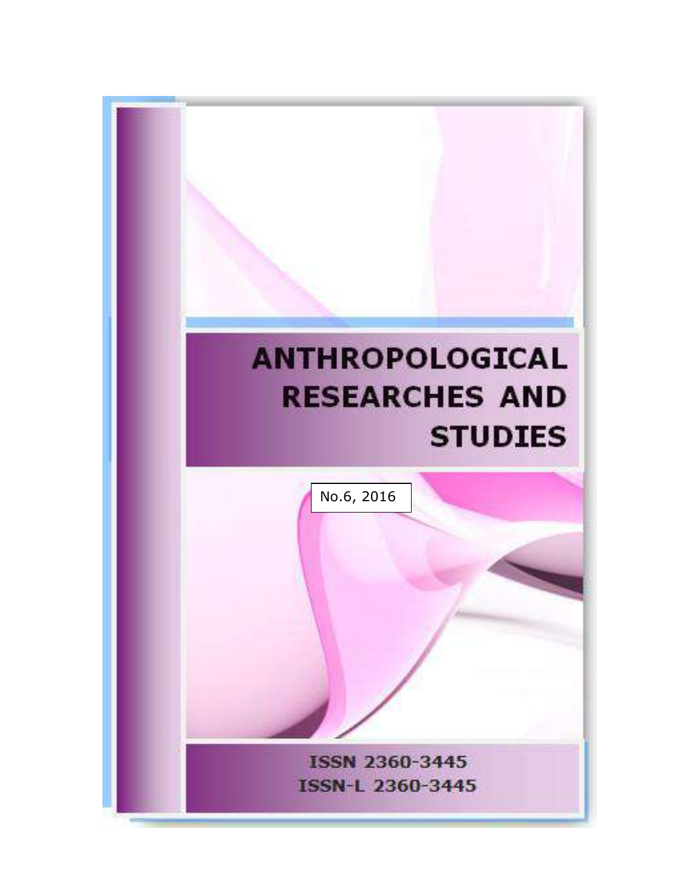# ANTHROPOLOGICAL RESEARCHES AND STUDIES

No.6, 2016

ISSN 2360-3445
ISSN-L 2360-3445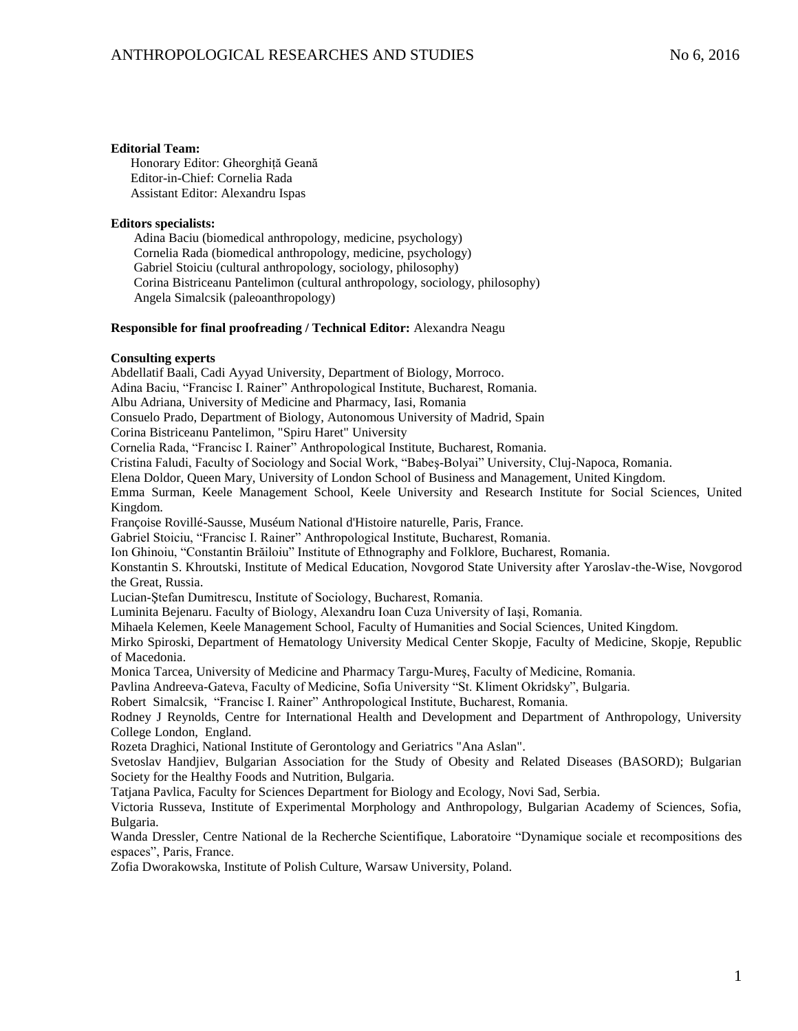**Editorial Team:**

Honorary Editor: Gheorghiță Geană
Editor-in-Chief: Cornelia Rada
Assistant Editor: Alexandru Ispas

**Editors specialists:**

Adina Baciu (biomedical anthropology, medicine, psychology)
Cornelia Rada (biomedical anthropology, medicine, psychology)
Gabriel Stoiciu (cultural anthropology, sociology, philosophy)
Corina Bistriceanu Pantelimon (cultural anthropology, sociology, philosophy)
Angela Simalcsik (paleoanthropology)

**Responsible for final proofreading / Technical Editor:** Alexandra Neagu

**Consulting experts**

Abdellatif Baali, Cadi Ayyad University, Department of Biology, Morroco.
Adina Baciu, "Francisc I. Rainer" Anthropological Institute, Bucharest, Romania.
Albu Adriana, University of Medicine and Pharmacy, Iasi, Romania
Consuelo Prado, Department of Biology, Autonomous University of Madrid, Spain
Corina Bistriceanu Pantelimon, "Spiru Haret" University
Cornelia Rada, "Francisc I. Rainer" Anthropological Institute, Bucharest, Romania.
Cristina Faludi, Faculty of Sociology and Social Work, "Babeș-Bolyai" University, Cluj-Napoca, Romania.
Elena Doldor, Queen Mary, University of London School of Business and Management, United Kingdom.
Emma Surman, Keele Management School, Keele University and Research Institute for Social Sciences, United Kingdom.
Françoise Rovillé-Sausse, Muséum National d'Histoire naturelle, Paris, France.
Gabriel Stoiciu, "Francisc I. Rainer" Anthropological Institute, Bucharest, Romania.
Ion Ghinoiu, "Constantin Brăiloiu" Institute of Ethnography and Folklore, Bucharest, Romania.
Konstantin S. Khroutski, Institute of Medical Education, Novgorod State University after Yaroslav-the-Wise, Novgorod the Great, Russia.
Lucian-Ștefan Dumitrescu, Institute of Sociology, Bucharest, Romania.
Luminita Bejenaru. Faculty of Biology, Alexandru Ioan Cuza University of Iași, Romania.
Mihaela Kelemen, Keele Management School, Faculty of Humanities and Social Sciences, United Kingdom.
Mirko Spiroski, Department of Hematology University Medical Center Skopje, Faculty of Medicine, Skopje, Republic of Macedonia.
Monica Tarcea, University of Medicine and Pharmacy Targu-Mureş, Faculty of Medicine, Romania.
Pavlina Andreeva-Gateva, Faculty of Medicine, Sofia University "St. Kliment Okridsky", Bulgaria.
Robert Simalcsik, "Francisc I. Rainer" Anthropological Institute, Bucharest, Romania.
Rodney J Reynolds, Centre for International Health and Development and Department of Anthropology, University College London, England.
Rozeta Draghici, National Institute of Gerontology and Geriatrics "Ana Aslan".
Svetoslav Handjiev, Bulgarian Association for the Study of Obesity and Related Diseases (BASORD); Bulgarian Society for the Healthy Foods and Nutrition, Bulgaria.
Tatjana Pavlica, Faculty for Sciences Department for Biology and Ecology, Novi Sad, Serbia.
Victoria Russeva, Institute of Experimental Morphology and Anthropology, Bulgarian Academy of Sciences, Sofia, Bulgaria.
Wanda Dressler, Centre National de la Recherche Scientifique, Laboratoire "Dynamique sociale et recompositions des espaces", Paris, France.
Zofia Dworakowska, Institute of Polish Culture, Warsaw University, Poland.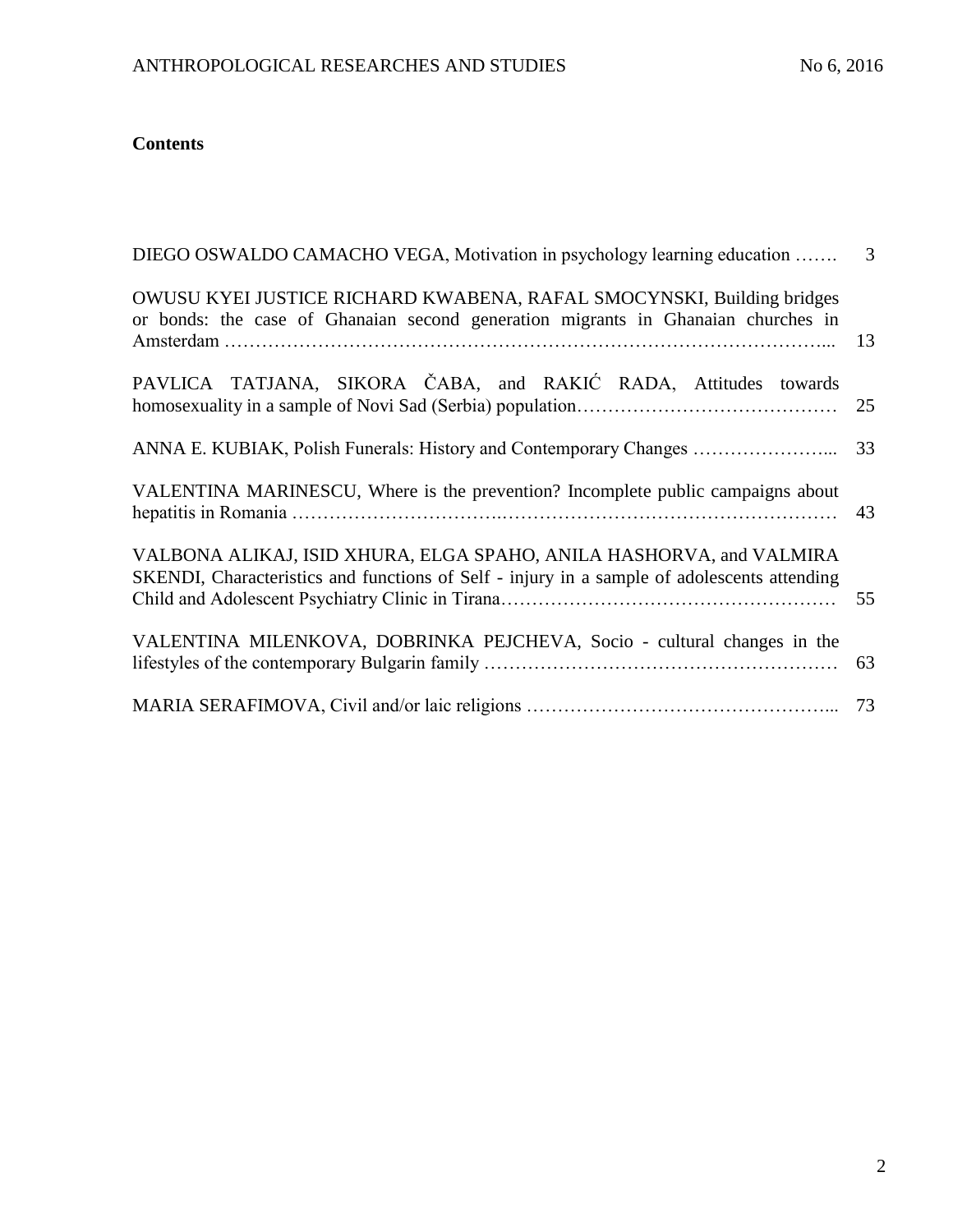## Contents

| | |
|---|---|
| DIEGO OSWALDO CAMACHO VEGA, Motivation in psychology learning education ……. | 3 |
| OWUSU KYEI JUSTICE RICHARD KWABENA, RAFAL SMOCYNSKI, Building bridges or bonds: the case of Ghanaian second generation migrants in Ghanaian churches in Amsterdam …………………………………………………………………………………... | 13 |
| PAVLICA TATJANA, SIKORA ČABA, and RAKIĆ RADA, Attitudes towards homosexuality in a sample of Novi Sad (Serbia) population…………………………………… | 25 |
| ANNA E. KUBIAK, Polish Funerals: History and Contemporary Changes …………………... | 33 |
| VALENTINA MARINESCU, Where is the prevention? Incomplete public campaigns about hepatitis in Romania …………………………….……………………………………………… | 43 |
| VALBONA ALIKAJ, ISID XHURA, ELGA SPAHO, ANILA HASHORVA, and VALMIRA SKENDI, Characteristics and functions of Self - injury in a sample of adolescents attending Child and Adolescent Psychiatry Clinic in Tirana……………………………………………… | 55 |
| VALENTINA MILENKOVA, DOBRINKA PEJCHEVA, Socio - cultural changes in the lifestyles of the contemporary Bulgarin family ………………………………………………… | 63 |
| MARIA SERAFIMOVA, Civil and/or laic religions …………………………………………... | 73 |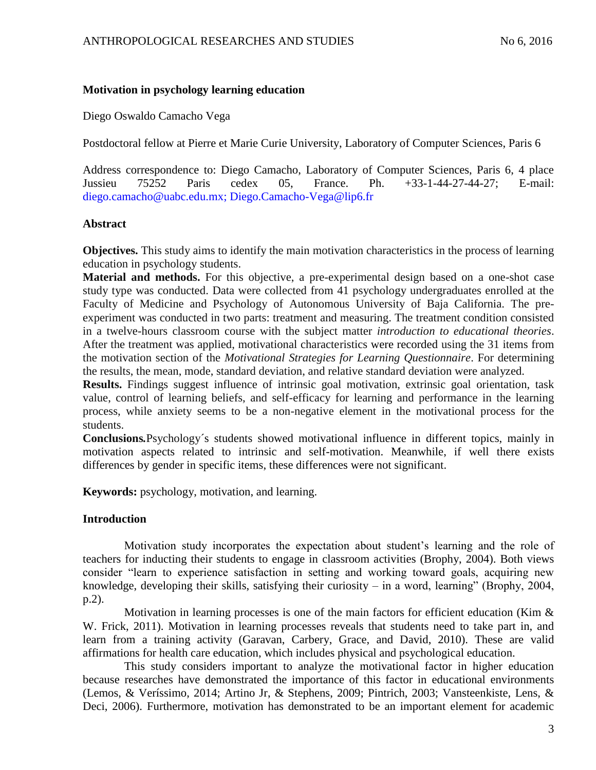## Motivation in psychology learning education

Diego Oswaldo Camacho Vega

Postdoctoral fellow at Pierre et Marie Curie University, Laboratory of Computer Sciences, Paris 6

Address correspondence to: Diego Camacho, Laboratory of Computer Sciences, Paris 6, 4 place Jussieu 75252 Paris cedex 05, France. Ph. +33-1-44-27-44-27; E-mail: diego.camacho@uabc.edu.mx; Diego.Camacho-Vega@lip6.fr

### Abstract

**Objectives.** This study aims to identify the main motivation characteristics in the process of learning education in psychology students.

**Material and methods.** For this objective, a pre-experimental design based on a one-shot case study type was conducted. Data were collected from 41 psychology undergraduates enrolled at the Faculty of Medicine and Psychology of Autonomous University of Baja California. The pre-experiment was conducted in two parts: treatment and measuring. The treatment condition consisted in a twelve-hours classroom course with the subject matter *introduction to educational theories*. After the treatment was applied, motivational characteristics were recorded using the 31 items from the motivation section of the *Motivational Strategies for Learning Questionnaire*. For determining the results, the mean, mode, standard deviation, and relative standard deviation were analyzed.

**Results.** Findings suggest influence of intrinsic goal motivation, extrinsic goal orientation, task value, control of learning beliefs, and self-efficacy for learning and performance in the learning process, while anxiety seems to be a non-negative element in the motivational process for the students.

**Conclusions.** Psychology´s students showed motivational influence in different topics, mainly in motivation aspects related to intrinsic and self-motivation. Meanwhile, if well there exists differences by gender in specific items, these differences were not significant.

**Keywords:** psychology, motivation, and learning.

### Introduction

Motivation study incorporates the expectation about student's learning and the role of teachers for inducting their students to engage in classroom activities (Brophy, 2004). Both views consider "learn to experience satisfaction in setting and working toward goals, acquiring new knowledge, developing their skills, satisfying their curiosity – in a word, learning" (Brophy, 2004, p.2).

Motivation in learning processes is one of the main factors for efficient education (Kim & W. Frick, 2011). Motivation in learning processes reveals that students need to take part in, and learn from a training activity (Garavan, Carbery, Grace, and David, 2010). These are valid affirmations for health care education, which includes physical and psychological education.

This study considers important to analyze the motivational factor in higher education because researches have demonstrated the importance of this factor in educational environments (Lemos, & Veríssimo, 2014; Artino Jr, & Stephens, 2009; Pintrich, 2003; Vansteenkiste, Lens, & Deci, 2006). Furthermore, motivation has demonstrated to be an important element for academic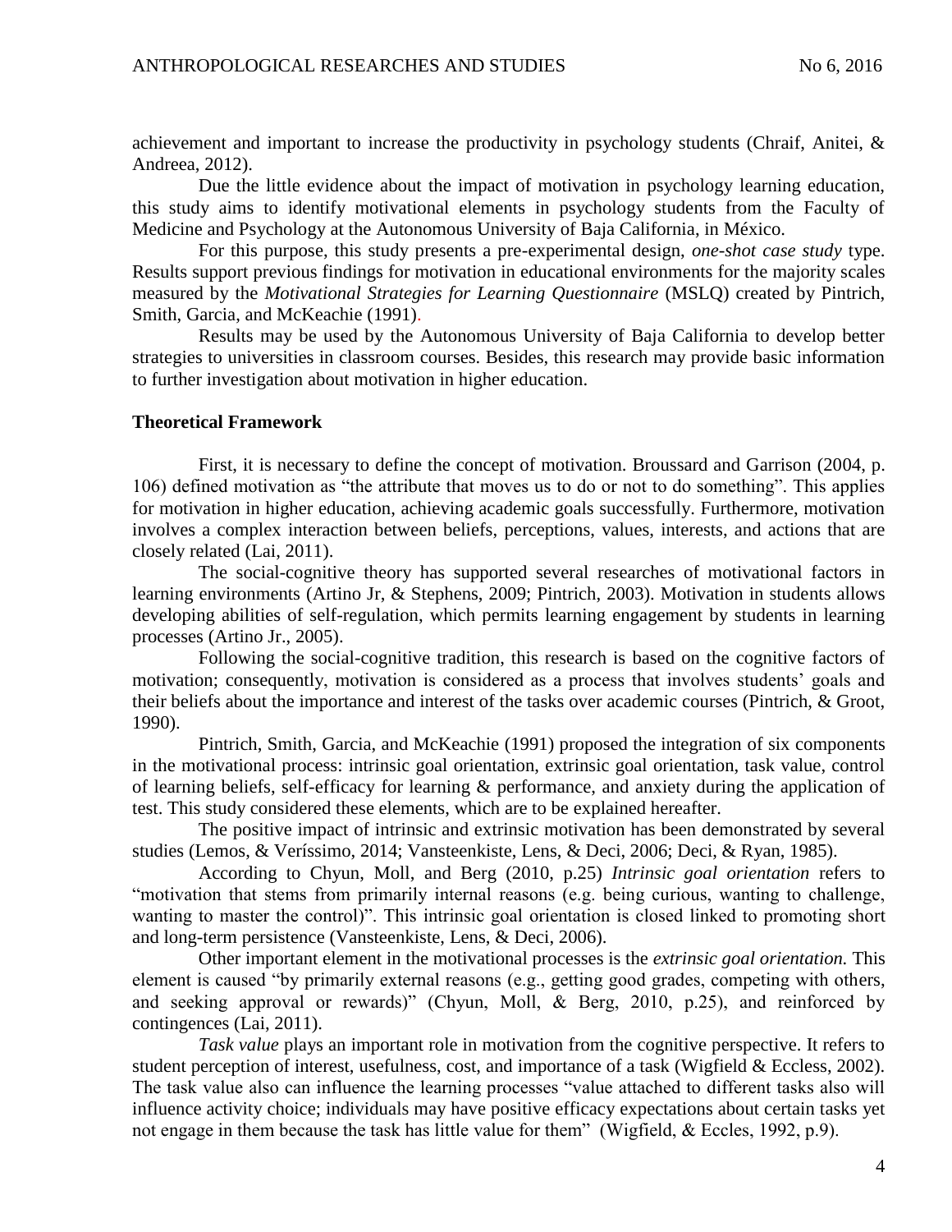achievement and important to increase the productivity in psychology students (Chraif, Anitei, & Andreea, 2012).

Due the little evidence about the impact of motivation in psychology learning education, this study aims to identify motivational elements in psychology students from the Faculty of Medicine and Psychology at the Autonomous University of Baja California, in México.

For this purpose, this study presents a pre-experimental design, *one-shot case study* type. Results support previous findings for motivation in educational environments for the majority scales measured by the *Motivational Strategies for Learning Questionnaire* (MSLQ) created by Pintrich, Smith, Garcia, and McKeachie (1991).

Results may be used by the Autonomous University of Baja California to develop better strategies to universities in classroom courses. Besides, this research may provide basic information to further investigation about motivation in higher education.

**Theoretical Framework**

First, it is necessary to define the concept of motivation. Broussard and Garrison (2004, p. 106) defined motivation as "the attribute that moves us to do or not to do something". This applies for motivation in higher education, achieving academic goals successfully. Furthermore, motivation involves a complex interaction between beliefs, perceptions, values, interests, and actions that are closely related (Lai, 2011).

The social-cognitive theory has supported several researches of motivational factors in learning environments (Artino Jr, & Stephens, 2009; Pintrich, 2003). Motivation in students allows developing abilities of self-regulation, which permits learning engagement by students in learning processes (Artino Jr., 2005).

Following the social-cognitive tradition, this research is based on the cognitive factors of motivation; consequently, motivation is considered as a process that involves students' goals and their beliefs about the importance and interest of the tasks over academic courses (Pintrich, & Groot, 1990).

Pintrich, Smith, Garcia, and McKeachie (1991) proposed the integration of six components in the motivational process: intrinsic goal orientation, extrinsic goal orientation, task value, control of learning beliefs, self-efficacy for learning & performance, and anxiety during the application of test. This study considered these elements, which are to be explained hereafter.

The positive impact of intrinsic and extrinsic motivation has been demonstrated by several studies (Lemos, & Veríssimo, 2014; Vansteenkiste, Lens, & Deci, 2006; Deci, & Ryan, 1985).

According to Chyun, Moll, and Berg (2010, p.25) *Intrinsic goal orientation* refers to "motivation that stems from primarily internal reasons (e.g. being curious, wanting to challenge, wanting to master the control)". This intrinsic goal orientation is closed linked to promoting short and long-term persistence (Vansteenkiste, Lens, & Deci, 2006).

Other important element in the motivational processes is the *extrinsic goal orientation.* This element is caused "by primarily external reasons (e.g., getting good grades, competing with others, and seeking approval or rewards)" (Chyun, Moll, & Berg, 2010, p.25), and reinforced by contingences (Lai, 2011).

*Task value* plays an important role in motivation from the cognitive perspective. It refers to student perception of interest, usefulness, cost, and importance of a task (Wigfield & Eccless, 2002). The task value also can influence the learning processes "value attached to different tasks also will influence activity choice; individuals may have positive efficacy expectations about certain tasks yet not engage in them because the task has little value for them" (Wigfield, & Eccles, 1992, p.9).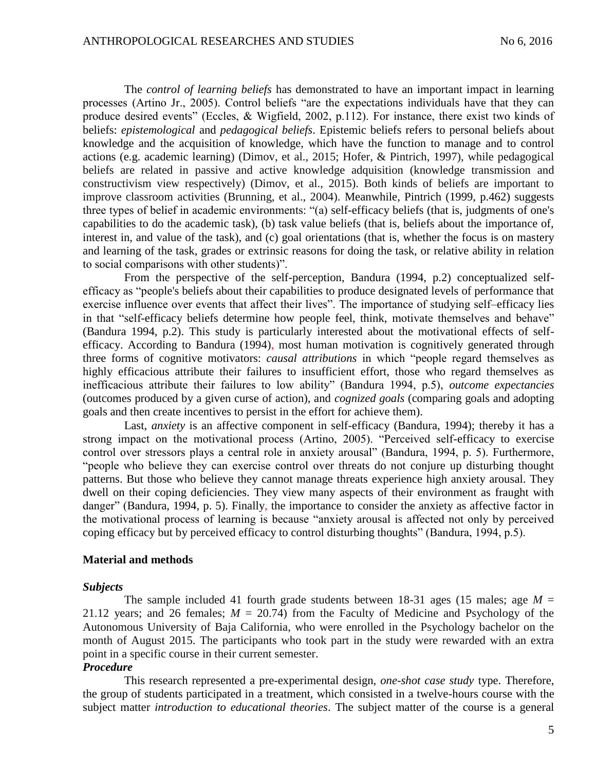The *control of learning beliefs* has demonstrated to have an important impact in learning processes (Artino Jr., 2005). Control beliefs "are the expectations individuals have that they can produce desired events" (Eccles, & Wigfield, 2002, p.112). For instance, there exist two kinds of beliefs: *epistemological* and *pedagogical beliefs*. Epistemic beliefs refers to personal beliefs about knowledge and the acquisition of knowledge, which have the function to manage and to control actions (e.g. academic learning) (Dimov, et al., 2015; Hofer, & Pintrich, 1997), while pedagogical beliefs are related in passive and active knowledge adquisition (knowledge transmission and constructivism view respectively) (Dimov, et al., 2015). Both kinds of beliefs are important to improve classroom activities (Brunning, et al., 2004). Meanwhile, Pintrich (1999, p.462) suggests three types of belief in academic environments: "(a) self-efficacy beliefs (that is, judgments of one's capabilities to do the academic task), (b) task value beliefs (that is, beliefs about the importance of, interest in, and value of the task), and (c) goal orientations (that is, whether the focus is on mastery and learning of the task, grades or extrinsic reasons for doing the task, or relative ability in relation to social comparisons with other students)".

From the perspective of the self-perception, Bandura (1994, p.2) conceptualized self-efficacy as "people's beliefs about their capabilities to produce designated levels of performance that exercise influence over events that affect their lives". The importance of studying self–efficacy lies in that "self-efficacy beliefs determine how people feel, think, motivate themselves and behave" (Bandura 1994, p.2). This study is particularly interested about the motivational effects of self-efficacy. According to Bandura (1994), most human motivation is cognitively generated through three forms of cognitive motivators: *causal attributions* in which "people regard themselves as highly efficacious attribute their failures to insufficient effort, those who regard themselves as inefficacious attribute their failures to low ability" (Bandura 1994, p.5), *outcome expectancies* (outcomes produced by a given curse of action), and *cognized goals* (comparing goals and adopting goals and then create incentives to persist in the effort for achieve them).

Last, *anxiety* is an affective component in self-efficacy (Bandura, 1994); thereby it has a strong impact on the motivational process (Artino, 2005). "Perceived self-efficacy to exercise control over stressors plays a central role in anxiety arousal" (Bandura, 1994, p. 5). Furthermore, "people who believe they can exercise control over threats do not conjure up disturbing thought patterns. But those who believe they cannot manage threats experience high anxiety arousal. They dwell on their coping deficiencies. They view many aspects of their environment as fraught with danger" (Bandura, 1994, p. 5). Finally, the importance to consider the anxiety as affective factor in the motivational process of learning is because "anxiety arousal is affected not only by perceived coping efficacy but by perceived efficacy to control disturbing thoughts" (Bandura, 1994, p.5).

## Material and methods

### *Subjects*

The sample included 41 fourth grade students between 18-31 ages (15 males; age $M$ = 21.12 years; and 26 females; $M$ = 20.74) from the Faculty of Medicine and Psychology of the Autonomous University of Baja California, who were enrolled in the Psychology bachelor on the month of August 2015. The participants who took part in the study were rewarded with an extra point in a specific course in their current semester.

### *Procedure*

This research represented a pre-experimental design, *one-shot case study* type. Therefore, the group of students participated in a treatment, which consisted in a twelve-hours course with the subject matter *introduction to educational theories*. The subject matter of the course is a general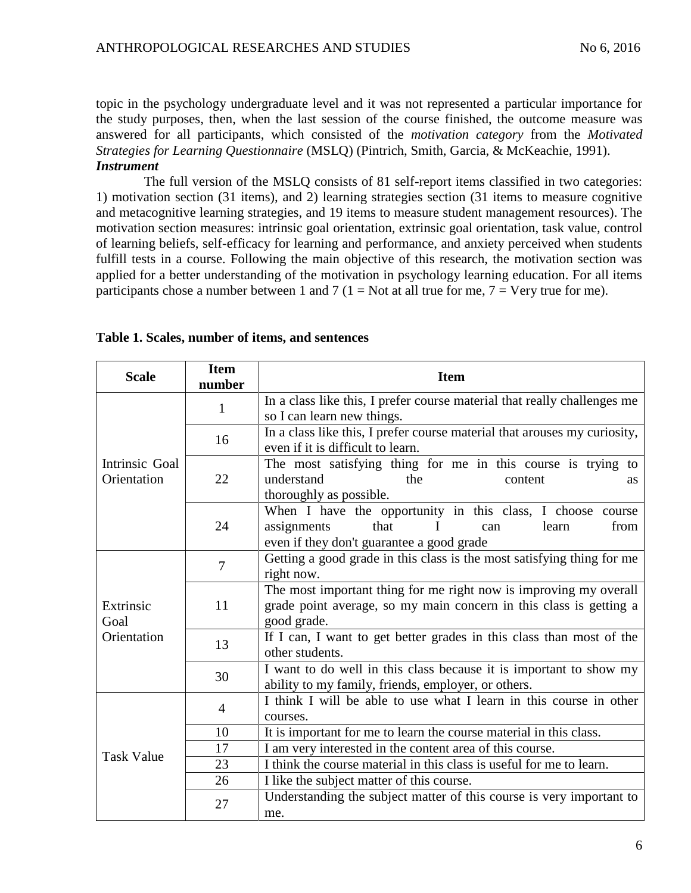topic in the psychology undergraduate level and it was not represented a particular importance for the study purposes, then, when the last session of the course finished, the outcome measure was answered for all participants, which consisted of the *motivation category* from the *Motivated Strategies for Learning Questionnaire* (MSLQ) (Pintrich, Smith, Garcia, & McKeachie, 1991).

***Instrument***

The full version of the MSLQ consists of 81 self-report items classified in two categories: 1) motivation section (31 items), and 2) learning strategies section (31 items to measure cognitive and metacognitive learning strategies, and 19 items to measure student management resources). The motivation section measures: intrinsic goal orientation, extrinsic goal orientation, task value, control of learning beliefs, self-efficacy for learning and performance, and anxiety perceived when students fulfill tests in a course. Following the main objective of this research, the motivation section was applied for a better understanding of the motivation in psychology learning education. For all items participants chose a number between 1 and 7 (1 = Not at all true for me, 7 = Very true for me).

**Table 1. Scales, number of items, and sentences**

| Scale | Item number | Item |
|---|---|---|
| Intrinsic Goal Orientation | 1 | In a class like this, I prefer course material that really challenges me so I can learn new things. |
| | 16 | In a class like this, I prefer course material that arouses my curiosity, even if it is difficult to learn. |
| | 22 | The most satisfying thing for me in this course is trying to understand the content as thoroughly as possible. |
| | 24 | When I have the opportunity in this class, I choose course assignments that I can learn from even if they don't guarantee a good grade |
| Extrinsic Goal Orientation | 7 | Getting a good grade in this class is the most satisfying thing for me right now. |
| | 11 | The most important thing for me right now is improving my overall grade point average, so my main concern in this class is getting a good grade. |
| | 13 | If I can, I want to get better grades in this class than most of the other students. |
| | 30 | I want to do well in this class because it is important to show my ability to my family, friends, employer, or others. |
| Task Value | 4 | I think I will be able to use what I learn in this course in other courses. |
| | 10 | It is important for me to learn the course material in this class. |
| | 17 | I am very interested in the content area of this course. |
| | 23 | I think the course material in this class is useful for me to learn. |
| | 26 | I like the subject matter of this course. |
| | 27 | Understanding the subject matter of this course is very important to me. |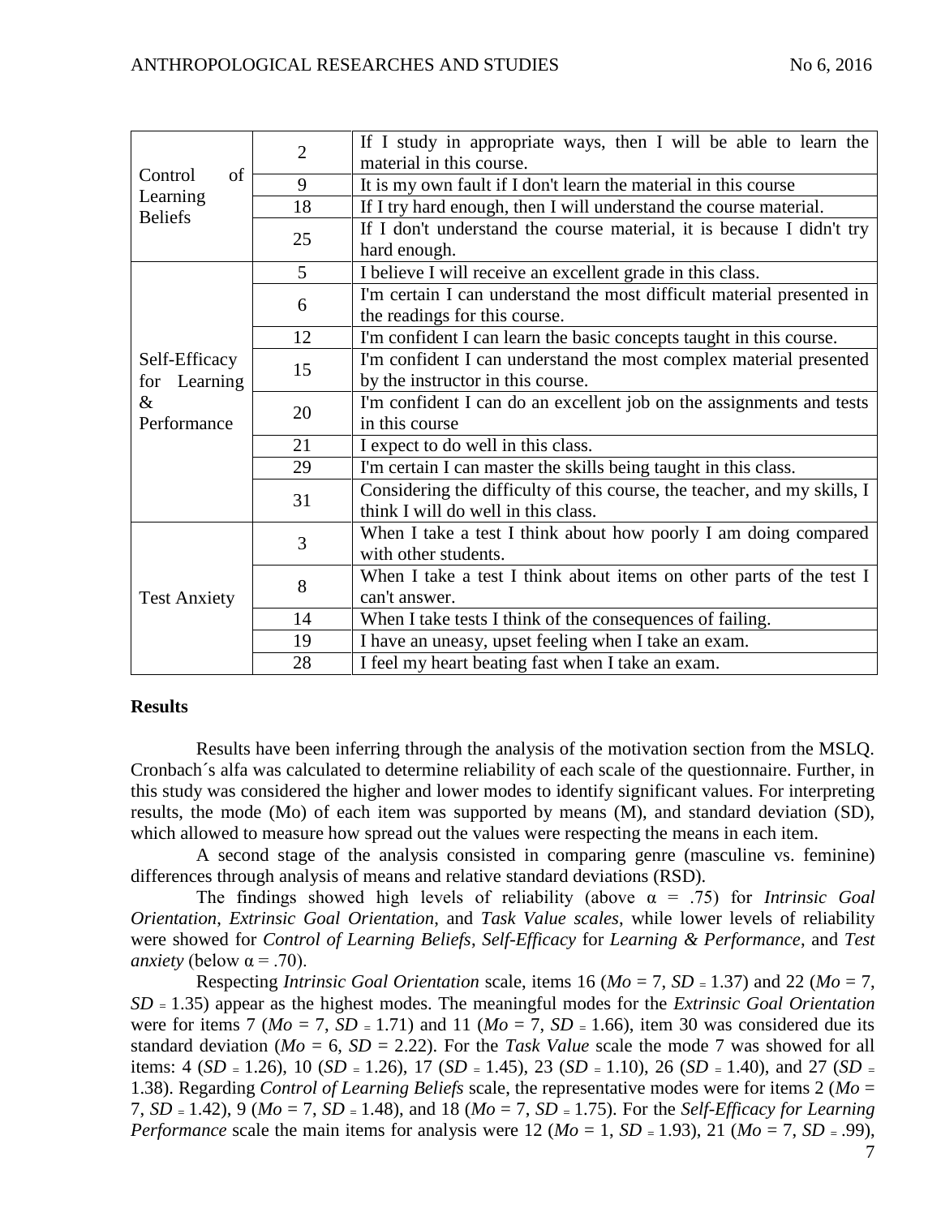| | | |
|---|---|---|
| Control of Learning Beliefs | 2 | If I study in appropriate ways, then I will be able to learn the material in this course. |
| | 9 | It is my own fault if I don't learn the material in this course |
| | 18 | If I try hard enough, then I will understand the course material. |
| | 25 | If I don't understand the course material, it is because I didn't try hard enough. |
| Self-Efficacy for Learning & Performance | 5 | I believe I will receive an excellent grade in this class. |
| | 6 | I'm certain I can understand the most difficult material presented in the readings for this course. |
| | 12 | I'm confident I can learn the basic concepts taught in this course. |
| | 15 | I'm confident I can understand the most complex material presented by the instructor in this course. |
| | 20 | I'm confident I can do an excellent job on the assignments and tests in this course |
| | 21 | I expect to do well in this class. |
| | 29 | I'm certain I can master the skills being taught in this class. |
| | 31 | Considering the difficulty of this course, the teacher, and my skills, I think I will do well in this class. |
| Test Anxiety | 3 | When I take a test I think about how poorly I am doing compared with other students. |
| | 8 | When I take a test I think about items on other parts of the test I can't answer. |
| | 14 | When I take tests I think of the consequences of failing. |
| | 19 | I have an uneasy, upset feeling when I take an exam. |
| | 28 | I feel my heart beating fast when I take an exam. |

**Results**

Results have been inferring through the analysis of the motivation section from the MSLQ. Cronbach´s alfa was calculated to determine reliability of each scale of the questionnaire. Further, in this study was considered the higher and lower modes to identify significant values. For interpreting results, the mode (Mo) of each item was supported by means (M), and standard deviation (SD), which allowed to measure how spread out the values were respecting the means in each item.

A second stage of the analysis consisted in comparing genre (masculine vs. feminine) differences through analysis of means and relative standard deviations (RSD).

The findings showed high levels of reliability (above $\alpha$ = .75) for *Intrinsic Goal Orientation*, *Extrinsic Goal Orientation*, and *Task Value scales*, while lower levels of reliability were showed for *Control of Learning Beliefs*, *Self-Efficacy* for *Learning & Performance*, and *Test anxiety* (below $\alpha$ = .70).

Respecting *Intrinsic Goal Orientation* scale, items 16 (*Mo* = 7, *SD* = 1.37) and 22 (*Mo* = 7, *SD* = 1.35) appear as the highest modes. The meaningful modes for the *Extrinsic Goal Orientation* were for items 7 (*Mo* = 7, *SD* = 1.71) and 11 (*Mo* = 7, *SD* = 1.66), item 30 was considered due its standard deviation (*Mo* = 6, *SD* = 2.22). For the *Task Value* scale the mode 7 was showed for all items: 4 (*SD* = 1.26), 10 (*SD* = 1.26), 17 (*SD* = 1.45), 23 (*SD* = 1.10), 26 (*SD* = 1.40), and 27 (*SD* = 1.38). Regarding *Control of Learning Beliefs* scale, the representative modes were for items 2 (*Mo* = 7, *SD* = 1.42), 9 (*Mo* = 7, *SD* = 1.48), and 18 (*Mo* = 7, *SD* = 1.75). For the *Self-Efficacy for Learning Performance* scale the main items for analysis were 12 (*Mo* = 1, *SD* = 1.93), 21 (*Mo* = 7, *SD* = .99),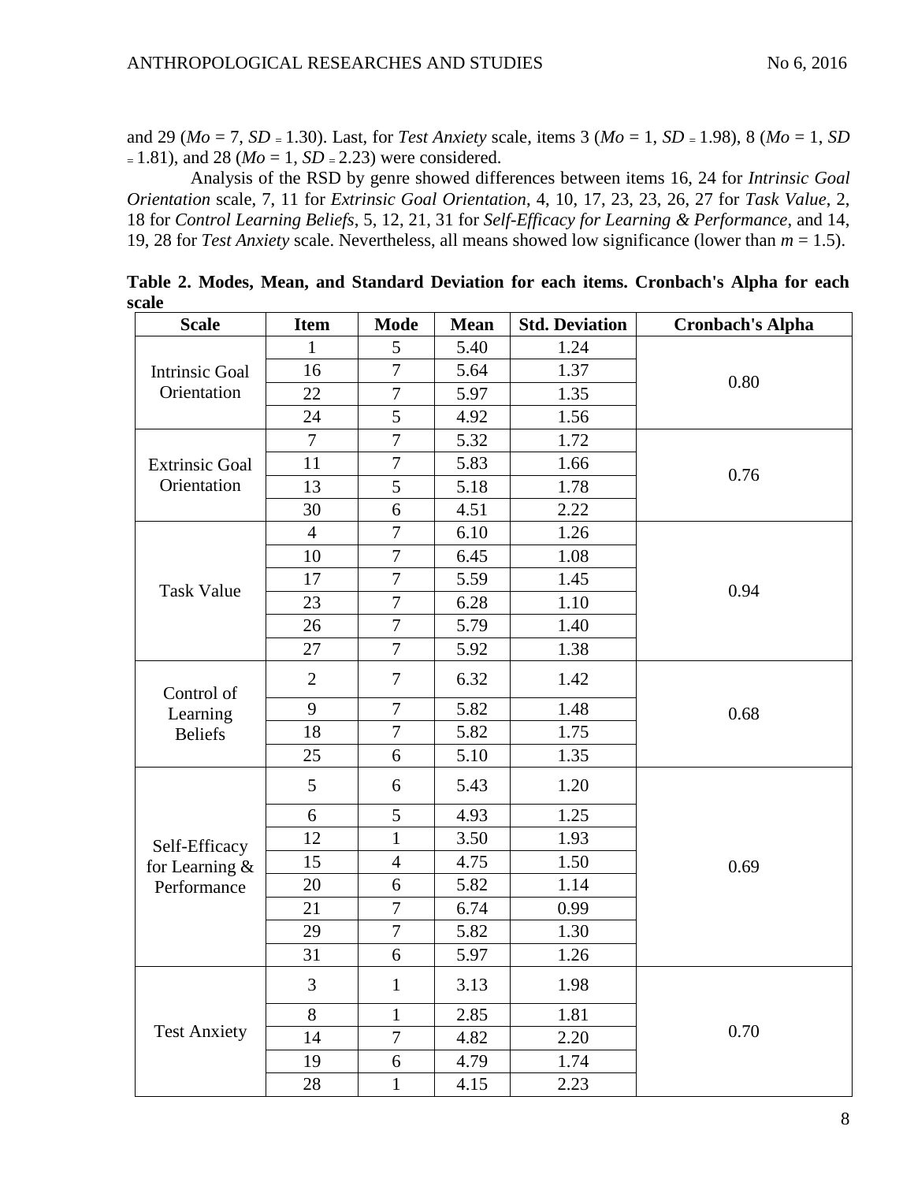and 29 (*Mo* = 7, *SD* = 1.30). Last, for *Test Anxiety* scale, items 3 (*Mo* = 1, *SD* = 1.98), 8 (*Mo* = 1, *SD* = 1.81), and 28 (*Mo* = 1, *SD* = 2.23) were considered.

Analysis of the RSD by genre showed differences between items 16, 24 for *Intrinsic Goal Orientation* scale, 7, 11 for *Extrinsic Goal Orientation*, 4, 10, 17, 23, 23, 26, 27 for *Task Value*, 2, 18 for *Control Learning Beliefs*, 5, 12, 21, 31 for *Self-Efficacy for Learning & Performance*, and 14, 19, 28 for *Test Anxiety* scale. Nevertheless, all means showed low significance (lower than *m* = 1.5).

**Table 2. Modes, Mean, and Standard Deviation for each items. Cronbach's Alpha for each scale**

| Scale | Item | Mode | Mean | Std. Deviation | Cronbach's Alpha |
|---|---|---|---|---|---|
| Intrinsic Goal Orientation | 1 | 5 | 5.40 | 1.24 | 0.80 |
| | 16 | 7 | 5.64 | 1.37 | |
| | 22 | 7 | 5.97 | 1.35 | |
| | 24 | 5 | 4.92 | 1.56 | |
| Extrinsic Goal Orientation | 7 | 7 | 5.32 | 1.72 | 0.76 |
| | 11 | 7 | 5.83 | 1.66 | |
| | 13 | 5 | 5.18 | 1.78 | |
| | 30 | 6 | 4.51 | 2.22 | |
| Task Value | 4 | 7 | 6.10 | 1.26 | 0.94 |
| | 10 | 7 | 6.45 | 1.08 | |
| | 17 | 7 | 5.59 | 1.45 | |
| | 23 | 7 | 6.28 | 1.10 | |
| | 26 | 7 | 5.79 | 1.40 | |
| | 27 | 7 | 5.92 | 1.38 | |
| Control of Learning Beliefs | 2 | 7 | 6.32 | 1.42 | 0.68 |
| | 9 | 7 | 5.82 | 1.48 | |
| | 18 | 7 | 5.82 | 1.75 | |
| | 25 | 6 | 5.10 | 1.35 | |
| Self-Efficacy for Learning & Performance | 5 | 6 | 5.43 | 1.20 | 0.69 |
| | 6 | 5 | 4.93 | 1.25 | |
| | 12 | 1 | 3.50 | 1.93 | |
| | 15 | 4 | 4.75 | 1.50 | |
| | 20 | 6 | 5.82 | 1.14 | |
| | 21 | 7 | 6.74 | 0.99 | |
| | 29 | 7 | 5.82 | 1.30 | |
| | 31 | 6 | 5.97 | 1.26 | |
| Test Anxiety | 3 | 1 | 3.13 | 1.98 | 0.70 |
| | 8 | 1 | 2.85 | 1.81 | |
| | 14 | 7 | 4.82 | 2.20 | |
| | 19 | 6 | 4.79 | 1.74 | |
| | 28 | 1 | 4.15 | 2.23 | |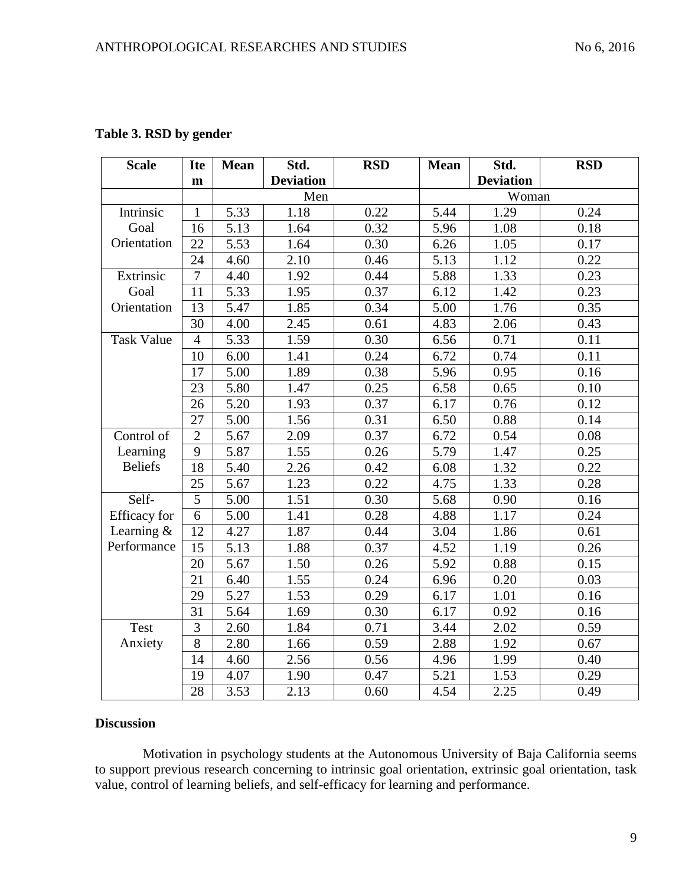**Table 3. RSD by gender**

| Scale | Item | Mean | Std. Deviation | RSD | Mean | Std. Deviation | RSD |
|---|---|---|---|---|---|---|---|
| | | Men | | | Woman | | |
| Intrinsic Goal Orientation | 1 | 5.33 | 1.18 | 0.22 | 5.44 | 1.29 | 0.24 |
| | 16 | 5.13 | 1.64 | 0.32 | 5.96 | 1.08 | 0.18 |
| | 22 | 5.53 | 1.64 | 0.30 | 6.26 | 1.05 | 0.17 |
| | 24 | 4.60 | 2.10 | 0.46 | 5.13 | 1.12 | 0.22 |
| Extrinsic Goal Orientation | 7 | 4.40 | 1.92 | 0.44 | 5.88 | 1.33 | 0.23 |
| | 11 | 5.33 | 1.95 | 0.37 | 6.12 | 1.42 | 0.23 |
| | 13 | 5.47 | 1.85 | 0.34 | 5.00 | 1.76 | 0.35 |
| | 30 | 4.00 | 2.45 | 0.61 | 4.83 | 2.06 | 0.43 |
| Task Value | 4 | 5.33 | 1.59 | 0.30 | 6.56 | 0.71 | 0.11 |
| | 10 | 6.00 | 1.41 | 0.24 | 6.72 | 0.74 | 0.11 |
| | 17 | 5.00 | 1.89 | 0.38 | 5.96 | 0.95 | 0.16 |
| | 23 | 5.80 | 1.47 | 0.25 | 6.58 | 0.65 | 0.10 |
| | 26 | 5.20 | 1.93 | 0.37 | 6.17 | 0.76 | 0.12 |
| | 27 | 5.00 | 1.56 | 0.31 | 6.50 | 0.88 | 0.14 |
| Control of Learning Beliefs | 2 | 5.67 | 2.09 | 0.37 | 6.72 | 0.54 | 0.08 |
| | 9 | 5.87 | 1.55 | 0.26 | 5.79 | 1.47 | 0.25 |
| | 18 | 5.40 | 2.26 | 0.42 | 6.08 | 1.32 | 0.22 |
| | 25 | 5.67 | 1.23 | 0.22 | 4.75 | 1.33 | 0.28 |
| Self-Efficacy for Learning & Performance | 5 | 5.00 | 1.51 | 0.30 | 5.68 | 0.90 | 0.16 |
| | 6 | 5.00 | 1.41 | 0.28 | 4.88 | 1.17 | 0.24 |
| | 12 | 4.27 | 1.87 | 0.44 | 3.04 | 1.86 | 0.61 |
| | 15 | 5.13 | 1.88 | 0.37 | 4.52 | 1.19 | 0.26 |
| | 20 | 5.67 | 1.50 | 0.26 | 5.92 | 0.88 | 0.15 |
| | 21 | 6.40 | 1.55 | 0.24 | 6.96 | 0.20 | 0.03 |
| | 29 | 5.27 | 1.53 | 0.29 | 6.17 | 1.01 | 0.16 |
| | 31 | 5.64 | 1.69 | 0.30 | 6.17 | 0.92 | 0.16 |
| Test Anxiety | 3 | 2.60 | 1.84 | 0.71 | 3.44 | 2.02 | 0.59 |
| | 8 | 2.80 | 1.66 | 0.59 | 2.88 | 1.92 | 0.67 |
| | 14 | 4.60 | 2.56 | 0.56 | 4.96 | 1.99 | 0.40 |
| | 19 | 4.07 | 1.90 | 0.47 | 5.21 | 1.53 | 0.29 |
| | 28 | 3.53 | 2.13 | 0.60 | 4.54 | 2.25 | 0.49 |

## Discussion

Motivation in psychology students at the Autonomous University of Baja California seems to support previous research concerning to intrinsic goal orientation, extrinsic goal orientation, task value, control of learning beliefs, and self-efficacy for learning and performance.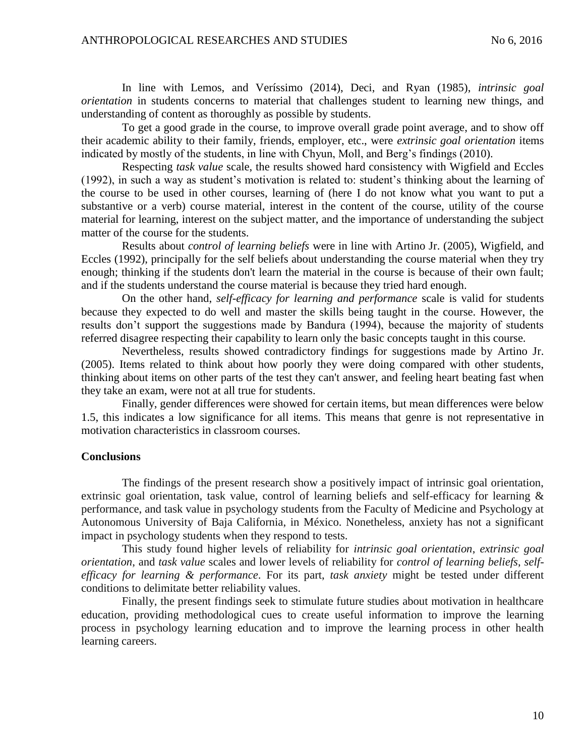In line with Lemos, and Veríssimo (2014), Deci, and Ryan (1985), *intrinsic goal orientation* in students concerns to material that challenges student to learning new things, and understanding of content as thoroughly as possible by students.

To get a good grade in the course, to improve overall grade point average, and to show off their academic ability to their family, friends, employer, etc., were *extrinsic goal orientation* items indicated by mostly of the students, in line with Chyun, Moll, and Berg's findings (2010).

Respecting *task value* scale, the results showed hard consistency with Wigfield and Eccles (1992), in such a way as student's motivation is related to: student's thinking about the learning of the course to be used in other courses, learning of (here I do not know what you want to put a substantive or a verb) course material, interest in the content of the course, utility of the course material for learning, interest on the subject matter, and the importance of understanding the subject matter of the course for the students.

Results about *control of learning beliefs* were in line with Artino Jr. (2005), Wigfield, and Eccles (1992), principally for the self beliefs about understanding the course material when they try enough; thinking if the students don't learn the material in the course is because of their own fault; and if the students understand the course material is because they tried hard enough.

On the other hand, *self-efficacy for learning and performance* scale is valid for students because they expected to do well and master the skills being taught in the course. However, the results don't support the suggestions made by Bandura (1994), because the majority of students referred disagree respecting their capability to learn only the basic concepts taught in this course.

Nevertheless, results showed contradictory findings for suggestions made by Artino Jr. (2005). Items related to think about how poorly they were doing compared with other students, thinking about items on other parts of the test they can't answer, and feeling heart beating fast when they take an exam, were not at all true for students.

Finally, gender differences were showed for certain items, but mean differences were below 1.5, this indicates a low significance for all items. This means that genre is not representative in motivation characteristics in classroom courses.

## Conclusions

The findings of the present research show a positively impact of intrinsic goal orientation, extrinsic goal orientation, task value, control of learning beliefs and self-efficacy for learning & performance, and task value in psychology students from the Faculty of Medicine and Psychology at Autonomous University of Baja California, in México. Nonetheless, anxiety has not a significant impact in psychology students when they respond to tests.

This study found higher levels of reliability for *intrinsic goal orientation*, *extrinsic goal orientation*, and *task value* scales and lower levels of reliability for *control of learning beliefs*, *self-efficacy for learning & performance*. For its part, *task anxiety* might be tested under different conditions to delimitate better reliability values.

Finally, the present findings seek to stimulate future studies about motivation in healthcare education, providing methodological cues to create useful information to improve the learning process in psychology learning education and to improve the learning process in other health learning careers.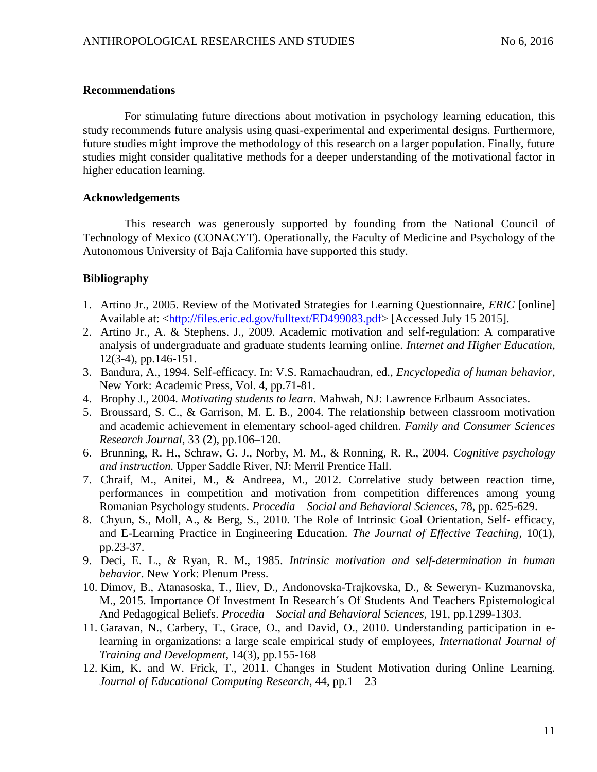**Recommendations**

For stimulating future directions about motivation in psychology learning education, this study recommends future analysis using quasi-experimental and experimental designs. Furthermore, future studies might improve the methodology of this research on a larger population. Finally, future studies might consider qualitative methods for a deeper understanding of the motivational factor in higher education learning.

**Acknowledgements**

This research was generously supported by founding from the National Council of Technology of Mexico (CONACYT). Operationally, the Faculty of Medicine and Psychology of the Autonomous University of Baja California have supported this study.

**Bibliography**

1. Artino Jr., 2005. Review of the Motivated Strategies for Learning Questionnaire, *ERIC* [online] Available at: <http://files.eric.ed.gov/fulltext/ED499083.pdf> [Accessed July 15 2015].
2. Artino Jr., A. & Stephens. J., 2009. Academic motivation and self-regulation: A comparative analysis of undergraduate and graduate students learning online. *Internet and Higher Education*, 12(3-4), pp.146-151.
3. Bandura, A., 1994. Self-efficacy. In: V.S. Ramachaudran, ed., *Encyclopedia of human behavior*, New York: Academic Press, Vol. 4, pp.71-81.
4. Brophy J., 2004. *Motivating students to learn*. Mahwah, NJ: Lawrence Erlbaum Associates.
5. Broussard, S. C., & Garrison, M. E. B., 2004. The relationship between classroom motivation and academic achievement in elementary school-aged children. *Family and Consumer Sciences Research Journal*, 33 (2), pp.106–120.
6. Brunning, R. H., Schraw, G. J., Norby, M. M., & Ronning, R. R., 2004. *Cognitive psychology and instruction.* Upper Saddle River, NJ: Merril Prentice Hall.
7. Chraif, M., Anitei, M., & Andreea, M., 2012. Correlative study between reaction time, performances in competition and motivation from competition differences among young Romanian Psychology students. *Procedia – Social and Behavioral Sciences*, 78, pp. 625-629.
8. Chyun, S., Moll, A., & Berg, S., 2010. The Role of Intrinsic Goal Orientation, Self- efficacy, and E-Learning Practice in Engineering Education. *The Journal of Effective Teaching*, 10(1), pp.23-37.
9. Deci, E. L., & Ryan, R. M., 1985. *Intrinsic motivation and self-determination in human behavior*. New York: Plenum Press.
10. Dimov, B., Atanasoska, T., Iliev, D., Andonovska-Trajkovska, D., & Seweryn- Kuzmanovska, M., 2015. Importance Of Investment In Research´s Of Students And Teachers Epistemological And Pedagogical Beliefs. *Procedia – Social and Behavioral Sciences*, 191, pp.1299-1303.
11. Garavan, N., Carbery, T., Grace, O., and David, O., 2010. Understanding participation in e-learning in organizations: a large scale empirical study of employees, *International Journal of Training and Development*, 14(3), pp.155-168
12. Kim, K. and W. Frick, T., 2011. Changes in Student Motivation during Online Learning. *Journal of Educational Computing Research*, 44, pp.1 – 23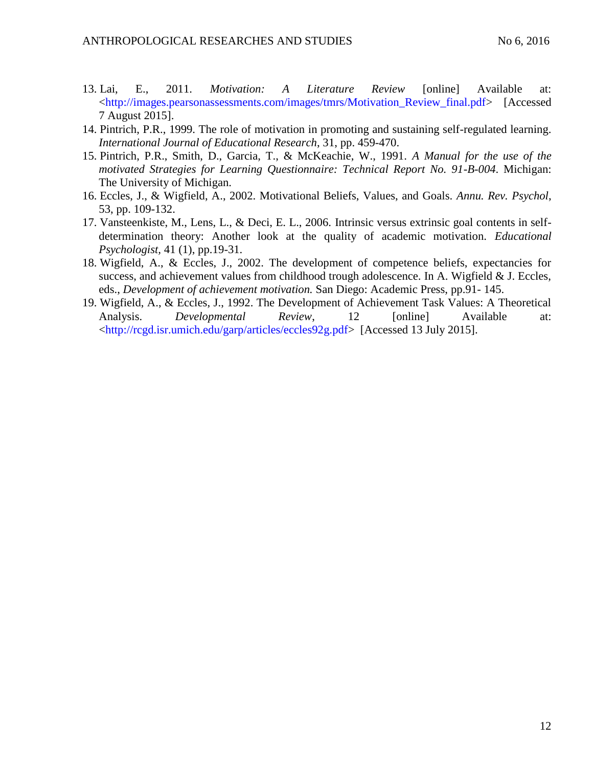13. Lai, E., 2011. *Motivation: A Literature Review* [online] Available at: <http://images.pearsonassessments.com/images/tmrs/Motivation_Review_final.pdf> [Accessed 7 August 2015].
14. Pintrich, P.R., 1999. The role of motivation in promoting and sustaining self-regulated learning. *International Journal of Educational Research*, 31, pp. 459-470.
15. Pintrich, P.R., Smith, D., Garcia, T., & McKeachie, W., 1991. *A Manual for the use of the motivated Strategies for Learning Questionnaire: Technical Report No. 91-B-004*. Michigan: The University of Michigan.
16. Eccles, J., & Wigfield, A., 2002. Motivational Beliefs, Values, and Goals. *Annu. Rev. Psychol*, 53, pp. 109-132.
17. Vansteenkiste, M., Lens, L., & Deci, E. L., 2006. Intrinsic versus extrinsic goal contents in self-determination theory: Another look at the quality of academic motivation. *Educational Psychologist*, 41 (1), pp.19-31.
18. Wigfield, A., & Eccles, J., 2002. The development of competence beliefs, expectancies for success, and achievement values from childhood trough adolescence. In A. Wigfield & J. Eccles, eds., *Development of achievement motivation.* San Diego: Academic Press, pp.91- 145.
19. Wigfield, A., & Eccles, J., 1992. The Development of Achievement Task Values: A Theoretical Analysis. *Developmental Review*, 12 [online] Available at: <http://rcgd.isr.umich.edu/garp/articles/eccles92g.pdf> [Accessed 13 July 2015].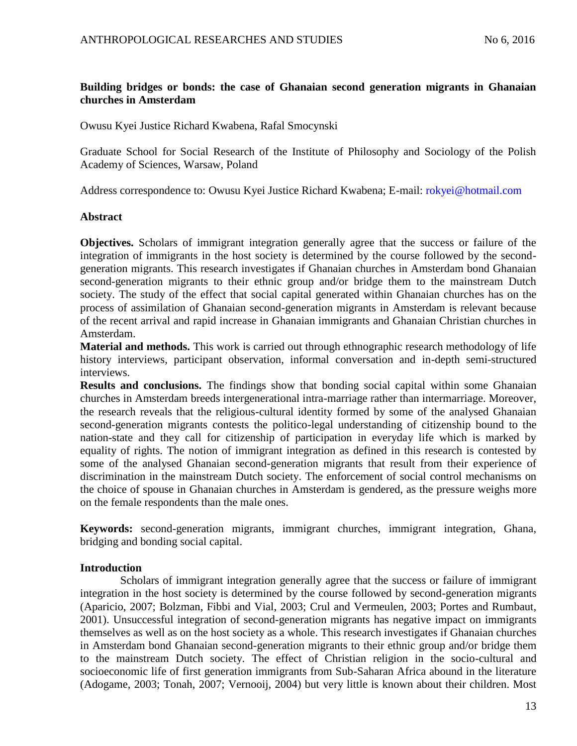## Building bridges or bonds: the case of Ghanaian second generation migrants in Ghanaian churches in Amsterdam

Owusu Kyei Justice Richard Kwabena, Rafal Smocynski

Graduate School for Social Research of the Institute of Philosophy and Sociology of the Polish Academy of Sciences, Warsaw, Poland

Address correspondence to: Owusu Kyei Justice Richard Kwabena; E-mail: rokyei@hotmail.com

### Abstract

**Objectives.** Scholars of immigrant integration generally agree that the success or failure of the integration of immigrants in the host society is determined by the course followed by the second-generation migrants. This research investigates if Ghanaian churches in Amsterdam bond Ghanaian second-generation migrants to their ethnic group and/or bridge them to the mainstream Dutch society. The study of the effect that social capital generated within Ghanaian churches has on the process of assimilation of Ghanaian second-generation migrants in Amsterdam is relevant because of the recent arrival and rapid increase in Ghanaian immigrants and Ghanaian Christian churches in Amsterdam.

**Material and methods.** This work is carried out through ethnographic research methodology of life history interviews, participant observation, informal conversation and in-depth semi-structured interviews.

**Results and conclusions.** The findings show that bonding social capital within some Ghanaian churches in Amsterdam breeds intergenerational intra-marriage rather than intermarriage. Moreover, the research reveals that the religious-cultural identity formed by some of the analysed Ghanaian second-generation migrants contests the politico-legal understanding of citizenship bound to the nation-state and they call for citizenship of participation in everyday life which is marked by equality of rights. The notion of immigrant integration as defined in this research is contested by some of the analysed Ghanaian second-generation migrants that result from their experience of discrimination in the mainstream Dutch society. The enforcement of social control mechanisms on the choice of spouse in Ghanaian churches in Amsterdam is gendered, as the pressure weighs more on the female respondents than the male ones.

**Keywords:** second-generation migrants, immigrant churches, immigrant integration, Ghana, bridging and bonding social capital.

### Introduction

Scholars of immigrant integration generally agree that the success or failure of immigrant integration in the host society is determined by the course followed by second-generation migrants (Aparicio, 2007; Bolzman, Fibbi and Vial, 2003; Crul and Vermeulen, 2003; Portes and Rumbaut, 2001). Unsuccessful integration of second-generation migrants has negative impact on immigrants themselves as well as on the host society as a whole. This research investigates if Ghanaian churches in Amsterdam bond Ghanaian second-generation migrants to their ethnic group and/or bridge them to the mainstream Dutch society. The effect of Christian religion in the socio-cultural and socioeconomic life of first generation immigrants from Sub-Saharan Africa abound in the literature (Adogame, 2003; Tonah, 2007; Vernooij, 2004) but very little is known about their children. Most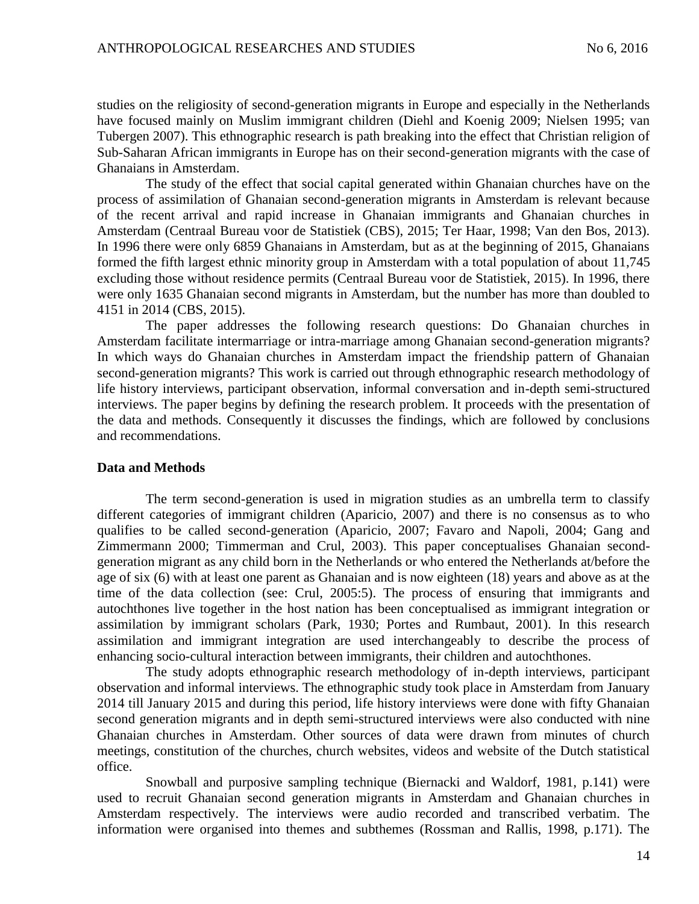studies on the religiosity of second-generation migrants in Europe and especially in the Netherlands have focused mainly on Muslim immigrant children (Diehl and Koenig 2009; Nielsen 1995; van Tubergen 2007). This ethnographic research is path breaking into the effect that Christian religion of Sub-Saharan African immigrants in Europe has on their second-generation migrants with the case of Ghanaians in Amsterdam.

The study of the effect that social capital generated within Ghanaian churches have on the process of assimilation of Ghanaian second-generation migrants in Amsterdam is relevant because of the recent arrival and rapid increase in Ghanaian immigrants and Ghanaian churches in Amsterdam (Centraal Bureau voor de Statistiek (CBS), 2015; Ter Haar, 1998; Van den Bos, 2013). In 1996 there were only 6859 Ghanaians in Amsterdam, but as at the beginning of 2015, Ghanaians formed the fifth largest ethnic minority group in Amsterdam with a total population of about 11,745 excluding those without residence permits (Centraal Bureau voor de Statistiek, 2015). In 1996, there were only 1635 Ghanaian second migrants in Amsterdam, but the number has more than doubled to 4151 in 2014 (CBS, 2015).

The paper addresses the following research questions: Do Ghanaian churches in Amsterdam facilitate intermarriage or intra-marriage among Ghanaian second-generation migrants? In which ways do Ghanaian churches in Amsterdam impact the friendship pattern of Ghanaian second-generation migrants? This work is carried out through ethnographic research methodology of life history interviews, participant observation, informal conversation and in-depth semi-structured interviews. The paper begins by defining the research problem. It proceeds with the presentation of the data and methods. Consequently it discusses the findings, which are followed by conclusions and recommendations.

## Data and Methods

The term second-generation is used in migration studies as an umbrella term to classify different categories of immigrant children (Aparicio, 2007) and there is no consensus as to who qualifies to be called second-generation (Aparicio, 2007; Favaro and Napoli, 2004; Gang and Zimmermann 2000; Timmerman and Crul, 2003). This paper conceptualises Ghanaian second-generation migrant as any child born in the Netherlands or who entered the Netherlands at/before the age of six (6) with at least one parent as Ghanaian and is now eighteen (18) years and above as at the time of the data collection (see: Crul, 2005:5). The process of ensuring that immigrants and autochthones live together in the host nation has been conceptualised as immigrant integration or assimilation by immigrant scholars (Park, 1930; Portes and Rumbaut, 2001). In this research assimilation and immigrant integration are used interchangeably to describe the process of enhancing socio-cultural interaction between immigrants, their children and autochthones.

The study adopts ethnographic research methodology of in-depth interviews, participant observation and informal interviews. The ethnographic study took place in Amsterdam from January 2014 till January 2015 and during this period, life history interviews were done with fifty Ghanaian second generation migrants and in depth semi-structured interviews were also conducted with nine Ghanaian churches in Amsterdam. Other sources of data were drawn from minutes of church meetings, constitution of the churches, church websites, videos and website of the Dutch statistical office.

Snowball and purposive sampling technique (Biernacki and Waldorf, 1981, p.141) were used to recruit Ghanaian second generation migrants in Amsterdam and Ghanaian churches in Amsterdam respectively. The interviews were audio recorded and transcribed verbatim. The information were organised into themes and subthemes (Rossman and Rallis, 1998, p.171). The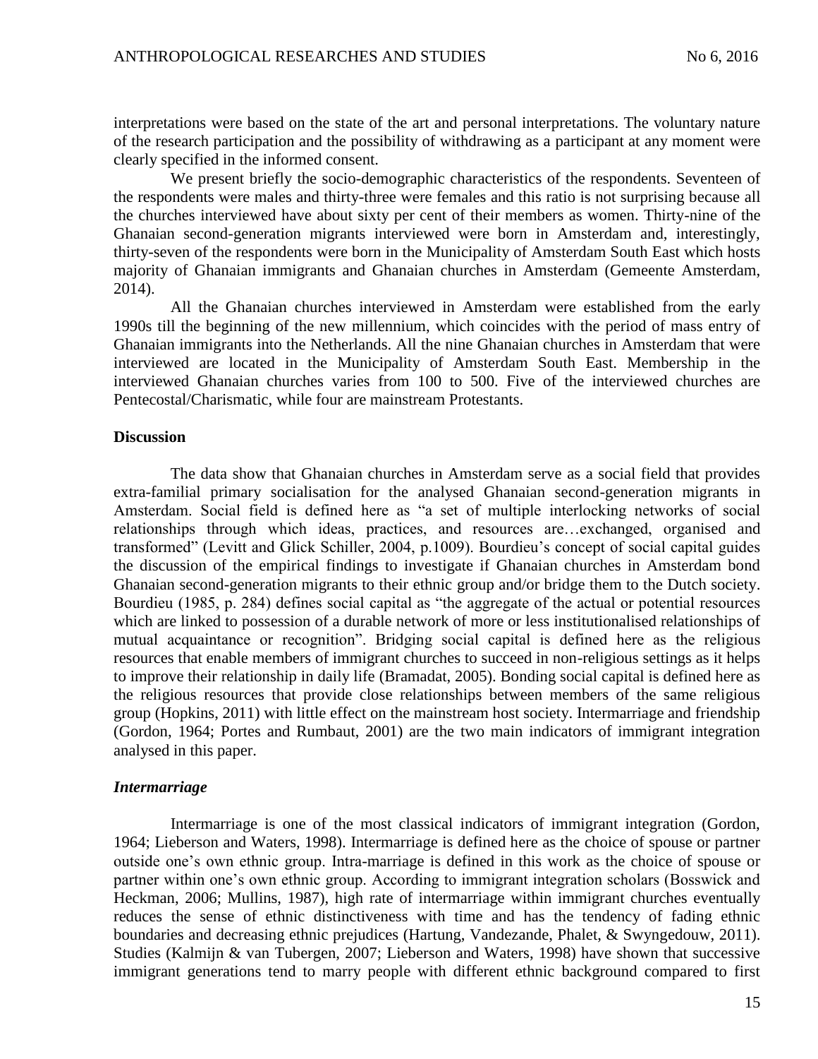interpretations were based on the state of the art and personal interpretations. The voluntary nature of the research participation and the possibility of withdrawing as a participant at any moment were clearly specified in the informed consent.

We present briefly the socio-demographic characteristics of the respondents. Seventeen of the respondents were males and thirty-three were females and this ratio is not surprising because all the churches interviewed have about sixty per cent of their members as women. Thirty-nine of the Ghanaian second-generation migrants interviewed were born in Amsterdam and, interestingly, thirty-seven of the respondents were born in the Municipality of Amsterdam South East which hosts majority of Ghanaian immigrants and Ghanaian churches in Amsterdam (Gemeente Amsterdam, 2014).

All the Ghanaian churches interviewed in Amsterdam were established from the early 1990s till the beginning of the new millennium, which coincides with the period of mass entry of Ghanaian immigrants into the Netherlands. All the nine Ghanaian churches in Amsterdam that were interviewed are located in the Municipality of Amsterdam South East. Membership in the interviewed Ghanaian churches varies from 100 to 500. Five of the interviewed churches are Pentecostal/Charismatic, while four are mainstream Protestants.

## Discussion

The data show that Ghanaian churches in Amsterdam serve as a social field that provides extra-familial primary socialisation for the analysed Ghanaian second-generation migrants in Amsterdam. Social field is defined here as "a set of multiple interlocking networks of social relationships through which ideas, practices, and resources are…exchanged, organised and transformed" (Levitt and Glick Schiller, 2004, p.1009). Bourdieu's concept of social capital guides the discussion of the empirical findings to investigate if Ghanaian churches in Amsterdam bond Ghanaian second-generation migrants to their ethnic group and/or bridge them to the Dutch society. Bourdieu (1985, p. 284) defines social capital as "the aggregate of the actual or potential resources which are linked to possession of a durable network of more or less institutionalised relationships of mutual acquaintance or recognition". Bridging social capital is defined here as the religious resources that enable members of immigrant churches to succeed in non-religious settings as it helps to improve their relationship in daily life (Bramadat, 2005). Bonding social capital is defined here as the religious resources that provide close relationships between members of the same religious group (Hopkins, 2011) with little effect on the mainstream host society. Intermarriage and friendship (Gordon, 1964; Portes and Rumbaut, 2001) are the two main indicators of immigrant integration analysed in this paper.

### *Intermarriage*

Intermarriage is one of the most classical indicators of immigrant integration (Gordon, 1964; Lieberson and Waters, 1998). Intermarriage is defined here as the choice of spouse or partner outside one's own ethnic group. Intra-marriage is defined in this work as the choice of spouse or partner within one's own ethnic group. According to immigrant integration scholars (Bosswick and Heckman, 2006; Mullins, 1987), high rate of intermarriage within immigrant churches eventually reduces the sense of ethnic distinctiveness with time and has the tendency of fading ethnic boundaries and decreasing ethnic prejudices (Hartung, Vandezande, Phalet, & Swyngedouw, 2011). Studies (Kalmijn & van Tubergen, 2007; Lieberson and Waters, 1998) have shown that successive immigrant generations tend to marry people with different ethnic background compared to first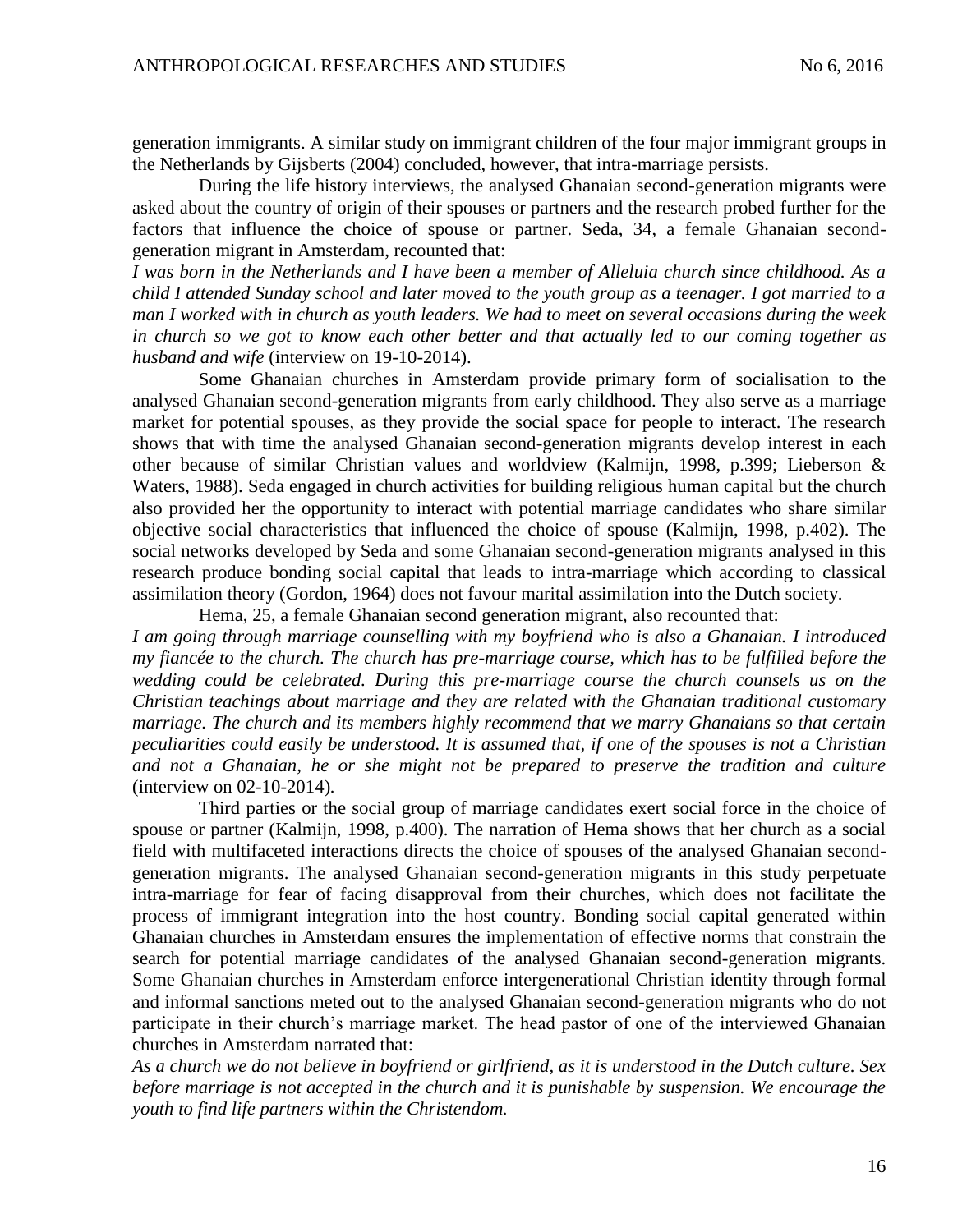generation immigrants. A similar study on immigrant children of the four major immigrant groups in the Netherlands by Gijsberts (2004) concluded, however, that intra-marriage persists.

During the life history interviews, the analysed Ghanaian second-generation migrants were asked about the country of origin of their spouses or partners and the research probed further for the factors that influence the choice of spouse or partner. Seda, 34, a female Ghanaian second-generation migrant in Amsterdam, recounted that:

*I was born in the Netherlands and I have been a member of Alleluia church since childhood. As a child I attended Sunday school and later moved to the youth group as a teenager. I got married to a man I worked with in church as youth leaders. We had to meet on several occasions during the week in church so we got to know each other better and that actually led to our coming together as husband and wife* (interview on 19-10-2014).

Some Ghanaian churches in Amsterdam provide primary form of socialisation to the analysed Ghanaian second-generation migrants from early childhood. They also serve as a marriage market for potential spouses, as they provide the social space for people to interact. The research shows that with time the analysed Ghanaian second-generation migrants develop interest in each other because of similar Christian values and worldview (Kalmijn, 1998, p.399; Lieberson & Waters, 1988). Seda engaged in church activities for building religious human capital but the church also provided her the opportunity to interact with potential marriage candidates who share similar objective social characteristics that influenced the choice of spouse (Kalmijn, 1998, p.402). The social networks developed by Seda and some Ghanaian second-generation migrants analysed in this research produce bonding social capital that leads to intra-marriage which according to classical assimilation theory (Gordon, 1964) does not favour marital assimilation into the Dutch society.

Hema, 25, a female Ghanaian second generation migrant, also recounted that:

*I am going through marriage counselling with my boyfriend who is also a Ghanaian. I introduced my fiancée to the church. The church has pre-marriage course, which has to be fulfilled before the wedding could be celebrated. During this pre-marriage course the church counsels us on the Christian teachings about marriage and they are related with the Ghanaian traditional customary marriage. The church and its members highly recommend that we marry Ghanaians so that certain peculiarities could easily be understood. It is assumed that, if one of the spouses is not a Christian and not a Ghanaian, he or she might not be prepared to preserve the tradition and culture* (interview on 02-10-2014).

Third parties or the social group of marriage candidates exert social force in the choice of spouse or partner (Kalmijn, 1998, p.400). The narration of Hema shows that her church as a social field with multifaceted interactions directs the choice of spouses of the analysed Ghanaian second-generation migrants. The analysed Ghanaian second-generation migrants in this study perpetuate intra-marriage for fear of facing disapproval from their churches, which does not facilitate the process of immigrant integration into the host country. Bonding social capital generated within Ghanaian churches in Amsterdam ensures the implementation of effective norms that constrain the search for potential marriage candidates of the analysed Ghanaian second-generation migrants. Some Ghanaian churches in Amsterdam enforce intergenerational Christian identity through formal and informal sanctions meted out to the analysed Ghanaian second-generation migrants who do not participate in their church's marriage market. The head pastor of one of the interviewed Ghanaian churches in Amsterdam narrated that:

*As a church we do not believe in boyfriend or girlfriend, as it is understood in the Dutch culture. Sex before marriage is not accepted in the church and it is punishable by suspension. We encourage the youth to find life partners within the Christendom.*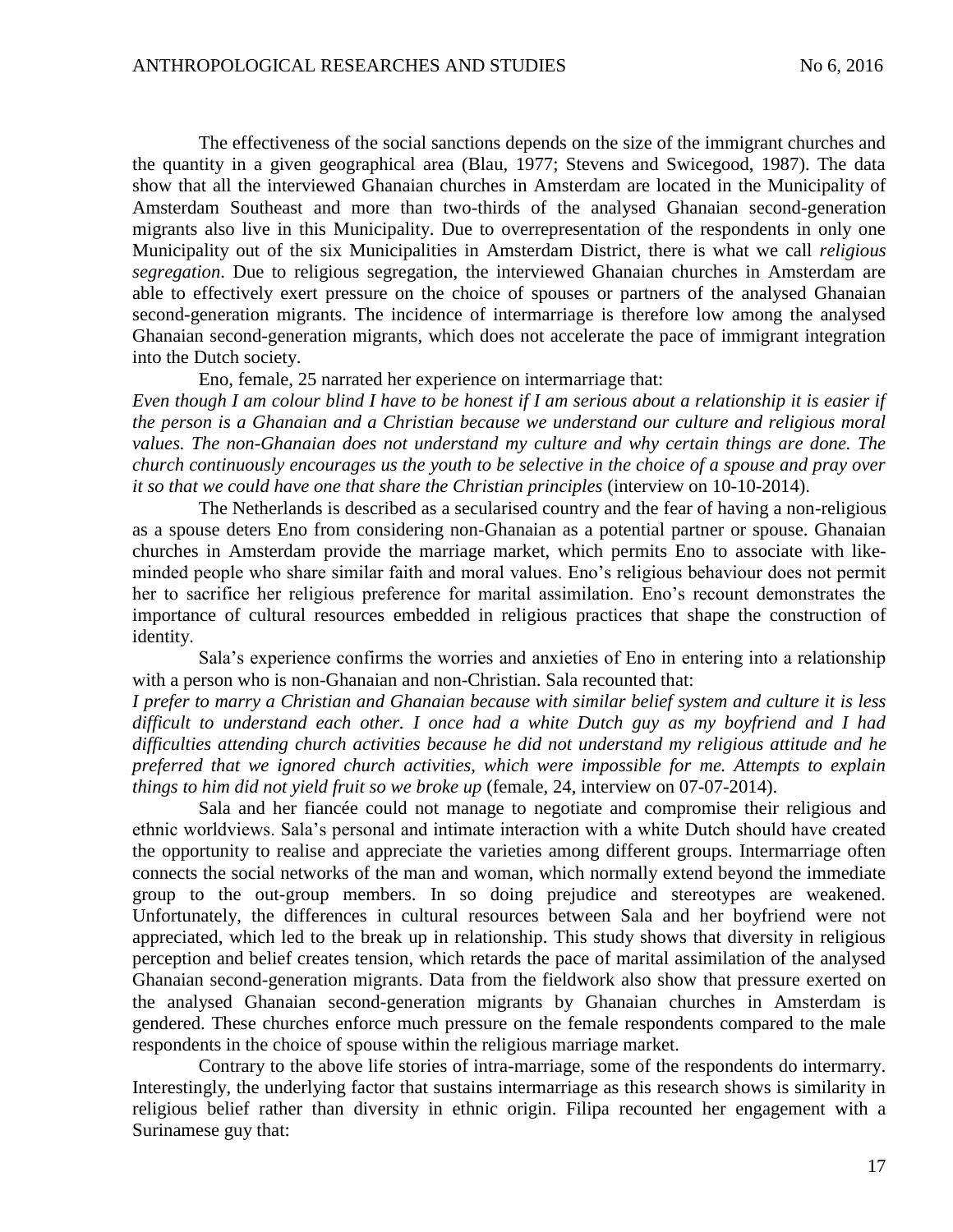The effectiveness of the social sanctions depends on the size of the immigrant churches and the quantity in a given geographical area (Blau, 1977; Stevens and Swicegood, 1987). The data show that all the interviewed Ghanaian churches in Amsterdam are located in the Municipality of Amsterdam Southeast and more than two-thirds of the analysed Ghanaian second-generation migrants also live in this Municipality. Due to overrepresentation of the respondents in only one Municipality out of the six Municipalities in Amsterdam District, there is what we call *religious segregation*. Due to religious segregation, the interviewed Ghanaian churches in Amsterdam are able to effectively exert pressure on the choice of spouses or partners of the analysed Ghanaian second-generation migrants. The incidence of intermarriage is therefore low among the analysed Ghanaian second-generation migrants, which does not accelerate the pace of immigrant integration into the Dutch society.

Eno, female, 25 narrated her experience on intermarriage that:

*Even though I am colour blind I have to be honest if I am serious about a relationship it is easier if the person is a Ghanaian and a Christian because we understand our culture and religious moral values. The non-Ghanaian does not understand my culture and why certain things are done. The church continuously encourages us the youth to be selective in the choice of a spouse and pray over it so that we could have one that share the Christian principles* (interview on 10-10-2014).

The Netherlands is described as a secularised country and the fear of having a non-religious as a spouse deters Eno from considering non-Ghanaian as a potential partner or spouse. Ghanaian churches in Amsterdam provide the marriage market, which permits Eno to associate with like-minded people who share similar faith and moral values. Eno's religious behaviour does not permit her to sacrifice her religious preference for marital assimilation. Eno's recount demonstrates the importance of cultural resources embedded in religious practices that shape the construction of identity.

Sala's experience confirms the worries and anxieties of Eno in entering into a relationship with a person who is non-Ghanaian and non-Christian. Sala recounted that:

*I prefer to marry a Christian and Ghanaian because with similar belief system and culture it is less difficult to understand each other. I once had a white Dutch guy as my boyfriend and I had difficulties attending church activities because he did not understand my religious attitude and he preferred that we ignored church activities, which were impossible for me. Attempts to explain things to him did not yield fruit so we broke up* (female, 24, interview on 07-07-2014).

Sala and her fiancée could not manage to negotiate and compromise their religious and ethnic worldviews. Sala's personal and intimate interaction with a white Dutch should have created the opportunity to realise and appreciate the varieties among different groups. Intermarriage often connects the social networks of the man and woman, which normally extend beyond the immediate group to the out-group members. In so doing prejudice and stereotypes are weakened. Unfortunately, the differences in cultural resources between Sala and her boyfriend were not appreciated, which led to the break up in relationship. This study shows that diversity in religious perception and belief creates tension, which retards the pace of marital assimilation of the analysed Ghanaian second-generation migrants. Data from the fieldwork also show that pressure exerted on the analysed Ghanaian second-generation migrants by Ghanaian churches in Amsterdam is gendered. These churches enforce much pressure on the female respondents compared to the male respondents in the choice of spouse within the religious marriage market.

Contrary to the above life stories of intra-marriage, some of the respondents do intermarry. Interestingly, the underlying factor that sustains intermarriage as this research shows is similarity in religious belief rather than diversity in ethnic origin. Filipa recounted her engagement with a Surinamese guy that: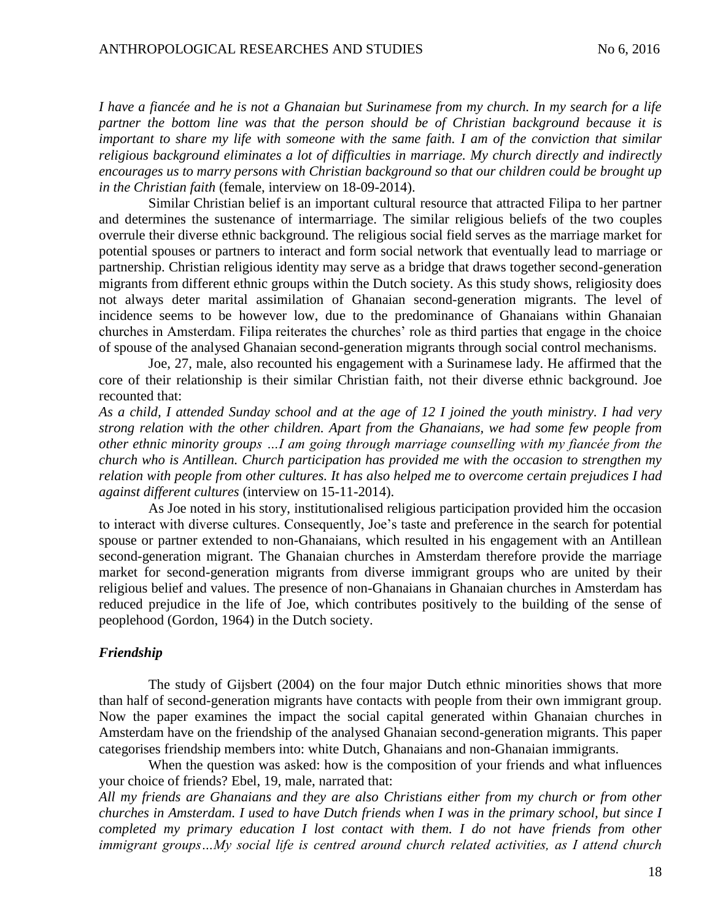*I have a fiancée and he is not a Ghanaian but Surinamese from my church. In my search for a life partner the bottom line was that the person should be of Christian background because it is important to share my life with someone with the same faith. I am of the conviction that similar religious background eliminates a lot of difficulties in marriage. My church directly and indirectly encourages us to marry persons with Christian background so that our children could be brought up in the Christian faith* (female, interview on 18-09-2014).

Similar Christian belief is an important cultural resource that attracted Filipa to her partner and determines the sustenance of intermarriage. The similar religious beliefs of the two couples overrule their diverse ethnic background. The religious social field serves as the marriage market for potential spouses or partners to interact and form social network that eventually lead to marriage or partnership. Christian religious identity may serve as a bridge that draws together second-generation migrants from different ethnic groups within the Dutch society. As this study shows, religiosity does not always deter marital assimilation of Ghanaian second-generation migrants. The level of incidence seems to be however low, due to the predominance of Ghanaians within Ghanaian churches in Amsterdam. Filipa reiterates the churches' role as third parties that engage in the choice of spouse of the analysed Ghanaian second-generation migrants through social control mechanisms.

Joe, 27, male, also recounted his engagement with a Surinamese lady. He affirmed that the core of their relationship is their similar Christian faith, not their diverse ethnic background. Joe recounted that:

*As a child, I attended Sunday school and at the age of 12 I joined the youth ministry. I had very strong relation with the other children. Apart from the Ghanaians, we had some few people from other ethnic minority groups …I am going through marriage counselling with my fiancée from the church who is Antillean. Church participation has provided me with the occasion to strengthen my relation with people from other cultures. It has also helped me to overcome certain prejudices I had against different cultures* (interview on 15-11-2014).

As Joe noted in his story, institutionalised religious participation provided him the occasion to interact with diverse cultures. Consequently, Joe's taste and preference in the search for potential spouse or partner extended to non-Ghanaians, which resulted in his engagement with an Antillean second-generation migrant. The Ghanaian churches in Amsterdam therefore provide the marriage market for second-generation migrants from diverse immigrant groups who are united by their religious belief and values. The presence of non-Ghanaians in Ghanaian churches in Amsterdam has reduced prejudice in the life of Joe, which contributes positively to the building of the sense of peoplehood (Gordon, 1964) in the Dutch society.

### *Friendship*

The study of Gijsbert (2004) on the four major Dutch ethnic minorities shows that more than half of second-generation migrants have contacts with people from their own immigrant group. Now the paper examines the impact the social capital generated within Ghanaian churches in Amsterdam have on the friendship of the analysed Ghanaian second-generation migrants. This paper categorises friendship members into: white Dutch, Ghanaians and non-Ghanaian immigrants.

When the question was asked: how is the composition of your friends and what influences your choice of friends? Ebel, 19, male, narrated that:

*All my friends are Ghanaians and they are also Christians either from my church or from other churches in Amsterdam. I used to have Dutch friends when I was in the primary school, but since I completed my primary education I lost contact with them. I do not have friends from other immigrant groups…My social life is centred around church related activities, as I attend church*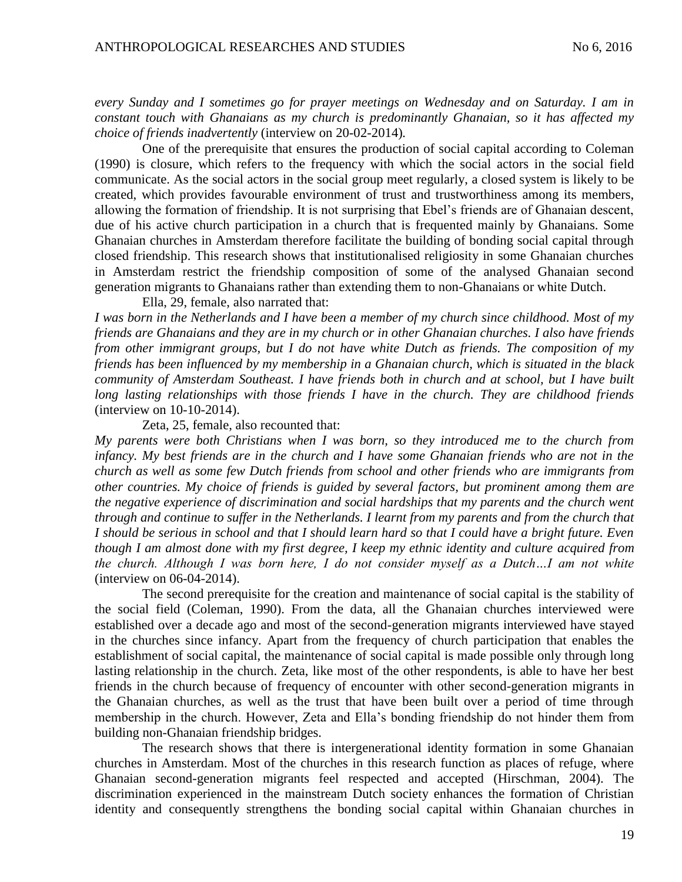*every Sunday and I sometimes go for prayer meetings on Wednesday and on Saturday. I am in constant touch with Ghanaians as my church is predominantly Ghanaian, so it has affected my choice of friends inadvertently* (interview on 20-02-2014).

One of the prerequisite that ensures the production of social capital according to Coleman (1990) is closure, which refers to the frequency with which the social actors in the social field communicate. As the social actors in the social group meet regularly, a closed system is likely to be created, which provides favourable environment of trust and trustworthiness among its members, allowing the formation of friendship. It is not surprising that Ebel's friends are of Ghanaian descent, due of his active church participation in a church that is frequented mainly by Ghanaians. Some Ghanaian churches in Amsterdam therefore facilitate the building of bonding social capital through closed friendship. This research shows that institutionalised religiosity in some Ghanaian churches in Amsterdam restrict the friendship composition of some of the analysed Ghanaian second generation migrants to Ghanaians rather than extending them to non-Ghanaians or white Dutch.

Ella, 29, female, also narrated that:

*I was born in the Netherlands and I have been a member of my church since childhood. Most of my friends are Ghanaians and they are in my church or in other Ghanaian churches. I also have friends from other immigrant groups, but I do not have white Dutch as friends. The composition of my friends has been influenced by my membership in a Ghanaian church, which is situated in the black community of Amsterdam Southeast. I have friends both in church and at school, but I have built long lasting relationships with those friends I have in the church. They are childhood friends* (interview on 10-10-2014).

Zeta, 25, female, also recounted that:

*My parents were both Christians when I was born, so they introduced me to the church from infancy. My best friends are in the church and I have some Ghanaian friends who are not in the church as well as some few Dutch friends from school and other friends who are immigrants from other countries. My choice of friends is guided by several factors, but prominent among them are the negative experience of discrimination and social hardships that my parents and the church went through and continue to suffer in the Netherlands. I learnt from my parents and from the church that I should be serious in school and that I should learn hard so that I could have a bright future. Even though I am almost done with my first degree, I keep my ethnic identity and culture acquired from the church. Although I was born here, I do not consider myself as a Dutch…I am not white* (interview on 06-04-2014).

The second prerequisite for the creation and maintenance of social capital is the stability of the social field (Coleman, 1990). From the data, all the Ghanaian churches interviewed were established over a decade ago and most of the second-generation migrants interviewed have stayed in the churches since infancy. Apart from the frequency of church participation that enables the establishment of social capital, the maintenance of social capital is made possible only through long lasting relationship in the church. Zeta, like most of the other respondents, is able to have her best friends in the church because of frequency of encounter with other second-generation migrants in the Ghanaian churches, as well as the trust that have been built over a period of time through membership in the church. However, Zeta and Ella's bonding friendship do not hinder them from building non-Ghanaian friendship bridges.

The research shows that there is intergenerational identity formation in some Ghanaian churches in Amsterdam. Most of the churches in this research function as places of refuge, where Ghanaian second-generation migrants feel respected and accepted (Hirschman, 2004). The discrimination experienced in the mainstream Dutch society enhances the formation of Christian identity and consequently strengthens the bonding social capital within Ghanaian churches in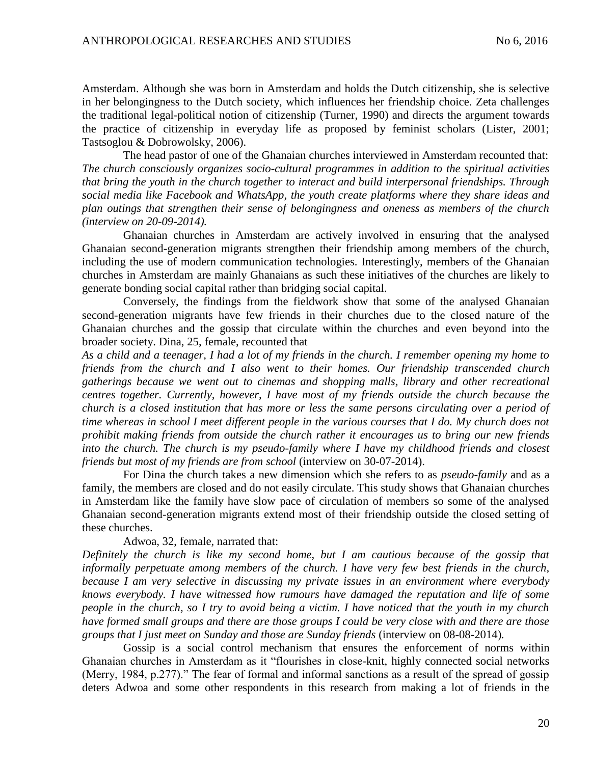Amsterdam. Although she was born in Amsterdam and holds the Dutch citizenship, she is selective in her belongingness to the Dutch society, which influences her friendship choice. Zeta challenges the traditional legal-political notion of citizenship (Turner, 1990) and directs the argument towards the practice of citizenship in everyday life as proposed by feminist scholars (Lister, 2001; Tastsoglou & Dobrowolsky, 2006).

The head pastor of one of the Ghanaian churches interviewed in Amsterdam recounted that: *The church consciously organizes socio-cultural programmes in addition to the spiritual activities that bring the youth in the church together to interact and build interpersonal friendships. Through social media like Facebook and WhatsApp, the youth create platforms where they share ideas and plan outings that strengthen their sense of belongingness and oneness as members of the church (interview on 20-09-2014).*

Ghanaian churches in Amsterdam are actively involved in ensuring that the analysed Ghanaian second-generation migrants strengthen their friendship among members of the church, including the use of modern communication technologies. Interestingly, members of the Ghanaian churches in Amsterdam are mainly Ghanaians as such these initiatives of the churches are likely to generate bonding social capital rather than bridging social capital.

Conversely, the findings from the fieldwork show that some of the analysed Ghanaian second-generation migrants have few friends in their churches due to the closed nature of the Ghanaian churches and the gossip that circulate within the churches and even beyond into the broader society. Dina, 25, female, recounted that

*As a child and a teenager, I had a lot of my friends in the church. I remember opening my home to friends from the church and I also went to their homes. Our friendship transcended church gatherings because we went out to cinemas and shopping malls, library and other recreational centres together. Currently, however, I have most of my friends outside the church because the church is a closed institution that has more or less the same persons circulating over a period of time whereas in school I meet different people in the various courses that I do. My church does not prohibit making friends from outside the church rather it encourages us to bring our new friends into the church. The church is my pseudo-family where I have my childhood friends and closest friends but most of my friends are from school* (interview on 30-07-2014).

For Dina the church takes a new dimension which she refers to as *pseudo-family* and as a family, the members are closed and do not easily circulate. This study shows that Ghanaian churches in Amsterdam like the family have slow pace of circulation of members so some of the analysed Ghanaian second-generation migrants extend most of their friendship outside the closed setting of these churches.

Adwoa, 32, female, narrated that:

*Definitely the church is like my second home, but I am cautious because of the gossip that informally perpetuate among members of the church. I have very few best friends in the church, because I am very selective in discussing my private issues in an environment where everybody knows everybody. I have witnessed how rumours have damaged the reputation and life of some people in the church, so I try to avoid being a victim. I have noticed that the youth in my church have formed small groups and there are those groups I could be very close with and there are those groups that I just meet on Sunday and those are Sunday friends* (interview on 08-08-2014).

Gossip is a social control mechanism that ensures the enforcement of norms within Ghanaian churches in Amsterdam as it "flourishes in close-knit, highly connected social networks (Merry, 1984, p.277)." The fear of formal and informal sanctions as a result of the spread of gossip deters Adwoa and some other respondents in this research from making a lot of friends in the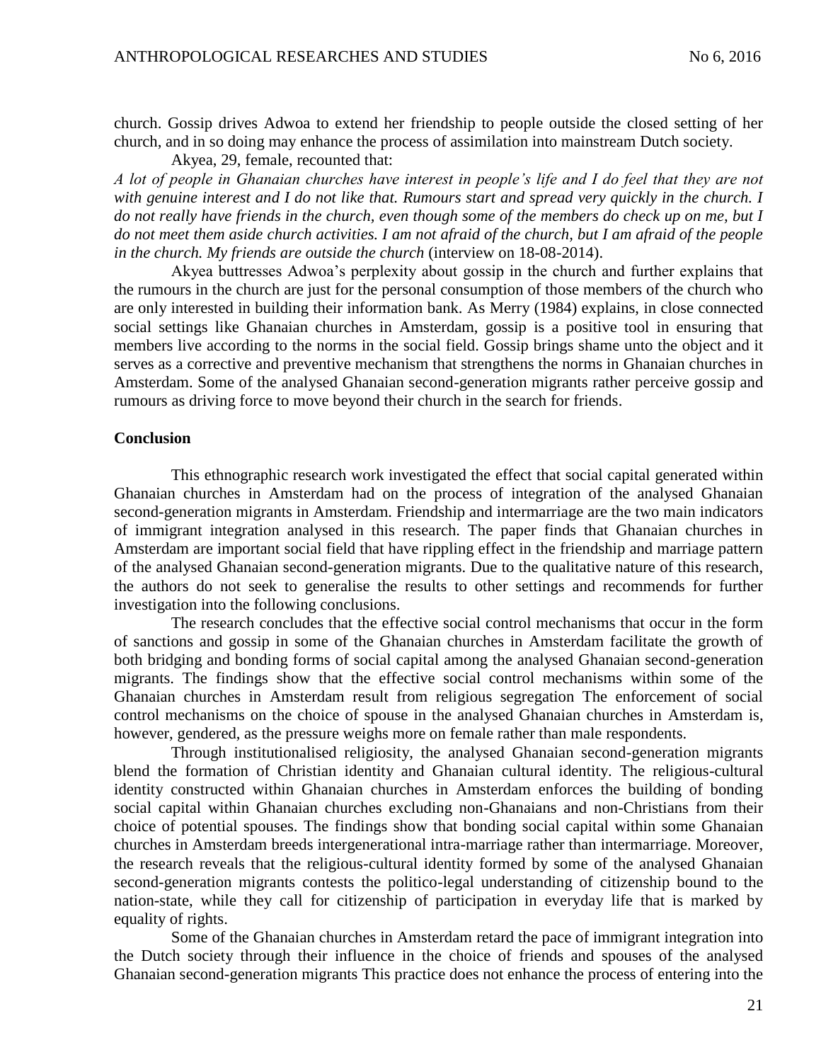church. Gossip drives Adwoa to extend her friendship to people outside the closed setting of her church, and in so doing may enhance the process of assimilation into mainstream Dutch society.

Akyea, 29, female, recounted that:

*A lot of people in Ghanaian churches have interest in people's life and I do feel that they are not with genuine interest and I do not like that. Rumours start and spread very quickly in the church. I do not really have friends in the church, even though some of the members do check up on me, but I do not meet them aside church activities. I am not afraid of the church, but I am afraid of the people in the church. My friends are outside the church* (interview on 18-08-2014).

Akyea buttresses Adwoa's perplexity about gossip in the church and further explains that the rumours in the church are just for the personal consumption of those members of the church who are only interested in building their information bank. As Merry (1984) explains, in close connected social settings like Ghanaian churches in Amsterdam, gossip is a positive tool in ensuring that members live according to the norms in the social field. Gossip brings shame unto the object and it serves as a corrective and preventive mechanism that strengthens the norms in Ghanaian churches in Amsterdam. Some of the analysed Ghanaian second-generation migrants rather perceive gossip and rumours as driving force to move beyond their church in the search for friends.

## Conclusion

This ethnographic research work investigated the effect that social capital generated within Ghanaian churches in Amsterdam had on the process of integration of the analysed Ghanaian second-generation migrants in Amsterdam. Friendship and intermarriage are the two main indicators of immigrant integration analysed in this research. The paper finds that Ghanaian churches in Amsterdam are important social field that have rippling effect in the friendship and marriage pattern of the analysed Ghanaian second-generation migrants. Due to the qualitative nature of this research, the authors do not seek to generalise the results to other settings and recommends for further investigation into the following conclusions.

The research concludes that the effective social control mechanisms that occur in the form of sanctions and gossip in some of the Ghanaian churches in Amsterdam facilitate the growth of both bridging and bonding forms of social capital among the analysed Ghanaian second-generation migrants. The findings show that the effective social control mechanisms within some of the Ghanaian churches in Amsterdam result from religious segregation The enforcement of social control mechanisms on the choice of spouse in the analysed Ghanaian churches in Amsterdam is, however, gendered, as the pressure weighs more on female rather than male respondents.

Through institutionalised religiosity, the analysed Ghanaian second-generation migrants blend the formation of Christian identity and Ghanaian cultural identity. The religious-cultural identity constructed within Ghanaian churches in Amsterdam enforces the building of bonding social capital within Ghanaian churches excluding non-Ghanaians and non-Christians from their choice of potential spouses. The findings show that bonding social capital within some Ghanaian churches in Amsterdam breeds intergenerational intra-marriage rather than intermarriage. Moreover, the research reveals that the religious-cultural identity formed by some of the analysed Ghanaian second-generation migrants contests the politico-legal understanding of citizenship bound to the nation-state, while they call for citizenship of participation in everyday life that is marked by equality of rights.

Some of the Ghanaian churches in Amsterdam retard the pace of immigrant integration into the Dutch society through their influence in the choice of friends and spouses of the analysed Ghanaian second-generation migrants This practice does not enhance the process of entering into the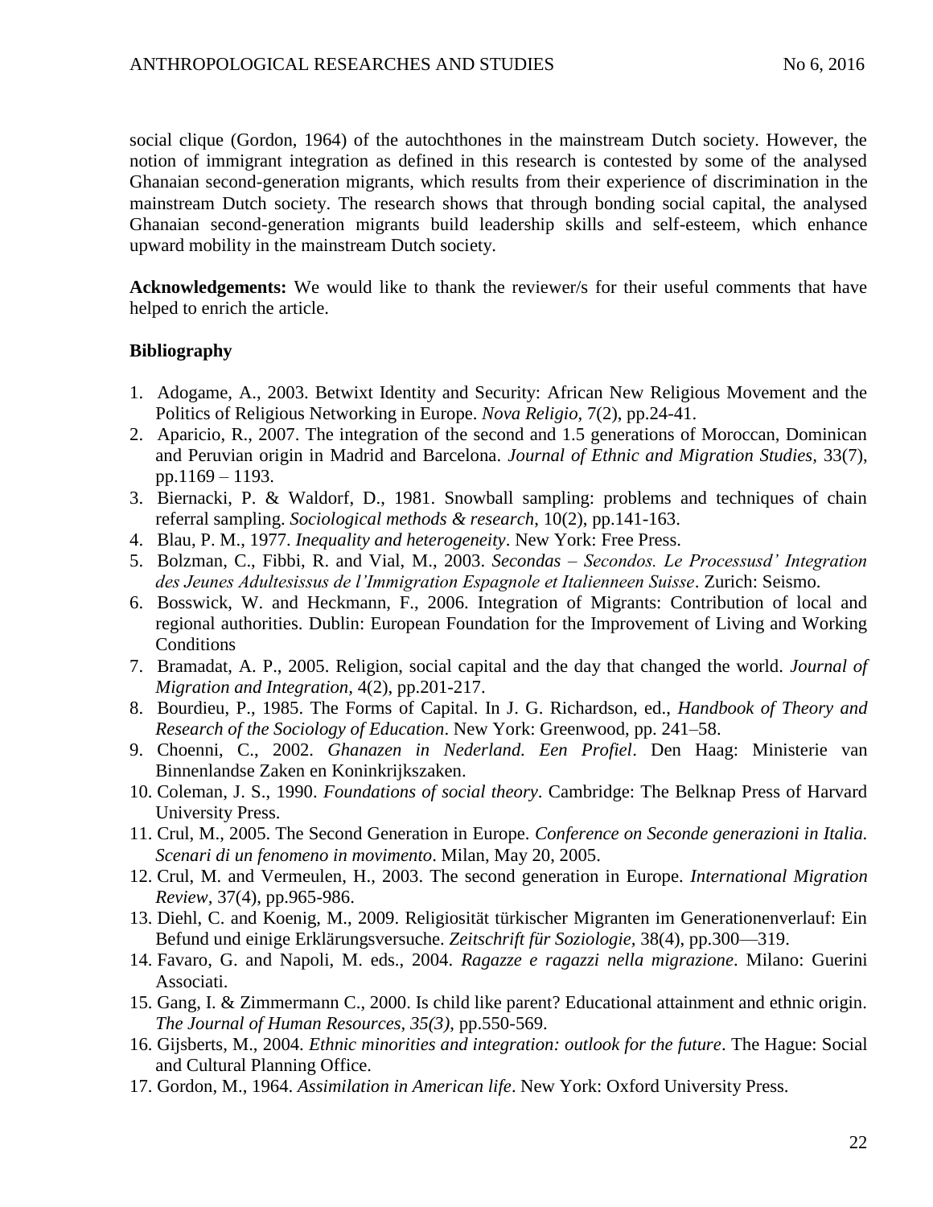social clique (Gordon, 1964) of the autochthones in the mainstream Dutch society. However, the notion of immigrant integration as defined in this research is contested by some of the analysed Ghanaian second-generation migrants, which results from their experience of discrimination in the mainstream Dutch society. The research shows that through bonding social capital, the analysed Ghanaian second-generation migrants build leadership skills and self-esteem, which enhance upward mobility in the mainstream Dutch society.

**Acknowledgements:** We would like to thank the reviewer/s for their useful comments that have helped to enrich the article.

## Bibliography

1. Adogame, A., 2003. Betwixt Identity and Security: African New Religious Movement and the Politics of Religious Networking in Europe. *Nova Religio,* 7(2), pp.24-41.
2. Aparicio, R., 2007. The integration of the second and 1.5 generations of Moroccan, Dominican and Peruvian origin in Madrid and Barcelona. *Journal of Ethnic and Migration Studies*, 33(7), pp.1169 – 1193.
3. Biernacki, P. & Waldorf, D., 1981. Snowball sampling: problems and techniques of chain referral sampling. *Sociological methods & research*, 10(2), pp.141-163.
4. Blau, P. M., 1977. *Inequality and heterogeneity*. New York: Free Press.
5. Bolzman, C., Fibbi, R. and Vial, M., 2003. *Secondas – Secondos. Le Processusd' Integration des Jeunes Adultesissus de l'Immigration Espagnole et Italienneen Suisse*. Zurich: Seismo.
6. Bosswick, W. and Heckmann, F., 2006. Integration of Migrants: Contribution of local and regional authorities. Dublin: European Foundation for the Improvement of Living and Working Conditions
7. Bramadat, A. P., 2005. Religion, social capital and the day that changed the world. *Journal of Migration and Integration,* 4(2), pp.201-217.
8. Bourdieu, P., 1985. The Forms of Capital. In J. G. Richardson, ed., *Handbook of Theory and Research of the Sociology of Education*. New York: Greenwood, pp. 241–58.
9. Choenni, C., 2002. *Ghanazen in Nederland. Een Profiel*. Den Haag: Ministerie van Binnenlandse Zaken en Koninkrijkszaken.
10. Coleman, J. S., 1990. *Foundations of social theory*. Cambridge: The Belknap Press of Harvard University Press.
11. Crul, M., 2005. The Second Generation in Europe. *Conference on Seconde generazioni in Italia. Scenari di un fenomeno in movimento*. Milan, May 20, 2005.
12. Crul, M. and Vermeulen, H., 2003. The second generation in Europe. *International Migration Review,* 37(4), pp.965-986.
13. Diehl, C. and Koenig, M., 2009. Religiosität türkischer Migranten im Generationenverlauf: Ein Befund und einige Erklärungsversuche. *Zeitschrift für Soziologie*, 38(4), pp.300—319.
14. Favaro, G. and Napoli, M. eds., 2004. *Ragazze e ragazzi nella migrazione*. Milano: Guerini Associati.
15. Gang, I. & Zimmermann C., 2000. Is child like parent? Educational attainment and ethnic origin. *The Journal of Human Resources, 35(3)*, pp.550-569.
16. Gijsberts, M., 2004. *Ethnic minorities and integration: outlook for the future*. The Hague: Social and Cultural Planning Office.
17. Gordon, M., 1964. *Assimilation in American life*. New York: Oxford University Press.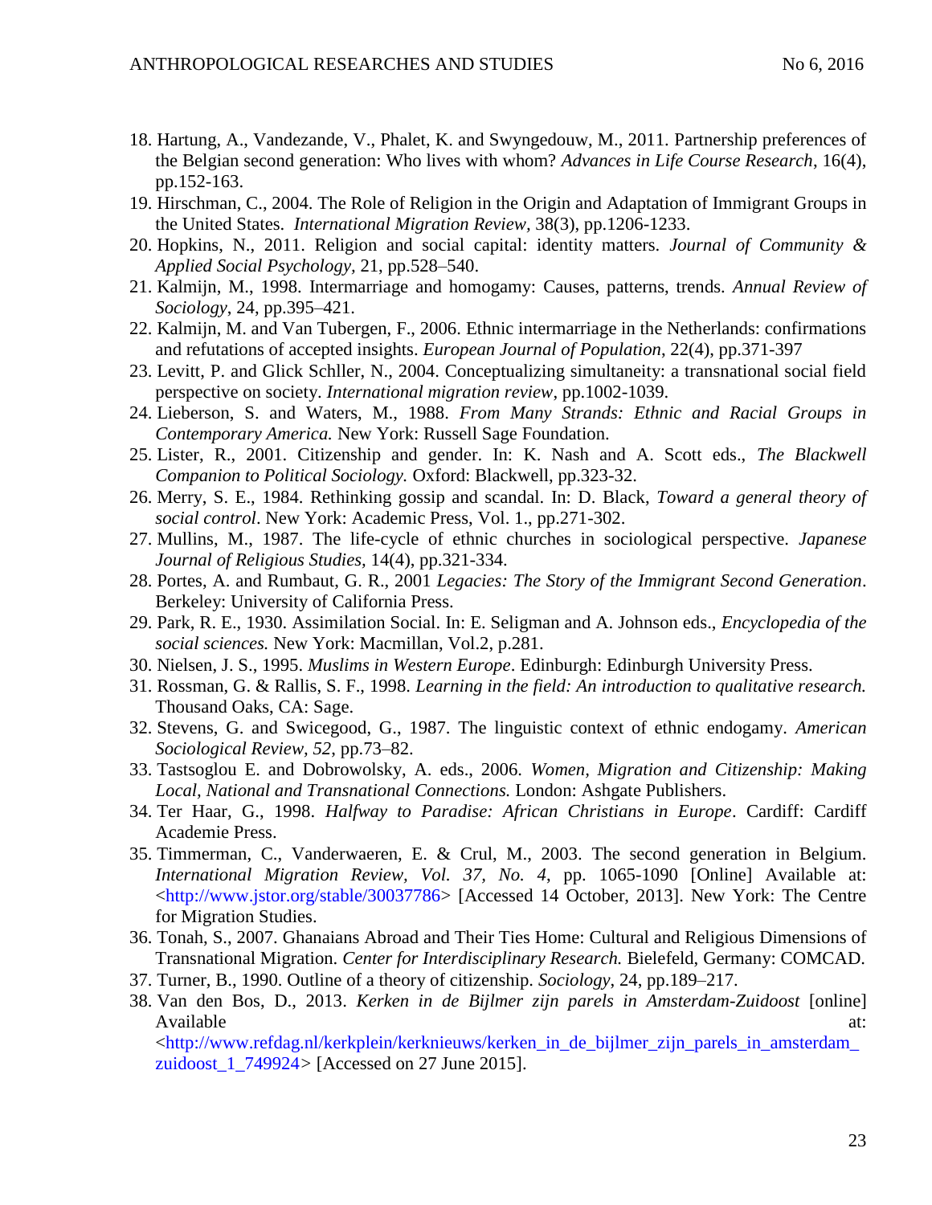18. Hartung, A., Vandezande, V., Phalet, K. and Swyngedouw, M., 2011. Partnership preferences of the Belgian second generation: Who lives with whom? *Advances in Life Course Research*, 16(4), pp.152-163.
19. Hirschman, C., 2004. The Role of Religion in the Origin and Adaptation of Immigrant Groups in the United States. *International Migration Review*, 38(3), pp.1206-1233.
20. Hopkins, N., 2011. Religion and social capital: identity matters. *Journal of Community & Applied Social Psychology,* 21, pp.528–540.
21. Kalmijn, M., 1998. Intermarriage and homogamy: Causes, patterns, trends. *Annual Review of Sociology*, 24, pp.395–421.
22. Kalmijn, M. and Van Tubergen, F., 2006. Ethnic intermarriage in the Netherlands: confirmations and refutations of accepted insights. *European Journal of Population*, 22(4), pp.371-397
23. Levitt, P. and Glick Schller, N., 2004. Conceptualizing simultaneity: a transnational social field perspective on society. *International migration review*, pp.1002-1039.
24. Lieberson, S. and Waters, M., 1988. *From Many Strands: Ethnic and Racial Groups in Contemporary America.* New York: Russell Sage Foundation.
25. Lister, R., 2001. Citizenship and gender. In: K. Nash and A. Scott eds., *The Blackwell Companion to Political Sociology.* Oxford: Blackwell, pp.323-32.
26. Merry, S. E., 1984. Rethinking gossip and scandal. In: D. Black, *Toward a general theory of social control*. New York: Academic Press, Vol. 1., pp.271-302.
27. Mullins, M., 1987. The life-cycle of ethnic churches in sociological perspective. *Japanese Journal of Religious Studies,* 14(4), pp.321-334.
28. Portes, A. and Rumbaut, G. R., 2001 *Legacies: The Story of the Immigrant Second Generation*. Berkeley: University of California Press.
29. Park, R. E., 1930. Assimilation Social. In: E. Seligman and A. Johnson eds., *Encyclopedia of the social sciences.* New York: Macmillan, Vol.2, p.281.
30. Nielsen, J. S., 1995. *Muslims in Western Europe*. Edinburgh: Edinburgh University Press.
31. Rossman, G. & Rallis, S. F., 1998. *Learning in the field: An introduction to qualitative research.* Thousand Oaks, CA: Sage.
32. Stevens, G. and Swicegood, G., 1987. The linguistic context of ethnic endogamy. *American Sociological Review, 52*, pp.73–82.
33. Tastsoglou E. and Dobrowolsky, A. eds., 2006. *Women, Migration and Citizenship: Making Local, National and Transnational Connections.* London: Ashgate Publishers.
34. Ter Haar, G., 1998. *Halfway to Paradise: African Christians in Europe*. Cardiff: Cardiff Academie Press.
35. Timmerman, C., Vanderwaeren, E. & Crul, M., 2003. The second generation in Belgium. *International Migration Review, Vol. 37, No. 4*, pp. 1065-1090 [Online] Available at: <http://www.jstor.org/stable/30037786> [Accessed 14 October, 2013]. New York: The Centre for Migration Studies.
36. Tonah, S., 2007. Ghanaians Abroad and Their Ties Home: Cultural and Religious Dimensions of Transnational Migration. *Center for Interdisciplinary Research.* Bielefeld, Germany: COMCAD.
37. Turner, B., 1990. Outline of a theory of citizenship. *Sociology*, 24, pp.189–217.
38. Van den Bos, D., 2013. *Kerken in de Bijlmer zijn parels in Amsterdam-Zuidoost* [online] Available at: <http://www.refdag.nl/kerkplein/kerknieuws/kerken_in_de_bijlmer_zijn_parels_in_amsterdam_zuidoost_1_749924> [Accessed on 27 June 2015].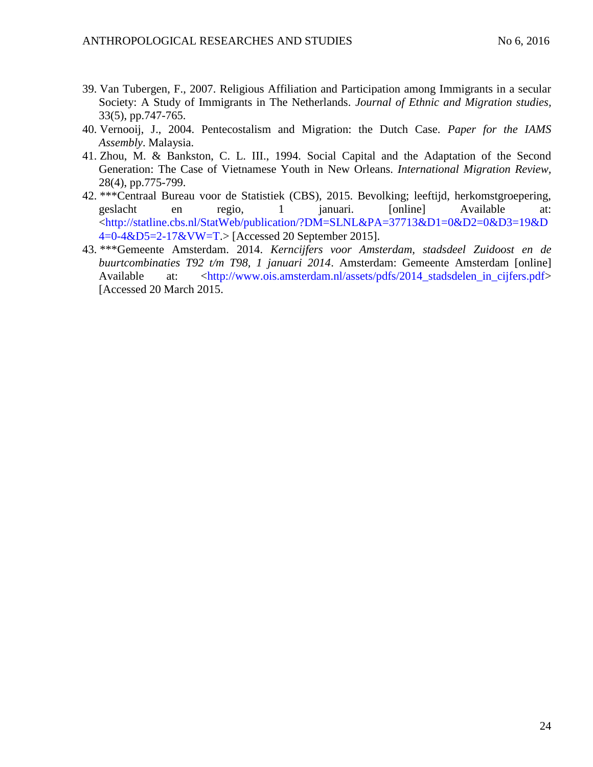39. Van Tubergen, F., 2007. Religious Affiliation and Participation among Immigrants in a secular Society: A Study of Immigrants in The Netherlands. *Journal of Ethnic and Migration studies*, 33(5), pp.747-765.
40. Vernooij, J., 2004. Pentecostalism and Migration: the Dutch Case. *Paper for the IAMS Assembly*. Malaysia.
41. Zhou, M. & Bankston, C. L. III., 1994. Social Capital and the Adaptation of the Second Generation: The Case of Vietnamese Youth in New Orleans. *International Migration Review*, 28(4), pp.775-799.
42. ***Centraal Bureau voor de Statistiek (CBS), 2015. Bevolking; leeftijd, herkomstgroepering, geslacht en regio, 1 januari. [online] Available at: <http://statline.cbs.nl/StatWeb/publication/?DM=SLNL&PA=37713&D1=0&D2=0&D3=19&D4=0-4&D5=2-17&VW=T.> [Accessed 20 September 2015].
43. ***Gemeente Amsterdam. 2014. *Kerncijfers voor Amsterdam, stadsdeel Zuidoost en de buurtcombinaties T92 t/m T98, 1 januari 2014*. Amsterdam: Gemeente Amsterdam [online] Available at: <http://www.ois.amsterdam.nl/assets/pdfs/2014_stadsdelen_in_cijfers.pdf> [Accessed 20 March 2015.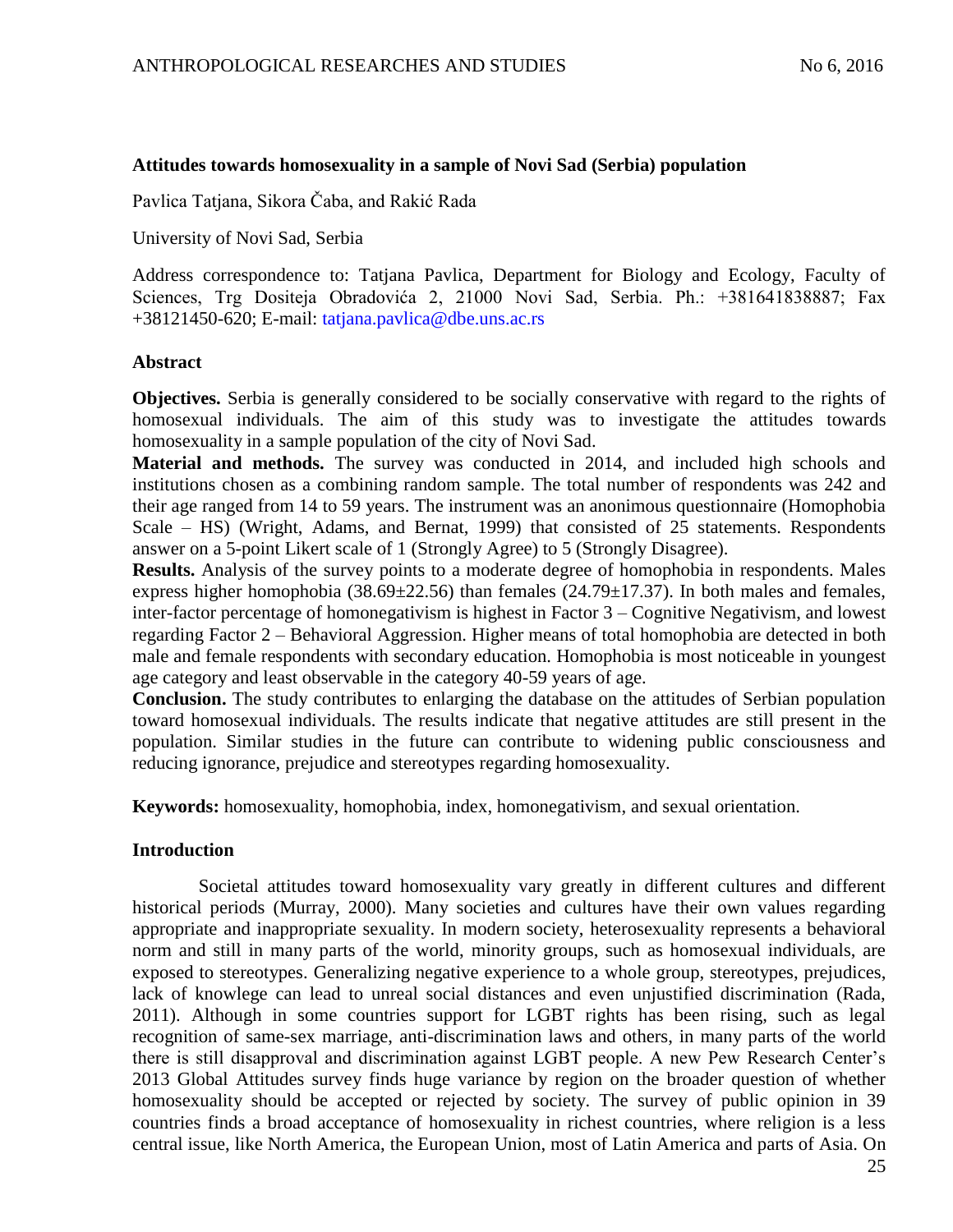**Attitudes towards homosexuality in a sample of Novi Sad (Serbia) population**

Pavlica Tatjana, Sikora Čaba, and Rakić Rada

University of Novi Sad, Serbia

Address correspondence to: Tatjana Pavlica, Department for Biology and Ecology, Faculty of Sciences, Trg Dositeja Obradovića 2, 21000 Novi Sad, Serbia. Ph.: +381641838887; Fax +38121450-620; E-mail: tatjana.pavlica@dbe.uns.ac.rs

## Abstract

**Objectives.** Serbia is generally considered to be socially conservative with regard to the rights of homosexual individuals. The aim of this study was to investigate the attitudes towards homosexuality in a sample population of the city of Novi Sad.
**Material and methods.** The survey was conducted in 2014, and included high schools and institutions chosen as a combining random sample. The total number of respondents was 242 and their age ranged from 14 to 59 years. The instrument was an anonimous questionnaire (Homophobia Scale – HS) (Wright, Adams, and Bernat, 1999) that consisted of 25 statements. Respondents answer on a 5-point Likert scale of 1 (Strongly Agree) to 5 (Strongly Disagree).
**Results.** Analysis of the survey points to a moderate degree of homophobia in respondents. Males express higher homophobia (38.69±22.56) than females (24.79±17.37). In both males and females, inter-factor percentage of homonegativism is highest in Factor 3 – Cognitive Negativism, and lowest regarding Factor 2 – Behavioral Aggression. Higher means of total homophobia are detected in both male and female respondents with secondary education. Homophobia is most noticeable in youngest age category and least observable in the category 40-59 years of age.
**Conclusion.** The study contributes to enlarging the database on the attitudes of Serbian population toward homosexual individuals. The results indicate that negative attitudes are still present in the population. Similar studies in the future can contribute to widening public consciousness and reducing ignorance, prejudice and stereotypes regarding homosexuality.

**Keywords:** homosexuality, homophobia, index, homonegativism, and sexual orientation.

## Introduction

Societal attitudes toward homosexuality vary greatly in different cultures and different historical periods (Murray, 2000). Many societies and cultures have their own values regarding appropriate and inappropriate sexuality. In modern society, heterosexuality represents a behavioral norm and still in many parts of the world, minority groups, such as homosexual individuals, are exposed to stereotypes. Generalizing negative experience to a whole group, stereotypes, prejudices, lack of knowlege can lead to unreal social distances and even unjustified discrimination (Rada, 2011). Although in some countries support for LGBT rights has been rising, such as legal recognition of same-sex marriage, anti-discrimination laws and others, in many parts of the world there is still disapproval and discrimination against LGBT people. A new Pew Research Center's 2013 Global Attitudes survey finds huge variance by region on the broader question of whether homosexuality should be accepted or rejected by society. The survey of public opinion in 39 countries finds a broad acceptance of homosexuality in richest countries, where religion is a less central issue, like North America, the European Union, most of Latin America and parts of Asia. On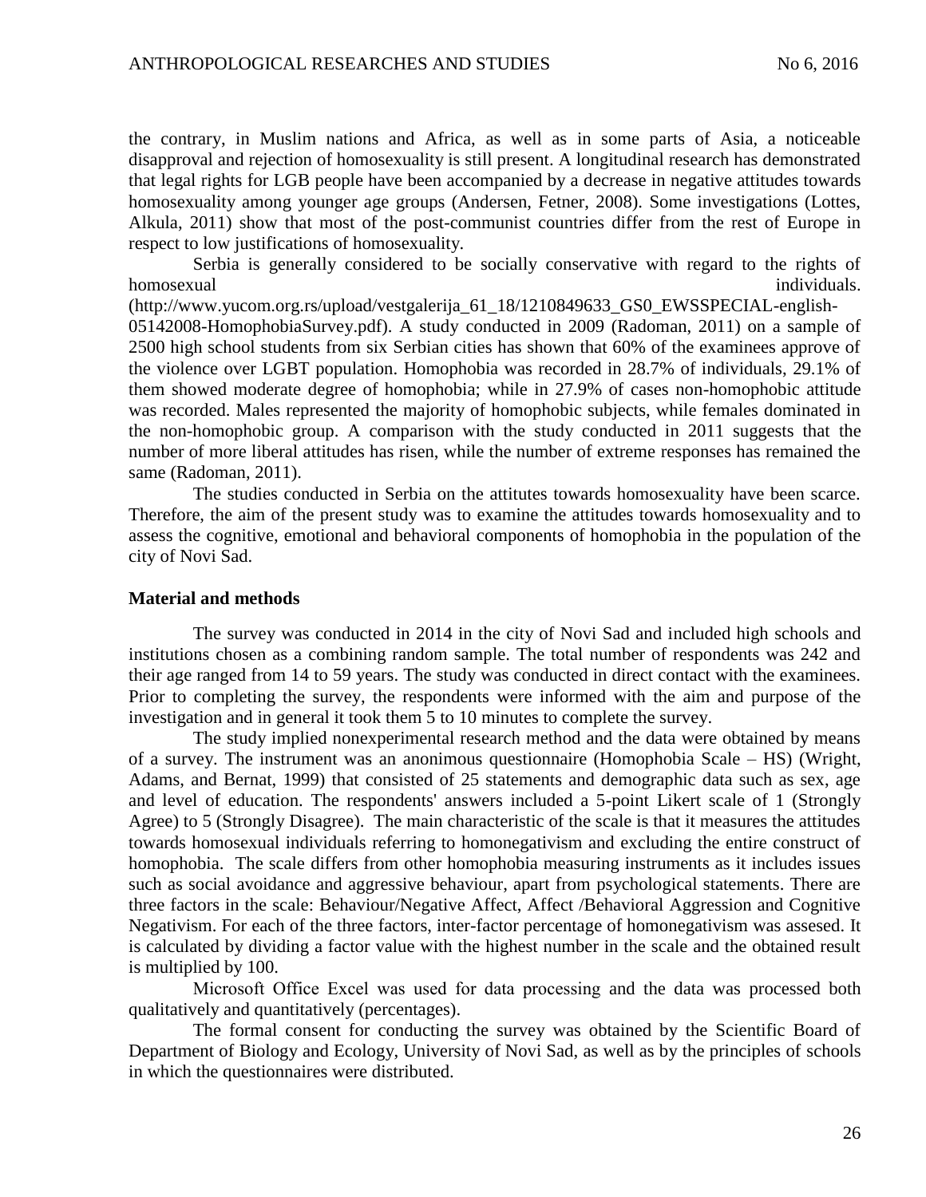the contrary, in Muslim nations and Africa, as well as in some parts of Asia, a noticeable disapproval and rejection of homosexuality is still present. A longitudinal research has demonstrated that legal rights for LGB people have been accompanied by a decrease in negative attitudes towards homosexuality among younger age groups (Andersen, Fetner, 2008). Some investigations (Lottes, Alkula, 2011) show that most of the post-communist countries differ from the rest of Europe in respect to low justifications of homosexuality.

Serbia is generally considered to be socially conservative with regard to the rights of homosexual individuals. (http://www.yucom.org.rs/upload/vestgalerija_61_18/1210849633_GS0_EWSSPECIAL-english-05142008-HomophobiaSurvey.pdf). A study conducted in 2009 (Radoman, 2011) on a sample of 2500 high school students from six Serbian cities has shown that 60% of the examinees approve of the violence over LGBT population. Homophobia was recorded in 28.7% of individuals, 29.1% of them showed moderate degree of homophobia; while in 27.9% of cases non-homophobic attitude was recorded. Males represented the majority of homophobic subjects, while females dominated in the non-homophobic group. A comparison with the study conducted in 2011 suggests that the number of more liberal attitudes has risen, while the number of extreme responses has remained the same (Radoman, 2011).

The studies conducted in Serbia on the attitutes towards homosexuality have been scarce. Therefore, the aim of the present study was to examine the attitudes towards homosexuality and to assess the cognitive, emotional and behavioral components of homophobia in the population of the city of Novi Sad.

**Material and methods**

The survey was conducted in 2014 in the city of Novi Sad and included high schools and institutions chosen as a combining random sample. The total number of respondents was 242 and their age ranged from 14 to 59 years. The study was conducted in direct contact with the examinees. Prior to completing the survey, the respondents were informed with the aim and purpose of the investigation and in general it took them 5 to 10 minutes to complete the survey.

The study implied nonexperimental research method and the data were obtained by means of a survey. The instrument was an anonimous questionnaire (Homophobia Scale – HS) (Wright, Adams, and Bernat, 1999) that consisted of 25 statements and demographic data such as sex, age and level of education. The respondents' answers included a 5-point Likert scale of 1 (Strongly Agree) to 5 (Strongly Disagree). The main characteristic of the scale is that it measures the attitudes towards homosexual individuals referring to homonegativism and excluding the entire construct of homophobia. The scale differs from other homophobia measuring instruments as it includes issues such as social avoidance and aggressive behaviour, apart from psychological statements. There are three factors in the scale: Behaviour/Negative Affect, Affect /Behavioral Aggression and Cognitive Negativism. For each of the three factors, inter-factor percentage of homonegativism was assesed. It is calculated by dividing a factor value with the highest number in the scale and the obtained result is multiplied by 100.

Microsoft Office Excel was used for data processing and the data was processed both qualitatively and quantitatively (percentages).

The formal consent for conducting the survey was obtained by the Scientific Board of Department of Biology and Ecology, University of Novi Sad, as well as by the principles of schools in which the questionnaires were distributed.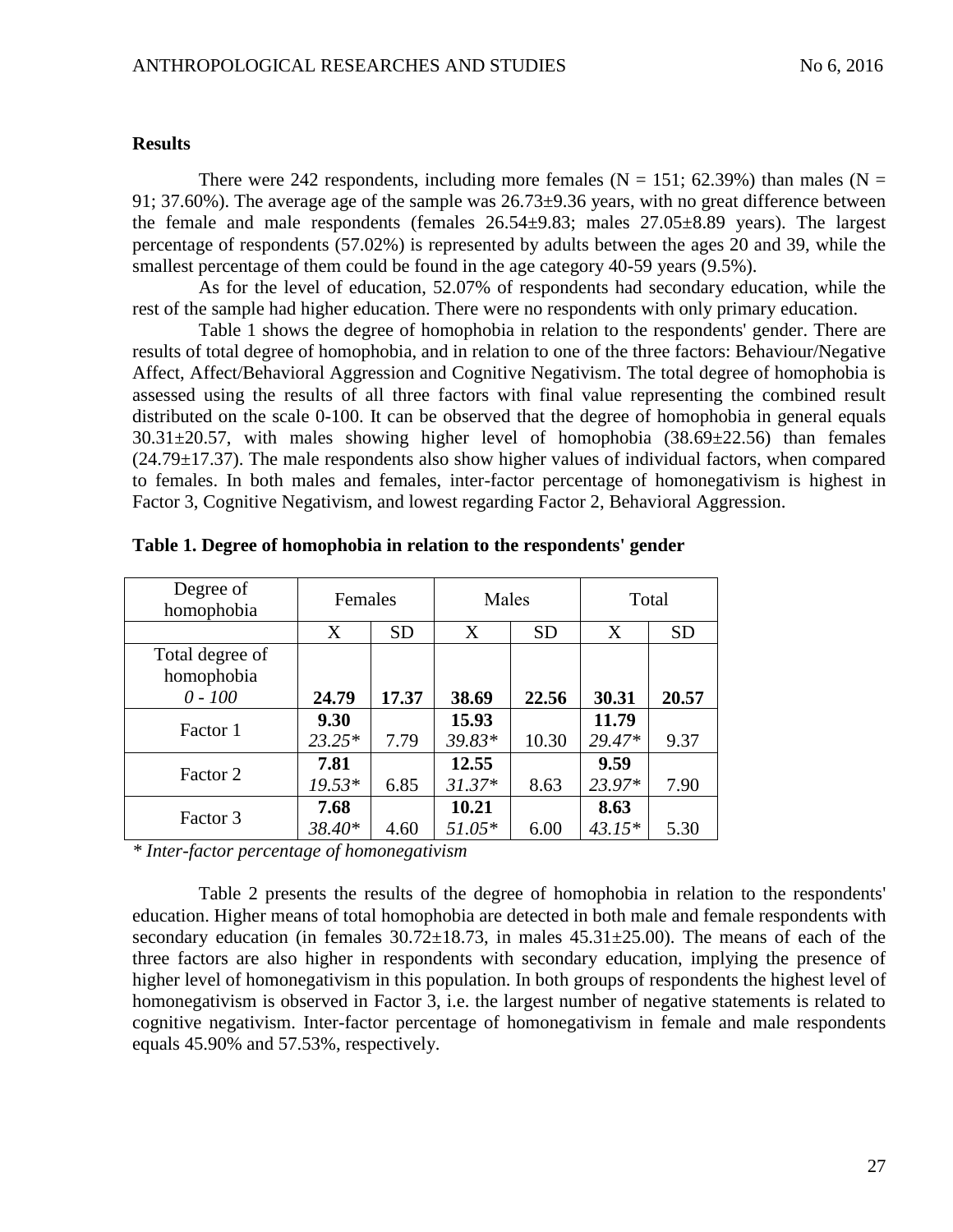## Results

There were 242 respondents, including more females (N = 151; 62.39%) than males (N = 91; 37.60%). The average age of the sample was 26.73±9.36 years, with no great difference between the female and male respondents (females 26.54±9.83; males 27.05±8.89 years). The largest percentage of respondents (57.02%) is represented by adults between the ages 20 and 39, while the smallest percentage of them could be found in the age category 40-59 years (9.5%).

As for the level of education, 52.07% of respondents had secondary education, while the rest of the sample had higher education. There were no respondents with only primary education.

Table 1 shows the degree of homophobia in relation to the respondents' gender. There are results of total degree of homophobia, and in relation to one of the three factors: Behaviour/Negative Affect, Affect/Behavioral Aggression and Cognitive Negativism. The total degree of homophobia is assessed using the results of all three factors with final value representing the combined result distributed on the scale 0-100. It can be observed that the degree of homophobia in general equals 30.31±20.57, with males showing higher level of homophobia (38.69±22.56) than females (24.79±17.37). The male respondents also show higher values of individual factors, when compared to females. In both males and females, inter-factor percentage of homonegativism is highest in Factor 3, Cognitive Negativism, and lowest regarding Factor 2, Behavioral Aggression.

**Table 1. Degree of homophobia in relation to the respondents' gender**

| Degree of homophobia | Females | | Males | | Total | |
|---|---|---|---|---|---|---|
| | X | SD | X | SD | X | SD |
| Total degree of homophobia *0 - 100* | **24.79** | **17.37** | **38.69** | **22.56** | **30.31** | **20.57** |
| Factor 1 | **9.30** *23.25** | 7.79 | **15.93** *39.83** | 10.30 | **11.79** *29.47** | 9.37 |
| Factor 2 | **7.81** *19.53** | 6.85 | **12.55** *31.37** | 8.63 | **9.59** *23.97** | 7.90 |
| Factor 3 | **7.68** *38.40** | 4.60 | **10.21** *51.05** | 6.00 | **8.63** *43.15** | 5.30 |

*\* Inter-factor percentage of homonegativism*

Table 2 presents the results of the degree of homophobia in relation to the respondents' education. Higher means of total homophobia are detected in both male and female respondents with secondary education (in females 30.72±18.73, in males 45.31±25.00). The means of each of the three factors are also higher in respondents with secondary education, implying the presence of higher level of homonegativism in this population. In both groups of respondents the highest level of homonegativism is observed in Factor 3, i.e. the largest number of negative statements is related to cognitive negativism. Inter-factor percentage of homonegativism in female and male respondents equals 45.90% and 57.53%, respectively.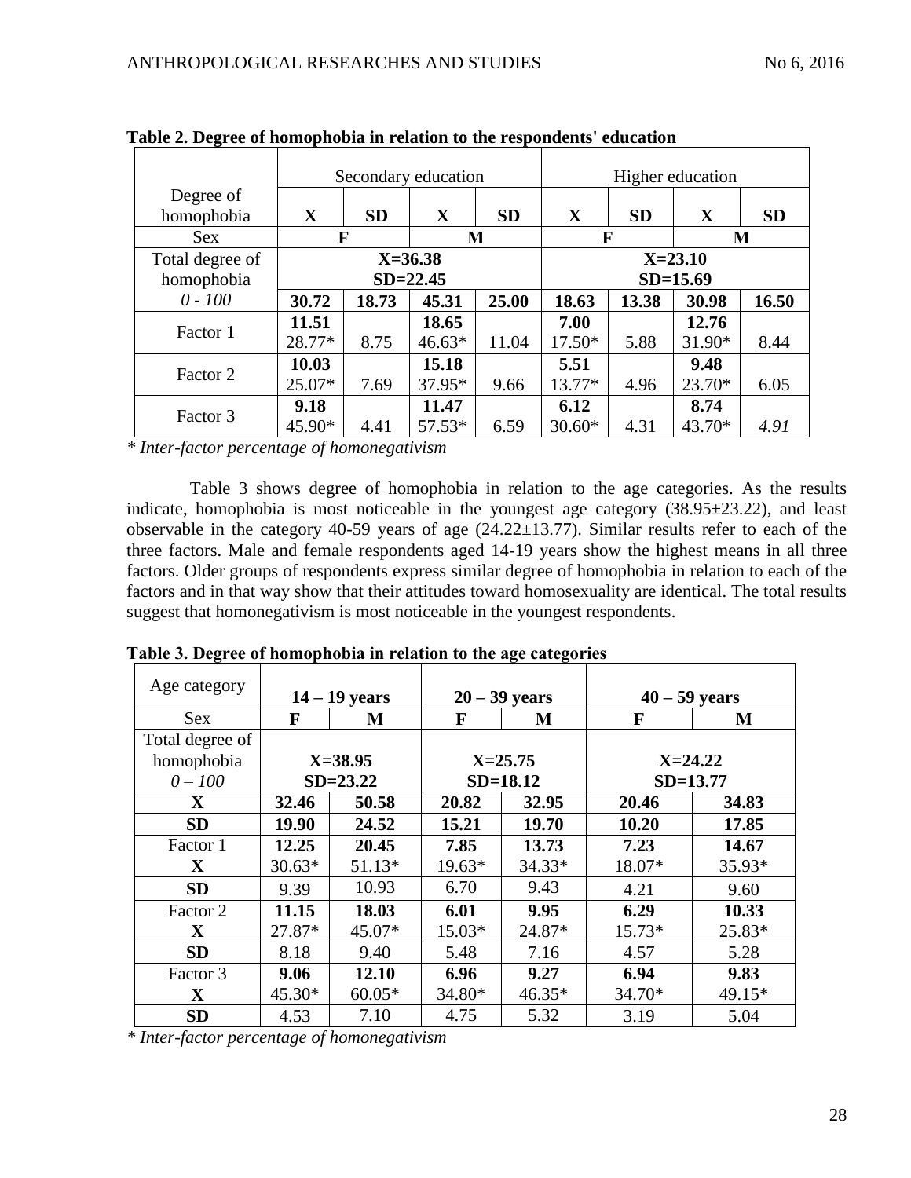**Table 2. Degree of homophobia in relation to the respondents' education**

| Degree of homophobia | Secondary education | | | | Higher education | | | |
|---|---|---|---|---|---|---|---|---|
| | **X** | **SD** | **X** | **SD** | **X** | **SD** | **X** | **SD** |
| Sex | **F** | | **M** | | **F** | | **M** | |
| Total degree of homophobia *0 - 100* | **X=36.38 SD=22.45** | | | | **X=23.10 SD=15.69** | | | |
| | **30.72** | **18.73** | **45.31** | **25.00** | **18.63** | **13.38** | **30.98** | **16.50** |
| Factor 1 | **11.51** 28.77* | 8.75 | **18.65** 46.63* | 11.04 | **7.00** 17.50* | 5.88 | **12.76** 31.90* | 8.44 |
| Factor 2 | **10.03** 25.07* | 7.69 | **15.18** 37.95* | 9.66 | **5.51** 13.77* | 4.96 | **9.48** 23.70* | 6.05 |
| Factor 3 | **9.18** 45.90* | 4.41 | **11.47** 57.53* | 6.59 | **6.12** 30.60* | 4.31 | **8.74** 43.70* | *4.91* |

*\* Inter-factor percentage of homonegativism*

Table 3 shows degree of homophobia in relation to the age categories. As the results indicate, homophobia is most noticeable in the youngest age category (38.95±23.22), and least observable in the category 40-59 years of age (24.22±13.77). Similar results refer to each of the three factors. Male and female respondents aged 14-19 years show the highest means in all three factors. Older groups of respondents express similar degree of homophobia in relation to each of the factors and in that way show that their attitudes toward homosexuality are identical. The total results suggest that homonegativism is most noticeable in the youngest respondents.

**Table 3. Degree of homophobia in relation to the age categories**

| Age category | **14 – 19 years** | | **20 – 39 years** | | **40 – 59 years** | |
|---|---|---|---|---|---|---|
| Sex | **F** | **M** | **F** | **M** | **F** | **M** |
| Total degree of homophobia *0 – 100* | **X=38.95 SD=23.22** | | **X=25.75 SD=18.12** | | **X=24.22 SD=13.77** | |
| **X** | **32.46** | **50.58** | **20.82** | **32.95** | **20.46** | **34.83** |
| **SD** | **19.90** | **24.52** | **15.21** | **19.70** | **10.20** | **17.85** |
| Factor 1 **X** | **12.25** 30.63* | **20.45** 51.13* | **7.85** 19.63* | **13.73** 34.33* | **7.23** 18.07* | **14.67** 35.93* |
| **SD** | 9.39 | 10.93 | 6.70 | 9.43 | 4.21 | 9.60 |
| Factor 2 **X** | **11.15** 27.87* | **18.03** 45.07* | **6.01** 15.03* | **9.95** 24.87* | **6.29** 15.73* | **10.33** 25.83* |
| **SD** | 8.18 | 9.40 | 5.48 | 7.16 | 4.57 | 5.28 |
| Factor 3 **X** | **9.06** 45.30* | **12.10** 60.05* | **6.96** 34.80* | **9.27** 46.35* | **6.94** 34.70* | **9.83** 49.15* |
| **SD** | 4.53 | 7.10 | 4.75 | 5.32 | 3.19 | 5.04 |

*\* Inter-factor percentage of homonegativism*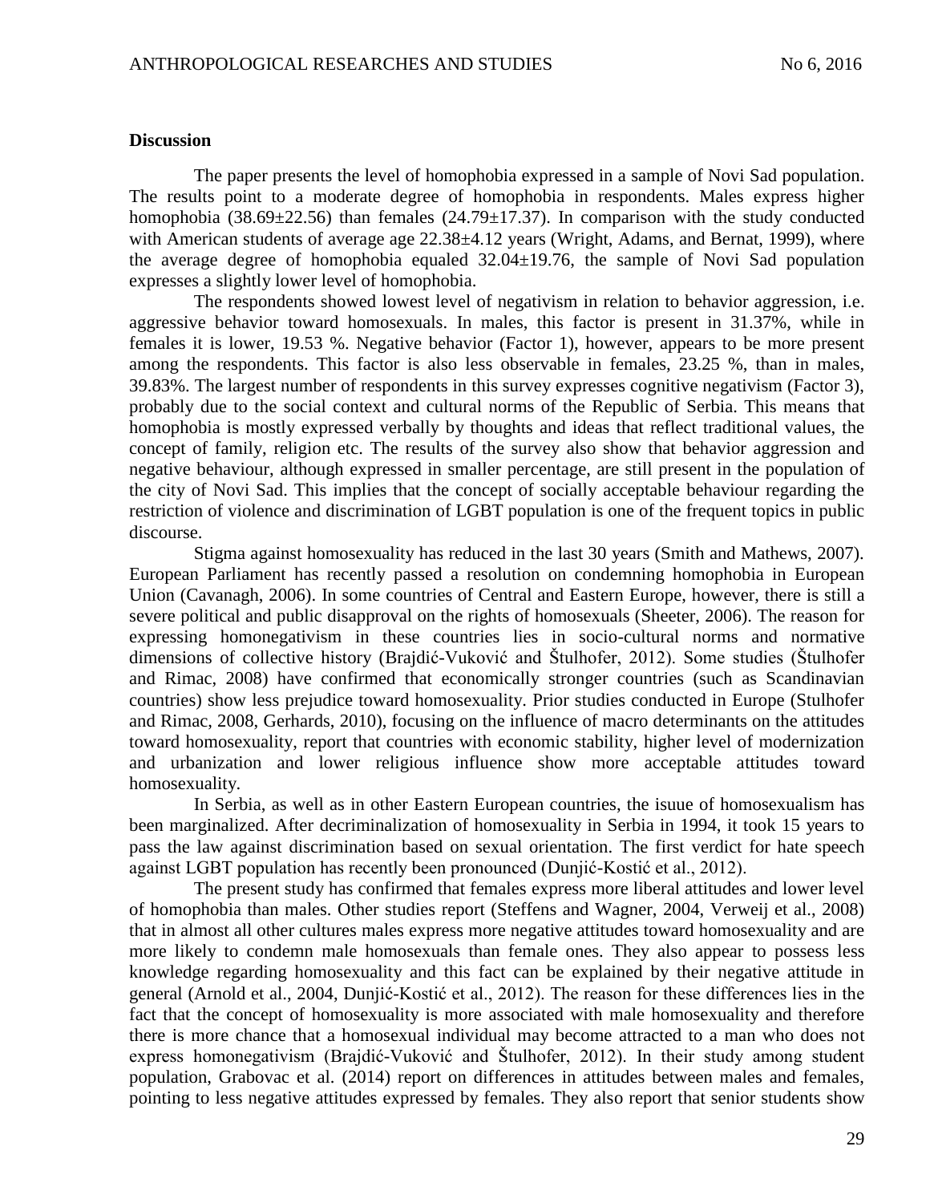### Discussion

The paper presents the level of homophobia expressed in a sample of Novi Sad population. The results point to a moderate degree of homophobia in respondents. Males express higher homophobia (38.69±22.56) than females (24.79±17.37). In comparison with the study conducted with American students of average age 22.38±4.12 years (Wright, Adams, and Bernat, 1999), where the average degree of homophobia equaled 32.04±19.76, the sample of Novi Sad population expresses a slightly lower level of homophobia.

The respondents showed lowest level of negativism in relation to behavior aggression, i.e. aggressive behavior toward homosexuals. In males, this factor is present in 31.37%, while in females it is lower, 19.53 %. Negative behavior (Factor 1), however, appears to be more present among the respondents. This factor is also less observable in females, 23.25 %, than in males, 39.83%. The largest number of respondents in this survey expresses cognitive negativism (Factor 3), probably due to the social context and cultural norms of the Republic of Serbia. This means that homophobia is mostly expressed verbally by thoughts and ideas that reflect traditional values, the concept of family, religion etc. The results of the survey also show that behavior aggression and negative behaviour, although expressed in smaller percentage, are still present in the population of the city of Novi Sad. This implies that the concept of socially acceptable behaviour regarding the restriction of violence and discrimination of LGBT population is one of the frequent topics in public discourse.

Stigma against homosexuality has reduced in the last 30 years (Smith and Mathews, 2007). European Parliament has recently passed a resolution on condemning homophobia in European Union (Cavanagh, 2006). In some countries of Central and Eastern Europe, however, there is still a severe political and public disapproval on the rights of homosexuals (Sheeter, 2006). The reason for expressing homonegativism in these countries lies in socio-cultural norms and normative dimensions of collective history (Brajdić-Vuković and Štulhofer, 2012). Some studies (Štulhofer and Rimac, 2008) have confirmed that economically stronger countries (such as Scandinavian countries) show less prejudice toward homosexuality. Prior studies conducted in Europe (Stulhofer and Rimac, 2008, Gerhards, 2010), focusing on the influence of macro determinants on the attitudes toward homosexuality, report that countries with economic stability, higher level of modernization and urbanization and lower religious influence show more acceptable attitudes toward homosexuality.

In Serbia, as well as in other Eastern European countries, the isuue of homosexualism has been marginalized. After decriminalization of homosexuality in Serbia in 1994, it took 15 years to pass the law against discrimination based on sexual orientation. The first verdict for hate speech against LGBT population has recently been pronounced (Dunjić-Kostić et al., 2012).

The present study has confirmed that females express more liberal attitudes and lower level of homophobia than males. Other studies report (Steffens and Wagner, 2004, Verweij et al., 2008) that in almost all other cultures males express more negative attitudes toward homosexuality and are more likely to condemn male homosexuals than female ones. They also appear to possess less knowledge regarding homosexuality and this fact can be explained by their negative attitude in general (Arnold et al., 2004, Dunjić-Kostić et al., 2012). The reason for these differences lies in the fact that the concept of homosexuality is more associated with male homosexuality and therefore there is more chance that a homosexual individual may become attracted to a man who does not express homonegativism (Brajdić-Vuković and Štulhofer, 2012). In their study among student population, Grabovac et al. (2014) report on differences in attitudes between males and females, pointing to less negative attitudes expressed by females. They also report that senior students show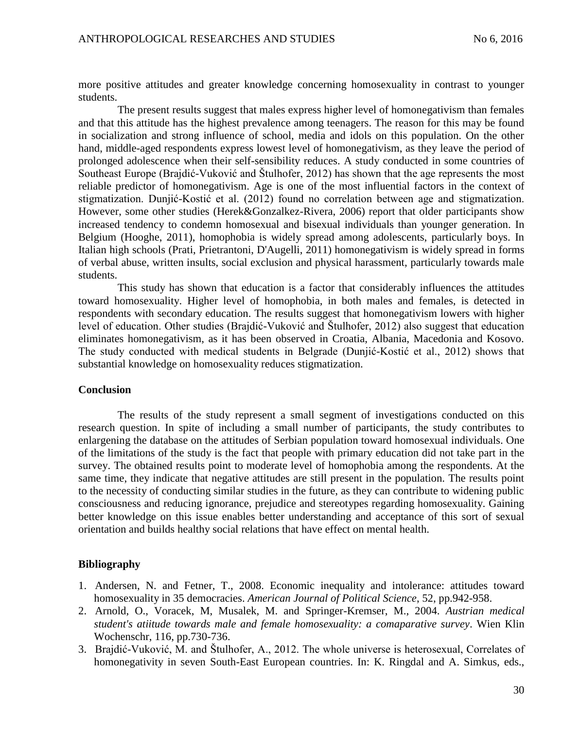more positive attitudes and greater knowledge concerning homosexuality in contrast to younger students.

The present results suggest that males express higher level of homonegativism than females and that this attitude has the highest prevalence among teenagers. The reason for this may be found in socialization and strong influence of school, media and idols on this population. On the other hand, middle-aged respondents express lowest level of homonegativism, as they leave the period of prolonged adolescence when their self-sensibility reduces. A study conducted in some countries of Southeast Europe (Brajdić-Vuković and Štulhofer, 2012) has shown that the age represents the most reliable predictor of homonegativism. Age is one of the most influential factors in the context of stigmatization. Dunjić-Kostić et al. (2012) found no correlation between age and stigmatization. However, some other studies (Herek&Gonzalkez-Rivera, 2006) report that older participants show increased tendency to condemn homosexual and bisexual individuals than younger generation. In Belgium (Hooghe, 2011), homophobia is widely spread among adolescents, particularly boys. In Italian high schools (Prati, Prietrantoni, D'Augelli, 2011) homonegativism is widely spread in forms of verbal abuse, written insults, social exclusion and physical harassment, particularly towards male students.

This study has shown that education is a factor that considerably influences the attitudes toward homosexuality. Higher level of homophobia, in both males and females, is detected in respondents with secondary education. The results suggest that homonegativism lowers with higher level of education. Other studies (Brajdić-Vuković and Štulhofer, 2012) also suggest that education eliminates homonegativism, as it has been observed in Croatia, Albania, Macedonia and Kosovo. The study conducted with medical students in Belgrade (Dunjić-Kostić et al., 2012) shows that substantial knowledge on homosexuality reduces stigmatization.

## Conclusion

The results of the study represent a small segment of investigations conducted on this research question. In spite of including a small number of participants, the study contributes to enlargening the database on the attitudes of Serbian population toward homosexual individuals. One of the limitations of the study is the fact that people with primary education did not take part in the survey. The obtained results point to moderate level of homophobia among the respondents. At the same time, they indicate that negative attitudes are still present in the population. The results point to the necessity of conducting similar studies in the future, as they can contribute to widening public consciousness and reducing ignorance, prejudice and stereotypes regarding homosexuality. Gaining better knowledge on this issue enables better understanding and acceptance of this sort of sexual orientation and builds healthy social relations that have effect on mental health.

## Bibliography

1. Andersen, N. and Fetner, T., 2008. Economic inequality and intolerance: attitudes toward homosexuality in 35 democracies. *American Journal of Political Science*, 52, pp.942-958.
2. Arnold, O., Voracek, M, Musalek, M. and Springer-Kremser, M., 2004. *Austrian medical student's atiitude towards male and female homosexuality: a comaparative survey*. Wien Klin Wochenschr, 116, pp.730-736.
3. Brajdić-Vuković, M. and Štulhofer, A., 2012. The whole universe is heterosexual, Correlates of homonegativity in seven South-East European countries. In: K. Ringdal and A. Simkus, eds.,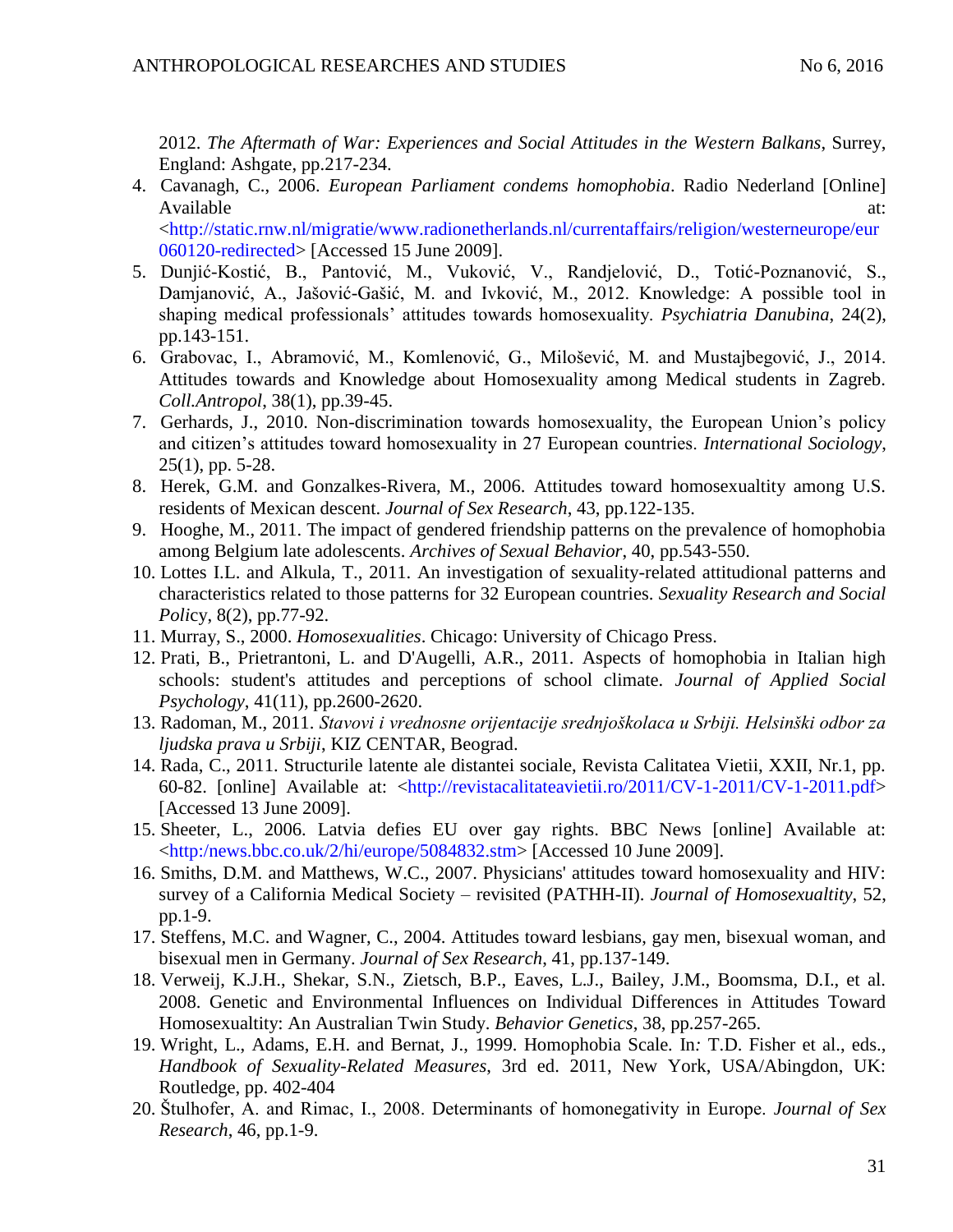2012. *The Aftermath of War: Experiences and Social Attitudes in the Western Balkans*, Surrey, England: Ashgate, pp.217-234.

4. Cavanagh, C., 2006. *European Parliament condems homophobia*. Radio Nederland [Online] Available at: <http://static.rnw.nl/migratie/www.radionetherlands.nl/currentaffairs/religion/westerneurope/eur060120-redirected> [Accessed 15 June 2009].
5. Dunjić-Kostić, B., Pantović, M., Vuković, V., Randjelović, D., Totić-Poznanović, S., Damjanović, A., Jašović-Gašić, M. and Ivković, M., 2012. Knowledge: A possible tool in shaping medical professionals' attitudes towards homosexuality. *Psychiatria Danubina*, 24(2), pp.143-151.
6. Grabovac, I., Abramović, M., Komlenović, G., Milošević, M. and Mustajbegović, J., 2014. Attitudes towards and Knowledge about Homosexuality among Medical students in Zagreb. *Coll.Antropol*, 38(1), pp.39-45.
7. Gerhards, J., 2010. Non-discrimination towards homosexuality, the European Union's policy and citizen's attitudes toward homosexuality in 27 European countries. *International Sociology*, 25(1), pp. 5-28.
8. Herek, G.M. and Gonzalkes-Rivera, M., 2006. Attitudes toward homosexualtity among U.S. residents of Mexican descent. *Journal of Sex Research*, 43, pp.122-135.
9. Hooghe, M., 2011. The impact of gendered friendship patterns on the prevalence of homophobia among Belgium late adolescents. *Archives of Sexual Behavior*, 40, pp.543-550.
10. Lottes I.L. and Alkula, T., 2011. An investigation of sexuality-related attitudional patterns and characteristics related to those patterns for 32 European countries. *Sexuality Research and Social Policy*, 8(2), pp.77-92.
11. Murray, S., 2000. *Homosexualities*. Chicago: University of Chicago Press.
12. Prati, B., Prietrantoni, L. and D'Augelli, A.R., 2011. Aspects of homophobia in Italian high schools: student's attitudes and perceptions of school climate. *Journal of Applied Social Psychology*, 41(11), pp.2600-2620.
13. Radoman, M., 2011. *Stavovi i vrednosne orijentacije srednjoškolaca u Srbiji. Helsinški odbor za ljudska prava u Srbiji*, KIZ CENTAR, Beograd.
14. Rada, C., 2011. Structurile latente ale distantei sociale, Revista Calitatea Vietii, XXII, Nr.1, pp. 60-82. [online] Available at: <http://revistacalitateavietii.ro/2011/CV-1-2011/CV-1-2011.pdf> [Accessed 13 June 2009].
15. Sheeter, L., 2006. Latvia defies EU over gay rights. BBC News [online] Available at: <http:/news.bbc.co.uk/2/hi/europe/5084832.stm> [Accessed 10 June 2009].
16. Smiths, D.M. and Matthews, W.C., 2007. Physicians' attitudes toward homosexuality and HIV: survey of a California Medical Society – revisited (PATHH-II). *Journal of Homosexualtity*, 52, pp.1-9.
17. Steffens, M.C. and Wagner, C., 2004. Attitudes toward lesbians, gay men, bisexual woman, and bisexual men in Germany. *Journal of Sex Research*, 41, pp.137-149.
18. Verweij, K.J.H., Shekar, S.N., Zietsch, B.P., Eaves, L.J., Bailey, J.M., Boomsma, D.I., et al. 2008. Genetic and Environmental Influences on Individual Differences in Attitudes Toward Homosexualtity: An Australian Twin Study. *Behavior Genetics*, 38, pp.257-265.
19. Wright, L., Adams, E.H. and Bernat, J., 1999. Homophobia Scale. In: T.D. Fisher et al., eds., *Handbook of Sexuality-Related Measures*, 3rd ed. 2011, New York, USA/Abingdon, UK: Routledge, pp. 402-404
20. Štulhofer, A. and Rimac, I., 2008. Determinants of homonegativity in Europe. *Journal of Sex Research*, 46, pp.1-9.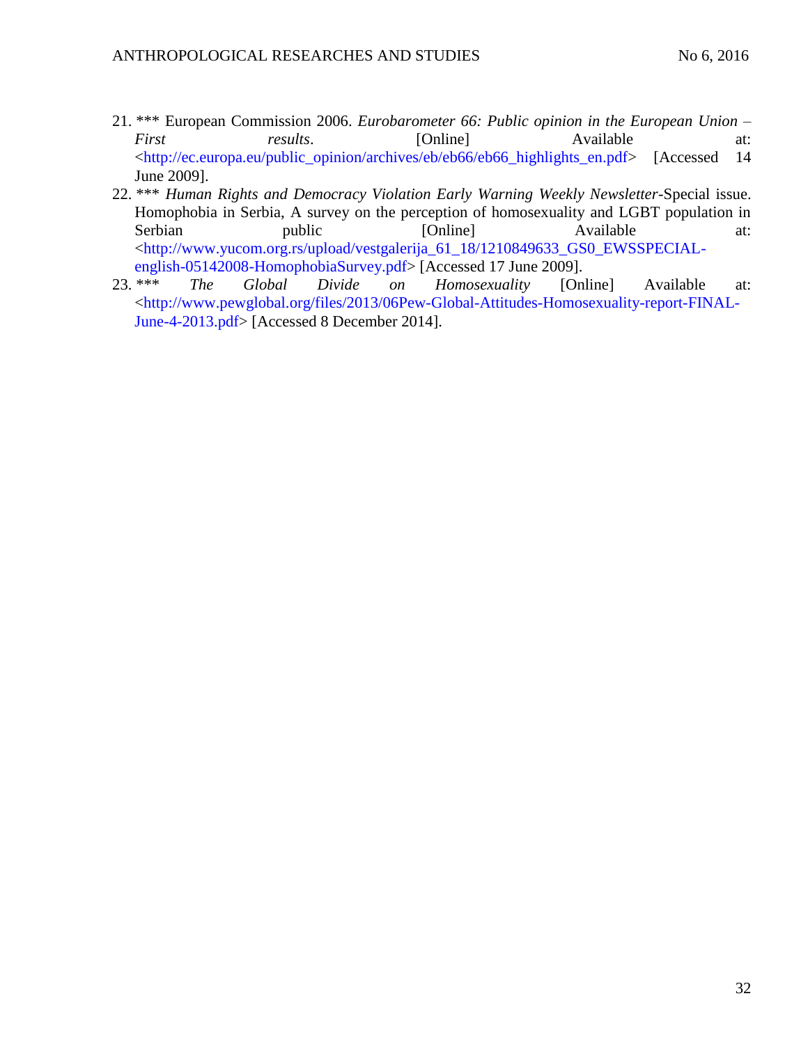21. *** European Commission 2006. *Eurobarometer 66: Public opinion in the European Union – First results*. [Online] Available at: <http://ec.europa.eu/public_opinion/archives/eb/eb66/eb66_highlights_en.pdf> [Accessed 14 June 2009].
22. *** *Human Rights and Democracy Violation Early Warning Weekly Newsletter*-Special issue. Homophobia in Serbia, A survey on the perception of homosexuality and LGBT population in Serbian public [Online] Available at: <http://www.yucom.org.rs/upload/vestgalerija_61_18/1210849633_GS0_EWSSPECIAL-english-05142008-HomophobiaSurvey.pdf> [Accessed 17 June 2009].
23. *** *The Global Divide on Homosexuality* [Online] Available at: <http://www.pewglobal.org/files/2013/06Pew-Global-Attitudes-Homosexuality-report-FINAL-June-4-2013.pdf> [Accessed 8 December 2014].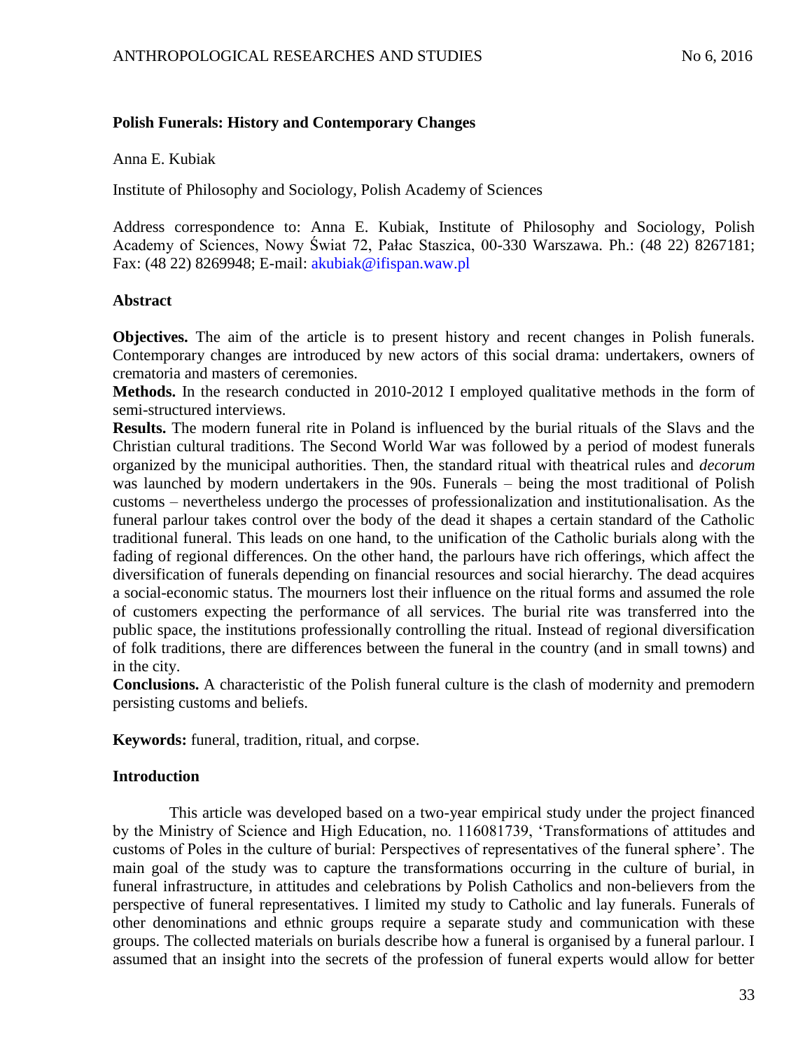## Polish Funerals: History and Contemporary Changes

Anna E. Kubiak

Institute of Philosophy and Sociology, Polish Academy of Sciences

Address correspondence to: Anna E. Kubiak, Institute of Philosophy and Sociology, Polish Academy of Sciences, Nowy Świat 72, Pałac Staszica, 00-330 Warszawa. Ph.: (48 22) 8267181; Fax: (48 22) 8269948; E-mail: akubiak@ifispan.waw.pl

### Abstract

**Objectives.** The aim of the article is to present history and recent changes in Polish funerals. Contemporary changes are introduced by new actors of this social drama: undertakers, owners of crematoria and masters of ceremonies.

**Methods.** In the research conducted in 2010-2012 I employed qualitative methods in the form of semi-structured interviews.

**Results.** The modern funeral rite in Poland is influenced by the burial rituals of the Slavs and the Christian cultural traditions. The Second World War was followed by a period of modest funerals organized by the municipal authorities. Then, the standard ritual with theatrical rules and *decorum* was launched by modern undertakers in the 90s. Funerals – being the most traditional of Polish customs – nevertheless undergo the processes of professionalization and institutionalisation. As the funeral parlour takes control over the body of the dead it shapes a certain standard of the Catholic traditional funeral. This leads on one hand, to the unification of the Catholic burials along with the fading of regional differences. On the other hand, the parlours have rich offerings, which affect the diversification of funerals depending on financial resources and social hierarchy. The dead acquires a social-economic status. The mourners lost their influence on the ritual forms and assumed the role of customers expecting the performance of all services. The burial rite was transferred into the public space, the institutions professionally controlling the ritual. Instead of regional diversification of folk traditions, there are differences between the funeral in the country (and in small towns) and in the city.

**Conclusions.** A characteristic of the Polish funeral culture is the clash of modernity and premodern persisting customs and beliefs.

**Keywords:** funeral, tradition, ritual, and corpse.

### Introduction

This article was developed based on a two-year empirical study under the project financed by the Ministry of Science and High Education, no. 116081739, 'Transformations of attitudes and customs of Poles in the culture of burial: Perspectives of representatives of the funeral sphere'. The main goal of the study was to capture the transformations occurring in the culture of burial, in funeral infrastructure, in attitudes and celebrations by Polish Catholics and non-believers from the perspective of funeral representatives. I limited my study to Catholic and lay funerals. Funerals of other denominations and ethnic groups require a separate study and communication with these groups. The collected materials on burials describe how a funeral is organised by a funeral parlour. I assumed that an insight into the secrets of the profession of funeral experts would allow for better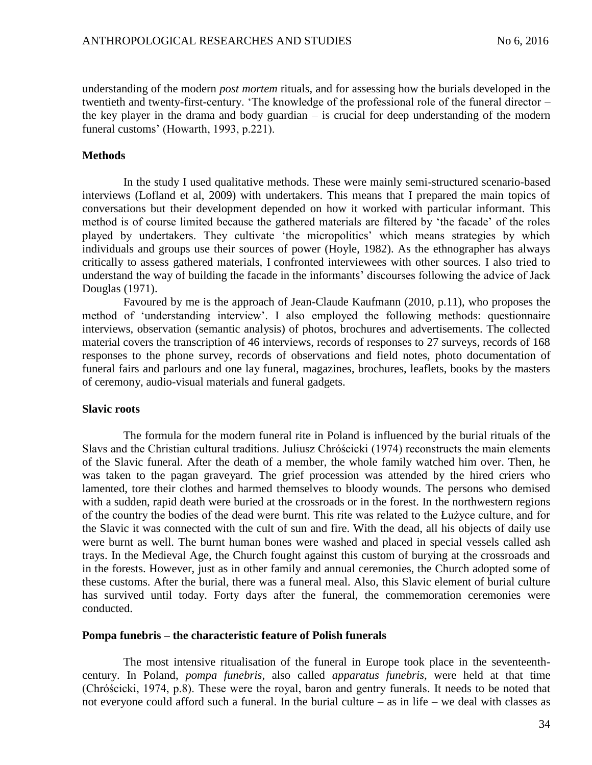understanding of the modern *post mortem* rituals, and for assessing how the burials developed in the twentieth and twenty-first-century. 'The knowledge of the professional role of the funeral director – the key player in the drama and body guardian – is crucial for deep understanding of the modern funeral customs' (Howarth, 1993, p.221).

**Methods**

In the study I used qualitative methods. These were mainly semi-structured scenario-based interviews (Lofland et al, 2009) with undertakers. This means that I prepared the main topics of conversations but their development depended on how it worked with particular informant. This method is of course limited because the gathered materials are filtered by 'the facade' of the roles played by undertakers. They cultivate 'the micropolitics' which means strategies by which individuals and groups use their sources of power (Hoyle, 1982). As the ethnographer has always critically to assess gathered materials, I confronted interviewees with other sources. I also tried to understand the way of building the facade in the informants' discourses following the advice of Jack Douglas (1971).

Favoured by me is the approach of Jean-Claude Kaufmann (2010, p.11), who proposes the method of 'understanding interview'. I also employed the following methods: questionnaire interviews, observation (semantic analysis) of photos, brochures and advertisements. The collected material covers the transcription of 46 interviews, records of responses to 27 surveys, records of 168 responses to the phone survey, records of observations and field notes, photo documentation of funeral fairs and parlours and one lay funeral, magazines, brochures, leaflets, books by the masters of ceremony, audio-visual materials and funeral gadgets.

**Slavic roots**

The formula for the modern funeral rite in Poland is influenced by the burial rituals of the Slavs and the Christian cultural traditions. Juliusz Chróścicki (1974) reconstructs the main elements of the Slavic funeral. After the death of a member, the whole family watched him over. Then, he was taken to the pagan graveyard. The grief procession was attended by the hired criers who lamented, tore their clothes and harmed themselves to bloody wounds. The persons who demised with a sudden, rapid death were buried at the crossroads or in the forest. In the northwestern regions of the country the bodies of the dead were burnt. This rite was related to the Łużyce culture, and for the Slavic it was connected with the cult of sun and fire. With the dead, all his objects of daily use were burnt as well. The burnt human bones were washed and placed in special vessels called ash trays. In the Medieval Age, the Church fought against this custom of burying at the crossroads and in the forests. However, just as in other family and annual ceremonies, the Church adopted some of these customs. After the burial, there was a funeral meal. Also, this Slavic element of burial culture has survived until today. Forty days after the funeral, the commemoration ceremonies were conducted.

**Pompa funebris – the characteristic feature of Polish funerals**

The most intensive ritualisation of the funeral in Europe took place in the seventeenth-century. In Poland, *pompa funebris*, also called *apparatus funebris,* were held at that time (Chróścicki, 1974, p.8). These were the royal, baron and gentry funerals. It needs to be noted that not everyone could afford such a funeral. In the burial culture – as in life – we deal with classes as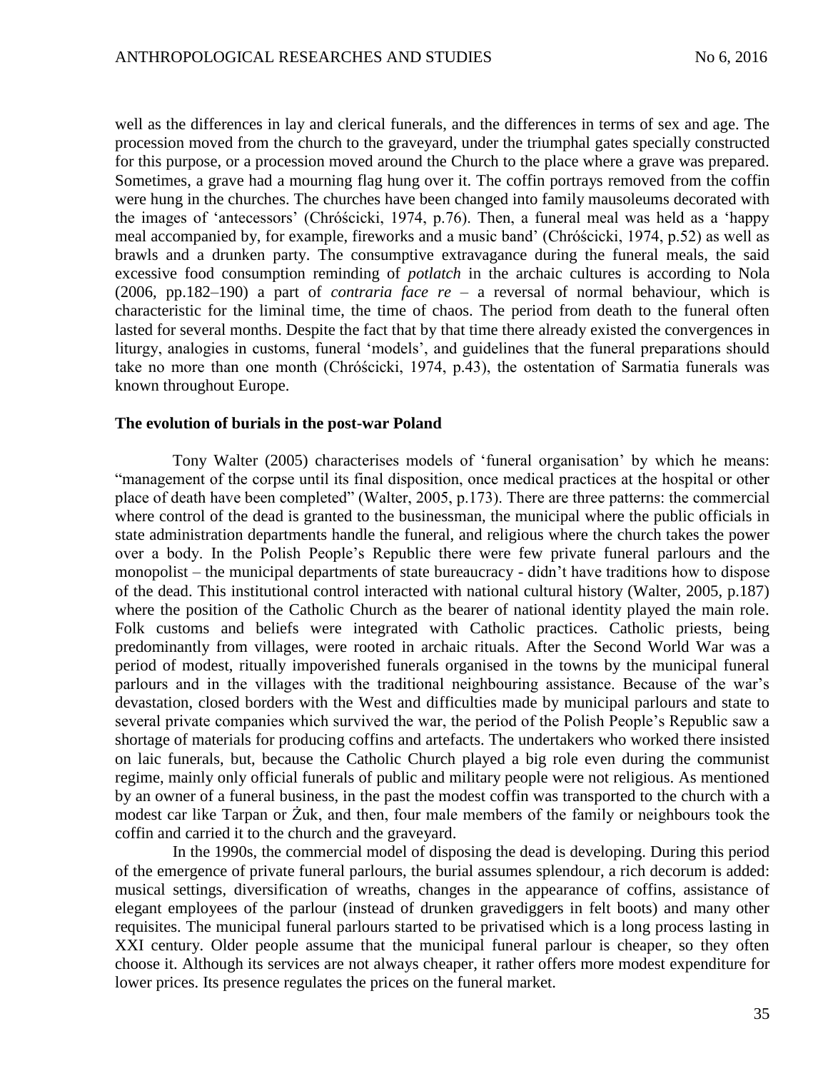well as the differences in lay and clerical funerals, and the differences in terms of sex and age. The procession moved from the church to the graveyard, under the triumphal gates specially constructed for this purpose, or a procession moved around the Church to the place where a grave was prepared. Sometimes, a grave had a mourning flag hung over it. The coffin portrays removed from the coffin were hung in the churches. The churches have been changed into family mausoleums decorated with the images of 'antecessors' (Chróścicki, 1974, p.76). Then, a funeral meal was held as a 'happy meal accompanied by, for example, fireworks and a music band' (Chróścicki, 1974, p.52) as well as brawls and a drunken party. The consumptive extravagance during the funeral meals, the said excessive food consumption reminding of *potlatch* in the archaic cultures is according to Nola (2006, pp.182–190) a part of *contraria face re* – a reversal of normal behaviour, which is characteristic for the liminal time, the time of chaos. The period from death to the funeral often lasted for several months. Despite the fact that by that time there already existed the convergences in liturgy, analogies in customs, funeral 'models', and guidelines that the funeral preparations should take no more than one month (Chróścicki, 1974, p.43), the ostentation of Sarmatia funerals was known throughout Europe.

**The evolution of burials in the post-war Poland**

Tony Walter (2005) characterises models of 'funeral organisation' by which he means: "management of the corpse until its final disposition, once medical practices at the hospital or other place of death have been completed" (Walter, 2005, p.173). There are three patterns: the commercial where control of the dead is granted to the businessman, the municipal where the public officials in state administration departments handle the funeral, and religious where the church takes the power over a body. In the Polish People's Republic there were few private funeral parlours and the monopolist – the municipal departments of state bureaucracy - didn't have traditions how to dispose of the dead. This institutional control interacted with national cultural history (Walter, 2005, p.187) where the position of the Catholic Church as the bearer of national identity played the main role. Folk customs and beliefs were integrated with Catholic practices. Catholic priests, being predominantly from villages, were rooted in archaic rituals. After the Second World War was a period of modest, ritually impoverished funerals organised in the towns by the municipal funeral parlours and in the villages with the traditional neighbouring assistance. Because of the war's devastation, closed borders with the West and difficulties made by municipal parlours and state to several private companies which survived the war, the period of the Polish People's Republic saw a shortage of materials for producing coffins and artefacts. The undertakers who worked there insisted on laic funerals, but, because the Catholic Church played a big role even during the communist regime, mainly only official funerals of public and military people were not religious. As mentioned by an owner of a funeral business, in the past the modest coffin was transported to the church with a modest car like Tarpan or Żuk, and then, four male members of the family or neighbours took the coffin and carried it to the church and the graveyard.

In the 1990s, the commercial model of disposing the dead is developing. During this period of the emergence of private funeral parlours, the burial assumes splendour, a rich decorum is added: musical settings, diversification of wreaths, changes in the appearance of coffins, assistance of elegant employees of the parlour (instead of drunken gravediggers in felt boots) and many other requisites. The municipal funeral parlours started to be privatised which is a long process lasting in XXI century. Older people assume that the municipal funeral parlour is cheaper, so they often choose it. Although its services are not always cheaper, it rather offers more modest expenditure for lower prices. Its presence regulates the prices on the funeral market.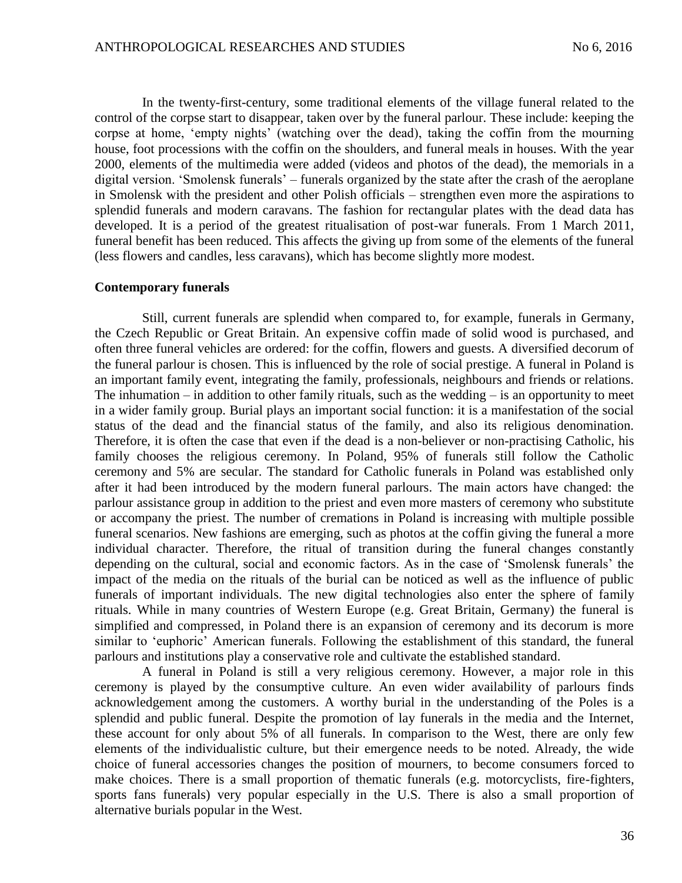In the twenty-first-century, some traditional elements of the village funeral related to the control of the corpse start to disappear, taken over by the funeral parlour. These include: keeping the corpse at home, 'empty nights' (watching over the dead), taking the coffin from the mourning house, foot processions with the coffin on the shoulders, and funeral meals in houses. With the year 2000, elements of the multimedia were added (videos and photos of the dead), the memorials in a digital version. 'Smolensk funerals' – funerals organized by the state after the crash of the aeroplane in Smolensk with the president and other Polish officials – strengthen even more the aspirations to splendid funerals and modern caravans. The fashion for rectangular plates with the dead data has developed. It is a period of the greatest ritualisation of post-war funerals. From 1 March 2011, funeral benefit has been reduced. This affects the giving up from some of the elements of the funeral (less flowers and candles, less caravans), which has become slightly more modest.

**Contemporary funerals**

Still, current funerals are splendid when compared to, for example, funerals in Germany, the Czech Republic or Great Britain. An expensive coffin made of solid wood is purchased, and often three funeral vehicles are ordered: for the coffin, flowers and guests. A diversified decorum of the funeral parlour is chosen. This is influenced by the role of social prestige. A funeral in Poland is an important family event, integrating the family, professionals, neighbours and friends or relations. The inhumation – in addition to other family rituals, such as the wedding – is an opportunity to meet in a wider family group. Burial plays an important social function: it is a manifestation of the social status of the dead and the financial status of the family, and also its religious denomination. Therefore, it is often the case that even if the dead is a non-believer or non-practising Catholic, his family chooses the religious ceremony. In Poland, 95% of funerals still follow the Catholic ceremony and 5% are secular. The standard for Catholic funerals in Poland was established only after it had been introduced by the modern funeral parlours. The main actors have changed: the parlour assistance group in addition to the priest and even more masters of ceremony who substitute or accompany the priest. The number of cremations in Poland is increasing with multiple possible funeral scenarios. New fashions are emerging, such as photos at the coffin giving the funeral a more individual character. Therefore, the ritual of transition during the funeral changes constantly depending on the cultural, social and economic factors. As in the case of 'Smolensk funerals' the impact of the media on the rituals of the burial can be noticed as well as the influence of public funerals of important individuals. The new digital technologies also enter the sphere of family rituals. While in many countries of Western Europe (e.g. Great Britain, Germany) the funeral is simplified and compressed, in Poland there is an expansion of ceremony and its decorum is more similar to 'euphoric' American funerals. Following the establishment of this standard, the funeral parlours and institutions play a conservative role and cultivate the established standard.

A funeral in Poland is still a very religious ceremony. However, a major role in this ceremony is played by the consumptive culture. An even wider availability of parlours finds acknowledgement among the customers. A worthy burial in the understanding of the Poles is a splendid and public funeral. Despite the promotion of lay funerals in the media and the Internet, these account for only about 5% of all funerals. In comparison to the West, there are only few elements of the individualistic culture, but their emergence needs to be noted. Already, the wide choice of funeral accessories changes the position of mourners, to become consumers forced to make choices. There is a small proportion of thematic funerals (e.g. motorcyclists, fire-fighters, sports fans funerals) very popular especially in the U.S. There is also a small proportion of alternative burials popular in the West.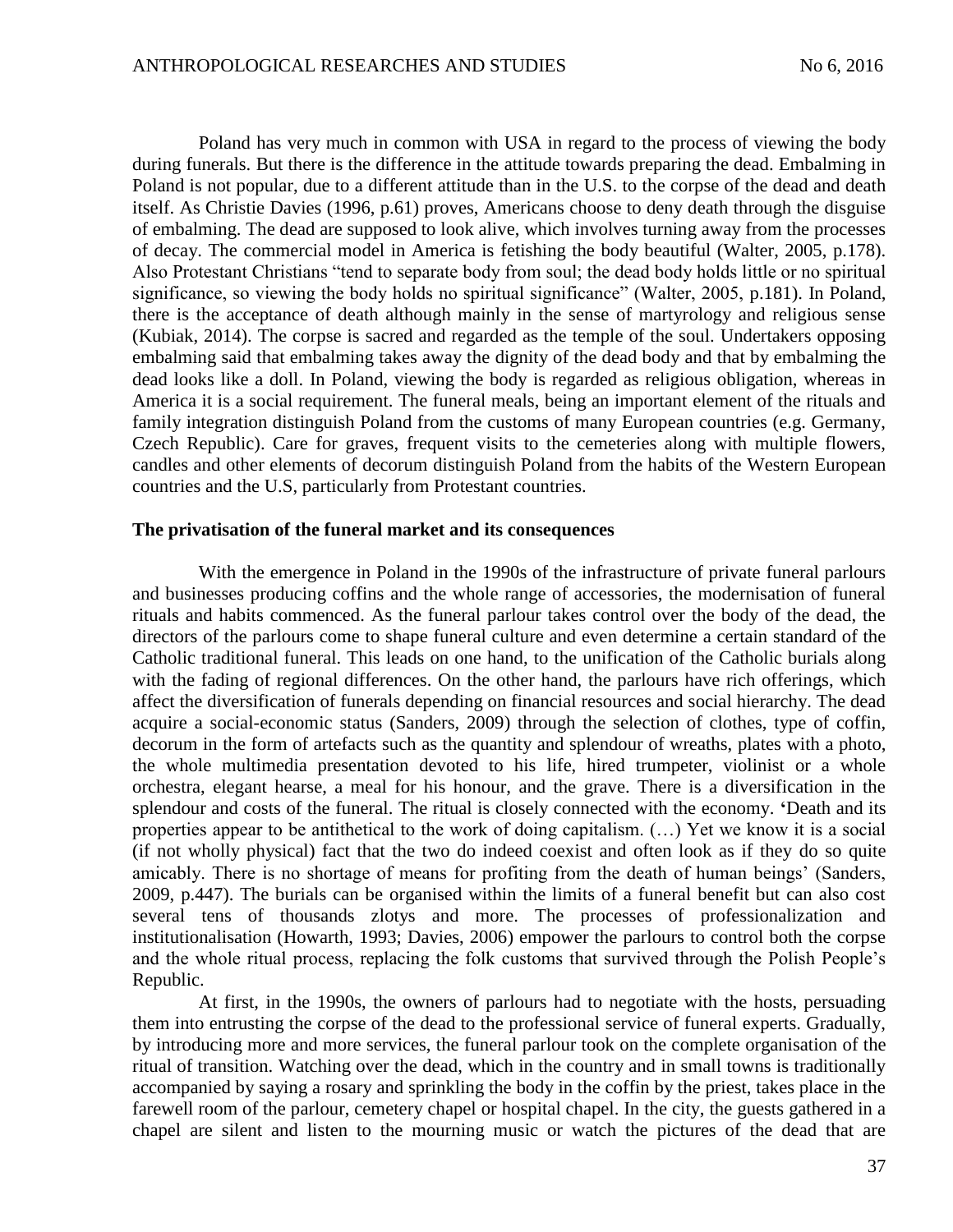Poland has very much in common with USA in regard to the process of viewing the body during funerals. But there is the difference in the attitude towards preparing the dead. Embalming in Poland is not popular, due to a different attitude than in the U.S. to the corpse of the dead and death itself. As Christie Davies (1996, p.61) proves, Americans choose to deny death through the disguise of embalming. The dead are supposed to look alive, which involves turning away from the processes of decay. The commercial model in America is fetishing the body beautiful (Walter, 2005, p.178). Also Protestant Christians "tend to separate body from soul; the dead body holds little or no spiritual significance, so viewing the body holds no spiritual significance" (Walter, 2005, p.181). In Poland, there is the acceptance of death although mainly in the sense of martyrology and religious sense (Kubiak, 2014). The corpse is sacred and regarded as the temple of the soul. Undertakers opposing embalming said that embalming takes away the dignity of the dead body and that by embalming the dead looks like a doll. In Poland, viewing the body is regarded as religious obligation, whereas in America it is a social requirement. The funeral meals, being an important element of the rituals and family integration distinguish Poland from the customs of many European countries (e.g. Germany, Czech Republic). Care for graves, frequent visits to the cemeteries along with multiple flowers, candles and other elements of decorum distinguish Poland from the habits of the Western European countries and the U.S, particularly from Protestant countries.

**The privatisation of the funeral market and its consequences**

With the emergence in Poland in the 1990s of the infrastructure of private funeral parlours and businesses producing coffins and the whole range of accessories, the modernisation of funeral rituals and habits commenced. As the funeral parlour takes control over the body of the dead, the directors of the parlours come to shape funeral culture and even determine a certain standard of the Catholic traditional funeral. This leads on one hand, to the unification of the Catholic burials along with the fading of regional differences. On the other hand, the parlours have rich offerings, which affect the diversification of funerals depending on financial resources and social hierarchy. The dead acquire a social-economic status (Sanders, 2009) through the selection of clothes, type of coffin, decorum in the form of artefacts such as the quantity and splendour of wreaths, plates with a photo, the whole multimedia presentation devoted to his life, hired trumpeter, violinist or a whole orchestra, elegant hearse, a meal for his honour, and the grave. There is a diversification in the splendour and costs of the funeral. The ritual is closely connected with the economy. 'Death and its properties appear to be antithetical to the work of doing capitalism. (…) Yet we know it is a social (if not wholly physical) fact that the two do indeed coexist and often look as if they do so quite amicably. There is no shortage of means for profiting from the death of human beings' (Sanders, 2009, p.447). The burials can be organised within the limits of a funeral benefit but can also cost several tens of thousands zlotys and more. The processes of professionalization and institutionalisation (Howarth, 1993; Davies, 2006) empower the parlours to control both the corpse and the whole ritual process, replacing the folk customs that survived through the Polish People's Republic.

At first, in the 1990s, the owners of parlours had to negotiate with the hosts, persuading them into entrusting the corpse of the dead to the professional service of funeral experts. Gradually, by introducing more and more services, the funeral parlour took on the complete organisation of the ritual of transition. Watching over the dead, which in the country and in small towns is traditionally accompanied by saying a rosary and sprinkling the body in the coffin by the priest, takes place in the farewell room of the parlour, cemetery chapel or hospital chapel. In the city, the guests gathered in a chapel are silent and listen to the mourning music or watch the pictures of the dead that are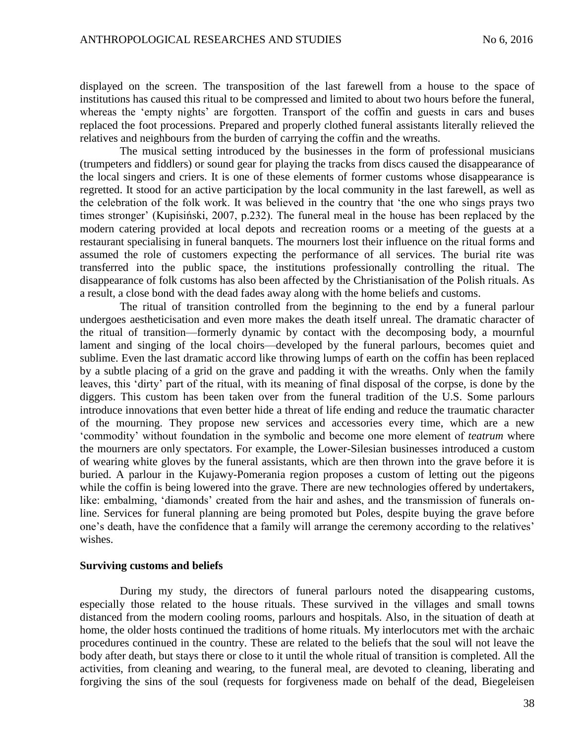displayed on the screen. The transposition of the last farewell from a house to the space of institutions has caused this ritual to be compressed and limited to about two hours before the funeral, whereas the 'empty nights' are forgotten. Transport of the coffin and guests in cars and buses replaced the foot processions. Prepared and properly clothed funeral assistants literally relieved the relatives and neighbours from the burden of carrying the coffin and the wreaths.

The musical setting introduced by the businesses in the form of professional musicians (trumpeters and fiddlers) or sound gear for playing the tracks from discs caused the disappearance of the local singers and criers. It is one of these elements of former customs whose disappearance is regretted. It stood for an active participation by the local community in the last farewell, as well as the celebration of the folk work. It was believed in the country that 'the one who sings prays two times stronger' (Kupisiński, 2007, p.232). The funeral meal in the house has been replaced by the modern catering provided at local depots and recreation rooms or a meeting of the guests at a restaurant specialising in funeral banquets. The mourners lost their influence on the ritual forms and assumed the role of customers expecting the performance of all services. The burial rite was transferred into the public space, the institutions professionally controlling the ritual. The disappearance of folk customs has also been affected by the Christianisation of the Polish rituals. As a result, a close bond with the dead fades away along with the home beliefs and customs.

The ritual of transition controlled from the beginning to the end by a funeral parlour undergoes aestheticisation and even more makes the death itself unreal. The dramatic character of the ritual of transition—formerly dynamic by contact with the decomposing body, a mournful lament and singing of the local choirs—developed by the funeral parlours, becomes quiet and sublime. Even the last dramatic accord like throwing lumps of earth on the coffin has been replaced by a subtle placing of a grid on the grave and padding it with the wreaths. Only when the family leaves, this 'dirty' part of the ritual, with its meaning of final disposal of the corpse, is done by the diggers. This custom has been taken over from the funeral tradition of the U.S. Some parlours introduce innovations that even better hide a threat of life ending and reduce the traumatic character of the mourning. They propose new services and accessories every time, which are a new 'commodity' without foundation in the symbolic and become one more element of *teatrum* where the mourners are only spectators. For example, the Lower-Silesian businesses introduced a custom of wearing white gloves by the funeral assistants, which are then thrown into the grave before it is buried. A parlour in the Kujawy-Pomerania region proposes a custom of letting out the pigeons while the coffin is being lowered into the grave. There are new technologies offered by undertakers, like: embalming, 'diamonds' created from the hair and ashes, and the transmission of funerals on-line. Services for funeral planning are being promoted but Poles, despite buying the grave before one's death, have the confidence that a family will arrange the ceremony according to the relatives' wishes.

**Surviving customs and beliefs**

During my study, the directors of funeral parlours noted the disappearing customs, especially those related to the house rituals. These survived in the villages and small towns distanced from the modern cooling rooms, parlours and hospitals. Also, in the situation of death at home, the older hosts continued the traditions of home rituals. My interlocutors met with the archaic procedures continued in the country. These are related to the beliefs that the soul will not leave the body after death, but stays there or close to it until the whole ritual of transition is completed. All the activities, from cleaning and wearing, to the funeral meal, are devoted to cleaning, liberating and forgiving the sins of the soul (requests for forgiveness made on behalf of the dead, Biegeleisen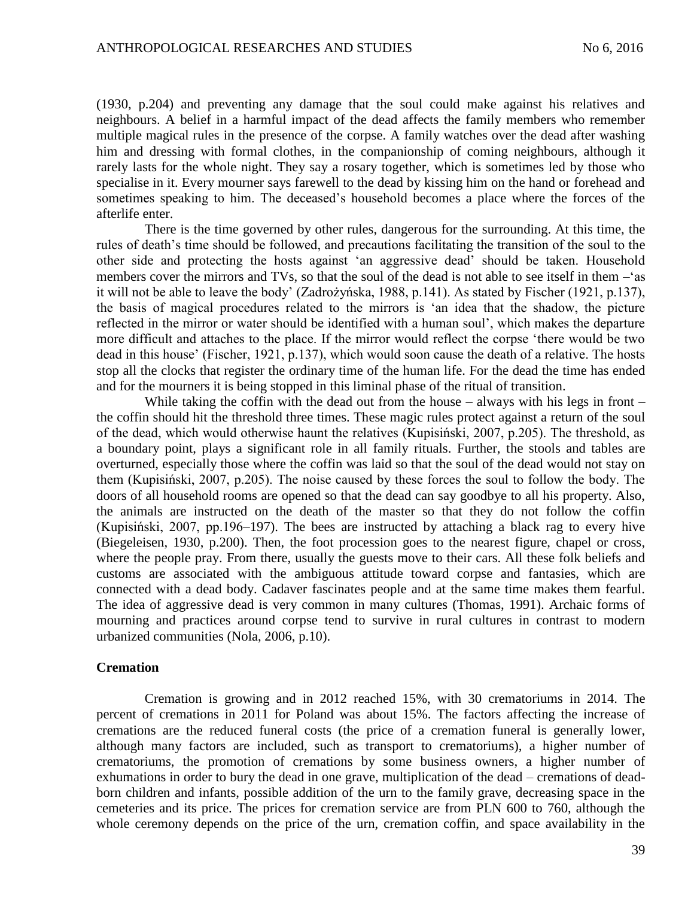(1930, p.204) and preventing any damage that the soul could make against his relatives and neighbours. A belief in a harmful impact of the dead affects the family members who remember multiple magical rules in the presence of the corpse. A family watches over the dead after washing him and dressing with formal clothes, in the companionship of coming neighbours, although it rarely lasts for the whole night. They say a rosary together, which is sometimes led by those who specialise in it. Every mourner says farewell to the dead by kissing him on the hand or forehead and sometimes speaking to him. The deceased's household becomes a place where the forces of the afterlife enter.

There is the time governed by other rules, dangerous for the surrounding. At this time, the rules of death's time should be followed, and precautions facilitating the transition of the soul to the other side and protecting the hosts against 'an aggressive dead' should be taken. Household members cover the mirrors and TVs, so that the soul of the dead is not able to see itself in them –'as it will not be able to leave the body' (Zadrożyńska, 1988, p.141). As stated by Fischer (1921, p.137), the basis of magical procedures related to the mirrors is 'an idea that the shadow, the picture reflected in the mirror or water should be identified with a human soul', which makes the departure more difficult and attaches to the place. If the mirror would reflect the corpse 'there would be two dead in this house' (Fischer, 1921, p.137), which would soon cause the death of a relative. The hosts stop all the clocks that register the ordinary time of the human life. For the dead the time has ended and for the mourners it is being stopped in this liminal phase of the ritual of transition.

While taking the coffin with the dead out from the house – always with his legs in front – the coffin should hit the threshold three times. These magic rules protect against a return of the soul of the dead, which would otherwise haunt the relatives (Kupisiński, 2007, p.205). The threshold, as a boundary point, plays a significant role in all family rituals. Further, the stools and tables are overturned, especially those where the coffin was laid so that the soul of the dead would not stay on them (Kupisiński, 2007, p.205). The noise caused by these forces the soul to follow the body. The doors of all household rooms are opened so that the dead can say goodbye to all his property. Also, the animals are instructed on the death of the master so that they do not follow the coffin (Kupisiński, 2007, pp.196–197). The bees are instructed by attaching a black rag to every hive (Biegeleisen, 1930, p.200). Then, the foot procession goes to the nearest figure, chapel or cross, where the people pray. From there, usually the guests move to their cars. All these folk beliefs and customs are associated with the ambiguous attitude toward corpse and fantasies, which are connected with a dead body. Cadaver fascinates people and at the same time makes them fearful. The idea of aggressive dead is very common in many cultures (Thomas, 1991). Archaic forms of mourning and practices around corpse tend to survive in rural cultures in contrast to modern urbanized communities (Nola, 2006, p.10).

## Cremation

Cremation is growing and in 2012 reached 15%, with 30 crematoriums in 2014. The percent of cremations in 2011 for Poland was about 15%. The factors affecting the increase of cremations are the reduced funeral costs (the price of a cremation funeral is generally lower, although many factors are included, such as transport to crematoriums), a higher number of crematoriums, the promotion of cremations by some business owners, a higher number of exhumations in order to bury the dead in one grave, multiplication of the dead – cremations of dead-born children and infants, possible addition of the urn to the family grave, decreasing space in the cemeteries and its price. The prices for cremation service are from PLN 600 to 760, although the whole ceremony depends on the price of the urn, cremation coffin, and space availability in the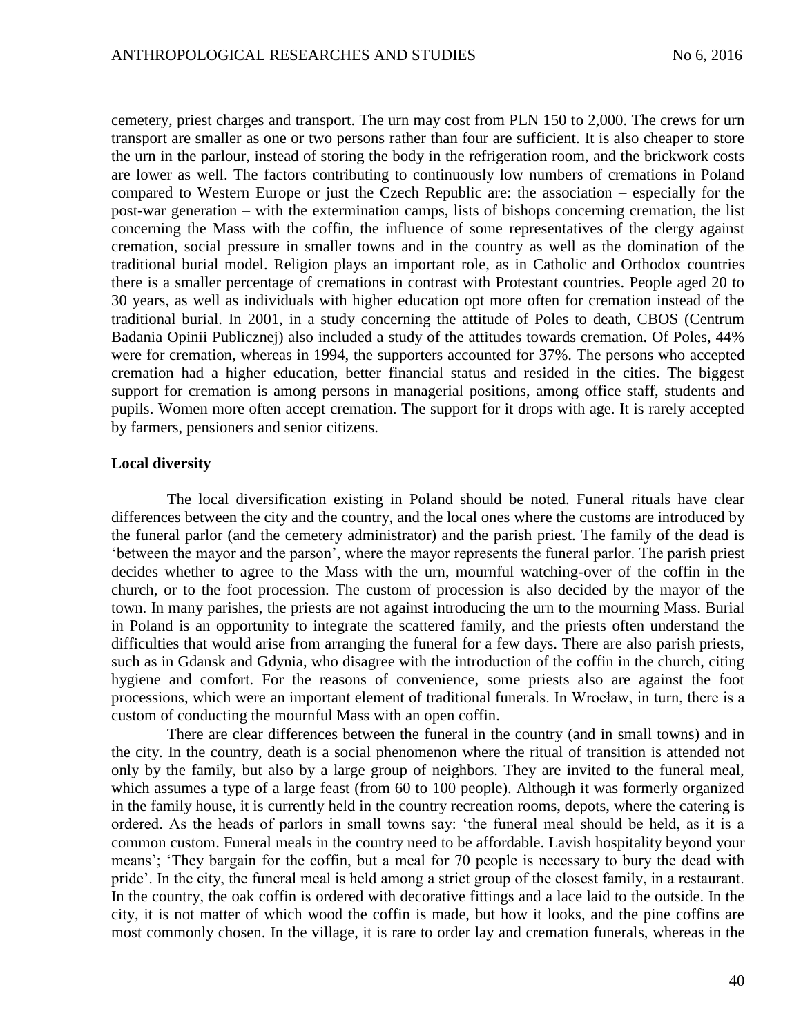cemetery, priest charges and transport. The urn may cost from PLN 150 to 2,000. The crews for urn transport are smaller as one or two persons rather than four are sufficient. It is also cheaper to store the urn in the parlour, instead of storing the body in the refrigeration room, and the brickwork costs are lower as well. The factors contributing to continuously low numbers of cremations in Poland compared to Western Europe or just the Czech Republic are: the association – especially for the post-war generation – with the extermination camps, lists of bishops concerning cremation, the list concerning the Mass with the coffin, the influence of some representatives of the clergy against cremation, social pressure in smaller towns and in the country as well as the domination of the traditional burial model. Religion plays an important role, as in Catholic and Orthodox countries there is a smaller percentage of cremations in contrast with Protestant countries. People aged 20 to 30 years, as well as individuals with higher education opt more often for cremation instead of the traditional burial. In 2001, in a study concerning the attitude of Poles to death, CBOS (Centrum Badania Opinii Publicznej) also included a study of the attitudes towards cremation. Of Poles, 44% were for cremation, whereas in 1994, the supporters accounted for 37%. The persons who accepted cremation had a higher education, better financial status and resided in the cities. The biggest support for cremation is among persons in managerial positions, among office staff, students and pupils. Women more often accept cremation. The support for it drops with age. It is rarely accepted by farmers, pensioners and senior citizens.

**Local diversity**

The local diversification existing in Poland should be noted. Funeral rituals have clear differences between the city and the country, and the local ones where the customs are introduced by the funeral parlor (and the cemetery administrator) and the parish priest. The family of the dead is 'between the mayor and the parson', where the mayor represents the funeral parlor. The parish priest decides whether to agree to the Mass with the urn, mournful watching-over of the coffin in the church, or to the foot procession. The custom of procession is also decided by the mayor of the town. In many parishes, the priests are not against introducing the urn to the mourning Mass. Burial in Poland is an opportunity to integrate the scattered family, and the priests often understand the difficulties that would arise from arranging the funeral for a few days. There are also parish priests, such as in Gdansk and Gdynia, who disagree with the introduction of the coffin in the church, citing hygiene and comfort. For the reasons of convenience, some priests also are against the foot processions, which were an important element of traditional funerals. In Wrocław, in turn, there is a custom of conducting the mournful Mass with an open coffin.

There are clear differences between the funeral in the country (and in small towns) and in the city. In the country, death is a social phenomenon where the ritual of transition is attended not only by the family, but also by a large group of neighbors. They are invited to the funeral meal, which assumes a type of a large feast (from 60 to 100 people). Although it was formerly organized in the family house, it is currently held in the country recreation rooms, depots, where the catering is ordered. As the heads of parlors in small towns say: 'the funeral meal should be held, as it is a common custom. Funeral meals in the country need to be affordable. Lavish hospitality beyond your means'; 'They bargain for the coffin, but a meal for 70 people is necessary to bury the dead with pride'. In the city, the funeral meal is held among a strict group of the closest family, in a restaurant. In the country, the oak coffin is ordered with decorative fittings and a lace laid to the outside. In the city, it is not matter of which wood the coffin is made, but how it looks, and the pine coffins are most commonly chosen. In the village, it is rare to order lay and cremation funerals, whereas in the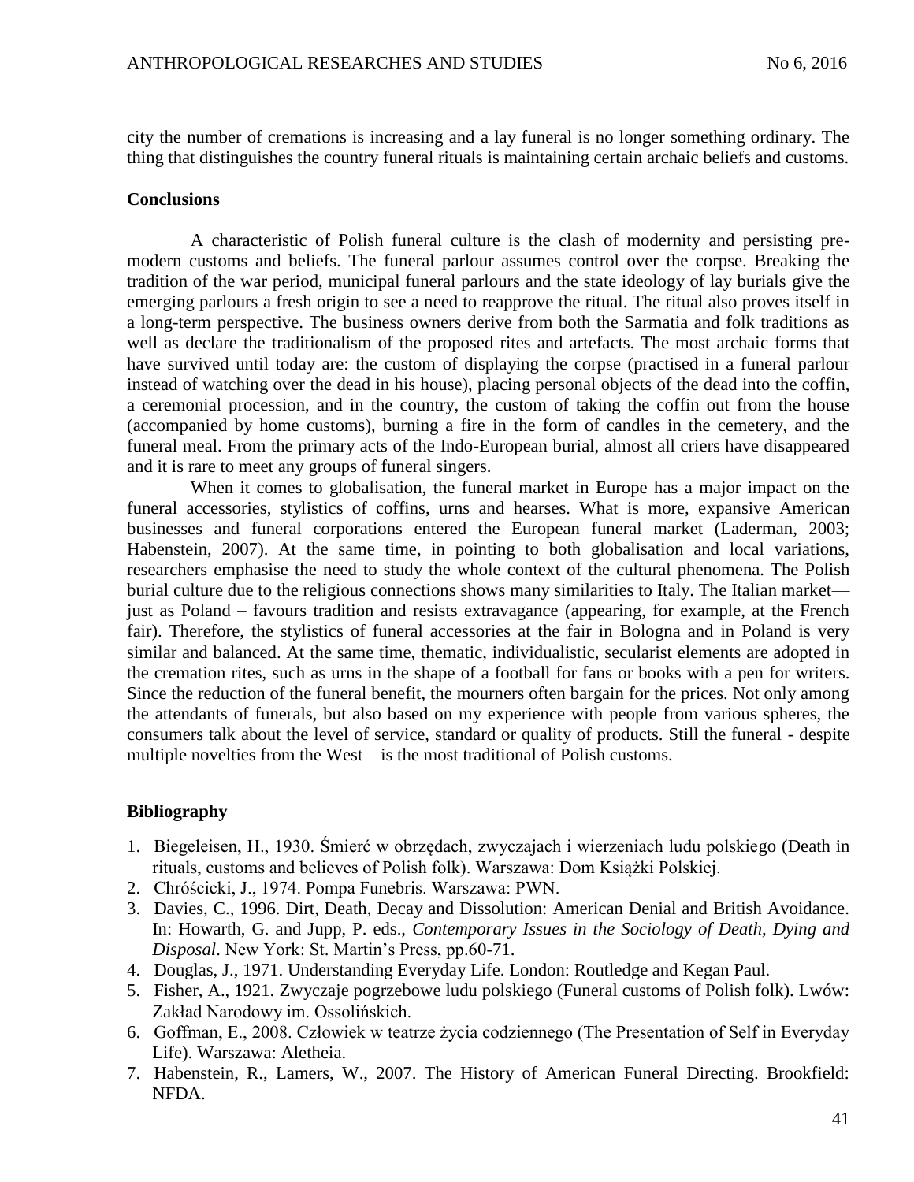city the number of cremations is increasing and a lay funeral is no longer something ordinary. The thing that distinguishes the country funeral rituals is maintaining certain archaic beliefs and customs.

**Conclusions**

A characteristic of Polish funeral culture is the clash of modernity and persisting pre-modern customs and beliefs. The funeral parlour assumes control over the corpse. Breaking the tradition of the war period, municipal funeral parlours and the state ideology of lay burials give the emerging parlours a fresh origin to see a need to reapprove the ritual. The ritual also proves itself in a long-term perspective. The business owners derive from both the Sarmatia and folk traditions as well as declare the traditionalism of the proposed rites and artefacts. The most archaic forms that have survived until today are: the custom of displaying the corpse (practised in a funeral parlour instead of watching over the dead in his house), placing personal objects of the dead into the coffin, a ceremonial procession, and in the country, the custom of taking the coffin out from the house (accompanied by home customs), burning a fire in the form of candles in the cemetery, and the funeral meal. From the primary acts of the Indo-European burial, almost all criers have disappeared and it is rare to meet any groups of funeral singers.

When it comes to globalisation, the funeral market in Europe has a major impact on the funeral accessories, stylistics of coffins, urns and hearses. What is more, expansive American businesses and funeral corporations entered the European funeral market (Laderman, 2003; Habenstein, 2007). At the same time, in pointing to both globalisation and local variations, researchers emphasise the need to study the whole context of the cultural phenomena. The Polish burial culture due to the religious connections shows many similarities to Italy. The Italian market— just as Poland – favours tradition and resists extravagance (appearing, for example, at the French fair). Therefore, the stylistics of funeral accessories at the fair in Bologna and in Poland is very similar and balanced. At the same time, thematic, individualistic, secularist elements are adopted in the cremation rites, such as urns in the shape of a football for fans or books with a pen for writers. Since the reduction of the funeral benefit, the mourners often bargain for the prices. Not only among the attendants of funerals, but also based on my experience with people from various spheres, the consumers talk about the level of service, standard or quality of products. Still the funeral - despite multiple novelties from the West – is the most traditional of Polish customs.

**Bibliography**

1. Biegeleisen, H., 1930. Śmierć w obrzędach, zwyczajach i wierzeniach ludu polskiego (Death in rituals, customs and believes of Polish folk). Warszawa: Dom Książki Polskiej.
2. Chróścicki, J., 1974. Pompa Funebris. Warszawa: PWN.
3. Davies, C., 1996. Dirt, Death, Decay and Dissolution: American Denial and British Avoidance. In: Howarth, G. and Jupp, P. eds., *Contemporary Issues in the Sociology of Death, Dying and Disposal*. New York: St. Martin's Press, pp.60-71.
4. Douglas, J., 1971. Understanding Everyday Life. London: Routledge and Kegan Paul.
5. Fisher, A., 1921. Zwyczaje pogrzebowe ludu polskiego (Funeral customs of Polish folk). Lwów: Zakład Narodowy im. Ossolińskich.
6. Goffman, E., 2008. Człowiek w teatrze życia codziennego (The Presentation of Self in Everyday Life). Warszawa: Aletheia.
7. Habenstein, R., Lamers, W., 2007. The History of American Funeral Directing. Brookfield: NFDA.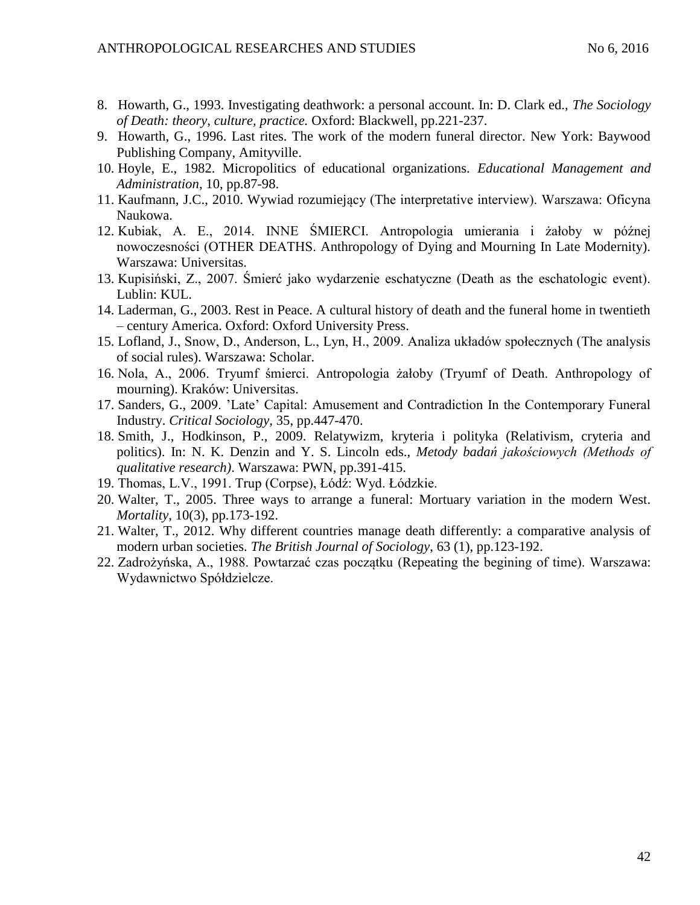8. Howarth, G., 1993. Investigating deathwork: a personal account. In: D. Clark ed., *The Sociology of Death: theory, culture, practice.* Oxford: Blackwell, pp.221-237.
9. Howarth, G., 1996. Last rites. The work of the modern funeral director. New York: Baywood Publishing Company, Amityville.
10. Hoyle, E., 1982. Micropolitics of educational organizations. *Educational Management and Administration*, 10, pp.87-98.
11. Kaufmann, J.C., 2010. Wywiad rozumiejący (The interpretative interview). Warszawa: Oficyna Naukowa.
12. Kubiak, A. E., 2014. INNE ŚMIERCI. Antropologia umierania i żałoby w późnej nowoczesności (OTHER DEATHS. Anthropology of Dying and Mourning In Late Modernity). Warszawa: Universitas.
13. Kupisiński, Z., 2007. Śmierć jako wydarzenie eschatyczne (Death as the eschatologic event). Lublin: KUL.
14. Laderman, G., 2003. Rest in Peace. A cultural history of death and the funeral home in twentieth – century America. Oxford: Oxford University Press.
15. Lofland, J., Snow, D., Anderson, L., Lyn, H., 2009. Analiza układów społecznych (The analysis of social rules). Warszawa: Scholar.
16. Nola, A., 2006. Tryumf śmierci. Antropologia żałoby (Tryumf of Death. Anthropology of mourning). Kraków: Universitas.
17. Sanders, G., 2009. 'Late' Capital: Amusement and Contradiction In the Contemporary Funeral Industry. *Critical Sociology*, 35, pp.447-470.
18. Smith, J., Hodkinson, P., 2009. Relatywizm, kryteria i polityka (Relativism, cryteria and politics). In: N. K. Denzin and Y. S. Lincoln eds., *Metody badań jakościowych (Methods of qualitative research)*. Warszawa: PWN, pp.391-415.
19. Thomas, L.V., 1991. Trup (Corpse), Łódź: Wyd. Łódzkie.
20. Walter, T., 2005. Three ways to arrange a funeral: Mortuary variation in the modern West. *Mortality*, 10(3), pp.173-192.
21. Walter, T., 2012. Why different countries manage death differently: a comparative analysis of modern urban societies. *The British Journal of Sociology*, 63 (1), pp.123-192.
22. Zadrożyńska, A., 1988. Powtarzać czas początku (Repeating the begining of time). Warszawa: Wydawnictwo Spółdzielcze.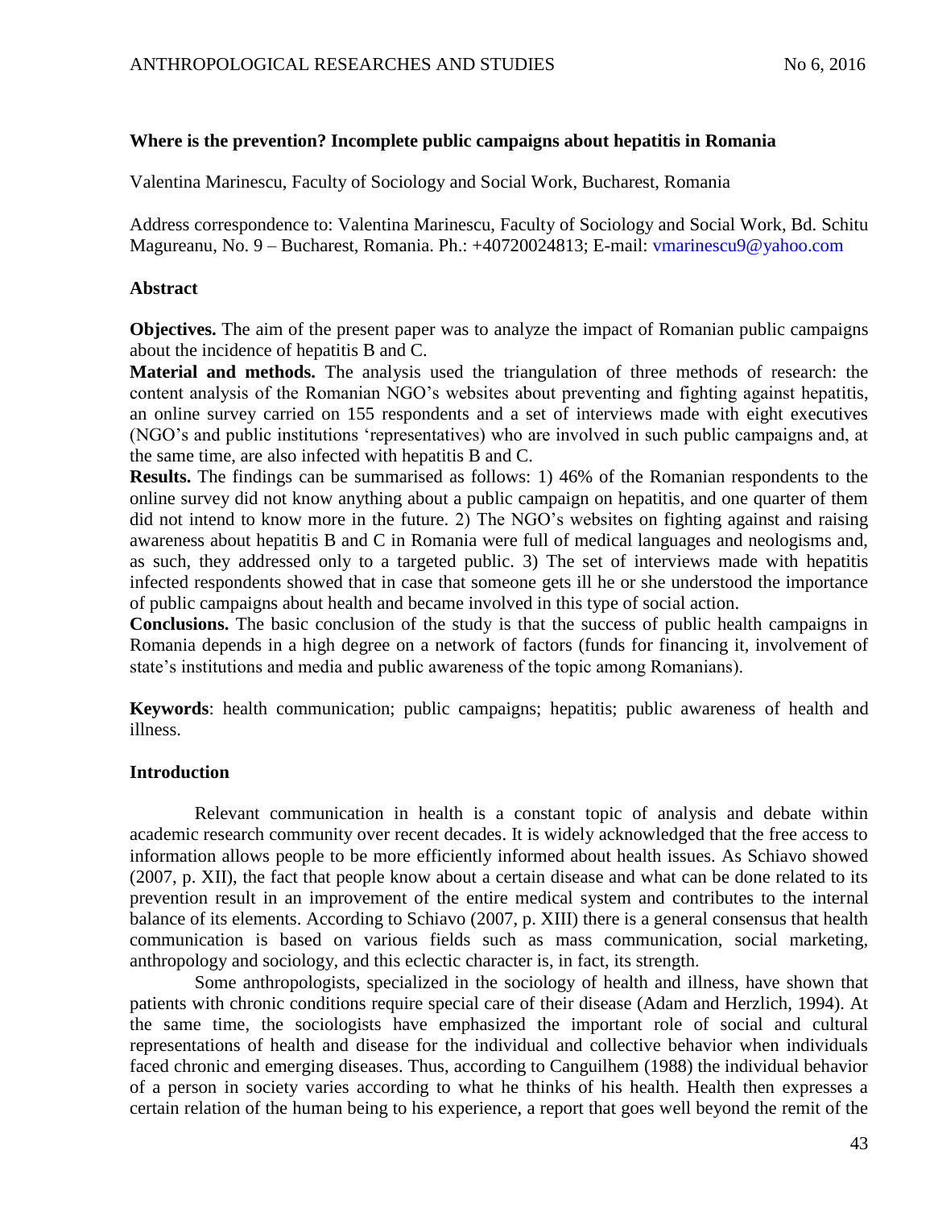**Where is the prevention? Incomplete public campaigns about hepatitis in Romania**

Valentina Marinescu, Faculty of Sociology and Social Work, Bucharest, Romania

Address correspondence to: Valentina Marinescu, Faculty of Sociology and Social Work, Bd. Schitu Magureanu, No. 9 – Bucharest, Romania. Ph.: +40720024813; E-mail: vmarinescu9@yahoo.com

## Abstract

**Objectives.** The aim of the present paper was to analyze the impact of Romanian public campaigns about the incidence of hepatitis B and C.

**Material and methods.** The analysis used the triangulation of three methods of research: the content analysis of the Romanian NGO's websites about preventing and fighting against hepatitis, an online survey carried on 155 respondents and a set of interviews made with eight executives (NGO's and public institutions 'representatives) who are involved in such public campaigns and, at the same time, are also infected with hepatitis B and C.

**Results.** The findings can be summarised as follows: 1) 46% of the Romanian respondents to the online survey did not know anything about a public campaign on hepatitis, and one quarter of them did not intend to know more in the future. 2) The NGO's websites on fighting against and raising awareness about hepatitis B and C in Romania were full of medical languages and neologisms and, as such, they addressed only to a targeted public. 3) The set of interviews made with hepatitis infected respondents showed that in case that someone gets ill he or she understood the importance of public campaigns about health and became involved in this type of social action.

**Conclusions.** The basic conclusion of the study is that the success of public health campaigns in Romania depends in a high degree on a network of factors (funds for financing it, involvement of state's institutions and media and public awareness of the topic among Romanians).

**Keywords**: health communication; public campaigns; hepatitis; public awareness of health and illness.

## Introduction

Relevant communication in health is a constant topic of analysis and debate within academic research community over recent decades. It is widely acknowledged that the free access to information allows people to be more efficiently informed about health issues. As Schiavo showed (2007, p. XII), the fact that people know about a certain disease and what can be done related to its prevention result in an improvement of the entire medical system and contributes to the internal balance of its elements. According to Schiavo (2007, p. XIII) there is a general consensus that health communication is based on various fields such as mass communication, social marketing, anthropology and sociology, and this eclectic character is, in fact, its strength.

Some anthropologists, specialized in the sociology of health and illness, have shown that patients with chronic conditions require special care of their disease (Adam and Herzlich, 1994). At the same time, the sociologists have emphasized the important role of social and cultural representations of health and disease for the individual and collective behavior when individuals faced chronic and emerging diseases. Thus, according to Canguilhem (1988) the individual behavior of a person in society varies according to what he thinks of his health. Health then expresses a certain relation of the human being to his experience, a report that goes well beyond the remit of the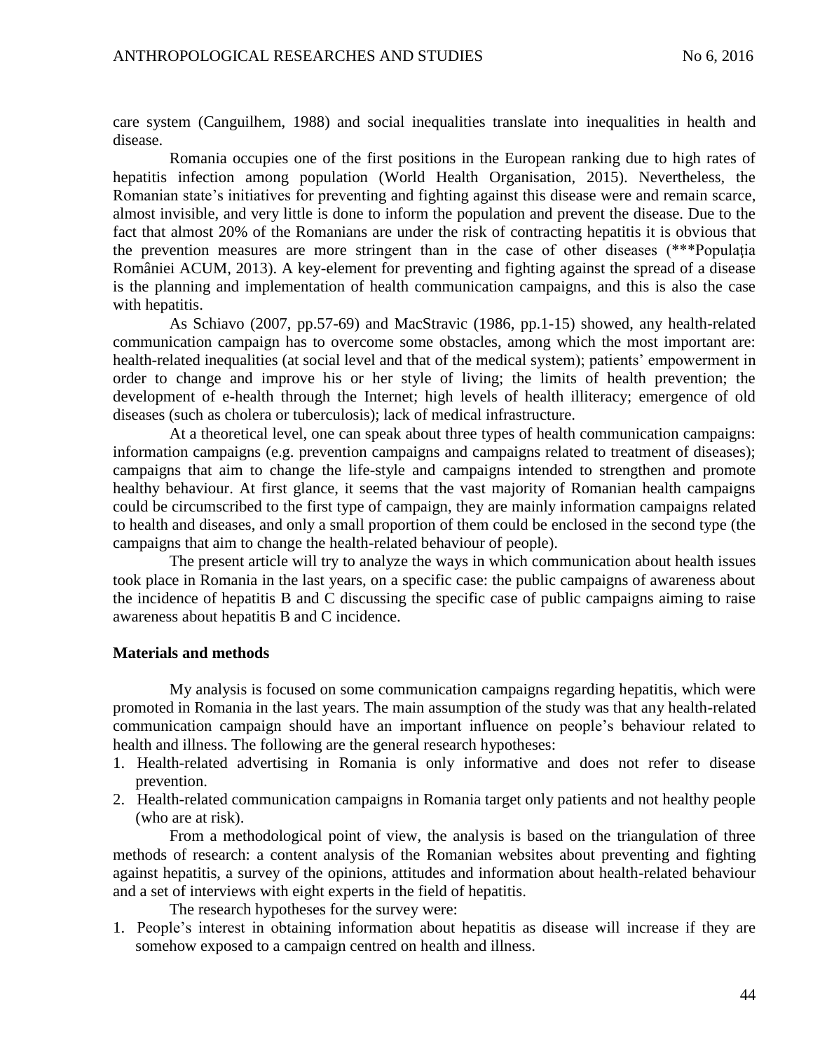care system (Canguilhem, 1988) and social inequalities translate into inequalities in health and disease.

Romania occupies one of the first positions in the European ranking due to high rates of hepatitis infection among population (World Health Organisation, 2015). Nevertheless, the Romanian state's initiatives for preventing and fighting against this disease were and remain scarce, almost invisible, and very little is done to inform the population and prevent the disease. Due to the fact that almost 20% of the Romanians are under the risk of contracting hepatitis it is obvious that the prevention measures are more stringent than in the case of other diseases (***Populația României ACUM, 2013). A key-element for preventing and fighting against the spread of a disease is the planning and implementation of health communication campaigns, and this is also the case with hepatitis.

As Schiavo (2007, pp.57-69) and MacStravic (1986, pp.1-15) showed, any health-related communication campaign has to overcome some obstacles, among which the most important are: health-related inequalities (at social level and that of the medical system); patients' empowerment in order to change and improve his or her style of living; the limits of health prevention; the development of e-health through the Internet; high levels of health illiteracy; emergence of old diseases (such as cholera or tuberculosis); lack of medical infrastructure.

At a theoretical level, one can speak about three types of health communication campaigns: information campaigns (e.g. prevention campaigns and campaigns related to treatment of diseases); campaigns that aim to change the life-style and campaigns intended to strengthen and promote healthy behaviour. At first glance, it seems that the vast majority of Romanian health campaigns could be circumscribed to the first type of campaign, they are mainly information campaigns related to health and diseases, and only a small proportion of them could be enclosed in the second type (the campaigns that aim to change the health-related behaviour of people).

The present article will try to analyze the ways in which communication about health issues took place in Romania in the last years, on a specific case: the public campaigns of awareness about the incidence of hepatitis B and C discussing the specific case of public campaigns aiming to raise awareness about hepatitis B and C incidence.

**Materials and methods**

My analysis is focused on some communication campaigns regarding hepatitis, which were promoted in Romania in the last years. The main assumption of the study was that any health-related communication campaign should have an important influence on people's behaviour related to health and illness. The following are the general research hypotheses:

1. Health-related advertising in Romania is only informative and does not refer to disease prevention.
2. Health-related communication campaigns in Romania target only patients and not healthy people (who are at risk).

From a methodological point of view, the analysis is based on the triangulation of three methods of research: a content analysis of the Romanian websites about preventing and fighting against hepatitis, a survey of the opinions, attitudes and information about health-related behaviour and a set of interviews with eight experts in the field of hepatitis.

The research hypotheses for the survey were:

1. People's interest in obtaining information about hepatitis as disease will increase if they are somehow exposed to a campaign centred on health and illness.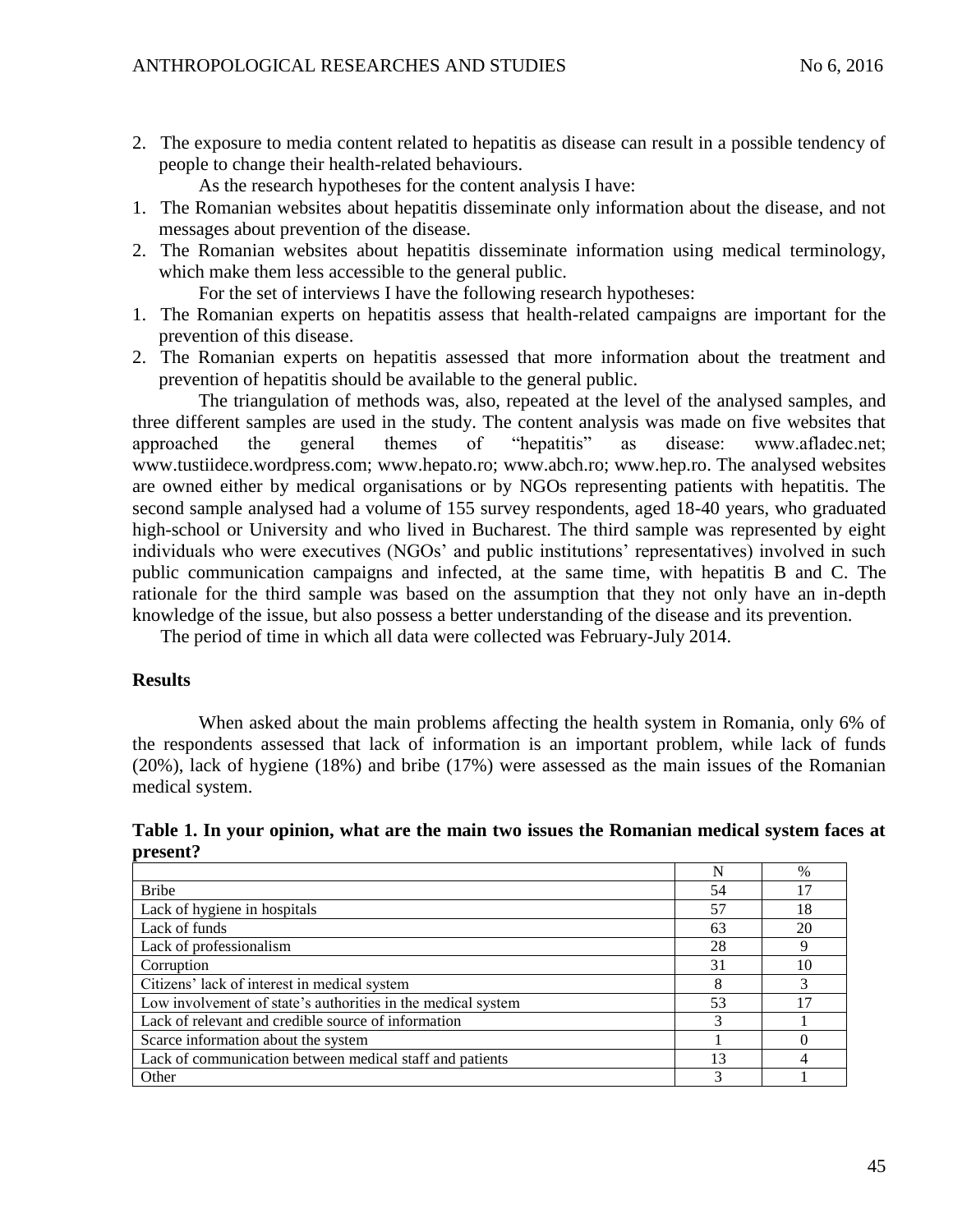2. The exposure to media content related to hepatitis as disease can result in a possible tendency of people to change their health-related behaviours.

As the research hypotheses for the content analysis I have:

1. The Romanian websites about hepatitis disseminate only information about the disease, and not messages about prevention of the disease.
2. The Romanian websites about hepatitis disseminate information using medical terminology, which make them less accessible to the general public.

For the set of interviews I have the following research hypotheses:

1. The Romanian experts on hepatitis assess that health-related campaigns are important for the prevention of this disease.
2. The Romanian experts on hepatitis assessed that more information about the treatment and prevention of hepatitis should be available to the general public.

The triangulation of methods was, also, repeated at the level of the analysed samples, and three different samples are used in the study. The content analysis was made on five websites that approached the general themes of "hepatitis" as disease: www.afladec.net; www.tustiidece.wordpress.com; www.hepato.ro; www.abch.ro; www.hep.ro. The analysed websites are owned either by medical organisations or by NGOs representing patients with hepatitis. The second sample analysed had a volume of 155 survey respondents, aged 18-40 years, who graduated high-school or University and who lived in Bucharest. The third sample was represented by eight individuals who were executives (NGOs' and public institutions' representatives) involved in such public communication campaigns and infected, at the same time, with hepatitis B and C. The rationale for the third sample was based on the assumption that they not only have an in-depth knowledge of the issue, but also possess a better understanding of the disease and its prevention.

The period of time in which all data were collected was February-July 2014.

**Results**

When asked about the main problems affecting the health system in Romania, only 6% of the respondents assessed that lack of information is an important problem, while lack of funds (20%), lack of hygiene (18%) and bribe (17%) were assessed as the main issues of the Romanian medical system.

**Table 1. In your opinion, what are the main two issues the Romanian medical system faces at present?**

| | N | % |
|---|---|---|
| Bribe | 54 | 17 |
| Lack of hygiene in hospitals | 57 | 18 |
| Lack of funds | 63 | 20 |
| Lack of professionalism | 28 | 9 |
| Corruption | 31 | 10 |
| Citizens' lack of interest in medical system | 8 | 3 |
| Low involvement of state's authorities in the medical system | 53 | 17 |
| Lack of relevant and credible source of information | 3 | 1 |
| Scarce information about the system | 1 | 0 |
| Lack of communication between medical staff and patients | 13 | 4 |
| Other | 3 | 1 |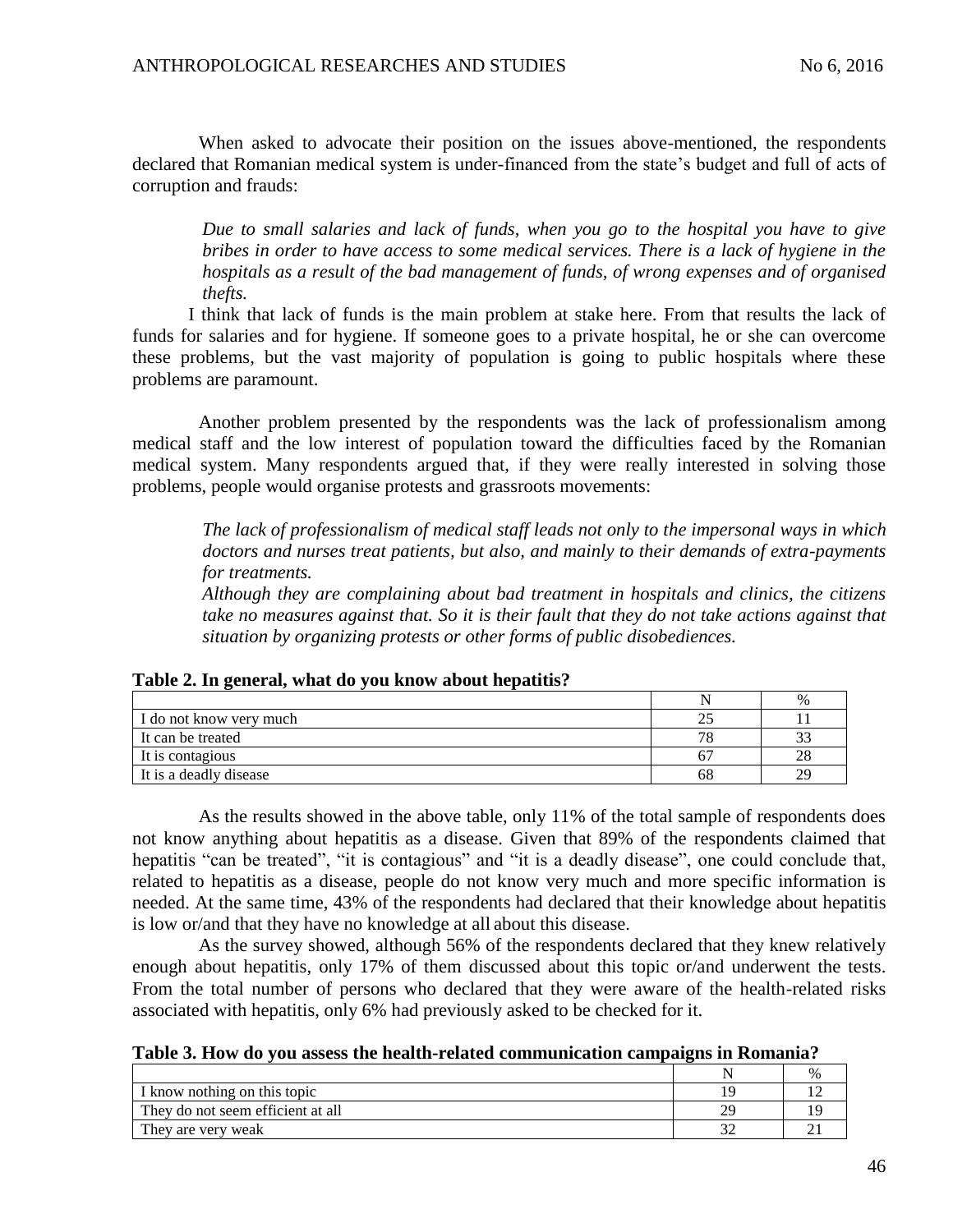When asked to advocate their position on the issues above-mentioned, the respondents declared that Romanian medical system is under-financed from the state's budget and full of acts of corruption and frauds:

> *Due to small salaries and lack of funds, when you go to the hospital you have to give bribes in order to have access to some medical services. There is a lack of hygiene in the hospitals as a result of the bad management of funds, of wrong expenses and of organised thefts.*

I think that lack of funds is the main problem at stake here. From that results the lack of funds for salaries and for hygiene. If someone goes to a private hospital, he or she can overcome these problems, but the vast majority of population is going to public hospitals where these problems are paramount.

Another problem presented by the respondents was the lack of professionalism among medical staff and the low interest of population toward the difficulties faced by the Romanian medical system. Many respondents argued that, if they were really interested in solving those problems, people would organise protests and grassroots movements:

> *The lack of professionalism of medical staff leads not only to the impersonal ways in which doctors and nurses treat patients, but also, and mainly to their demands of extra-payments for treatments.*
> *Although they are complaining about bad treatment in hospitals and clinics, the citizens take no measures against that. So it is their fault that they do not take actions against that situation by organizing protests or other forms of public disobediences.*

**Table 2. In general, what do you know about hepatitis?**

| | N | % |
|---|---|---|
| I do not know very much | 25 | 11 |
| It can be treated | 78 | 33 |
| It is contagious | 67 | 28 |
| It is a deadly disease | 68 | 29 |

As the results showed in the above table, only 11% of the total sample of respondents does not know anything about hepatitis as a disease. Given that 89% of the respondents claimed that hepatitis "can be treated", "it is contagious" and "it is a deadly disease", one could conclude that, related to hepatitis as a disease, people do not know very much and more specific information is needed. At the same time, 43% of the respondents had declared that their knowledge about hepatitis is low or/and that they have no knowledge at all about this disease.

As the survey showed, although 56% of the respondents declared that they knew relatively enough about hepatitis, only 17% of them discussed about this topic or/and underwent the tests. From the total number of persons who declared that they were aware of the health-related risks associated with hepatitis, only 6% had previously asked to be checked for it.

**Table 3. How do you assess the health-related communication campaigns in Romania?**

| | N | % |
|---|---|---|
| I know nothing on this topic | 19 | 12 |
| They do not seem efficient at all | 29 | 19 |
| They are very weak | 32 | 21 |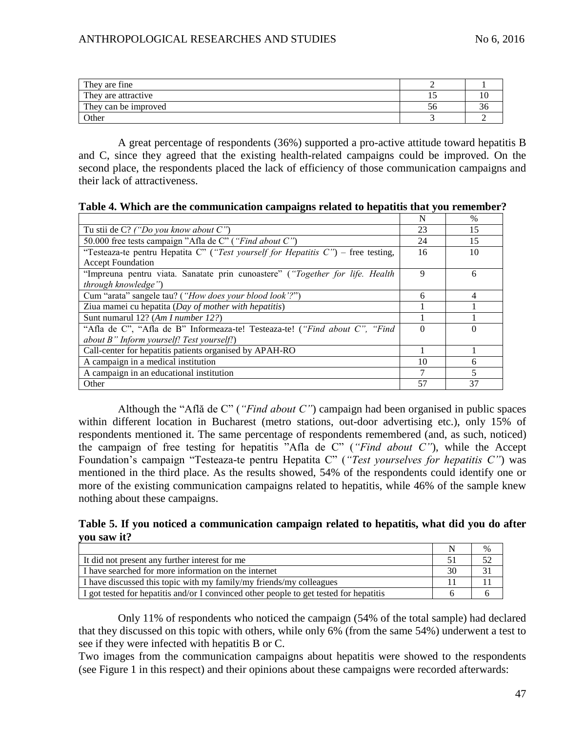| | | |
|---|---|---|
| They are fine | 2 | 1 |
| They are attractive | 15 | 10 |
| They can be improved | 56 | 36 |
| Other | 3 | 2 |

A great percentage of respondents (36%) supported a pro-active attitude toward hepatitis B and C, since they agreed that the existing health-related campaigns could be improved. On the second place, the respondents placed the lack of efficiency of those communication campaigns and their lack of attractiveness.

**Table 4. Which are the communication campaigns related to hepatitis that you remember?**

| | N | % |
|---|---|---|
| Tu stii de C? *("Do you know about C")* | 23 | 15 |
| 50.000 free tests campaign "Afla de C" (*"Find about C"*) | 24 | 15 |
| "Testeaza-te pentru Hepatita C" (*"Test yourself for Hepatitis C"*) – free testing, Accept Foundation | 16 | 10 |
| "Impreuna pentru viata. Sanatate prin cunoastere" (*"Together for life. Health through knowledge"*) | 9 | 6 |
| Cum "arata" sangele tau? (*"How does your blood look'?"*) | 6 | 4 |
| Ziua mamei cu hepatita (*Day of mother with hepatitis*) | 1 | 1 |
| Sunt numarul 12? (*Am I number 12?*) | 1 | 1 |
| "Afla de C", "Afla de B" Informeaza-te! Testeaza-te! (*"Find about C", "Find about B" Inform yourself! Test yourself!*) | 0 | 0 |
| Call-center for hepatitis patients organised by APAH-RO | 1 | 1 |
| A campaign in a medical institution | 10 | 6 |
| A campaign in an educational institution | 7 | 5 |
| Other | 57 | 37 |

Although the "Află de C" (*"Find about C"*) campaign had been organised in public spaces within different location in Bucharest (metro stations, out-door advertising etc.), only 15% of respondents mentioned it. The same percentage of respondents remembered (and, as such, noticed) the campaign of free testing for hepatitis "Afla de C" (*"Find about C"*), while the Accept Foundation's campaign "Testeaza-te pentru Hepatita C" (*"Test yourselves for hepatitis C"*) was mentioned in the third place. As the results showed, 54% of the respondents could identify one or more of the existing communication campaigns related to hepatitis, while 46% of the sample knew nothing about these campaigns.

**Table 5. If you noticed a communication campaign related to hepatitis, what did you do after you saw it?**

| | N | % |
|---|---|---|
| It did not present any further interest for me | 51 | 52 |
| I have searched for more information on the internet | 30 | 31 |
| I have discussed this topic with my family/my friends/my colleagues | 11 | 11 |
| I got tested for hepatitis and/or I convinced other people to get tested for hepatitis | 6 | 6 |

Only 11% of respondents who noticed the campaign (54% of the total sample) had declared that they discussed on this topic with others, while only 6% (from the same 54%) underwent a test to see if they were infected with hepatitis B or C.

Two images from the communication campaigns about hepatitis were showed to the respondents (see Figure 1 in this respect) and their opinions about these campaigns were recorded afterwards: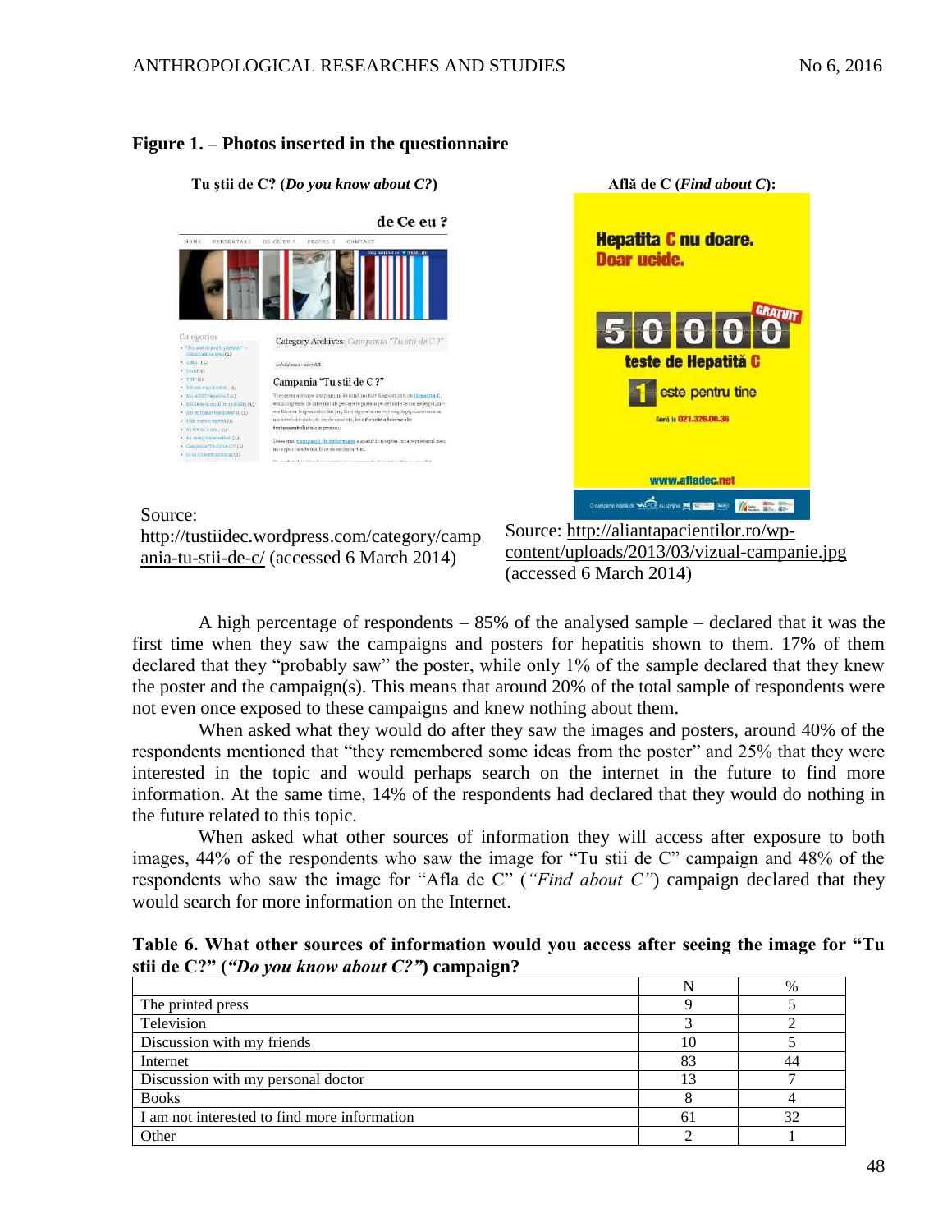**Figure 1. – Photos inserted in the questionnaire**

**Tu ştii de C? (*Do you know about C?*)**

Source: http://tustiidec.wordpress.com/category/campania-tu-stii-de-c/ (accessed 6 March 2014)

**Află de C (*Find about C*):**

Source: http://aliantapacientilor.ro/wp-content/uploads/2013/03/vizual-campanie.jpg (accessed 6 March 2014)

A high percentage of respondents – 85% of the analysed sample – declared that it was the first time when they saw the campaigns and posters for hepatitis shown to them. 17% of them declared that they "probably saw" the poster, while only 1% of the sample declared that they knew the poster and the campaign(s). This means that around 20% of the total sample of respondents were not even once exposed to these campaigns and knew nothing about them.

When asked what they would do after they saw the images and posters, around 40% of the respondents mentioned that "they remembered some ideas from the poster" and 25% that they were interested in the topic and would perhaps search on the internet in the future to find more information. At the same time, 14% of the respondents had declared that they would do nothing in the future related to this topic.

When asked what other sources of information they will access after exposure to both images, 44% of the respondents who saw the image for "Tu stii de C" campaign and 48% of the respondents who saw the image for "Afla de C" (*"Find about C"*) campaign declared that they would search for more information on the Internet.

**Table 6. What other sources of information would you access after seeing the image for "Tu stii de C?" (*"Do you know about C?"*) campaign?**

| | N | % |
|---|---|---|
| The printed press | 9 | 5 |
| Television | 3 | 2 |
| Discussion with my friends | 10 | 5 |
| Internet | 83 | 44 |
| Discussion with my personal doctor | 13 | 7 |
| Books | 8 | 4 |
| I am not interested to find more information | 61 | 32 |
| Other | 2 | 1 |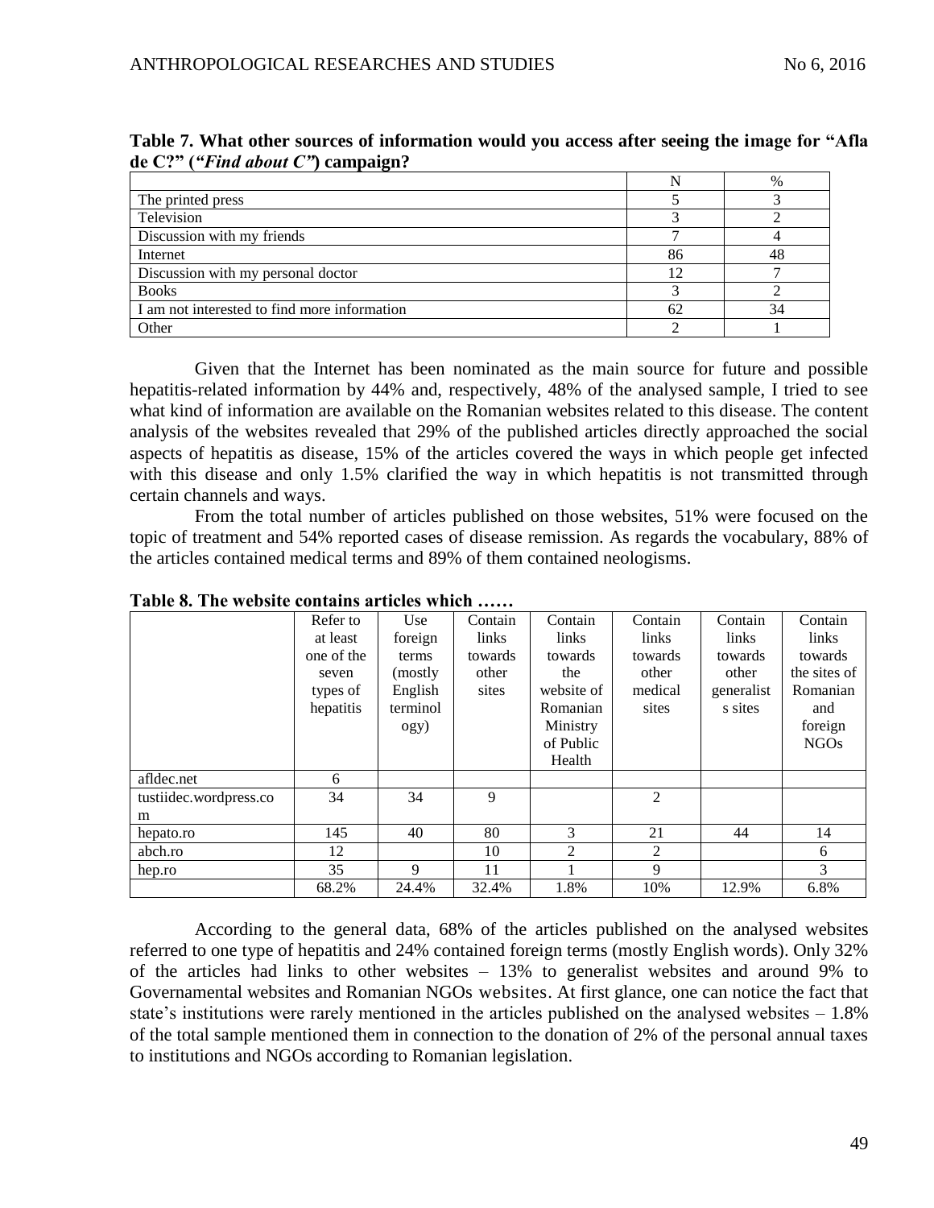**Table 7. What other sources of information would you access after seeing the image for "Afla de C?" ("*Find about C*") campaign?**

| | N | % |
|---|---|---|
| The printed press | 5 | 3 |
| Television | 3 | 2 |
| Discussion with my friends | 7 | 4 |
| Internet | 86 | 48 |
| Discussion with my personal doctor | 12 | 7 |
| Books | 3 | 2 |
| I am not interested to find more information | 62 | 34 |
| Other | 2 | 1 |

Given that the Internet has been nominated as the main source for future and possible hepatitis-related information by 44% and, respectively, 48% of the analysed sample, I tried to see what kind of information are available on the Romanian websites related to this disease. The content analysis of the websites revealed that 29% of the published articles directly approached the social aspects of hepatitis as disease, 15% of the articles covered the ways in which people get infected with this disease and only 1.5% clarified the way in which hepatitis is not transmitted through certain channels and ways.

From the total number of articles published on those websites, 51% were focused on the topic of treatment and 54% reported cases of disease remission. As regards the vocabulary, 88% of the articles contained medical terms and 89% of them contained neologisms.

**Table 8. The website contains articles which ……**

| | Refer to at least one of the seven types of hepatitis | Use foreign terms (mostly English terminology) | Contain links towards other sites | Contain links towards the website of Romanian Ministry of Public Health | Contain links towards other medical sites | Contain links towards other generalists sites | Contain links towards the sites of Romanian and foreign NGOs |
|---|---|---|---|---|---|---|---|
| afldec.net | 6 | | | | | | |
| tustiidec.wordpress.com | 34 | 34 | 9 | | 2 | | |
| hepato.ro | 145 | 40 | 80 | 3 | 21 | 44 | 14 |
| abch.ro | 12 | | 10 | 2 | 2 | | 6 |
| hep.ro | 35 | 9 | 11 | 1 | 9 | | 3 |
| | 68.2% | 24.4% | 32.4% | 1.8% | 10% | 12.9% | 6.8% |

According to the general data, 68% of the articles published on the analysed websites referred to one type of hepatitis and 24% contained foreign terms (mostly English words). Only 32% of the articles had links to other websites – 13% to generalist websites and around 9% to Governamental websites and Romanian NGOs websites. At first glance, one can notice the fact that state's institutions were rarely mentioned in the articles published on the analysed websites – 1.8% of the total sample mentioned them in connection to the donation of 2% of the personal annual taxes to institutions and NGOs according to Romanian legislation.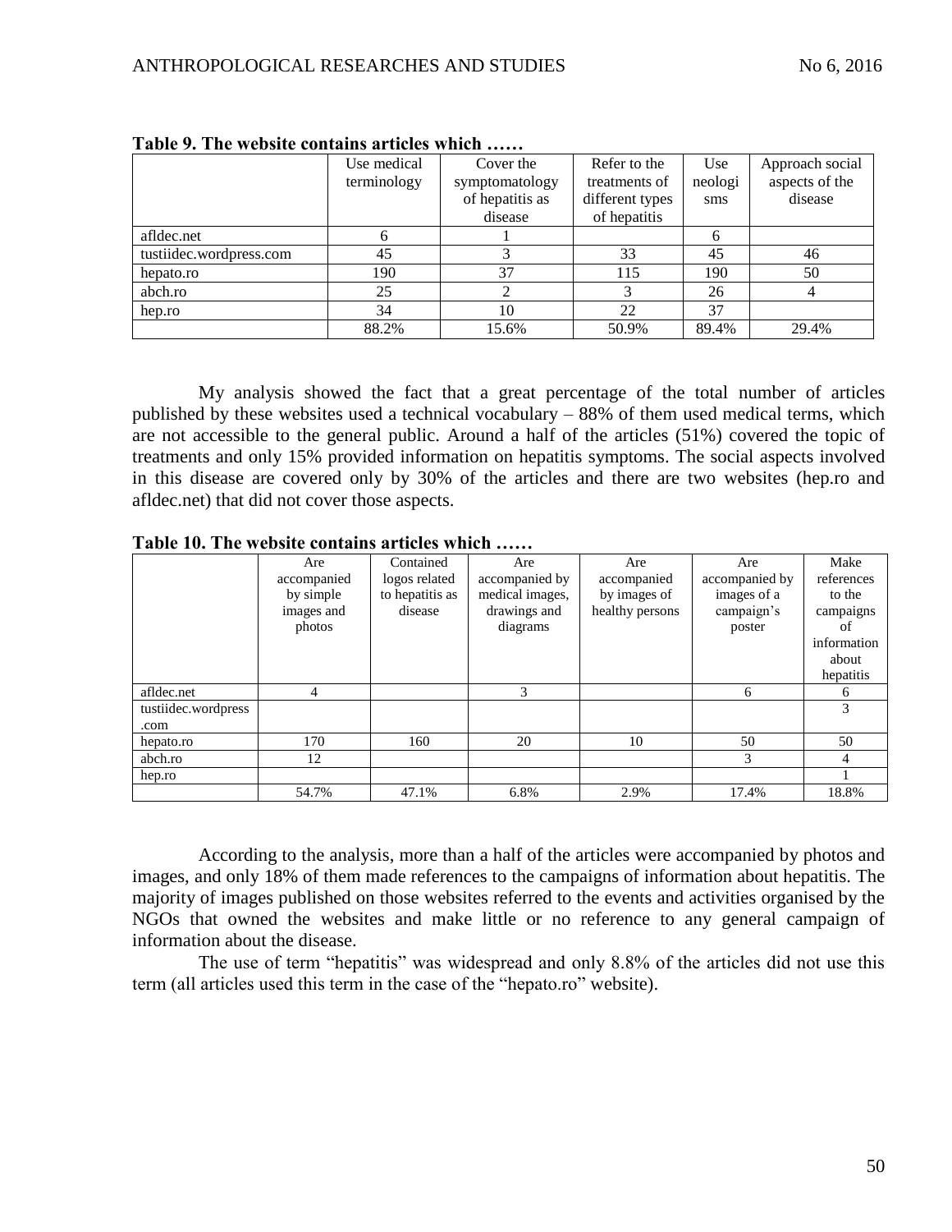**Table 9. The website contains articles which ……**

| | Use medical terminology | Cover the symptomatology of hepatitis as disease | Refer to the treatments of different types of hepatitis | Use neologisms | Approach social aspects of the disease |
|---|---|---|---|---|---|
| afldec.net | 6 | 1 | | 6 | |
| tustiidec.wordpress.com | 45 | 3 | 33 | 45 | 46 |
| hepato.ro | 190 | 37 | 115 | 190 | 50 |
| abch.ro | 25 | 2 | 3 | 26 | 4 |
| hep.ro | 34 | 10 | 22 | 37 | |
| | 88.2% | 15.6% | 50.9% | 89.4% | 29.4% |

My analysis showed the fact that a great percentage of the total number of articles published by these websites used a technical vocabulary – 88% of them used medical terms, which are not accessible to the general public. Around a half of the articles (51%) covered the topic of treatments and only 15% provided information on hepatitis symptoms. The social aspects involved in this disease are covered only by 30% of the articles and there are two websites (hep.ro and afldec.net) that did not cover those aspects.

**Table 10. The website contains articles which ……**

| | Are accompanied by simple images and photos | Contained logos related to hepatitis as disease | Are accompanied by medical images, drawings and diagrams | Are accompanied by images of healthy persons | Are accompanied by images of a campaign's poster | Make references to the campaigns of information about hepatitis |
|---|---|---|---|---|---|---|
| afldec.net | 4 | | 3 | | 6 | 6 |
| tustiidec.wordpress.com | | | | | | 3 |
| hepato.ro | 170 | 160 | 20 | 10 | 50 | 50 |
| abch.ro | 12 | | | | 3 | 4 |
| hep.ro | | | | | | 1 |
| | 54.7% | 47.1% | 6.8% | 2.9% | 17.4% | 18.8% |

According to the analysis, more than a half of the articles were accompanied by photos and images, and only 18% of them made references to the campaigns of information about hepatitis. The majority of images published on those websites referred to the events and activities organised by the NGOs that owned the websites and make little or no reference to any general campaign of information about the disease.

The use of term "hepatitis" was widespread and only 8.8% of the articles did not use this term (all articles used this term in the case of the "hepato.ro" website).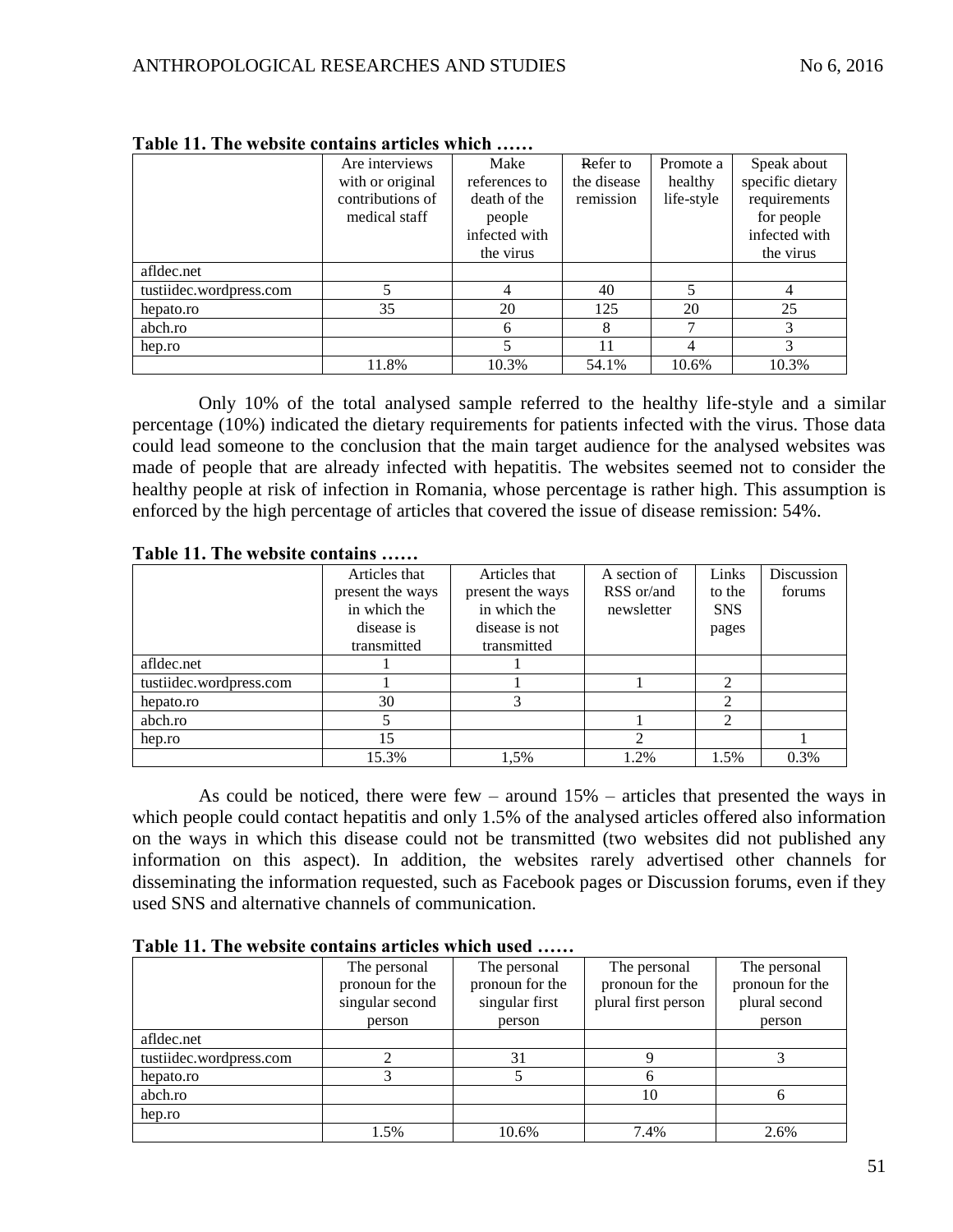**Table 11. The website contains articles which ……**

| | Are interviews with or original contributions of medical staff | Make references to death of the people infected with the virus | Refer to the disease remission | Promote a healthy life-style | Speak about specific dietary requirements for people infected with the virus |
|---|---|---|---|---|---|
| afldec.net | | | | | |
| tustiidec.wordpress.com | 5 | 4 | 40 | 5 | 4 |
| hepato.ro | 35 | 20 | 125 | 20 | 25 |
| abch.ro | | 6 | 8 | 7 | 3 |
| hep.ro | | 5 | 11 | 4 | 3 |
| | 11.8% | 10.3% | 54.1% | 10.6% | 10.3% |

Only 10% of the total analysed sample referred to the healthy life-style and a similar percentage (10%) indicated the dietary requirements for patients infected with the virus. Those data could lead someone to the conclusion that the main target audience for the analysed websites was made of people that are already infected with hepatitis. The websites seemed not to consider the healthy people at risk of infection in Romania, whose percentage is rather high. This assumption is enforced by the high percentage of articles that covered the issue of disease remission: 54%.

**Table 11. The website contains ……**

| | Articles that present the ways in which the disease is transmitted | Articles that present the ways in which the disease is not transmitted | A section of RSS or/and newsletter | Links to the SNS pages | Discussion forums |
|---|---|---|---|---|---|
| afldec.net | 1 | 1 | | | |
| tustiidec.wordpress.com | 1 | 1 | 1 | 2 | |
| hepato.ro | 30 | 3 | | 2 | |
| abch.ro | 5 | | 1 | 2 | |
| hep.ro | 15 | | 2 | | 1 |
| | 15.3% | 1,5% | 1.2% | 1.5% | 0.3% |

As could be noticed, there were few – around 15% – articles that presented the ways in which people could contact hepatitis and only 1.5% of the analysed articles offered also information on the ways in which this disease could not be transmitted (two websites did not published any information on this aspect). In addition, the websites rarely advertised other channels for disseminating the information requested, such as Facebook pages or Discussion forums, even if they used SNS and alternative channels of communication.

**Table 11. The website contains articles which used ……**

| | The personal pronoun for the singular second person | The personal pronoun for the singular first person | The personal pronoun for the plural first person | The personal pronoun for the plural second person |
|---|---|---|---|---|
| afldec.net | | | | |
| tustiidec.wordpress.com | 2 | 31 | 9 | 3 |
| hepato.ro | 3 | 5 | 6 | |
| abch.ro | | | 10 | 6 |
| hep.ro | | | | |
| | 1.5% | 10.6% | 7.4% | 2.6% |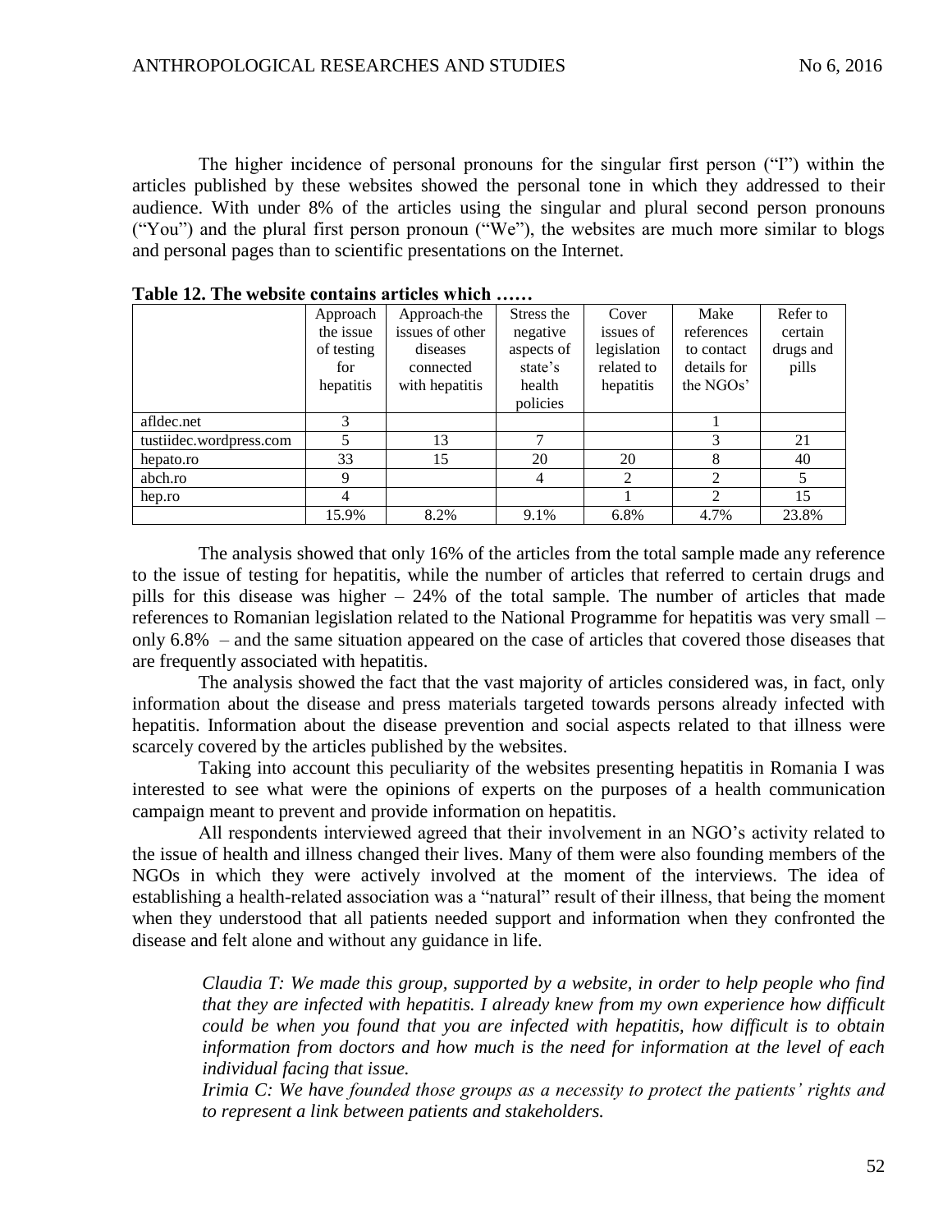The higher incidence of personal pronouns for the singular first person ("I") within the articles published by these websites showed the personal tone in which they addressed to their audience. With under 8% of the articles using the singular and plural second person pronouns ("You") and the plural first person pronoun ("We"), the websites are much more similar to blogs and personal pages than to scientific presentations on the Internet.

**Table 12. The website contains articles which ……**

| | Approach the issue of testing for hepatitis | Approach the issues of other diseases connected with hepatitis | Stress the negative aspects of state's health policies | Cover issues of legislation related to hepatitis | Make references to contact details for the NGOs' | Refer to certain drugs and pills |
|---|---|---|---|---|---|---|
| afldec.net | 3 | | | | 1 | |
| tustiidec.wordpress.com | 5 | 13 | 7 | | 3 | 21 |
| hepato.ro | 33 | 15 | 20 | 20 | 8 | 40 |
| abch.ro | 9 | | 4 | 2 | 2 | 5 |
| hep.ro | 4 | | | 1 | 2 | 15 |
| | 15.9% | 8.2% | 9.1% | 6.8% | 4.7% | 23.8% |

The analysis showed that only 16% of the articles from the total sample made any reference to the issue of testing for hepatitis, while the number of articles that referred to certain drugs and pills for this disease was higher – 24% of the total sample. The number of articles that made references to Romanian legislation related to the National Programme for hepatitis was very small – only 6.8% – and the same situation appeared on the case of articles that covered those diseases that are frequently associated with hepatitis.

The analysis showed the fact that the vast majority of articles considered was, in fact, only information about the disease and press materials targeted towards persons already infected with hepatitis. Information about the disease prevention and social aspects related to that illness were scarcely covered by the articles published by the websites.

Taking into account this peculiarity of the websites presenting hepatitis in Romania I was interested to see what were the opinions of experts on the purposes of a health communication campaign meant to prevent and provide information on hepatitis.

All respondents interviewed agreed that their involvement in an NGO's activity related to the issue of health and illness changed their lives. Many of them were also founding members of the NGOs in which they were actively involved at the moment of the interviews. The idea of establishing a health-related association was a "natural" result of their illness, that being the moment when they understood that all patients needed support and information when they confronted the disease and felt alone and without any guidance in life.

> *Claudia T: We made this group, supported by a website, in order to help people who find that they are infected with hepatitis. I already knew from my own experience how difficult could be when you found that you are infected with hepatitis, how difficult is to obtain information from doctors and how much is the need for information at the level of each individual facing that issue.*
>
> *Irimia C: We have founded those groups as a necessity to protect the patients' rights and to represent a link between patients and stakeholders.*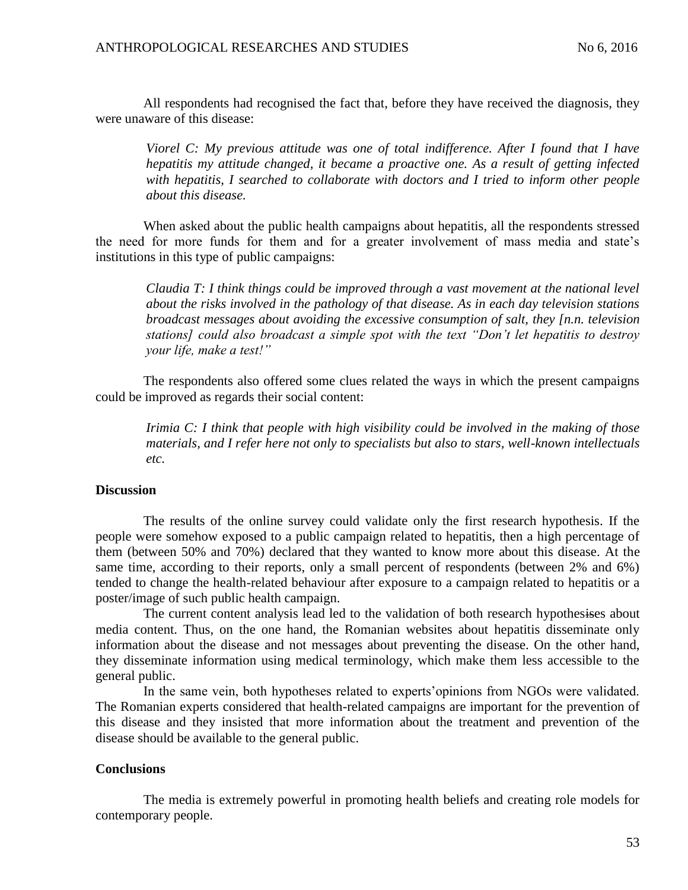All respondents had recognised the fact that, before they have received the diagnosis, they were unaware of this disease:

> *Viorel C: My previous attitude was one of total indifference. After I found that I have hepatitis my attitude changed, it became a proactive one. As a result of getting infected with hepatitis, I searched to collaborate with doctors and I tried to inform other people about this disease.*

When asked about the public health campaigns about hepatitis, all the respondents stressed the need for more funds for them and for a greater involvement of mass media and state's institutions in this type of public campaigns:

> *Claudia T: I think things could be improved through a vast movement at the national level about the risks involved in the pathology of that disease. As in each day television stations broadcast messages about avoiding the excessive consumption of salt, they [n.n. television stations] could also broadcast a simple spot with the text "Don't let hepatitis to destroy your life, make a test!"*

The respondents also offered some clues related the ways in which the present campaigns could be improved as regards their social content:

> *Irimia C: I think that people with high visibility could be involved in the making of those materials, and I refer here not only to specialists but also to stars, well-known intellectuals etc.*

## Discussion

The results of the online survey could validate only the first research hypothesis. If the people were somehow exposed to a public campaign related to hepatitis, then a high percentage of them (between 50% and 70%) declared that they wanted to know more about this disease. At the same time, according to their reports, only a small percent of respondents (between 2% and 6%) tended to change the health-related behaviour after exposure to a campaign related to hepatitis or a poster/image of such public health campaign.

The current content analysis lead led to the validation of both research hypothesises about media content. Thus, on the one hand, the Romanian websites about hepatitis disseminate only information about the disease and not messages about preventing the disease. On the other hand, they disseminate information using medical terminology, which make them less accessible to the general public.

In the same vein, both hypotheses related to experts'opinions from NGOs were validated. The Romanian experts considered that health-related campaigns are important for the prevention of this disease and they insisted that more information about the treatment and prevention of the disease should be available to the general public.

## Conclusions

The media is extremely powerful in promoting health beliefs and creating role models for contemporary people.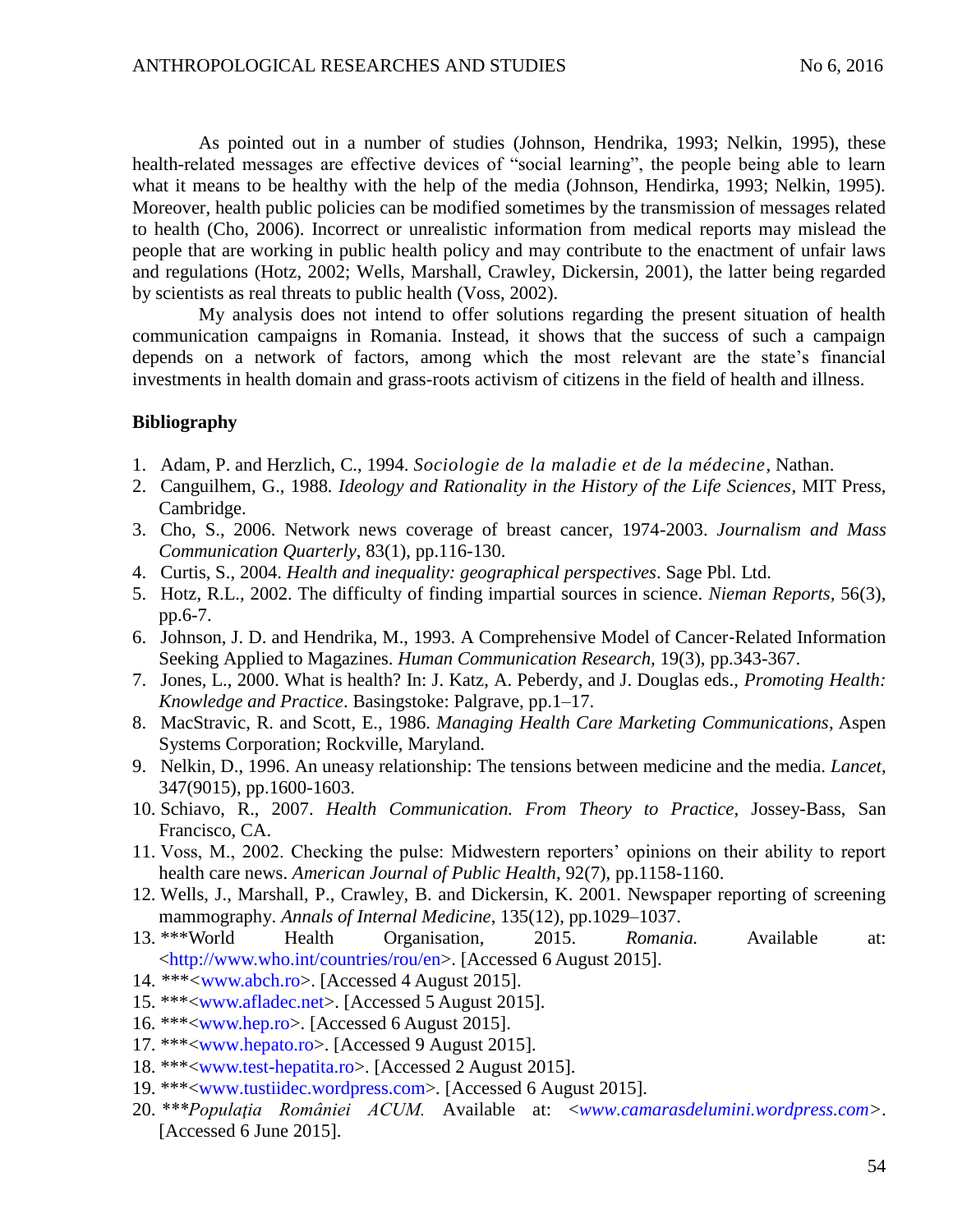As pointed out in a number of studies (Johnson, Hendrika, 1993; Nelkin, 1995), these health-related messages are effective devices of "social learning", the people being able to learn what it means to be healthy with the help of the media (Johnson, Hendirka, 1993; Nelkin, 1995). Moreover, health public policies can be modified sometimes by the transmission of messages related to health (Cho, 2006). Incorrect or unrealistic information from medical reports may mislead the people that are working in public health policy and may contribute to the enactment of unfair laws and regulations (Hotz, 2002; Wells, Marshall, Crawley, Dickersin, 2001), the latter being regarded by scientists as real threats to public health (Voss, 2002).

My analysis does not intend to offer solutions regarding the present situation of health communication campaigns in Romania. Instead, it shows that the success of such a campaign depends on a network of factors, among which the most relevant are the state's financial investments in health domain and grass-roots activism of citizens in the field of health and illness.

**Bibliography**

1. Adam, P. and Herzlich, C., 1994. *Sociologie de la maladie et de la médecine*, Nathan.
2. Canguilhem, G., 1988. *Ideology and Rationality in the History of the Life Sciences*, MIT Press, Cambridge.
3. Cho, S., 2006. Network news coverage of breast cancer, 1974-2003. *Journalism and Mass Communication Quarterly*, 83(1), pp.116-130.
4. Curtis, S., 2004. *Health and inequality: geographical perspectives*. Sage Pbl. Ltd.
5. Hotz, R.L., 2002. The difficulty of finding impartial sources in science. *Nieman Reports,* 56(3), pp.6-7.
6. Johnson, J. D. and Hendrika, M., 1993. A Comprehensive Model of Cancer-Related Information Seeking Applied to Magazines. *Human Communication Research,* 19(3), pp.343-367.
7. Jones, L., 2000. What is health? In: J. Katz, A. Peberdy, and J. Douglas eds., *Promoting Health: Knowledge and Practice*. Basingstoke: Palgrave, pp.1–17.
8. MacStravic, R. and Scott, E., 1986. *Managing Health Care Marketing Communications*, Aspen Systems Corporation; Rockville, Maryland.
9. Nelkin, D., 1996. An uneasy relationship: The tensions between medicine and the media. *Lancet*, 347(9015), pp.1600-1603.
10. Schiavo, R., 2007. *Health Communication. From Theory to Practice*, Jossey-Bass, San Francisco, CA.
11. Voss, M., 2002. Checking the pulse: Midwestern reporters' opinions on their ability to report health care news. *American Journal of Public Health*, 92(7), pp.1158-1160.
12. Wells, J., Marshall, P., Crawley, B. and Dickersin, K. 2001. Newspaper reporting of screening mammography. *Annals of Internal Medicine*, 135(12), pp.1029–1037.
13. ***World Health Organisation, 2015. *Romania.* Available at: <http://www.who.int/countries/rou/en>. [Accessed 6 August 2015].
14. ***<www.abch.ro>. [Accessed 4 August 2015].
15. ***<www.afladec.net>. [Accessed 5 August 2015].
16. ***<www.hep.ro>. [Accessed 6 August 2015].
17. ***<www.hepato.ro>. [Accessed 9 August 2015].
18. ***<www.test-hepatita.ro>. [Accessed 2 August 2015].
19. ***<www.tustiidec.wordpress.com>. [Accessed 6 August 2015].
20. ****Populaţia României ACUM.* Available at: <*www.camarasdelumini.wordpress.com*>. [Accessed 6 June 2015].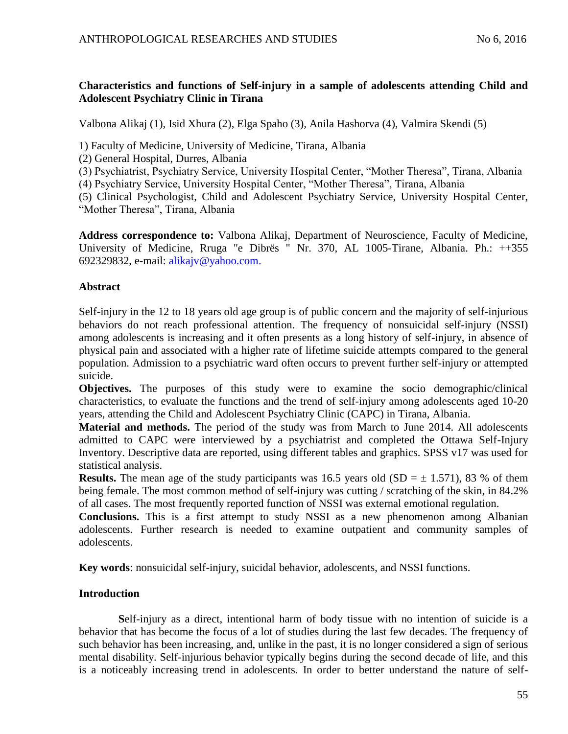**Characteristics and functions of Self-injury in a sample of adolescents attending Child and Adolescent Psychiatry Clinic in Tirana**

Valbona Alikaj (1), Isid Xhura (2), Elga Spaho (3), Anila Hashorva (4), Valmira Skendi (5)

1) Faculty of Medicine, University of Medicine, Tirana, Albania
(2) General Hospital, Durres, Albania
(3) Psychiatrist, Psychiatry Service, University Hospital Center, "Mother Theresa", Tirana, Albania
(4) Psychiatry Service, University Hospital Center, "Mother Theresa", Tirana, Albania
(5) Clinical Psychologist, Child and Adolescent Psychiatry Service, University Hospital Center, "Mother Theresa", Tirana, Albania

**Address correspondence to:** Valbona Alikaj, Department of Neuroscience, Faculty of Medicine, University of Medicine, Rruga "e Dibrës " Nr. 370, AL 1005-Tirane, Albania. Ph.: ++355 692329832, e-mail: alikajv@yahoo.com.

**Abstract**

Self-injury in the 12 to 18 years old age group is of public concern and the majority of self-injurious behaviors do not reach professional attention. The frequency of nonsuicidal self-injury (NSSI) among adolescents is increasing and it often presents as a long history of self-injury, in absence of physical pain and associated with a higher rate of lifetime suicide attempts compared to the general population. Admission to a psychiatric ward often occurs to prevent further self-injury or attempted suicide.

**Objectives.** The purposes of this study were to examine the socio demographic/clinical characteristics, to evaluate the functions and the trend of self-injury among adolescents aged 10-20 years, attending the Child and Adolescent Psychiatry Clinic (CAPC) in Tirana, Albania.

**Material and methods.** The period of the study was from March to June 2014. All adolescents admitted to CAPC were interviewed by a psychiatrist and completed the Ottawa Self-Injury Inventory. Descriptive data are reported, using different tables and graphics. SPSS v17 was used for statistical analysis.

**Results.** The mean age of the study participants was 16.5 years old (SD = ± 1.571), 83 % of them being female. The most common method of self-injury was cutting / scratching of the skin, in 84.2% of all cases. The most frequently reported function of NSSI was external emotional regulation.

**Conclusions.** This is a first attempt to study NSSI as a new phenomenon among Albanian adolescents. Further research is needed to examine outpatient and community samples of adolescents.

**Key words**: nonsuicidal self-injury, suicidal behavior, adolescents, and NSSI functions.

**Introduction**

**S**elf-injury as a direct, intentional harm of body tissue with no intention of suicide is a behavior that has become the focus of a lot of studies during the last few decades. The frequency of such behavior has been increasing, and, unlike in the past, it is no longer considered a sign of serious mental disability. Self-injurious behavior typically begins during the second decade of life, and this is a noticeably increasing trend in adolescents. In order to better understand the nature of self-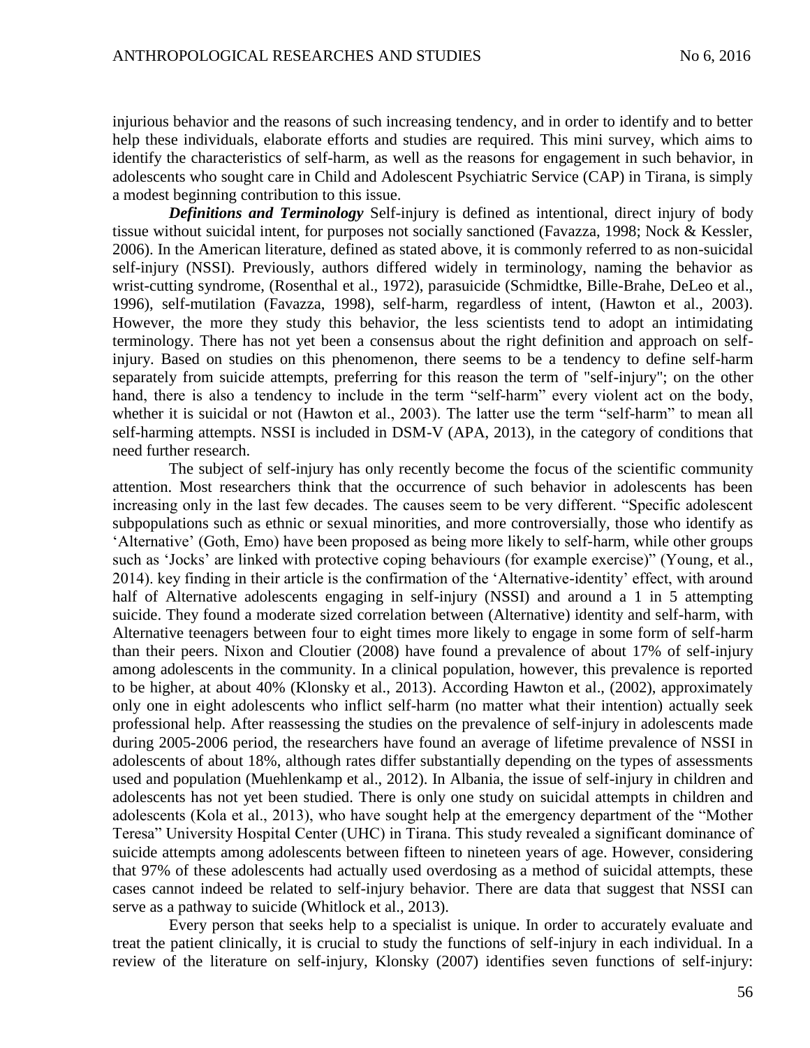injurious behavior and the reasons of such increasing tendency, and in order to identify and to better help these individuals, elaborate efforts and studies are required. This mini survey, which aims to identify the characteristics of self-harm, as well as the reasons for engagement in such behavior, in adolescents who sought care in Child and Adolescent Psychiatric Service (CAP) in Tirana, is simply a modest beginning contribution to this issue.

***Definitions and Terminology*** Self-injury is defined as intentional, direct injury of body tissue without suicidal intent, for purposes not socially sanctioned (Favazza, 1998; Nock & Kessler, 2006). In the American literature, defined as stated above, it is commonly referred to as non-suicidal self-injury (NSSI). Previously, authors differed widely in terminology, naming the behavior as wrist-cutting syndrome, (Rosenthal et al., 1972), parasuicide (Schmidtke, Bille-Brahe, DeLeo et al., 1996), self-mutilation (Favazza, 1998), self-harm, regardless of intent, (Hawton et al., 2003). However, the more they study this behavior, the less scientists tend to adopt an intimidating terminology. There has not yet been a consensus about the right definition and approach on self-injury. Based on studies on this phenomenon, there seems to be a tendency to define self-harm separately from suicide attempts, preferring for this reason the term of "self-injury"; on the other hand, there is also a tendency to include in the term "self-harm" every violent act on the body, whether it is suicidal or not (Hawton et al., 2003). The latter use the term "self-harm" to mean all self-harming attempts. NSSI is included in DSM-V (APA, 2013), in the category of conditions that need further research.

The subject of self-injury has only recently become the focus of the scientific community attention. Most researchers think that the occurrence of such behavior in adolescents has been increasing only in the last few decades. The causes seem to be very different. "Specific adolescent subpopulations such as ethnic or sexual minorities, and more controversially, those who identify as 'Alternative' (Goth, Emo) have been proposed as being more likely to self-harm, while other groups such as 'Jocks' are linked with protective coping behaviours (for example exercise)" (Young, et al., 2014). key finding in their article is the confirmation of the 'Alternative-identity' effect, with around half of Alternative adolescents engaging in self-injury (NSSI) and around a 1 in 5 attempting suicide. They found a moderate sized correlation between (Alternative) identity and self-harm, with Alternative teenagers between four to eight times more likely to engage in some form of self-harm than their peers. Nixon and Cloutier (2008) have found a prevalence of about 17% of self-injury among adolescents in the community. In a clinical population, however, this prevalence is reported to be higher, at about 40% (Klonsky et al., 2013). According Hawton et al., (2002), approximately only one in eight adolescents who inflict self-harm (no matter what their intention) actually seek professional help. After reassessing the studies on the prevalence of self-injury in adolescents made during 2005-2006 period, the researchers have found an average of lifetime prevalence of NSSI in adolescents of about 18%, although rates differ substantially depending on the types of assessments used and population (Muehlenkamp et al., 2012). In Albania, the issue of self-injury in children and adolescents has not yet been studied. There is only one study on suicidal attempts in children and adolescents (Kola et al., 2013), who have sought help at the emergency department of the "Mother Teresa" University Hospital Center (UHC) in Tirana. This study revealed a significant dominance of suicide attempts among adolescents between fifteen to nineteen years of age. However, considering that 97% of these adolescents had actually used overdosing as a method of suicidal attempts, these cases cannot indeed be related to self-injury behavior. There are data that suggest that NSSI can serve as a pathway to suicide (Whitlock et al., 2013).

Every person that seeks help to a specialist is unique. In order to accurately evaluate and treat the patient clinically, it is crucial to study the functions of self-injury in each individual. In a review of the literature on self-injury, Klonsky (2007) identifies seven functions of self-injury: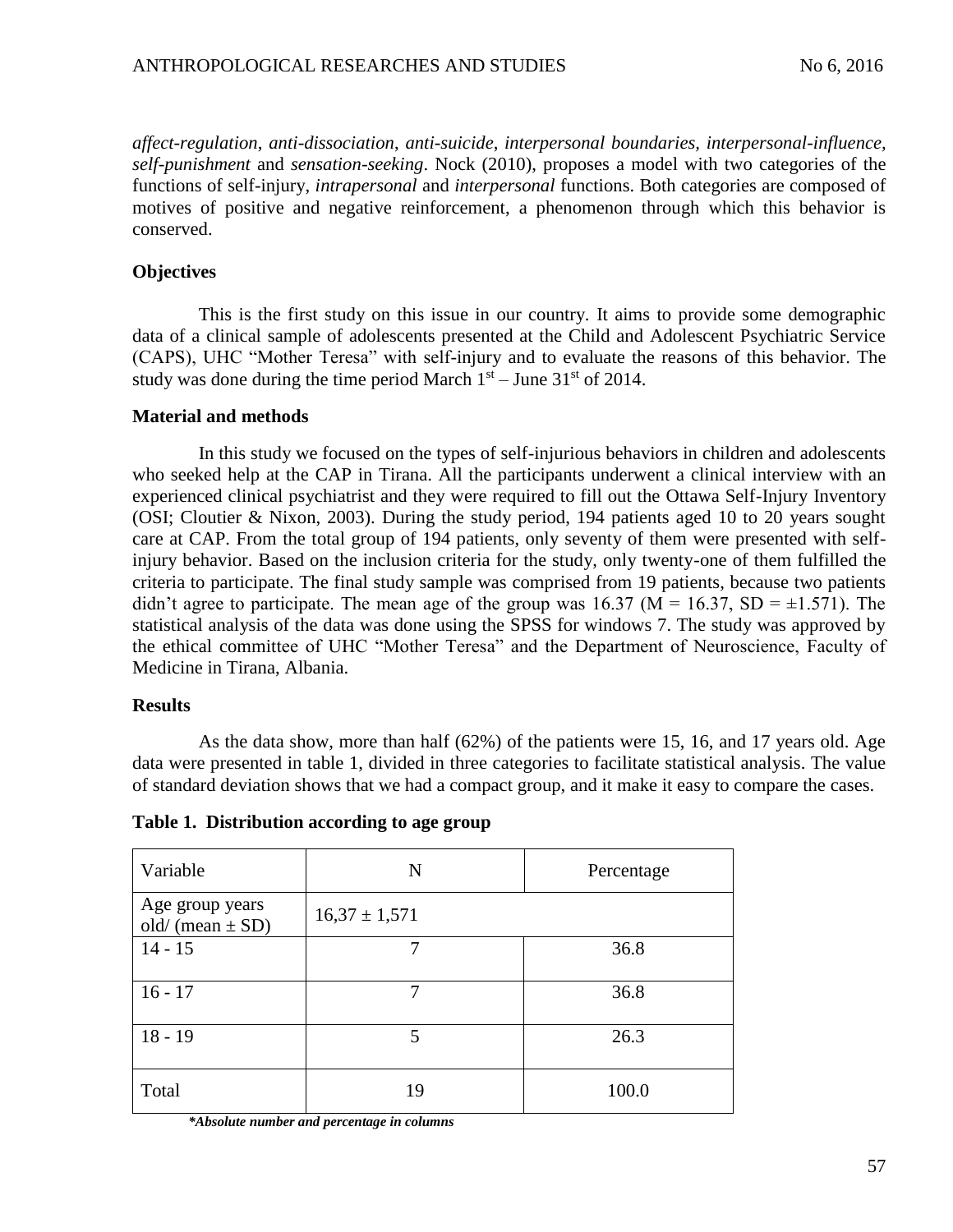*affect-regulation*, *anti-dissociation*, *anti-suicide*, *interpersonal boundaries*, *interpersonal-influence*, *self-punishment* and *sensation-seeking*. Nock (2010), proposes a model with two categories of the functions of self-injury, *intrapersonal* and *interpersonal* functions. Both categories are composed of motives of positive and negative reinforcement, a phenomenon through which this behavior is conserved.

**Objectives**

This is the first study on this issue in our country. It aims to provide some demographic data of a clinical sample of adolescents presented at the Child and Adolescent Psychiatric Service (CAPS), UHC "Mother Teresa" with self-injury and to evaluate the reasons of this behavior. The study was done during the time period March 1st – June 31st of 2014.

**Material and methods**

In this study we focused on the types of self-injurious behaviors in children and adolescents who seeked help at the CAP in Tirana. All the participants underwent a clinical interview with an experienced clinical psychiatrist and they were required to fill out the Ottawa Self-Injury Inventory (OSI; Cloutier & Nixon, 2003). During the study period, 194 patients aged 10 to 20 years sought care at CAP. From the total group of 194 patients, only seventy of them were presented with self-injury behavior. Based on the inclusion criteria for the study, only twenty-one of them fulfilled the criteria to participate. The final study sample was comprised from 19 patients, because two patients didn't agree to participate. The mean age of the group was 16.37 ($M = 16.37$, $SD = \pm 1.571$). The statistical analysis of the data was done using the SPSS for windows 7. The study was approved by the ethical committee of UHC "Mother Teresa" and the Department of Neuroscience, Faculty of Medicine in Tirana, Albania.

**Results**

As the data show, more than half (62%) of the patients were 15, 16, and 17 years old. Age data were presented in table 1, divided in three categories to facilitate statistical analysis. The value of standard deviation shows that we had a compact group, and it make it easy to compare the cases.

**Table 1. Distribution according to age group**

| Variable | N | Percentage |
|---|---|---|
| Age group years old/ (mean ± SD) | 16,37 ± 1,571 | |
| 14 - 15 | 7 | 36.8 |
| 16 - 17 | 7 | 36.8 |
| 18 - 19 | 5 | 26.3 |
| Total | 19 | 100.0 |

***Absolute number and percentage in columns***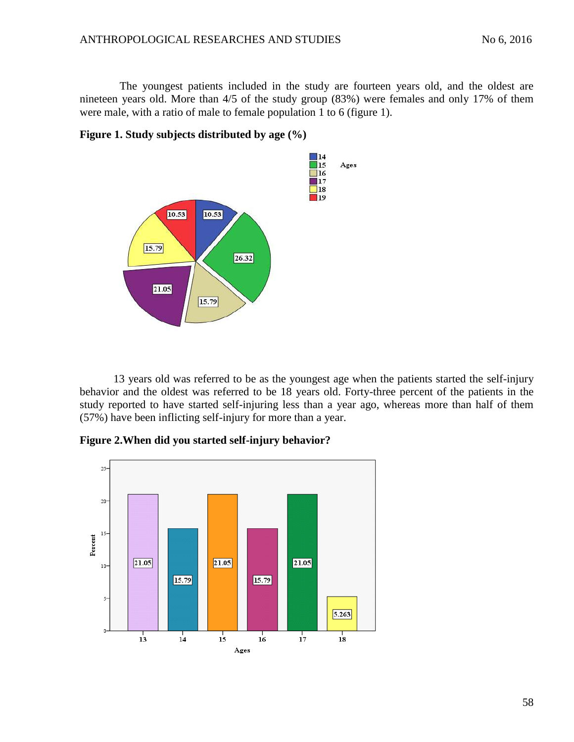The youngest patients included in the study are fourteen years old, and the oldest are nineteen years old. More than 4/5 of the study group (83%) were females and only 17% of them were male, with a ratio of male to female population 1 to 6 (figure 1).

**Figure 1. Study subjects distributed by age (%)**

13 years old was referred to be as the youngest age when the patients started the self-injury behavior and the oldest was referred to be 18 years old. Forty-three percent of the patients in the study reported to have started self-injuring less than a year ago, whereas more than half of them (57%) have been inflicting self-injury for more than a year.

**Figure 2.When did you started self-injury behavior?**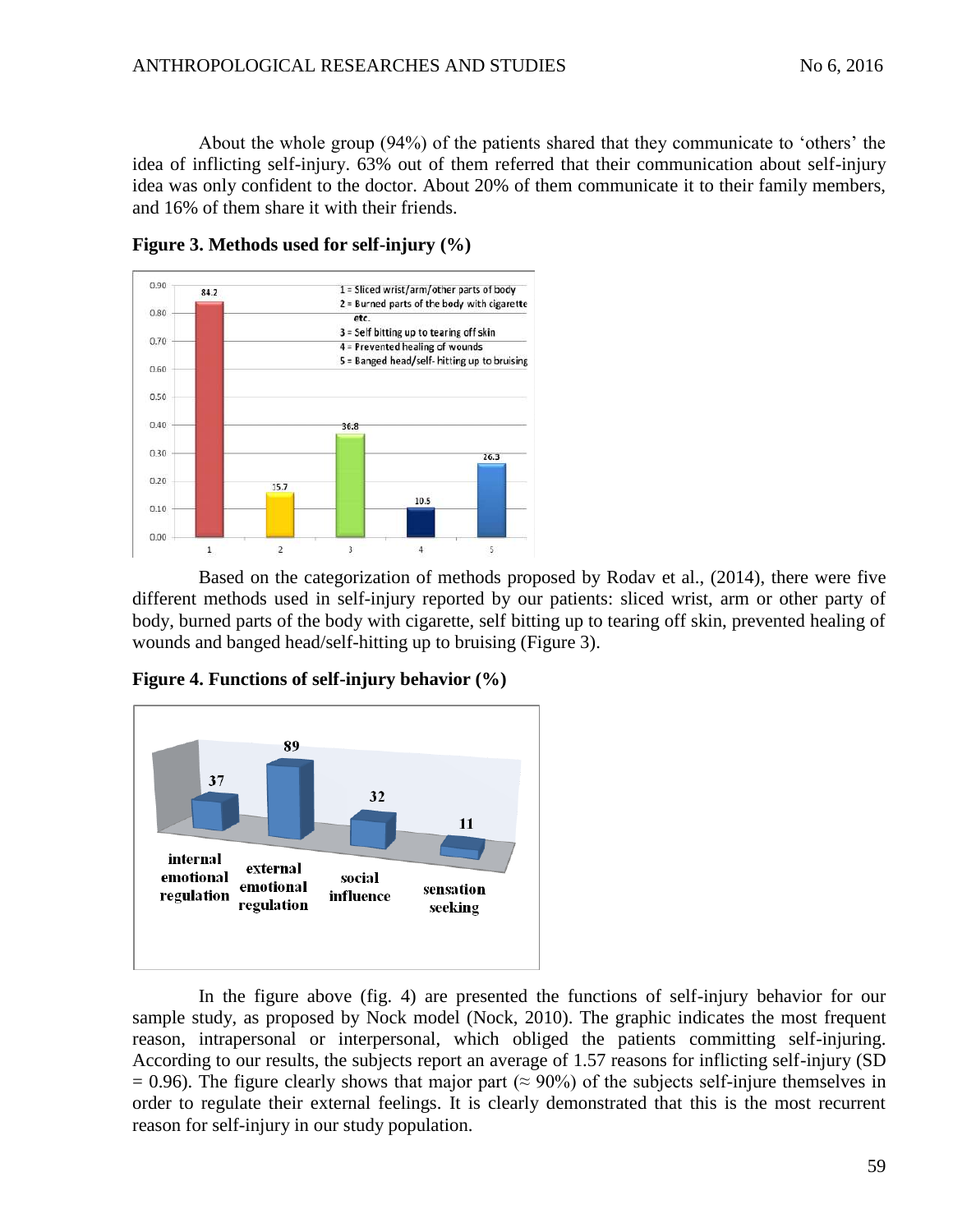About the whole group (94%) of the patients shared that they communicate to 'others' the idea of inflicting self-injury. 63% out of them referred that their communication about self-injury idea was only confident to the doctor. About 20% of them communicate it to their family members, and 16% of them share it with their friends.

**Figure 3. Methods used for self-injury (%)**

Based on the categorization of methods proposed by Rodav et al., (2014), there were five different methods used in self-injury reported by our patients: sliced wrist, arm or other party of body, burned parts of the body with cigarette, self bitting up to tearing off skin, prevented healing of wounds and banged head/self-hitting up to bruising (Figure 3).

**Figure 4. Functions of self-injury behavior (%)**

In the figure above (fig. 4) are presented the functions of self-injury behavior for our sample study, as proposed by Nock model (Nock, 2010). The graphic indicates the most frequent reason, intrapersonal or interpersonal, which obliged the patients committing self-injuring. According to our results, the subjects report an average of 1.57 reasons for inflicting self-injury (SD = 0.96). The figure clearly shows that major part (≈ 90%) of the subjects self-injure themselves in order to regulate their external feelings. It is clearly demonstrated that this is the most recurrent reason for self-injury in our study population.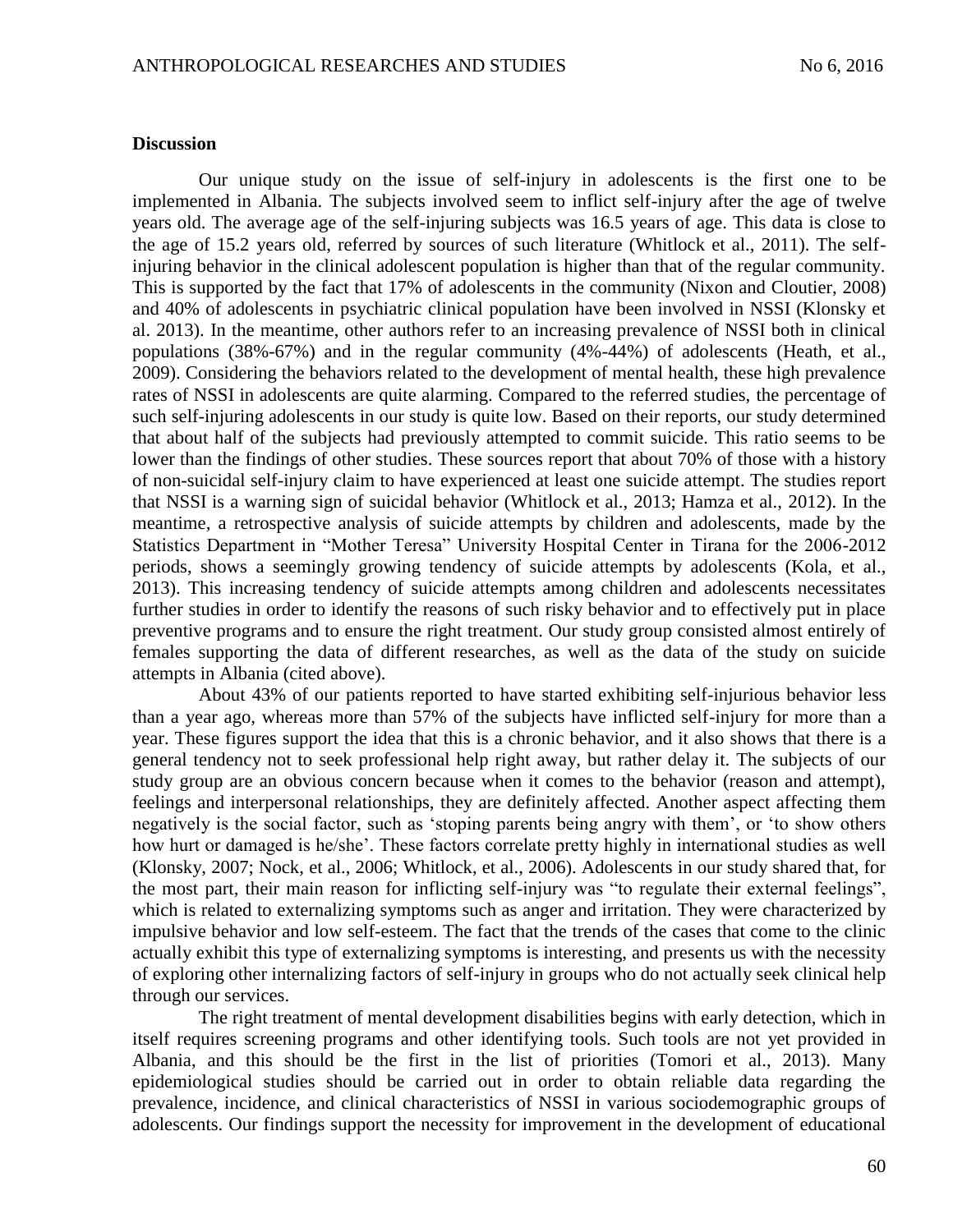### Discussion

Our unique study on the issue of self-injury in adolescents is the first one to be implemented in Albania. The subjects involved seem to inflict self-injury after the age of twelve years old. The average age of the self-injuring subjects was 16.5 years of age. This data is close to the age of 15.2 years old, referred by sources of such literature (Whitlock et al., 2011). The self-injuring behavior in the clinical adolescent population is higher than that of the regular community. This is supported by the fact that 17% of adolescents in the community (Nixon and Cloutier, 2008) and 40% of adolescents in psychiatric clinical population have been involved in NSSI (Klonsky et al. 2013). In the meantime, other authors refer to an increasing prevalence of NSSI both in clinical populations (38%-67%) and in the regular community (4%-44%) of adolescents (Heath, et al., 2009). Considering the behaviors related to the development of mental health, these high prevalence rates of NSSI in adolescents are quite alarming. Compared to the referred studies, the percentage of such self-injuring adolescents in our study is quite low. Based on their reports, our study determined that about half of the subjects had previously attempted to commit suicide. This ratio seems to be lower than the findings of other studies. These sources report that about 70% of those with a history of non-suicidal self-injury claim to have experienced at least one suicide attempt. The studies report that NSSI is a warning sign of suicidal behavior (Whitlock et al., 2013; Hamza et al., 2012). In the meantime, a retrospective analysis of suicide attempts by children and adolescents, made by the Statistics Department in "Mother Teresa" University Hospital Center in Tirana for the 2006-2012 periods, shows a seemingly growing tendency of suicide attempts by adolescents (Kola, et al., 2013). This increasing tendency of suicide attempts among children and adolescents necessitates further studies in order to identify the reasons of such risky behavior and to effectively put in place preventive programs and to ensure the right treatment. Our study group consisted almost entirely of females supporting the data of different researches, as well as the data of the study on suicide attempts in Albania (cited above).

About 43% of our patients reported to have started exhibiting self-injurious behavior less than a year ago, whereas more than 57% of the subjects have inflicted self-injury for more than a year. These figures support the idea that this is a chronic behavior, and it also shows that there is a general tendency not to seek professional help right away, but rather delay it. The subjects of our study group are an obvious concern because when it comes to the behavior (reason and attempt), feelings and interpersonal relationships, they are definitely affected. Another aspect affecting them negatively is the social factor, such as 'stoping parents being angry with them', or 'to show others how hurt or damaged is he/she'. These factors correlate pretty highly in international studies as well (Klonsky, 2007; Nock, et al., 2006; Whitlock, et al., 2006). Adolescents in our study shared that, for the most part, their main reason for inflicting self-injury was "to regulate their external feelings", which is related to externalizing symptoms such as anger and irritation. They were characterized by impulsive behavior and low self-esteem. The fact that the trends of the cases that come to the clinic actually exhibit this type of externalizing symptoms is interesting, and presents us with the necessity of exploring other internalizing factors of self-injury in groups who do not actually seek clinical help through our services.

The right treatment of mental development disabilities begins with early detection, which in itself requires screening programs and other identifying tools. Such tools are not yet provided in Albania, and this should be the first in the list of priorities (Tomori et al., 2013). Many epidemiological studies should be carried out in order to obtain reliable data regarding the prevalence, incidence, and clinical characteristics of NSSI in various sociodemographic groups of adolescents. Our findings support the necessity for improvement in the development of educational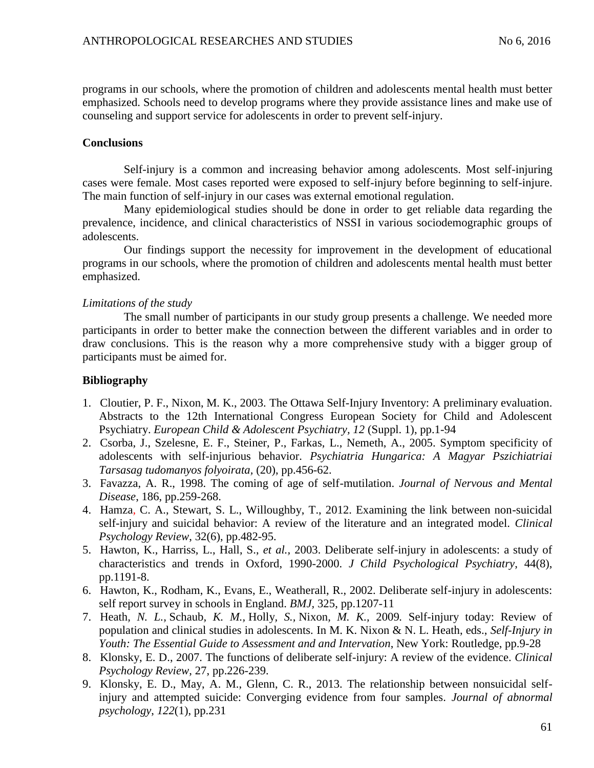programs in our schools, where the promotion of children and adolescents mental health must better emphasized. Schools need to develop programs where they provide assistance lines and make use of counseling and support service for adolescents in order to prevent self-injury.

**Conclusions**

Self-injury is a common and increasing behavior among adolescents. Most self-injuring cases were female. Most cases reported were exposed to self-injury before beginning to self-injure. The main function of self-injury in our cases was external emotional regulation.

Many epidemiological studies should be done in order to get reliable data regarding the prevalence, incidence, and clinical characteristics of NSSI in various sociodemographic groups of adolescents.

Our findings support the necessity for improvement in the development of educational programs in our schools, where the promotion of children and adolescents mental health must better emphasized.

*Limitations of the study*

The small number of participants in our study group presents a challenge. We needed more participants in order to better make the connection between the different variables and in order to draw conclusions. This is the reason why a more comprehensive study with a bigger group of participants must be aimed for.

**Bibliography**

1. Cloutier, P. F., Nixon, M. K., 2003. The Ottawa Self-Injury Inventory: A preliminary evaluation. Abstracts to the 12th International Congress European Society for Child and Adolescent Psychiatry. *European Child & Adolescent Psychiatry*, *12* (Suppl. 1), pp.1-94
2. Csorba, J., Szelesne, E. F., Steiner, P., Farkas, L., Nemeth, A., 2005. Symptom specificity of adolescents with self-injurious behavior. *Psychiatria Hungarica: A Magyar Pszichiatriai Tarsasag tudomanyos folyoirata*, (20), pp.456-62.
3. Favazza, A. R., 1998. The coming of age of self-mutilation. *Journal of Nervous and Mental Disease*, 186, pp.259-268.
4. Hamza, C. A., Stewart, S. L., Willoughby, T., 2012. Examining the link between non-suicidal self-injury and suicidal behavior: A review of the literature and an integrated model. *Clinical Psychology Review*, 32(6), pp.482-95.
5. Hawton, K., Harriss, L., Hall, S., *et al.*, 2003. Deliberate self-injury in adolescents: a study of characteristics and trends in Oxford, 1990-2000. *J Child Psychological Psychiatry*, 44(8), pp.1191-8.
6. Hawton, K., Rodham, K., Evans, E., Weatherall, R., 2002. Deliberate self-injury in adolescents: self report survey in schools in England. *BMJ*, 325, pp.1207-11
7. Heath, *N. L.,* Schaub, *K. M.,* Holly, *S.,* Nixon, *M. K.,* 2009. Self-injury today: Review of population and clinical studies in adolescents. In M. K. Nixon & N. L. Heath, eds., *Self-Injury in Youth: The Essential Guide to Assessment and and Intervation*, New York: Routledge, pp.9-28
8. Klonsky, E. D., 2007. The functions of deliberate self-injury: A review of the evidence. *Clinical Psychology Review*, 27, pp.226-239.
9. Klonsky, E. D., May, A. M., Glenn, C. R., 2013. The relationship between nonsuicidal self-injury and attempted suicide: Converging evidence from four samples. *Journal of abnormal psychology*, *122*(1), pp.231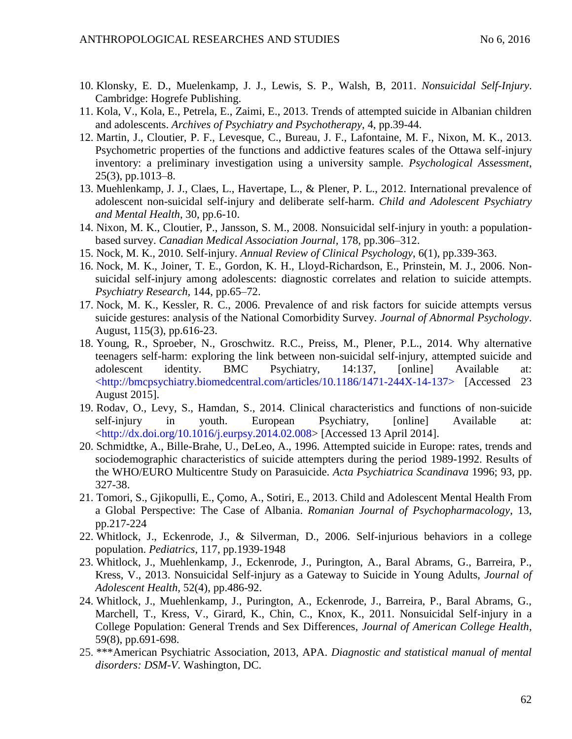10. Klonsky, E. D., Muelenkamp, J. J., Lewis, S. P., Walsh, B, 2011. *Nonsuicidal Self-Injury*. Cambridge: Hogrefe Publishing.
11. Kola, V., Kola, E., Petrela, E., Zaimi, E., 2013. Trends of attempted suicide in Albanian children and adolescents. *Archives of Psychiatry and Psychotherapy*, 4, pp.39-44.
12. Martin, J., Cloutier, P. F., Levesque, C., Bureau, J. F., Lafontaine, M. F., Nixon, M. K., 2013. Psychometric properties of the functions and addictive features scales of the Ottawa self-injury inventory: a preliminary investigation using a university sample. *Psychological Assessment*, 25(3), pp.1013–8.
13. Muehlenkamp, J. J., Claes, L., Havertape, L., & Plener, P. L., 2012. International prevalence of adolescent non-suicidal self-injury and deliberate self-harm. *Child and Adolescent Psychiatry and Mental Health*, 30, pp.6-10.
14. Nixon, M. K., Cloutier, P., Jansson, S. M., 2008. Nonsuicidal self-injury in youth: a population-based survey. *Canadian Medical Association Journal*, 178, pp.306–312.
15. Nock, M. K., 2010. Self-injury. *Annual Review of Clinical Psychology*, 6(1), pp.339-363.
16. Nock, M. K., Joiner, T. E., Gordon, K. H., Lloyd-Richardson, E., Prinstein, M. J., 2006. Non-suicidal self-injury among adolescents: diagnostic correlates and relation to suicide attempts. *Psychiatry Research*, 144, pp.65–72.
17. Nock, M. K., Kessler, R. C., 2006. Prevalence of and risk factors for suicide attempts versus suicide gestures: analysis of the National Comorbidity Survey. *Journal of Abnormal Psychology*. August, 115(3), pp.616-23.
18. Young, R., Sproeber, N., Groschwitz. R.C., Preiss, M., Plener, P.L., 2014. Why alternative teenagers self-harm: exploring the link between non-suicidal self-injury, attempted suicide and adolescent identity. BMC Psychiatry, 14:137, [online] Available at: <http://bmcpsychiatry.biomedcentral.com/articles/10.1186/1471-244X-14-137> [Accessed 23 August 2015].
19. Rodav, O., Levy, S., Hamdan, S., 2014. Clinical characteristics and functions of non-suicide self-injury in youth. European Psychiatry, [online] Available at: <http://dx.doi.org/10.1016/j.eurpsy.2014.02.008> [Accessed 13 April 2014].
20. Schmidtke, A., Bille-Brahe, U., DeLeo, A., 1996. Attempted suicide in Europe: rates, trends and sociodemographic characteristics of suicide attempters during the period 1989-1992. Results of the WHO/EURO Multicentre Study on Parasuicide. *Acta Psychiatrica Scandinava* 1996; 93, pp. 327-38.
21. Tomori, S., Gjikopulli, E., Çomo, A., Sotiri, E., 2013. Child and Adolescent Mental Health From a Global Perspective: The Case of Albania. *Romanian Journal of Psychopharmacology*, 13, pp.217-224
22. Whitlock, J., Eckenrode, J., & Silverman, D., 2006. Self-injurious behaviors in a college population. *Pediatrics*, 117, pp.1939-1948
23. Whitlock, J., Muehlenkamp, J., Eckenrode, J., Purington, A., Baral Abrams, G., Barreira, P., Kress, V., 2013. Nonsuicidal Self-injury as a Gateway to Suicide in Young Adults, *Journal of Adolescent Health*, 52(4), pp.486-92.
24. Whitlock, J., Muehlenkamp, J., Purington, A., Eckenrode, J., Barreira, P., Baral Abrams, G., Marchell, T., Kress, V., Girard, K., Chin, C., Knox, K., 2011. Nonsuicidal Self-injury in a College Population: General Trends and Sex Differences, *Journal of American College Health*, 59(8), pp.691-698.
25. ***American Psychiatric Association, 2013, APA. *Diagnostic and statistical manual of mental disorders: DSM-V*. Washington, DC.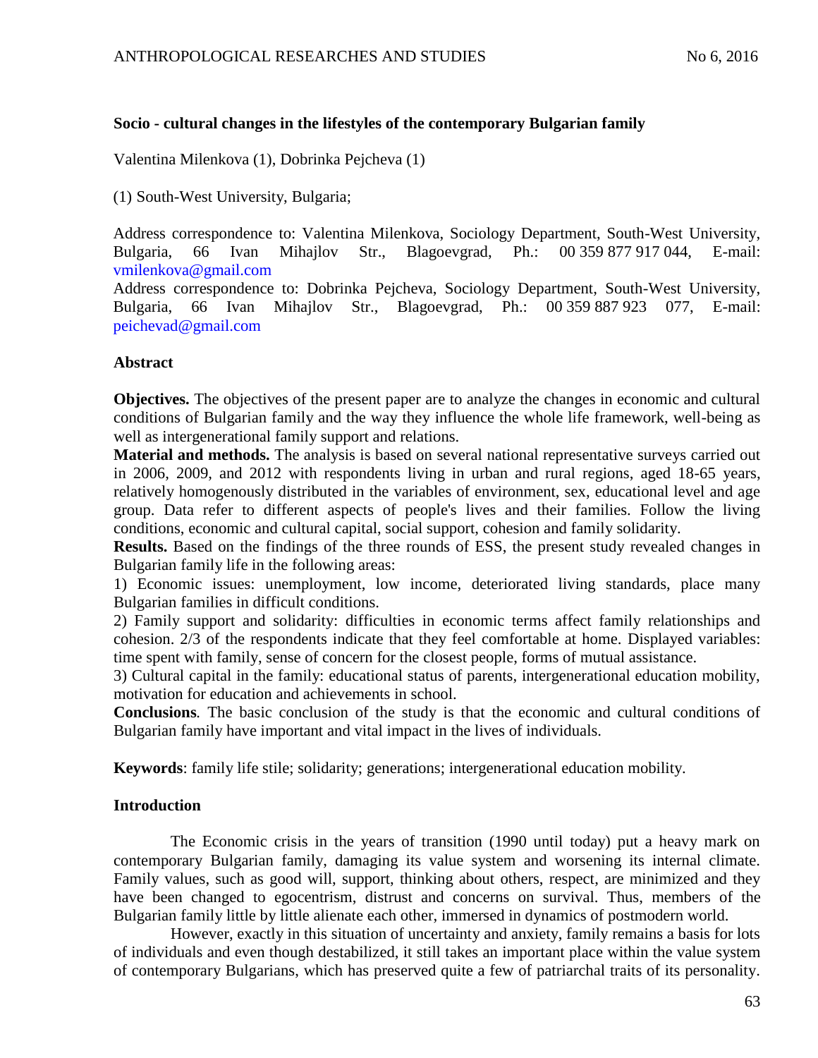**Socio - cultural changes in the lifestyles of the contemporary Bulgarian family**

Valentina Milenkova (1), Dobrinka Pejcheva (1)

(1) South-West University, Bulgaria;

Address correspondence to: Valentina Milenkova, Sociology Department, South-West University, Bulgaria, 66 Ivan Mihajlov Str., Blagoevgrad, Ph.: 00 359 877 917 044, E-mail: vmilenkova@gmail.com

Address correspondence to: Dobrinka Pejcheva, Sociology Department, South-West University, Bulgaria, 66 Ivan Mihajlov Str., Blagoevgrad, Ph.: 00 359 887 923 077, E-mail: peichevad@gmail.com

## Abstract

**Objectives.** The objectives of the present paper are to analyze the changes in economic and cultural conditions of Bulgarian family and the way they influence the whole life framework, well-being as well as intergenerational family support and relations.

**Material and methods.** The analysis is based on several national representative surveys carried out in 2006, 2009, and 2012 with respondents living in urban and rural regions, aged 18-65 years, relatively homogenously distributed in the variables of environment, sex, educational level and age group. Data refer to different aspects of people's lives and their families. Follow the living conditions, economic and cultural capital, social support, cohesion and family solidarity.

**Results.** Based on the findings of the three rounds of ESS, the present study revealed changes in Bulgarian family life in the following areas:

1) Economic issues: unemployment, low income, deteriorated living standards, place many Bulgarian families in difficult conditions.

2) Family support and solidarity: difficulties in economic terms affect family relationships and cohesion. 2/3 of the respondents indicate that they feel comfortable at home. Displayed variables: time spent with family, sense of concern for the closest people, forms of mutual assistance.

3) Cultural capital in the family: educational status of parents, intergenerational education mobility, motivation for education and achievements in school.

**Conclusions***.* The basic conclusion of the study is that the economic and cultural conditions of Bulgarian family have important and vital impact in the lives of individuals.

**Keywords**: family life stile; solidarity; generations; intergenerational education mobility.

## Introduction

The Economic crisis in the years of transition (1990 until today) put a heavy mark on contemporary Bulgarian family, damaging its value system and worsening its internal climate. Family values, such as good will, support, thinking about others, respect, are minimized and they have been changed to egocentrism, distrust and concerns on survival. Thus, members of the Bulgarian family little by little alienate each other, immersed in dynamics of postmodern world.

However, exactly in this situation of uncertainty and anxiety, family remains a basis for lots of individuals and even though destabilized, it still takes an important place within the value system of contemporary Bulgarians, which has preserved quite a few of patriarchal traits of its personality.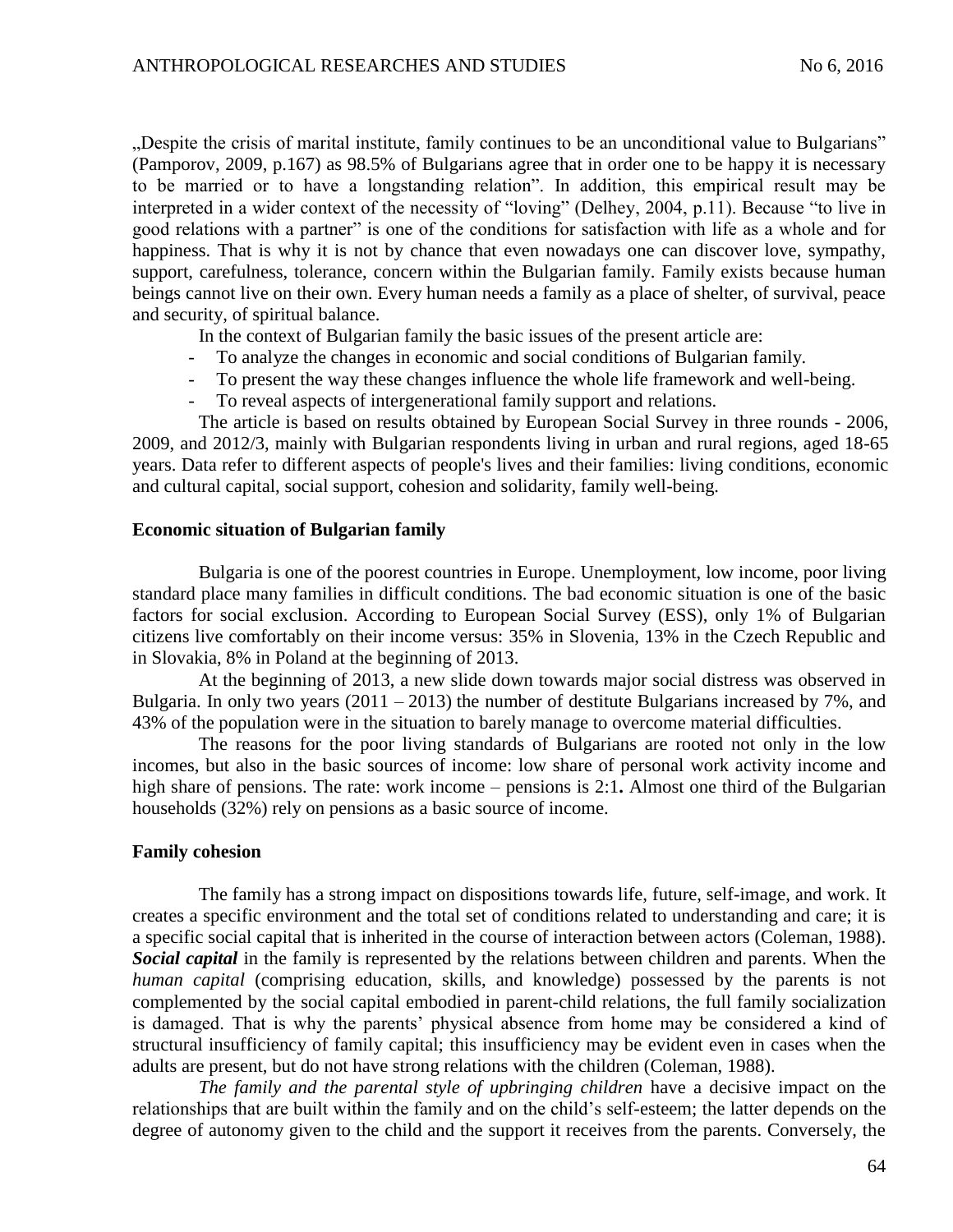„Despite the crisis of marital institute, family continues to be an unconditional value to Bulgarians" (Pamporov, 2009, p.167) as 98.5% of Bulgarians agree that in order one to be happy it is necessary to be married or to have a longstanding relation". In addition, this empirical result may be interpreted in a wider context of the necessity of "loving" (Delhey, 2004, p.11). Because "to live in good relations with a partner" is one of the conditions for satisfaction with life as a whole and for happiness. That is why it is not by chance that even nowadays one can discover love, sympathy, support, carefulness, tolerance, concern within the Bulgarian family. Family exists because human beings cannot live on their own. Every human needs a family as a place of shelter, of survival, peace and security, of spiritual balance.

In the context of Bulgarian family the basic issues of the present article are:

- To analyze the changes in economic and social conditions of Bulgarian family.
- To present the way these changes influence the whole life framework and well-being.
- To reveal aspects of intergenerational family support and relations.

The article is based on results obtained by European Social Survey in three rounds - 2006, 2009, and 2012/3, mainly with Bulgarian respondents living in urban and rural regions, aged 18-65 years. Data refer to different aspects of people's lives and their families: living conditions, economic and cultural capital, social support, cohesion and solidarity, family well-being.

**Economic situation of Bulgarian family**

Bulgaria is one of the poorest countries in Europe. Unemployment, low income, poor living standard place many families in difficult conditions. The bad economic situation is one of the basic factors for social exclusion. According to European Social Survey (ESS), only 1% of Bulgarian citizens live comfortably on their income versus: 35% in Slovenia, 13% in the Czech Republic and in Slovakia, 8% in Poland at the beginning of 2013.

At the beginning of 2013, a new slide down towards major social distress was observed in Bulgaria. In only two years (2011 – 2013) the number of destitute Bulgarians increased by 7%, and 43% of the population were in the situation to barely manage to overcome material difficulties.

The reasons for the poor living standards of Bulgarians are rooted not only in the low incomes, but also in the basic sources of income: low share of personal work activity income and high share of pensions. The rate: work income – pensions is 2:1**.** Almost one third of the Bulgarian households (32%) rely on pensions as a basic source of income.

**Family cohesion**

The family has a strong impact on dispositions towards life, future, self-image, and work. It creates a specific environment and the total set of conditions related to understanding and care; it is a specific social capital that is inherited in the course of interaction between actors (Coleman, 1988). ***Social capital*** in the family is represented by the relations between children and parents. When the *human capital* (comprising education, skills, and knowledge) possessed by the parents is not complemented by the social capital embodied in parent-child relations, the full family socialization is damaged. That is why the parents' physical absence from home may be considered a kind of structural insufficiency of family capital; this insufficiency may be evident even in cases when the adults are present, but do not have strong relations with the children (Coleman, 1988).

*The family and the parental style of upbringing children* have a decisive impact on the relationships that are built within the family and on the child's self-esteem; the latter depends on the degree of autonomy given to the child and the support it receives from the parents. Conversely, the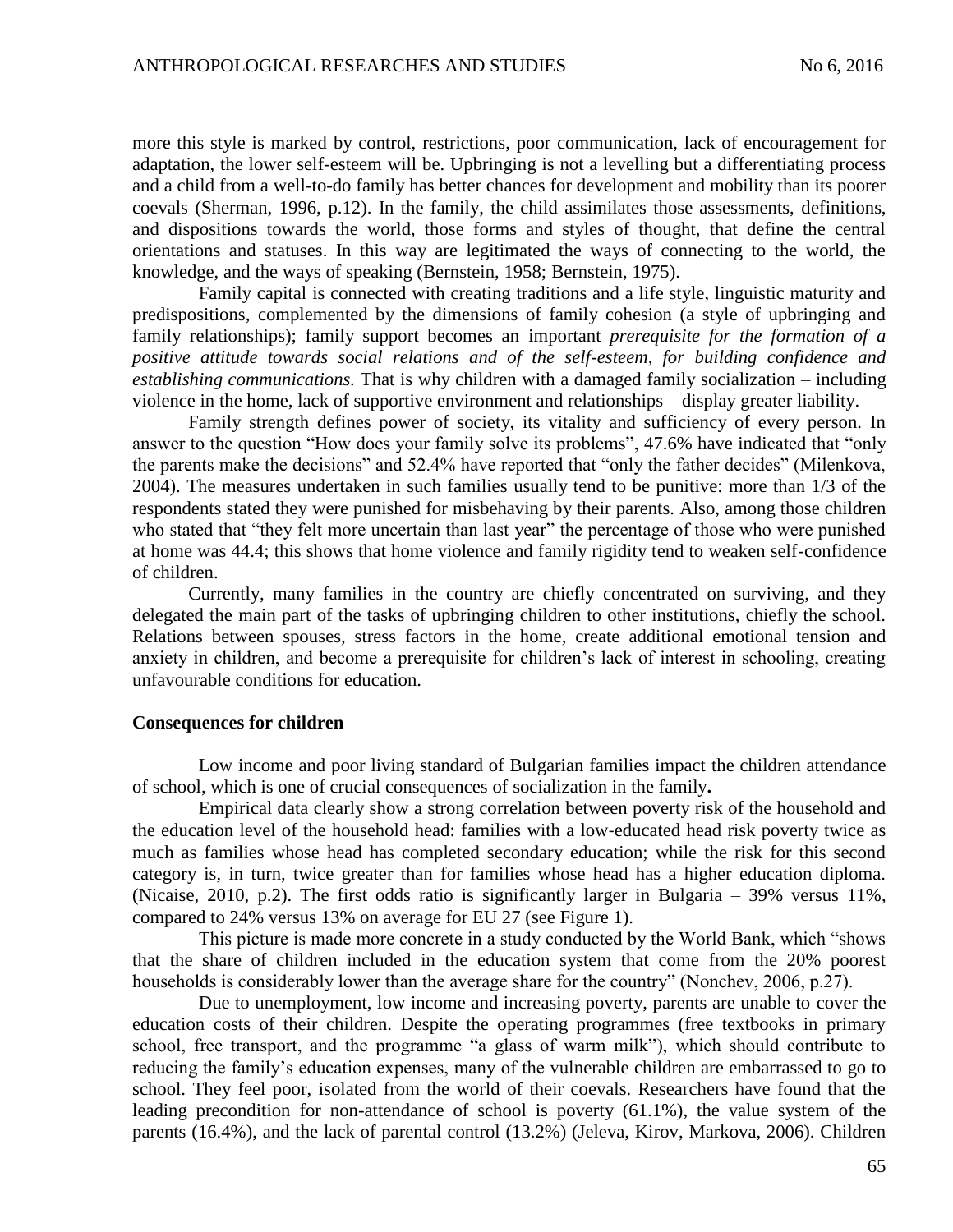more this style is marked by control, restrictions, poor communication, lack of encouragement for adaptation, the lower self-esteem will be. Upbringing is not a levelling but a differentiating process and a child from a well-to-do family has better chances for development and mobility than its poorer coevals (Sherman, 1996, p.12). In the family, the child assimilates those assessments, definitions, and dispositions towards the world, those forms and styles of thought, that define the central orientations and statuses. In this way are legitimated the ways of connecting to the world, the knowledge, and the ways of speaking (Bernstein, 1958; Bernstein, 1975).

Family capital is connected with creating traditions and a life style, linguistic maturity and predispositions, complemented by the dimensions of family cohesion (a style of upbringing and family relationships); family support becomes an important *prerequisite for the formation of a positive attitude towards social relations and of the self-esteem, for building confidence and establishing communications.* That is why children with a damaged family socialization – including violence in the home, lack of supportive environment and relationships – display greater liability.

Family strength defines power of society, its vitality and sufficiency of every person. In answer to the question "How does your family solve its problems", 47.6% have indicated that "only the parents make the decisions" and 52.4% have reported that "only the father decides" (Milenkova, 2004). The measures undertaken in such families usually tend to be punitive: more than 1/3 of the respondents stated they were punished for misbehaving by their parents. Also, among those children who stated that "they felt more uncertain than last year" the percentage of those who were punished at home was 44.4; this shows that home violence and family rigidity tend to weaken self-confidence of children.

Currently, many families in the country are chiefly concentrated on surviving, and they delegated the main part of the tasks of upbringing children to other institutions, chiefly the school. Relations between spouses, stress factors in the home, create additional emotional tension and anxiety in children, and become a prerequisite for children's lack of interest in schooling, creating unfavourable conditions for education.

## Consequences for children

Low income and poor living standard of Bulgarian families impact the children attendance of school, which is one of crucial consequences of socialization in the family**.**

Empirical data clearly show a strong correlation between poverty risk of the household and the education level of the household head: families with a low-educated head risk poverty twice as much as families whose head has completed secondary education; while the risk for this second category is, in turn, twice greater than for families whose head has a higher education diploma. (Nicaise, 2010, p.2). The first odds ratio is significantly larger in Bulgaria – 39% versus 11%, compared to 24% versus 13% on average for EU 27 (see Figure 1).

This picture is made more concrete in a study conducted by the World Bank, which "shows that the share of children included in the education system that come from the 20% poorest households is considerably lower than the average share for the country" (Nonchev, 2006, p.27).

Due to unemployment, low income and increasing poverty, parents are unable to cover the education costs of their children. Despite the operating programmes (free textbooks in primary school, free transport, and the programme "a glass of warm milk"), which should contribute to reducing the family's education expenses, many of the vulnerable children are embarrassed to go to school. They feel poor, isolated from the world of their coevals. Researchers have found that the leading precondition for non-attendance of school is poverty (61.1%), the value system of the parents (16.4%), and the lack of parental control (13.2%) (Jeleva, Kirov, Markova, 2006). Children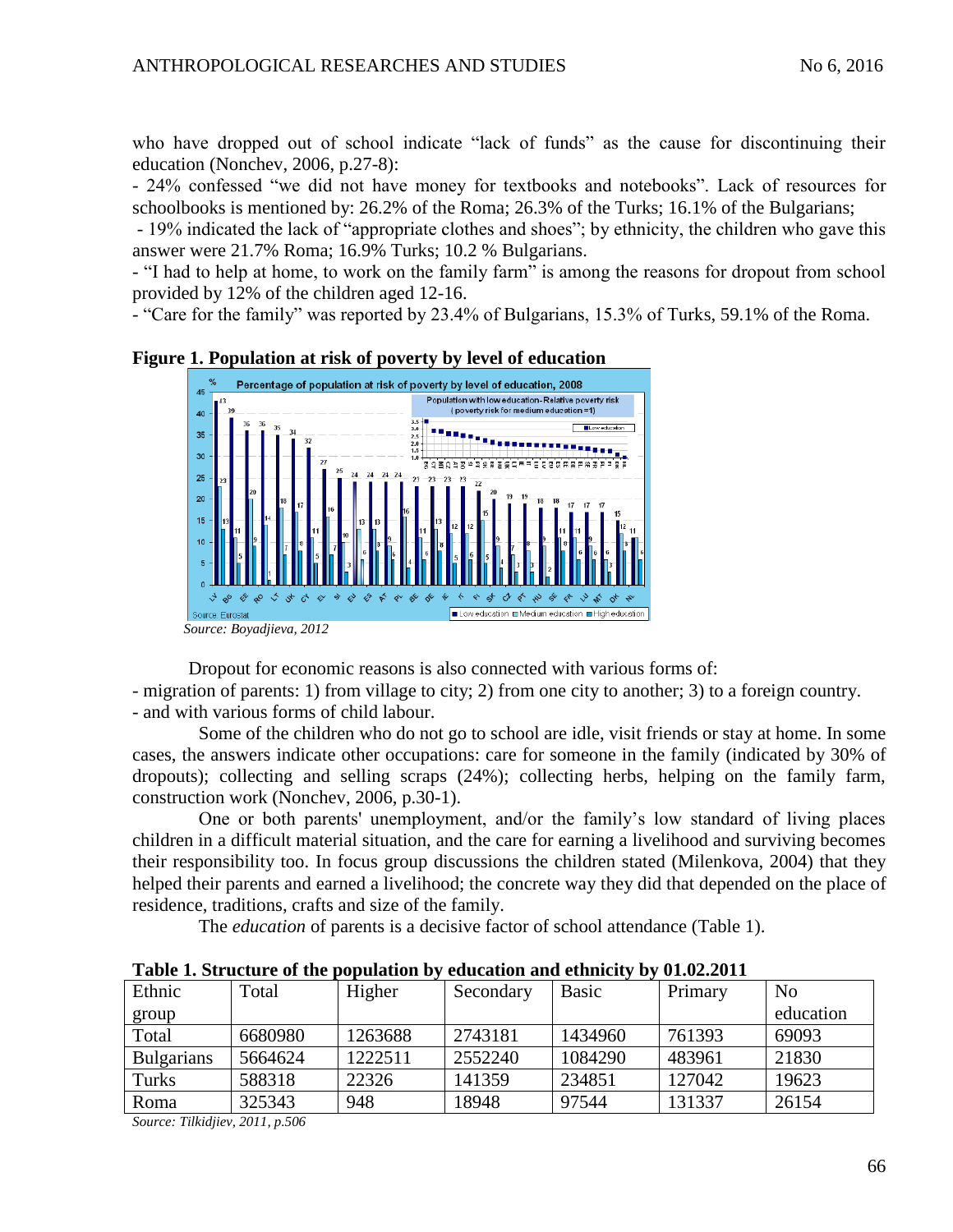who have dropped out of school indicate "lack of funds" as the cause for discontinuing their education (Nonchev, 2006, p.27-8):

- 24% confessed "we did not have money for textbooks and notebooks". Lack of resources for schoolbooks is mentioned by: 26.2% of the Roma; 26.3% of the Turks; 16.1% of the Bulgarians;
- 19% indicated the lack of "appropriate clothes and shoes"; by ethnicity, the children who gave this answer were 21.7% Roma; 16.9% Turks; 10.2 % Bulgarians.
- "I had to help at home, to work on the family farm" is among the reasons for dropout from school provided by 12% of the children aged 12-16.
- "Care for the family" was reported by 23.4% of Bulgarians, 15.3% of Turks, 59.1% of the Roma.

**Figure 1. Population at risk of poverty by level of education**

*Source: Boyadjieva, 2012*

Dropout for economic reasons is also connected with various forms of:

- migration of parents: 1) from village to city; 2) from one city to another; 3) to a foreign country.
- and with various forms of child labour.

Some of the children who do not go to school are idle, visit friends or stay at home. In some cases, the answers indicate other occupations: care for someone in the family (indicated by 30% of dropouts); collecting and selling scraps (24%); collecting herbs, helping on the family farm, construction work (Nonchev, 2006, p.30-1).

One or both parents' unemployment, and/or the family's low standard of living places children in a difficult material situation, and the care for earning a livelihood and surviving becomes their responsibility too. In focus group discussions the children stated (Milenkova, 2004) that they helped their parents and earned a livelihood; the concrete way they did that depended on the place of residence, traditions, crafts and size of the family.

The *education* of parents is a decisive factor of school attendance (Table 1).

**Table 1. Structure of the population by education and ethnicity by 01.02.2011**

| Ethnic group | Total | Higher | Secondary | Basic | Primary | No education |
|---|---|---|---|---|---|---|
| Total | 6680980 | 1263688 | 2743181 | 1434960 | 761393 | 69093 |
| Bulgarians | 5664624 | 1222511 | 2552240 | 1084290 | 483961 | 21830 |
| Turks | 588318 | 22326 | 141359 | 234851 | 127042 | 19623 |
| Roma | 325343 | 948 | 18948 | 97544 | 131337 | 26154 |

*Source: Tilkidjiev, 2011, p.506*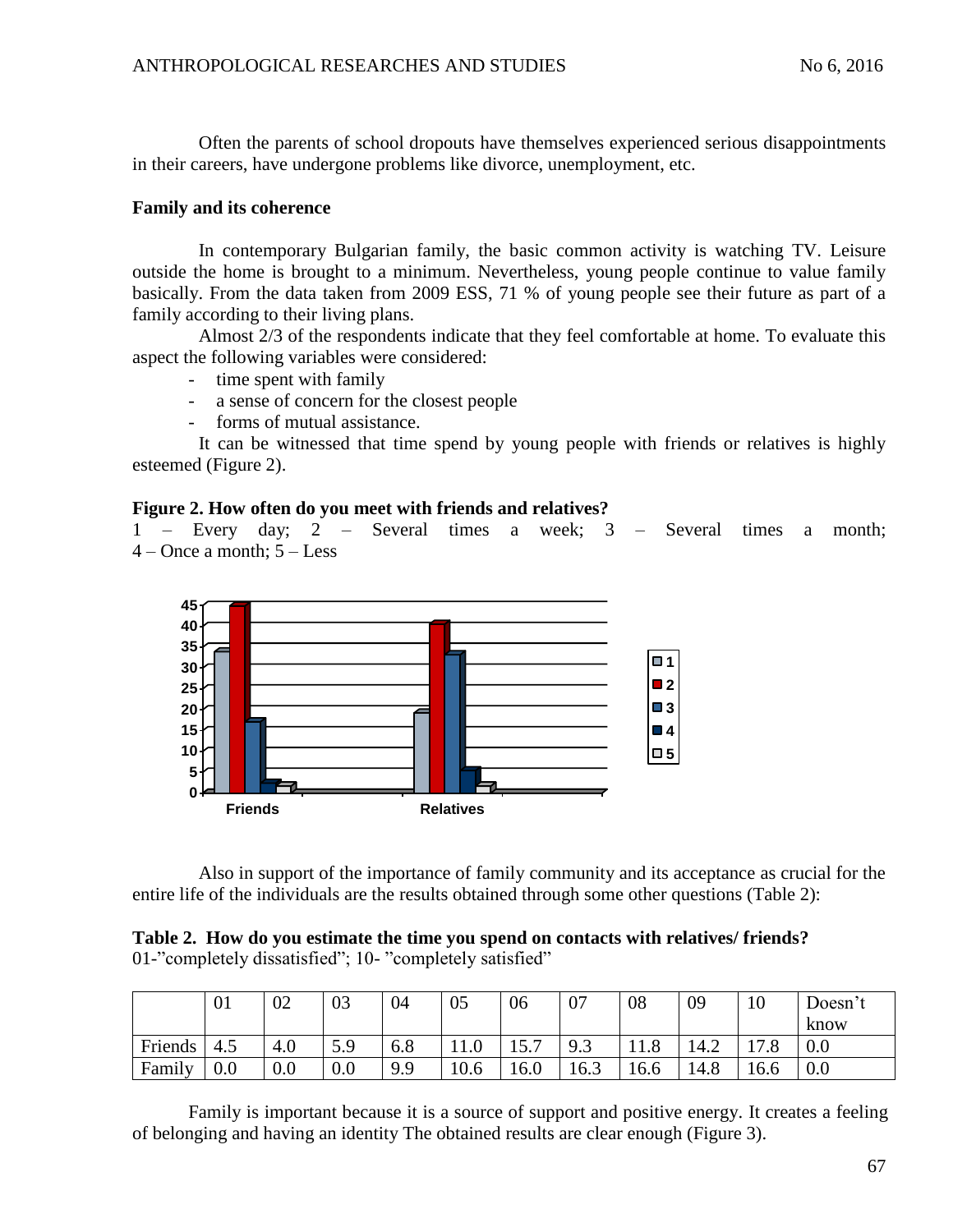Often the parents of school dropouts have themselves experienced serious disappointments in their careers, have undergone problems like divorce, unemployment, etc.

**Family and its coherence**

In contemporary Bulgarian family, the basic common activity is watching TV. Leisure outside the home is brought to a minimum. Nevertheless, young people continue to value family basically. From the data taken from 2009 ESS, 71 % of young people see their future as part of a family according to their living plans.

Almost 2/3 of the respondents indicate that they feel comfortable at home. To evaluate this aspect the following variables were considered:

- time spent with family
- a sense of concern for the closest people
- forms of mutual assistance.

It can be witnessed that time spend by young people with friends or relatives is highly esteemed (Figure 2).

**Figure 2. How often do you meet with friends and relatives?**
1 – Every day; 2 – Several times a week; 3 – Several times a month; 4 – Once a month; 5 – Less

Also in support of the importance of family community and its acceptance as crucial for the entire life of the individuals are the results obtained through some other questions (Table 2):

**Table 2. How do you estimate the time you spend on contacts with relatives/ friends?**
01-"completely dissatisfied"; 10- "completely satisfied"

| | 01 | 02 | 03 | 04 | 05 | 06 | 07 | 08 | 09 | 10 | Doesn't know |
|---|---|---|---|---|---|---|---|---|---|---|---|
| Friends | 4.5 | 4.0 | 5.9 | 6.8 | 11.0 | 15.7 | 9.3 | 11.8 | 14.2 | 17.8 | 0.0 |
| Family | 0.0 | 0.0 | 0.0 | 9.9 | 10.6 | 16.0 | 16.3 | 16.6 | 14.8 | 16.6 | 0.0 |

Family is important because it is a source of support and positive energy. It creates a feeling of belonging and having an identity The obtained results are clear enough (Figure 3).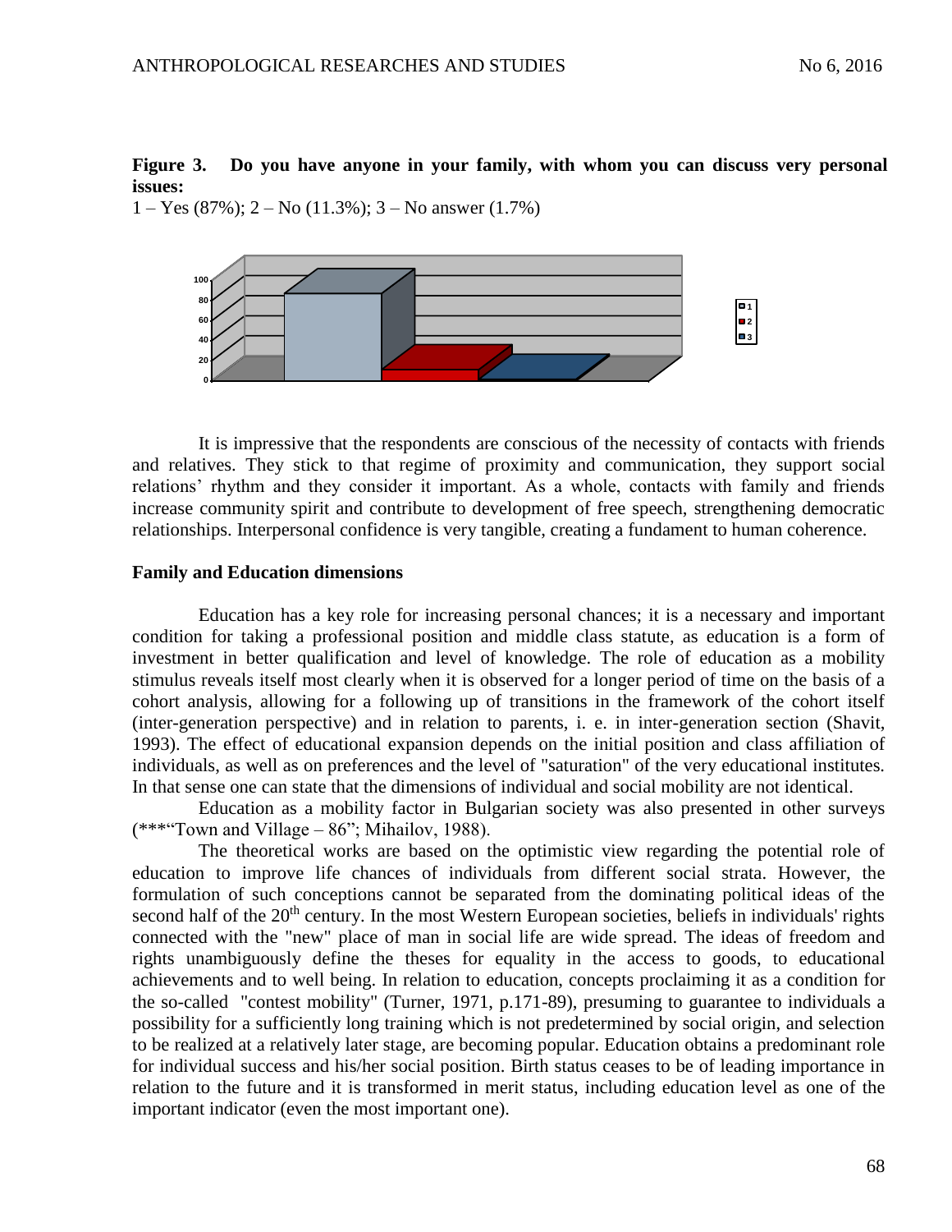**Figure 3. Do you have anyone in your family, with whom you can discuss very personal issues:**

1 – Yes (87%); 2 – No (11.3%); 3 – No answer (1.7%)

It is impressive that the respondents are conscious of the necessity of contacts with friends and relatives. They stick to that regime of proximity and communication, they support social relations' rhythm and they consider it important. As a whole, contacts with family and friends increase community spirit and contribute to development of free speech, strengthening democratic relationships. Interpersonal confidence is very tangible, creating a fundament to human coherence.

**Family and Education dimensions**

Education has a key role for increasing personal chances; it is a necessary and important condition for taking a professional position and middle class statute, as education is a form of investment in better qualification and level of knowledge. The role of education as a mobility stimulus reveals itself most clearly when it is observed for a longer period of time on the basis of a cohort analysis, allowing for a following up of transitions in the framework of the cohort itself (inter-generation perspective) and in relation to parents, i. e. in inter-generation section (Shavit, 1993). The effect of educational expansion depends on the initial position and class affiliation of individuals, as well as on preferences and the level of "saturation" of the very educational institutes. In that sense one can state that the dimensions of individual and social mobility are not identical.

Education as a mobility factor in Bulgarian society was also presented in other surveys (***"Town and Village – 86"; Mihailov, 1988).

The theoretical works are based on the optimistic view regarding the potential role of education to improve life chances of individuals from different social strata. However, the formulation of such conceptions cannot be separated from the dominating political ideas of the second half of the 20th century. In the most Western European societies, beliefs in individuals' rights connected with the "new" place of man in social life are wide spread. The ideas of freedom and rights unambiguously define the theses for equality in the access to goods, to educational achievements and to well being. In relation to education, concepts proclaiming it as a condition for the so-called "contest mobility" (Turner, 1971, p.171-89), presuming to guarantee to individuals a possibility for a sufficiently long training which is not predetermined by social origin, and selection to be realized at a relatively later stage, are becoming popular. Education obtains a predominant role for individual success and his/her social position. Birth status ceases to be of leading importance in relation to the future and it is transformed in merit status, including education level as one of the important indicator (even the most important one).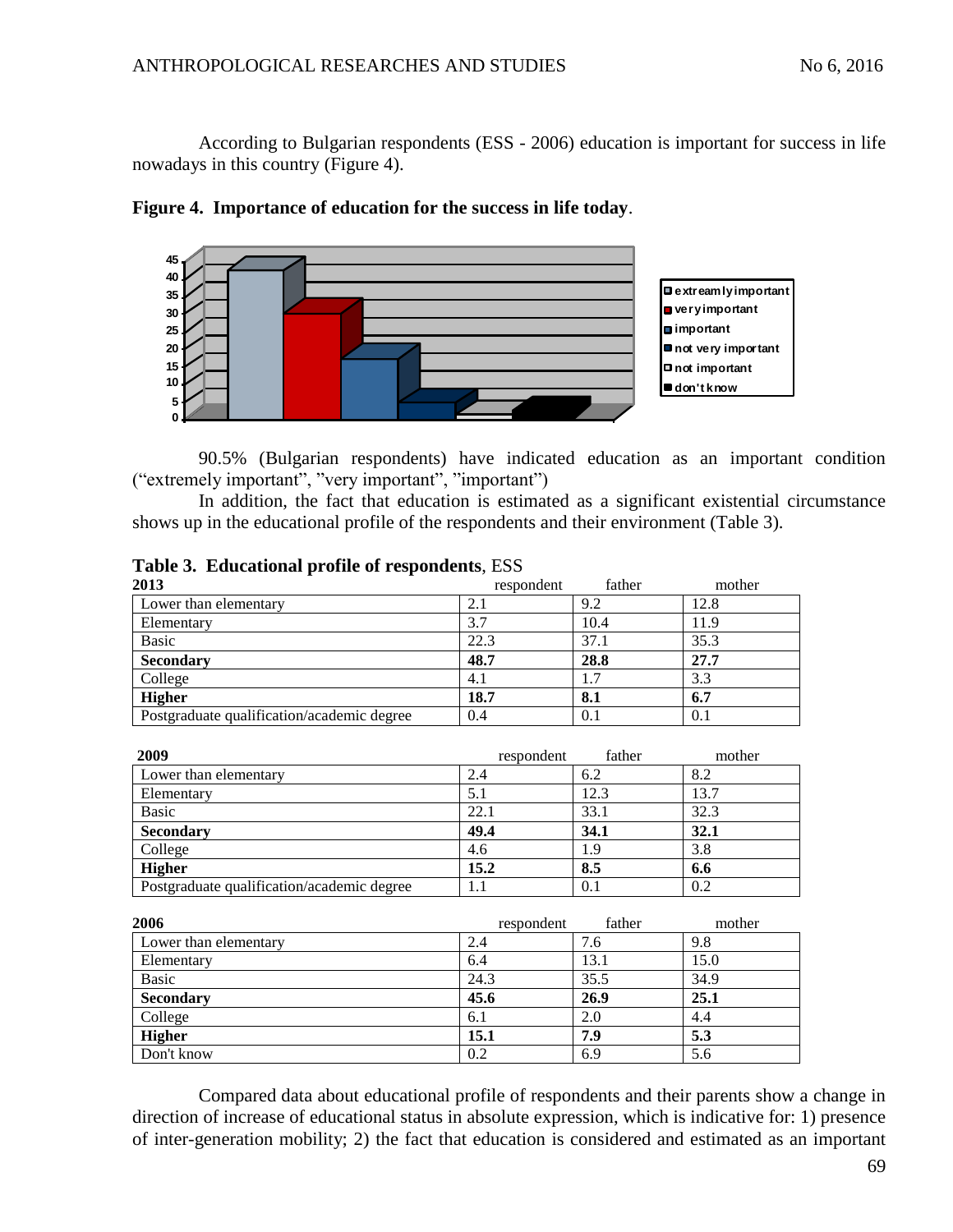According to Bulgarian respondents (ESS - 2006) education is important for success in life nowadays in this country (Figure 4).

**Figure 4. Importance of education for the success in life today**.

90.5% (Bulgarian respondents) have indicated education as an important condition ("extremely important", "very important", "important")

In addition, the fact that education is estimated as a significant existential circumstance shows up in the educational profile of the respondents and their environment (Table 3).

**Table 3. Educational profile of respondents**, ESS

| 2013 | respondent | father | mother |
|---|---|---|---|
| Lower than elementary | 2.1 | 9.2 | 12.8 |
| Elementary | 3.7 | 10.4 | 11.9 |
| Basic | 22.3 | 37.1 | 35.3 |
| **Secondary** | **48.7** | **28.8** | **27.7** |
| College | 4.1 | 1.7 | 3.3 |
| **Higher** | **18.7** | **8.1** | **6.7** |
| Postgraduate qualification/academic degree | 0.4 | 0.1 | 0.1 |

| 2009 | respondent | father | mother |
|---|---|---|---|
| Lower than elementary | 2.4 | 6.2 | 8.2 |
| Elementary | 5.1 | 12.3 | 13.7 |
| Basic | 22.1 | 33.1 | 32.3 |
| **Secondary** | **49.4** | **34.1** | **32.1** |
| College | 4.6 | 1.9 | 3.8 |
| **Higher** | **15.2** | **8.5** | **6.6** |
| Postgraduate qualification/academic degree | 1.1 | 0.1 | 0.2 |

| 2006 | respondent | father | mother |
|---|---|---|---|
| Lower than elementary | 2.4 | 7.6 | 9.8 |
| Elementary | 6.4 | 13.1 | 15.0 |
| Basic | 24.3 | 35.5 | 34.9 |
| **Secondary** | **45.6** | **26.9** | **25.1** |
| College | 6.1 | 2.0 | 4.4 |
| **Higher** | **15.1** | **7.9** | **5.3** |
| Don't know | 0.2 | 6.9 | 5.6 |

Compared data about educational profile of respondents and their parents show a change in direction of increase of educational status in absolute expression, which is indicative for: 1) presence of inter-generation mobility; 2) the fact that education is considered and estimated as an important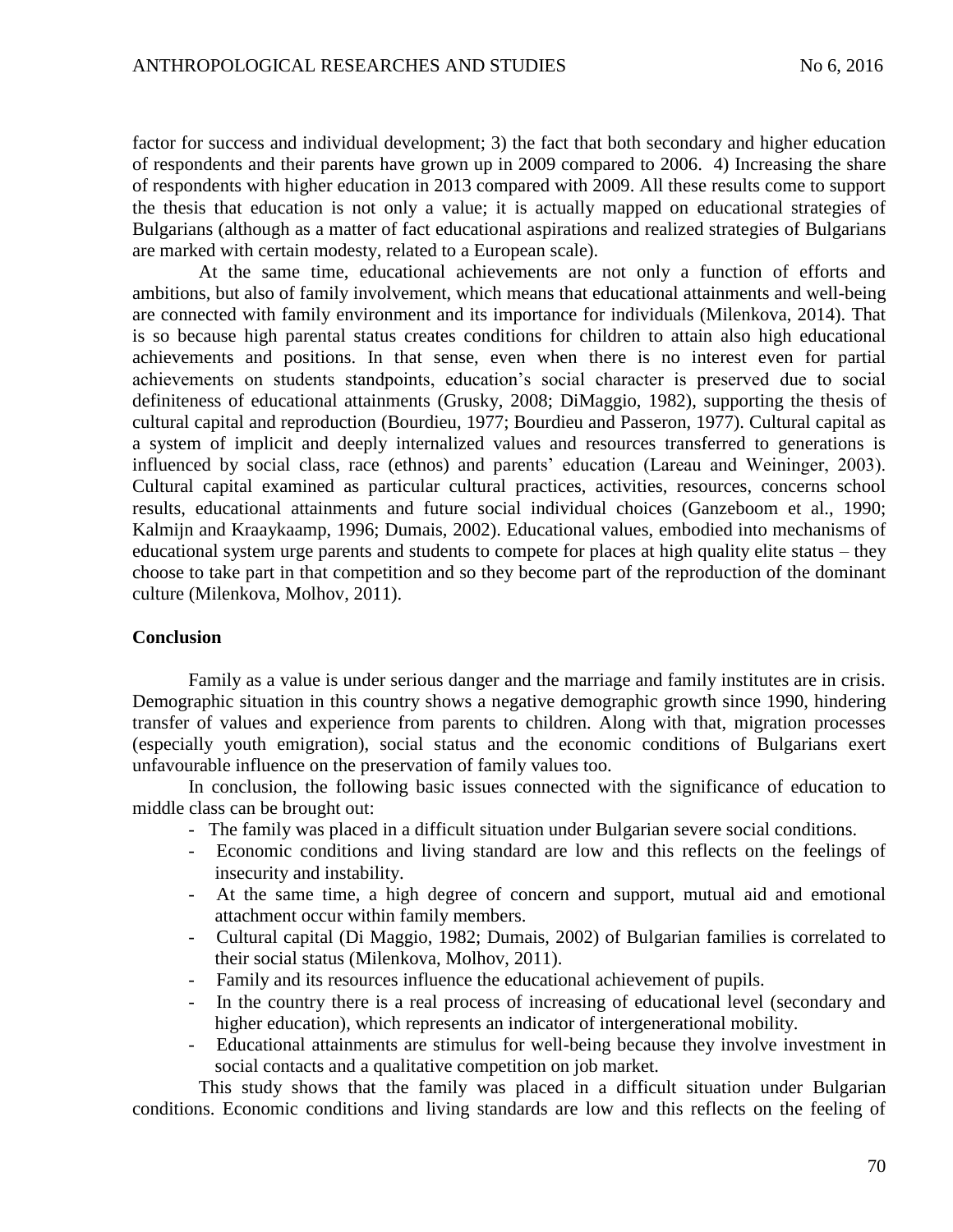factor for success and individual development; 3) the fact that both secondary and higher education of respondents and their parents have grown up in 2009 compared to 2006. 4) Increasing the share of respondents with higher education in 2013 compared with 2009. All these results come to support the thesis that education is not only a value; it is actually mapped on educational strategies of Bulgarians (although as a matter of fact educational aspirations and realized strategies of Bulgarians are marked with certain modesty, related to a European scale).

At the same time, educational achievements are not only a function of efforts and ambitions, but also of family involvement, which means that educational attainments and well-being are connected with family environment and its importance for individuals (Milenkova, 2014). That is so because high parental status creates conditions for children to attain also high educational achievements and positions. In that sense, even when there is no interest even for partial achievements on students standpoints, education's social character is preserved due to social definiteness of educational attainments (Grusky, 2008; DiMaggio, 1982), supporting the thesis of cultural capital and reproduction (Bourdieu, 1977; Bourdieu and Passeron, 1977). Cultural capital as a system of implicit and deeply internalized values and resources transferred to generations is influenced by social class, race (ethnos) and parents' education (Lareau and Weininger, 2003). Cultural capital examined as particular cultural practices, activities, resources, concerns school results, educational attainments and future social individual choices (Ganzeboom et al., 1990; Kalmijn and Kraaykaamp, 1996; Dumais, 2002). Educational values, embodied into mechanisms of educational system urge parents and students to compete for places at high quality elite status – they choose to take part in that competition and so they become part of the reproduction of the dominant culture (Milenkova, Molhov, 2011).

**Conclusion**

Family as a value is under serious danger and the marriage and family institutes are in crisis. Demographic situation in this country shows a negative demographic growth since 1990, hindering transfer of values and experience from parents to children. Along with that, migration processes (especially youth emigration), social status and the economic conditions of Bulgarians exert unfavourable influence on the preservation of family values too.

In conclusion, the following basic issues connected with the significance of education to middle class can be brought out:

- The family was placed in a difficult situation under Bulgarian severe social conditions.
- Economic conditions and living standard are low and this reflects on the feelings of insecurity and instability.
- At the same time, a high degree of concern and support, mutual aid and emotional attachment occur within family members.
- Cultural capital (Di Maggio, 1982; Dumais, 2002) of Bulgarian families is correlated to their social status (Milenkova, Molhov, 2011).
- Family and its resources influence the educational achievement of pupils.
- In the country there is a real process of increasing of educational level (secondary and higher education), which represents an indicator of intergenerational mobility.
- Educational attainments are stimulus for well-being because they involve investment in social contacts and a qualitative competition on job market.

This study shows that the family was placed in a difficult situation under Bulgarian conditions. Economic conditions and living standards are low and this reflects on the feeling of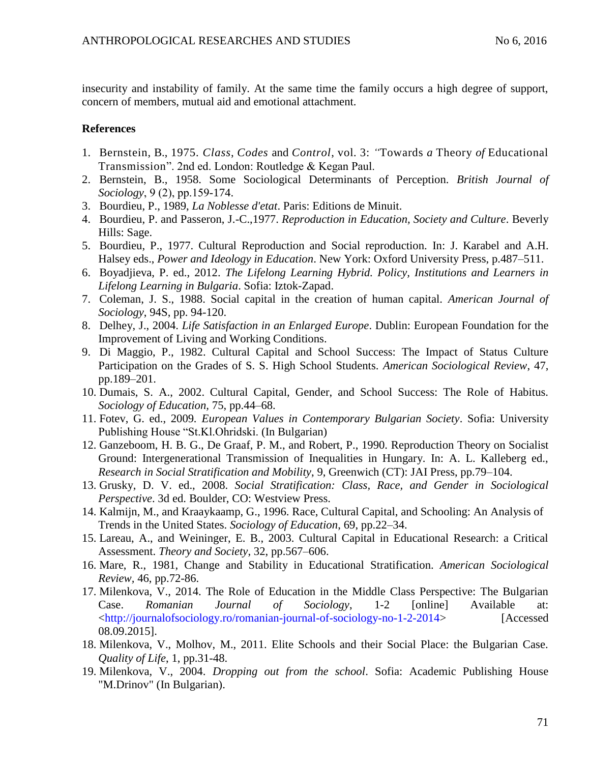insecurity and instability of family. At the same time the family occurs a high degree of support, concern of members, mutual aid and emotional attachment.

**References**

1. Bernstein, B., 1975. *Class*, *Codes* and *Control*, vol. 3: *"*Towards *a* Theory *of* Educational Transmission". 2nd ed. London: Routledge & Kegan Paul.
2. Bernstein, B., 1958. Some Sociological Determinants of Perception. *British Journal of Sociology*, 9 (2), pp.159-174.
3. Bourdieu, P., 1989, *La Noblesse d'etat*. Paris: Editions de Minuit.
4. Bourdieu, P. and Passeron, J.-C.,1977. *Reproduction in Education, Society and Culture*. Beverly Hills: Sage.
5. Bourdieu, P., 1977. Cultural Reproduction and Social reproduction. In: J. Karabel and A.H. Halsey eds., *Power and Ideology in Education*. New York: Oxford University Press, p.487–511.
6. Boyadjieva, P. ed., 2012. *The Lifelong Learning Hybrid. Policy, Institutions and Learners in Lifelong Learning in Bulgaria*. Sofia: Iztok-Zapad.
7. Coleman, J. S., 1988. Social capital in the creation of human capital. *American Journal of Sociology*, 94S, pp. 94-120.
8. Delhey, J., 2004. *Life Satisfaction in an Enlarged Europe*. Dublin: European Foundation for the Improvement of Living and Working Conditions.
9. Di Maggio, P., 1982. Cultural Capital and School Success: The Impact of Status Culture Participation on the Grades of S. S. High School Students. *American Sociological Review*, 47, pp.189–201.
10. Dumais, S. A., 2002. Cultural Capital, Gender, and School Success: The Role of Habitus. *Sociology of Education,* 75, pp.44–68.
11. Fotev, G. ed., 2009. *European Values in Contemporary Bulgarian Society*. Sofia: University Publishing House "St.Kl.Ohridski. (In Bulgarian)
12. Ganzeboom, H. B. G., De Graaf, P. M., and Robert, P., 1990. Reproduction Theory on Socialist Ground: Intergenerational Transmission of Inequalities in Hungary. In: A. L. Kalleberg ed., *Research in Social Stratification and Mobility*, 9, Greenwich (CT): JAI Press, pp.79–104.
13. Grusky, D. V. ed., 2008. *Social Stratification: Class, Race, and Gender in Sociological Perspective*. 3d ed. Boulder, CO: Westview Press.
14. Kalmijn, M., and Kraaykaamp, G., 1996. Race, Cultural Capital, and Schooling: An Analysis of Trends in the United States. *Sociology of Education*, 69, pp.22–34.
15. Lareau, A., and Weininger, E. B., 2003. Cultural Capital in Educational Research: a Critical Assessment. *Theory and Society*, 32, pp.567–606.
16. Mare, R., 1981, Change and Stability in Educational Stratification. *American Sociological Review*, 46, pp.72-86.
17. Milenkova, V., 2014. The Role of Education in the Middle Class Perspective: The Bulgarian Case. *Romanian Journal of Sociology*, 1-2 [online] Available at: <http://journalofsociology.ro/romanian-journal-of-sociology-no-1-2-2014> [Accessed 08.09.2015].
18. Milenkova, V., Molhov, M., 2011. Elite Schools and their Social Place: the Bulgarian Case. *Quality of Life*, 1, pp.31-48.
19. Milenkova, V., 2004. *Dropping out from the school*. Sofia: Academic Publishing House "M.Drinov" (In Bulgarian).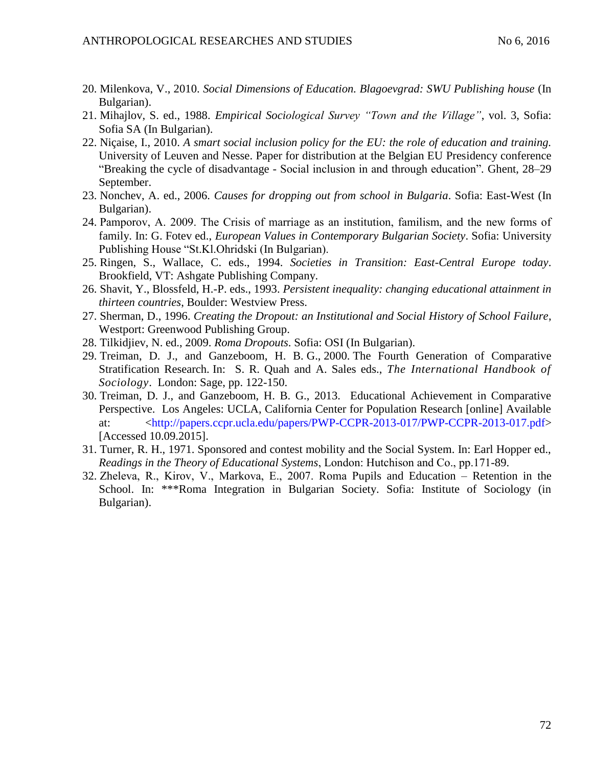20. Milenkova, V., 2010. *Social Dimensions of Education. Blagoevgrad: SWU Publishing house* (In Bulgarian).
21. Mihajlov, S. ed., 1988. *Empirical Sociological Survey "Town and the Village"*, vol. 3, Sofia: Sofia SA (In Bulgarian).
22. Niçaise, I., 2010. *A smart social inclusion policy for the EU: the role of education and training.* University of Leuven and Nesse. Paper for distribution at the Belgian EU Presidency conference "Breaking the cycle of disadvantage - Social inclusion in and through education". Ghent, 28–29 September.
23. Nonchev, A. ed., 2006. *Causes for dropping out from school in Bulgaria*. Sofia: East-West (In Bulgarian).
24. Pamporov, A. 2009. The Crisis of marriage as an institution, familism, and the new forms of family. In: G. Fotev ed., *European Values in Contemporary Bulgarian Society*. Sofia: University Publishing House "St.Kl.Ohridski (In Bulgarian).
25. Ringen, S., Wallace, C. eds., 1994. *Societies in Transition: East-Central Europe today*. Brookfield, VT: Ashgate Publishing Company.
26. Shavit, Y., Blossfeld, H.-P. eds., 1993. *Persistent inequality: changing educational attainment in thirteen countries*, Boulder: Westview Press.
27. Sherman, D., 1996. *Creating the Dropout: an Institutional and Social History of School Failure*, Westport: Greenwood Publishing Group.
28. Tilkidjiev, N. ed., 2009. *Roma Dropouts*. Sofia: OSI (In Bulgarian).
29. Treiman, D. J., and Ganzeboom, H. B. G., 2000. The Fourth Generation of Comparative Stratification Research. In: S. R. Quah and A. Sales eds., *The International Handbook of Sociology*. London: Sage, pp. 122-150.
30. Treiman, D. J., and Ganzeboom, H. B. G., 2013. Educational Achievement in Comparative Perspective. Los Angeles: UCLA, California Center for Population Research [online] Available at: <http://papers.ccpr.ucla.edu/papers/PWP-CCPR-2013-017/PWP-CCPR-2013-017.pdf> [Accessed 10.09.2015].
31. Turner, R. H., 1971. Sponsored and contest mobility and the Social System. In: Earl Hopper ed., *Readings in the Theory of Educational Systems*, London: Hutchison and Co., pp.171-89.
32. Zheleva, R., Kirov, V., Markova, E., 2007. Roma Pupils and Education – Retention in the School. In: ***Roma Integration in Bulgarian Society. Sofia: Institute of Sociology (in Bulgarian).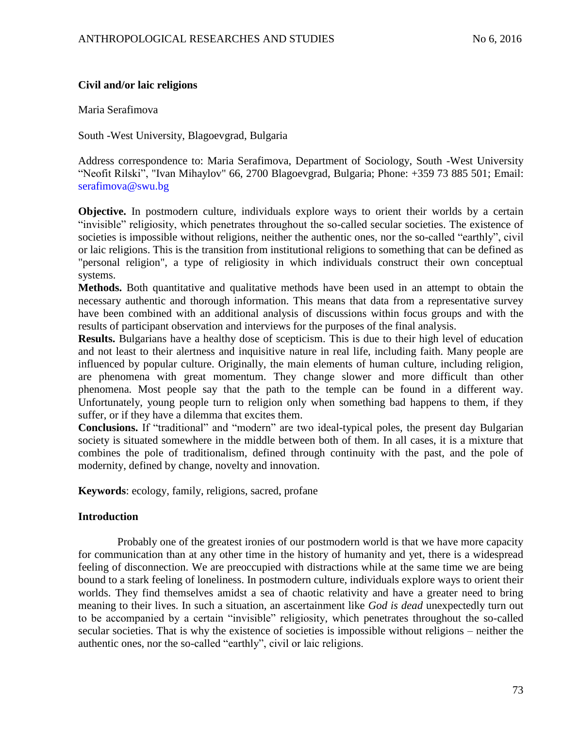**Civil and/or laic religions**

Maria Serafimova

South -West University, Blagoevgrad, Bulgaria

Address correspondence to: Maria Serafimova, Department of Sociology, South -West University "Neofit Rilski", "Ivan Mihaylov" 66, 2700 Blagoevgrad, Bulgaria; Phone: +359 73 885 501; Email: serafimova@swu.bg

**Objective.** In postmodern culture, individuals explore ways to orient their worlds by a certain "invisible" religiosity, which penetrates throughout the so-called secular societies. The existence of societies is impossible without religions, neither the authentic ones, nor the so-called "earthly", civil or laic religions. This is the transition from institutional religions to something that can be defined as "personal religion", a type of religiosity in which individuals construct their own conceptual systems.

**Methods.** Both quantitative and qualitative methods have been used in an attempt to obtain the necessary authentic and thorough information. This means that data from a representative survey have been combined with an additional analysis of discussions within focus groups and with the results of participant observation and interviews for the purposes of the final analysis.

**Results.** Bulgarians have a healthy dose of scepticism. This is due to their high level of education and not least to their alertness and inquisitive nature in real life, including faith. Many people are influenced by popular culture. Originally, the main elements of human culture, including religion, are phenomena with great momentum. They change slower and more difficult than other phenomena. Most people say that the path to the temple can be found in a different way. Unfortunately, young people turn to religion only when something bad happens to them, if they suffer, or if they have a dilemma that excites them.

**Conclusions.** If "traditional" and "modern" are two ideal-typical poles, the present day Bulgarian society is situated somewhere in the middle between both of them. In all cases, it is a mixture that combines the pole of traditionalism, defined through continuity with the past, and the pole of modernity, defined by change, novelty and innovation.

**Keywords**: ecology, family, religions, sacred, profane

## Introduction

Probably one of the greatest ironies of our postmodern world is that we have more capacity for communication than at any other time in the history of humanity and yet, there is a widespread feeling of disconnection. We are preoccupied with distractions while at the same time we are being bound to a stark feeling of loneliness. In postmodern culture, individuals explore ways to orient their worlds. They find themselves amidst a sea of chaotic relativity and have a greater need to bring meaning to their lives. In such a situation, an ascertainment like *God is dead* unexpectedly turn out to be accompanied by a certain "invisible" religiosity, which penetrates throughout the so-called secular societies. That is why the existence of societies is impossible without religions – neither the authentic ones, nor the so-called "earthly", civil or laic religions.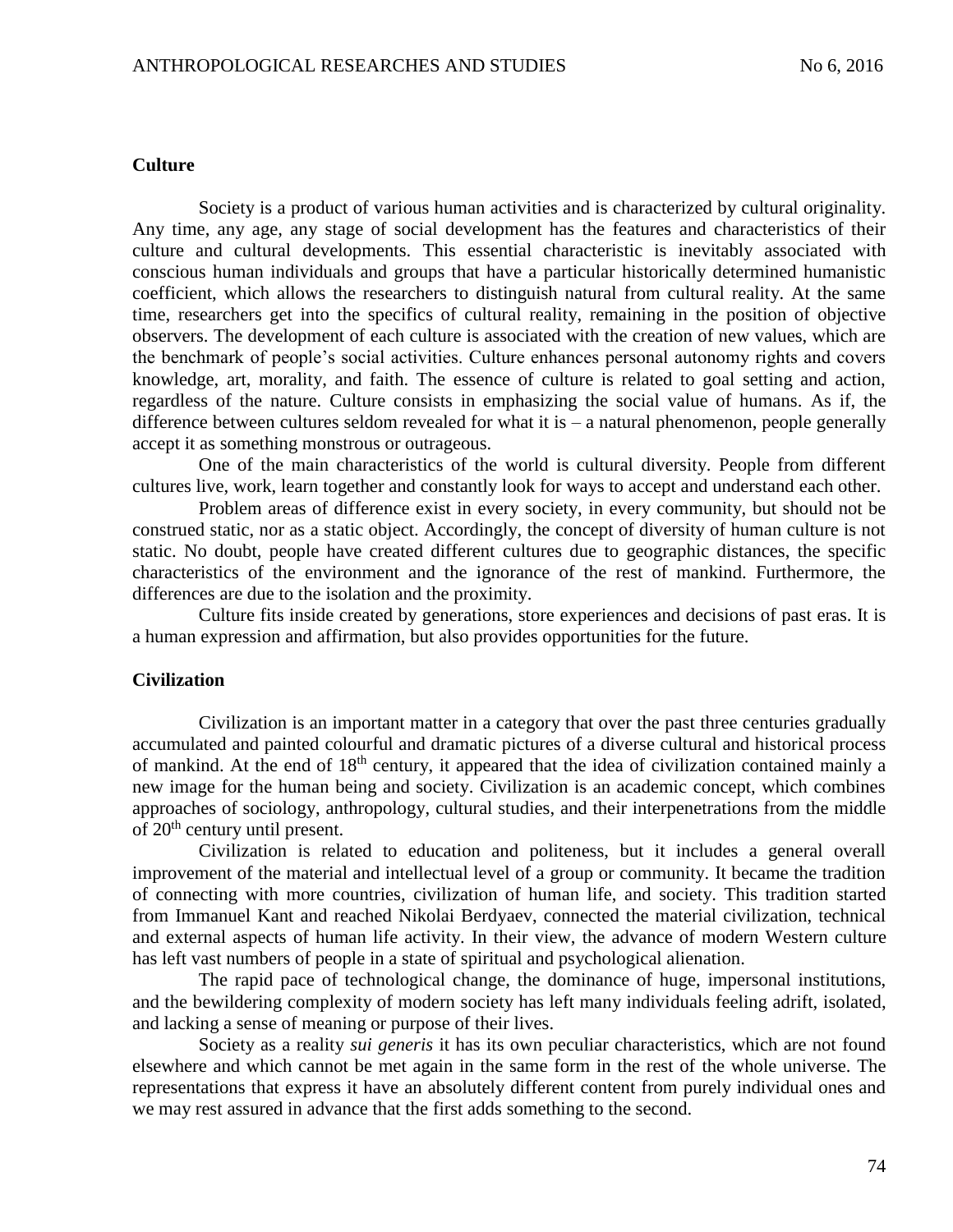## Culture

Society is a product of various human activities and is characterized by cultural originality. Any time, any age, any stage of social development has the features and characteristics of their culture and cultural developments. This essential characteristic is inevitably associated with conscious human individuals and groups that have a particular historically determined humanistic coefficient, which allows the researchers to distinguish natural from cultural reality. At the same time, researchers get into the specifics of cultural reality, remaining in the position of objective observers. The development of each culture is associated with the creation of new values, which are the benchmark of people's social activities. Culture enhances personal autonomy rights and covers knowledge, art, morality, and faith. The essence of culture is related to goal setting and action, regardless of the nature. Culture consists in emphasizing the social value of humans. As if, the difference between cultures seldom revealed for what it is – a natural phenomenon, people generally accept it as something monstrous or outrageous.

One of the main characteristics of the world is cultural diversity. People from different cultures live, work, learn together and constantly look for ways to accept and understand each other.

Problem areas of difference exist in every society, in every community, but should not be construed static, nor as a static object. Accordingly, the concept of diversity of human culture is not static. No doubt, people have created different cultures due to geographic distances, the specific characteristics of the environment and the ignorance of the rest of mankind. Furthermore, the differences are due to the isolation and the proximity.

Culture fits inside created by generations, store experiences and decisions of past eras. It is a human expression and affirmation, but also provides opportunities for the future.

## Civilization

Civilization is an important matter in a category that over the past three centuries gradually accumulated and painted colourful and dramatic pictures of a diverse cultural and historical process of mankind. At the end of 18th century, it appeared that the idea of civilization contained mainly a new image for the human being and society. Civilization is an academic concept, which combines approaches of sociology, anthropology, cultural studies, and their interpenetrations from the middle of 20th century until present.

Civilization is related to education and politeness, but it includes a general overall improvement of the material and intellectual level of a group or community. It became the tradition of connecting with more countries, civilization of human life, and society. This tradition started from Immanuel Kant and reached Nikolai Berdyaev, connected the material civilization, technical and external aspects of human life activity. In their view, the advance of modern Western culture has left vast numbers of people in a state of spiritual and psychological alienation.

The rapid pace of technological change, the dominance of huge, impersonal institutions, and the bewildering complexity of modern society has left many individuals feeling adrift, isolated, and lacking a sense of meaning or purpose of their lives.

Society as a reality *sui generis* it has its own peculiar characteristics, which are not found elsewhere and which cannot be met again in the same form in the rest of the whole universe. The representations that express it have an absolutely different content from purely individual ones and we may rest assured in advance that the first adds something to the second.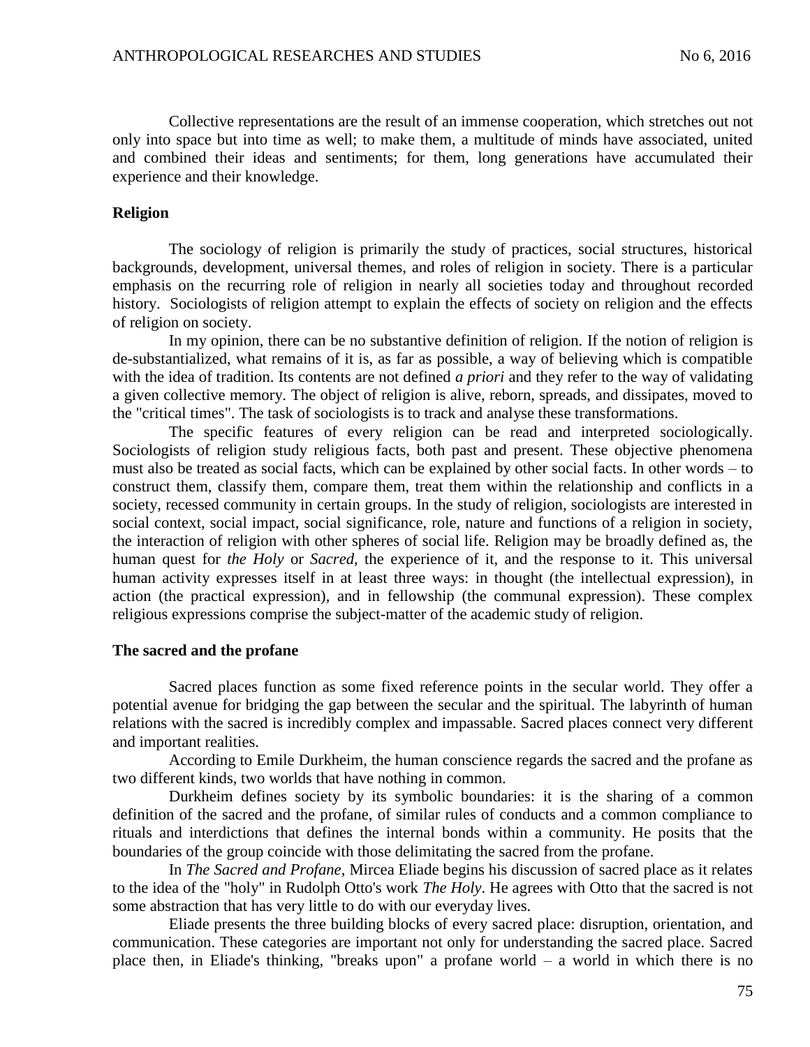Collective representations are the result of an immense cooperation, which stretches out not only into space but into time as well; to make them, a multitude of minds have associated, united and combined their ideas and sentiments; for them, long generations have accumulated their experience and their knowledge.

**Religion**

The sociology of religion is primarily the study of practices, social structures, historical backgrounds, development, universal themes, and roles of religion in society. There is a particular emphasis on the recurring role of religion in nearly all societies today and throughout recorded history. Sociologists of religion attempt to explain the effects of society on religion and the effects of religion on society.

In my opinion, there can be no substantive definition of religion. If the notion of religion is de-substantialized, what remains of it is, as far as possible, a way of believing which is compatible with the idea of tradition. Its contents are not defined *a priori* and they refer to the way of validating a given collective memory. The object of religion is alive, reborn, spreads, and dissipates, moved to the "critical times". The task of sociologists is to track and analyse these transformations.

The specific features of every religion can be read and interpreted sociologically. Sociologists of religion study religious facts, both past and present. These objective phenomena must also be treated as social facts, which can be explained by other social facts. In other words – to construct them, classify them, compare them, treat them within the relationship and conflicts in a society, recessed community in certain groups. In the study of religion, sociologists are interested in social context, social impact, social significance, role, nature and functions of a religion in society, the interaction of religion with other spheres of social life. Religion may be broadly defined as, the human quest for *the Holy* or *Sacred*, the experience of it, and the response to it. This universal human activity expresses itself in at least three ways: in thought (the intellectual expression), in action (the practical expression), and in fellowship (the communal expression). These complex religious expressions comprise the subject-matter of the academic study of religion.

**The sacred and the profane**

Sacred places function as some fixed reference points in the secular world. They offer a potential avenue for bridging the gap between the secular and the spiritual. The labyrinth of human relations with the sacred is incredibly complex and impassable. Sacred places connect very different and important realities.

According to Emile Durkheim, the human conscience regards the sacred and the profane as two different kinds, two worlds that have nothing in common.

Durkheim defines society by its symbolic boundaries: it is the sharing of a common definition of the sacred and the profane, of similar rules of conducts and a common compliance to rituals and interdictions that defines the internal bonds within a community. He posits that the boundaries of the group coincide with those delimitating the sacred from the profane.

In *The Sacred and Profane*, Mircea Eliade begins his discussion of sacred place as it relates to the idea of the "holy" in Rudolph Otto's work *The Holy*. He agrees with Otto that the sacred is not some abstraction that has very little to do with our everyday lives.

Eliade presents the three building blocks of every sacred place: disruption, orientation, and communication. These categories are important not only for understanding the sacred place. Sacred place then, in Eliade's thinking, "breaks upon" a profane world – a world in which there is no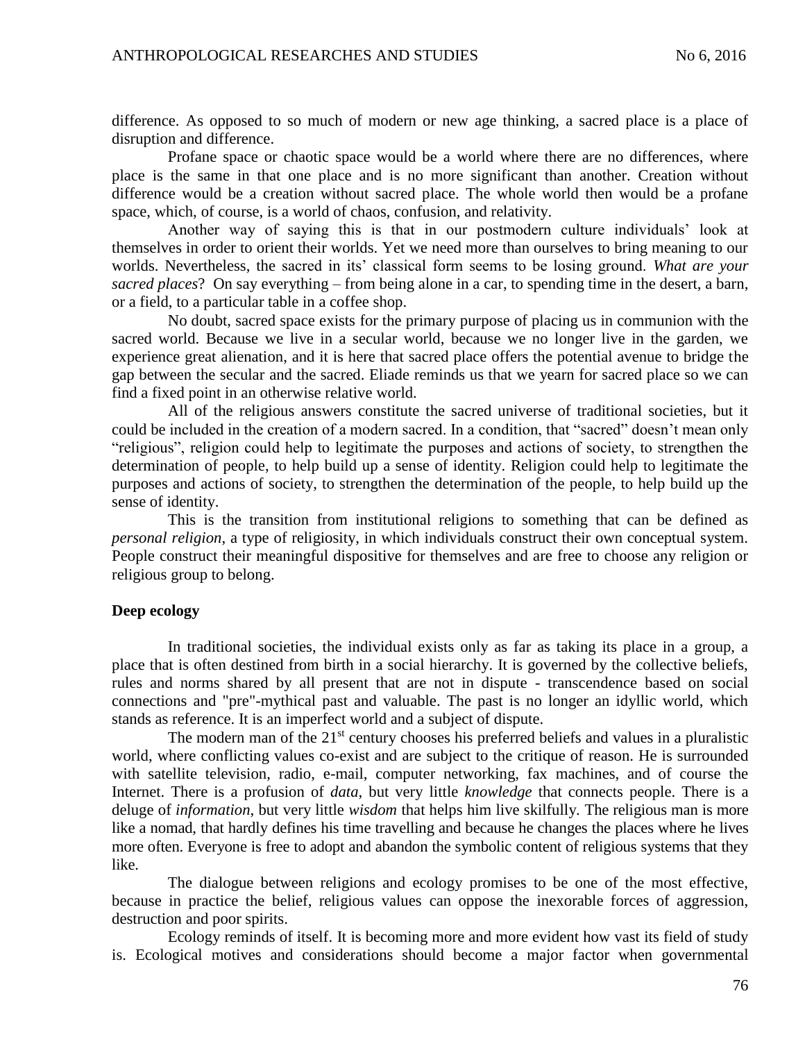difference. As opposed to so much of modern or new age thinking, a sacred place is a place of disruption and difference.

Profane space or chaotic space would be a world where there are no differences, where place is the same in that one place and is no more significant than another. Creation without difference would be a creation without sacred place. The whole world then would be a profane space, which, of course, is a world of chaos, confusion, and relativity.

Another way of saying this is that in our postmodern culture individuals' look at themselves in order to orient their worlds. Yet we need more than ourselves to bring meaning to our worlds. Nevertheless, the sacred in its' classical form seems to be losing ground. *What are your sacred places*? On say everything – from being alone in a car, to spending time in the desert, a barn, or a field, to a particular table in a coffee shop.

No doubt, sacred space exists for the primary purpose of placing us in communion with the sacred world. Because we live in a secular world, because we no longer live in the garden, we experience great alienation, and it is here that sacred place offers the potential avenue to bridge the gap between the secular and the sacred. Eliade reminds us that we yearn for sacred place so we can find a fixed point in an otherwise relative world.

All of the religious answers constitute the sacred universe of traditional societies, but it could be included in the creation of a modern sacred. In a condition, that "sacred" doesn't mean only "religious", religion could help to legitimate the purposes and actions of society, to strengthen the determination of people, to help build up a sense of identity. Religion could help to legitimate the purposes and actions of society, to strengthen the determination of the people, to help build up the sense of identity.

This is the transition from institutional religions to something that can be defined as *personal religion*, a type of religiosity, in which individuals construct their own conceptual system. People construct their meaningful dispositive for themselves and are free to choose any religion or religious group to belong.

**Deep ecology**

In traditional societies, the individual exists only as far as taking its place in a group, a place that is often destined from birth in a social hierarchy. It is governed by the collective beliefs, rules and norms shared by all present that are not in dispute - transcendence based on social connections and "pre"-mythical past and valuable. The past is no longer an idyllic world, which stands as reference. It is an imperfect world and a subject of dispute.

The modern man of the 21st century chooses his preferred beliefs and values in a pluralistic world, where conflicting values co-exist and are subject to the critique of reason. He is surrounded with satellite television, radio, e-mail, computer networking, fax machines, and of course the Internet. There is a profusion of *data*, but very little *knowledge* that connects people. There is a deluge of *information*, but very little *wisdom* that helps him live skilfully. The religious man is more like a nomad, that hardly defines his time travelling and because he changes the places where he lives more often. Everyone is free to adopt and abandon the symbolic content of religious systems that they like.

The dialogue between religions and ecology promises to be one of the most effective, because in practice the belief, religious values can oppose the inexorable forces of aggression, destruction and poor spirits.

Ecology reminds of itself. It is becoming more and more evident how vast its field of study is. Ecological motives and considerations should become a major factor when governmental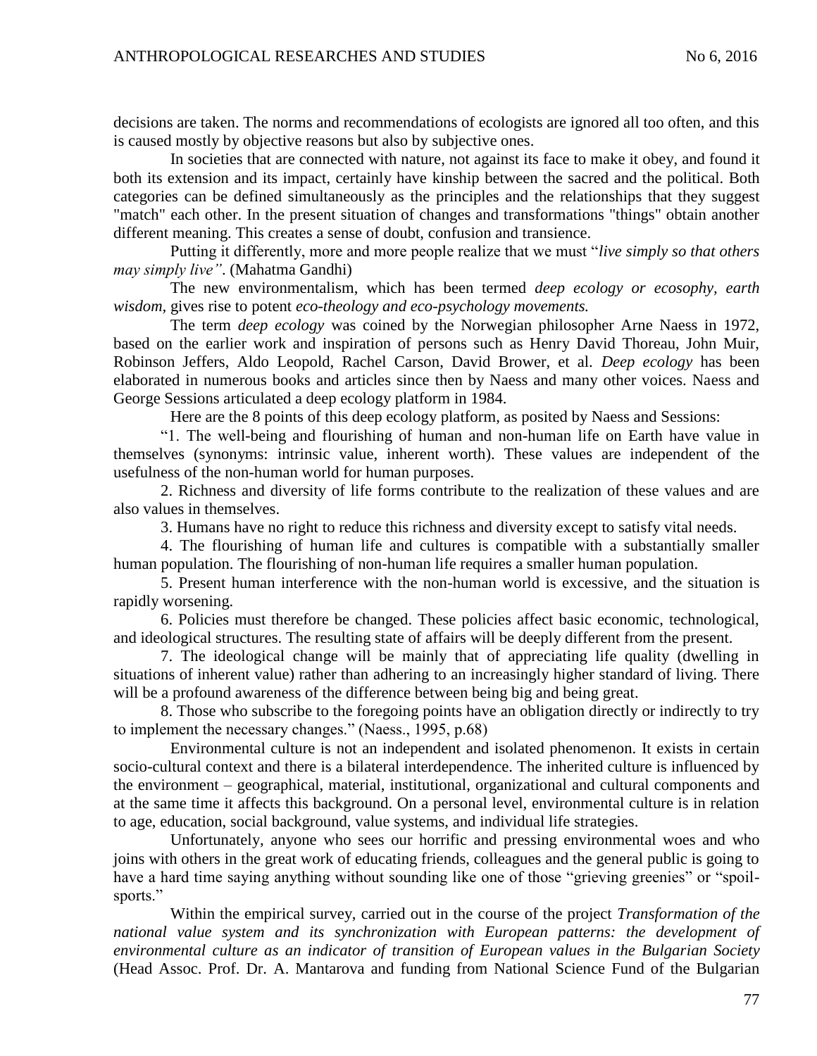decisions are taken. The norms and recommendations of ecologists are ignored all too often, and this is caused mostly by objective reasons but also by subjective ones.

In societies that are connected with nature, not against its face to make it obey, and found it both its extension and its impact, certainly have kinship between the sacred and the political. Both categories can be defined simultaneously as the principles and the relationships that they suggest "match" each other. In the present situation of changes and transformations "things" obtain another different meaning. This creates a sense of doubt, confusion and transience.

Putting it differently, more and more people realize that we must "*live simply so that others may simply live"*. (Mahatma Gandhi)

The new environmentalism, which has been termed *deep ecology or ecosophy, earth wisdom*, gives rise to potent *eco-theology and eco-psychology movements.*

The term *deep ecology* was coined by the Norwegian philosopher Arne Naess in 1972, based on the earlier work and inspiration of persons such as Henry David Thoreau, John Muir, Robinson Jeffers, Aldo Leopold, Rachel Carson, David Brower, et al. *Deep ecology* has been elaborated in numerous books and articles since then by Naess and many other voices. Naess and George Sessions articulated a deep ecology platform in 1984.

Here are the 8 points of this deep ecology platform, as posited by Naess and Sessions:

"1. The well-being and flourishing of human and non-human life on Earth have value in themselves (synonyms: intrinsic value, inherent worth). These values are independent of the usefulness of the non-human world for human purposes.

2. Richness and diversity of life forms contribute to the realization of these values and are also values in themselves.

3. Humans have no right to reduce this richness and diversity except to satisfy vital needs.

4. The flourishing of human life and cultures is compatible with a substantially smaller human population. The flourishing of non-human life requires a smaller human population.

5. Present human interference with the non-human world is excessive, and the situation is rapidly worsening.

6. Policies must therefore be changed. These policies affect basic economic, technological, and ideological structures. The resulting state of affairs will be deeply different from the present.

7. The ideological change will be mainly that of appreciating life quality (dwelling in situations of inherent value) rather than adhering to an increasingly higher standard of living. There will be a profound awareness of the difference between being big and being great.

8. Those who subscribe to the foregoing points have an obligation directly or indirectly to try to implement the necessary changes." (Naess., 1995, p.68)

Environmental culture is not an independent and isolated phenomenon. It exists in certain socio-cultural context and there is a bilateral interdependence. The inherited culture is influenced by the environment – geographical, material, institutional, organizational and cultural components and at the same time it affects this background. On a personal level, environmental culture is in relation to age, education, social background, value systems, and individual life strategies.

Unfortunately, anyone who sees our horrific and pressing environmental woes and who joins with others in the great work of educating friends, colleagues and the general public is going to have a hard time saying anything without sounding like one of those "grieving greenies" or "spoil-sports."

Within the empirical survey, carried out in the course of the project *Transformation of the national value system and its synchronization with European patterns: the development of environmental culture as an indicator of transition of European values in the Bulgarian Society* (Head Assoc. Prof. Dr. A. Mantarova and funding from National Science Fund of the Bulgarian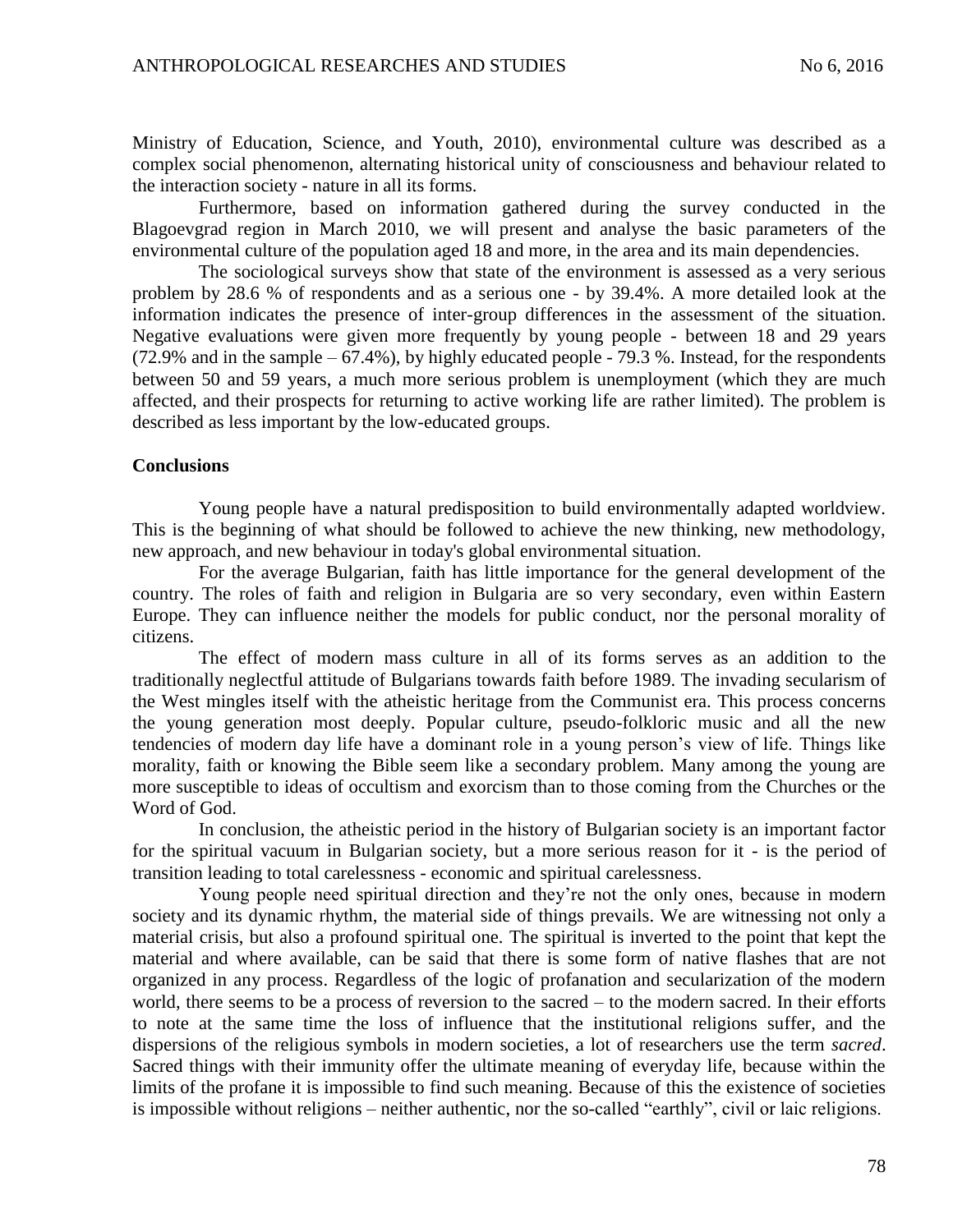Ministry of Education, Science, and Youth, 2010), environmental culture was described as a complex social phenomenon, alternating historical unity of consciousness and behaviour related to the interaction society - nature in all its forms.

Furthermore, based on information gathered during the survey conducted in the Blagoevgrad region in March 2010, we will present and analyse the basic parameters of the environmental culture of the population aged 18 and more, in the area and its main dependencies.

The sociological surveys show that state of the environment is assessed as a very serious problem by 28.6 % of respondents and as a serious one - by 39.4%. A more detailed look at the information indicates the presence of inter-group differences in the assessment of the situation. Negative evaluations were given more frequently by young people - between 18 and 29 years (72.9% and in the sample – 67.4%), by highly educated people - 79.3 %. Instead, for the respondents between 50 and 59 years, a much more serious problem is unemployment (which they are much affected, and their prospects for returning to active working life are rather limited). The problem is described as less important by the low-educated groups.

## Conclusions

Young people have a natural predisposition to build environmentally adapted worldview. This is the beginning of what should be followed to achieve the new thinking, new methodology, new approach, and new behaviour in today's global environmental situation.

For the average Bulgarian, faith has little importance for the general development of the country. The roles of faith and religion in Bulgaria are so very secondary, even within Eastern Europe. They can influence neither the models for public conduct, nor the personal morality of citizens.

The effect of modern mass culture in all of its forms serves as an addition to the traditionally neglectful attitude of Bulgarians towards faith before 1989. The invading secularism of the West mingles itself with the atheistic heritage from the Communist era. This process concerns the young generation most deeply. Popular culture, pseudo-folkloric music and all the new tendencies of modern day life have a dominant role in a young person's view of life. Things like morality, faith or knowing the Bible seem like a secondary problem. Many among the young are more susceptible to ideas of occultism and exorcism than to those coming from the Churches or the Word of God.

In conclusion, the atheistic period in the history of Bulgarian society is an important factor for the spiritual vacuum in Bulgarian society, but a more serious reason for it - is the period of transition leading to total carelessness - economic and spiritual carelessness.

Young people need spiritual direction and they're not the only ones, because in modern society and its dynamic rhythm, the material side of things prevails. We are witnessing not only a material crisis, but also a profound spiritual one. The spiritual is inverted to the point that kept the material and where available, can be said that there is some form of native flashes that are not organized in any process. Regardless of the logic of profanation and secularization of the modern world, there seems to be a process of reversion to the sacred – to the modern sacred. In their efforts to note at the same time the loss of influence that the institutional religions suffer, and the dispersions of the religious symbols in modern societies, a lot of researchers use the term *sacred*. Sacred things with their immunity offer the ultimate meaning of everyday life, because within the limits of the profane it is impossible to find such meaning. Because of this the existence of societies is impossible without religions – neither authentic, nor the so-called "earthly", civil or laic religions.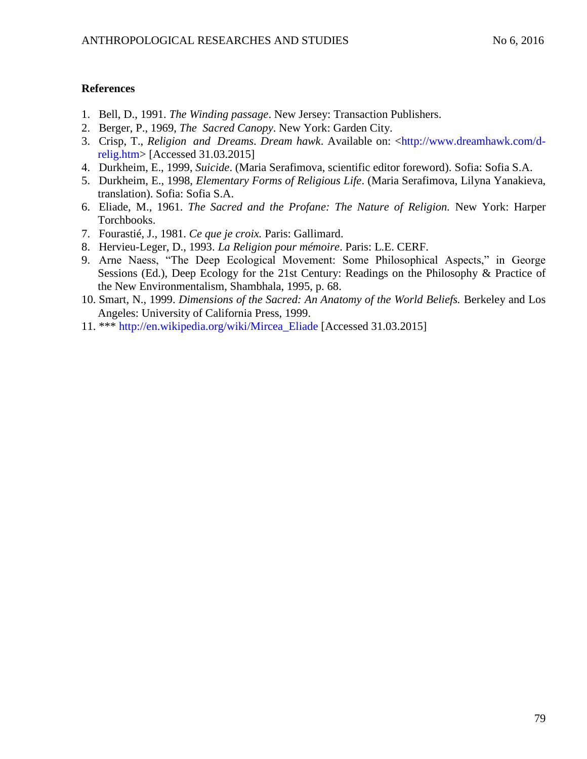**References**

1. Bell, D., 1991. *The Winding passage*. New Jersey: Transaction Publishers.
2. Berger, P., 1969, *The Sacred Canopy*. New York: Garden City.
3. Crisp, T., *Religion and Dreams*. *Dream hawk*. Available on: <http://www.dreamhawk.com/d-relig.htm> [Accessed 31.03.2015]
4. Durkheim, E., 1999, *Suicide*. (Maria Serafimova, scientific editor foreword). Sofia: Sofia S.A.
5. Durkheim, E., 1998, *Elementary Forms of Religious Life*. (Maria Serafimova, Lilyna Yanakieva, translation). Sofia: Sofia S.A.
6. Eliade, M., 1961. *The Sacred and the Profane: The Nature of Religion.* New York: Harper Torchbooks.
7. Fourastié, J., 1981. *Ce que je croix.* Paris: Gallimard.
8. Hervieu-Leger, D., 1993. *La Religion pour mémoire*. Paris: L.E. CERF.
9. Arne Naess, "The Deep Ecological Movement: Some Philosophical Aspects," in George Sessions (Ed.), Deep Ecology for the 21st Century: Readings on the Philosophy & Practice of the New Environmentalism, Shambhala, 1995, p. 68.
10. Smart, N., 1999. *Dimensions of the Sacred: An Anatomy of the World Beliefs.* Berkeley and Los Angeles: University of California Press, 1999.
11. *** http://en.wikipedia.org/wiki/Mircea_Eliade [Accessed 31.03.2015]